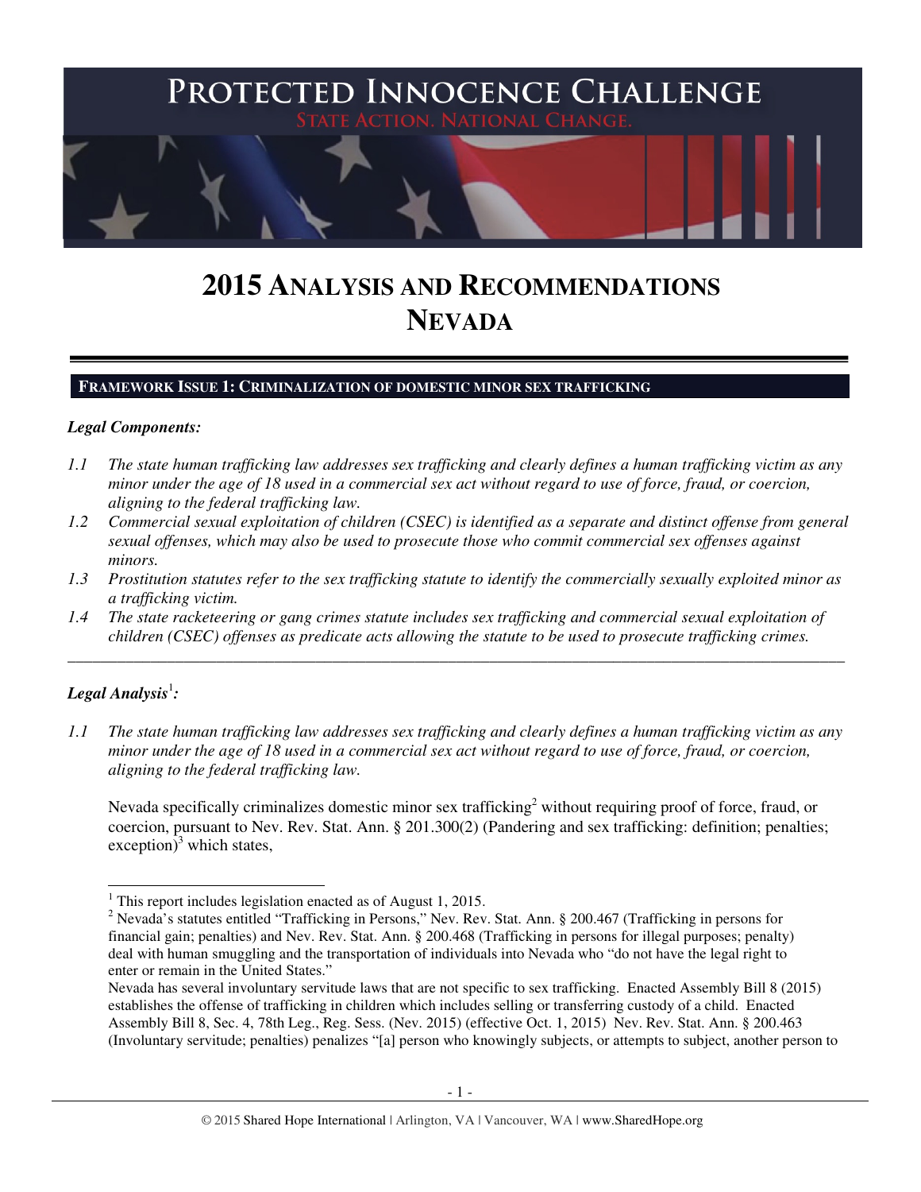# PROTECTED INNOCENCE CHALLENGE

STATE ACTION. NATIONAL CHANGE.

# 2015 ANALYSIS AND RECOMMENDATIONS NEVADA

## FRAMEWORK ISSUE 1: CRIMINALIZATION OF DOMESTIC MINOR SEX TRAFFICKING

***Legal Components:***

*1.1 The state human trafficking law addresses sex trafficking and clearly defines a human trafficking victim as any minor under the age of 18 used in a commercial sex act without regard to use of force, fraud, or coercion, aligning to the federal trafficking law.*

*1.2 Commercial sexual exploitation of children (CSEC) is identified as a separate and distinct offense from general sexual offenses, which may also be used to prosecute those who commit commercial sex offenses against minors.*

*1.3 Prostitution statutes refer to the sex trafficking statute to identify the commercially sexually exploited minor as a trafficking victim.*

*1.4 The state racketeering or gang crimes statute includes sex trafficking and commercial sexual exploitation of children (CSEC) offenses as predicate acts allowing the statute to be used to prosecute trafficking crimes.*

---

***Legal Analysis***[1]***:***

*1.1 The state human trafficking law addresses sex trafficking and clearly defines a human trafficking victim as any minor under the age of 18 used in a commercial sex act without regard to use of force, fraud, or coercion, aligning to the federal trafficking law.*

Nevada specifically criminalizes domestic minor sex trafficking[2] without requiring proof of force, fraud, or coercion, pursuant to Nev. Rev. Stat. Ann. § 201.300(2) (Pandering and sex trafficking: definition; penalties; exception)[3] which states,

---

[1] This report includes legislation enacted as of August 1, 2015.

[2] Nevada's statutes entitled "Trafficking in Persons," Nev. Rev. Stat. Ann. § 200.467 (Trafficking in persons for financial gain; penalties) and Nev. Rev. Stat. Ann. § 200.468 (Trafficking in persons for illegal purposes; penalty) deal with human smuggling and the transportation of individuals into Nevada who "do not have the legal right to enter or remain in the United States."

Nevada has several involuntary servitude laws that are not specific to sex trafficking. Enacted Assembly Bill 8 (2015) establishes the offense of trafficking in children which includes selling or transferring custody of a child. Enacted Assembly Bill 8, Sec. 4, 78th Leg., Reg. Sess. (Nev. 2015) (effective Oct. 1, 2015) Nev. Rev. Stat. Ann. § 200.463 (Involuntary servitude; penalties) penalizes "[a] person who knowingly subjects, or attempts to subject, another person to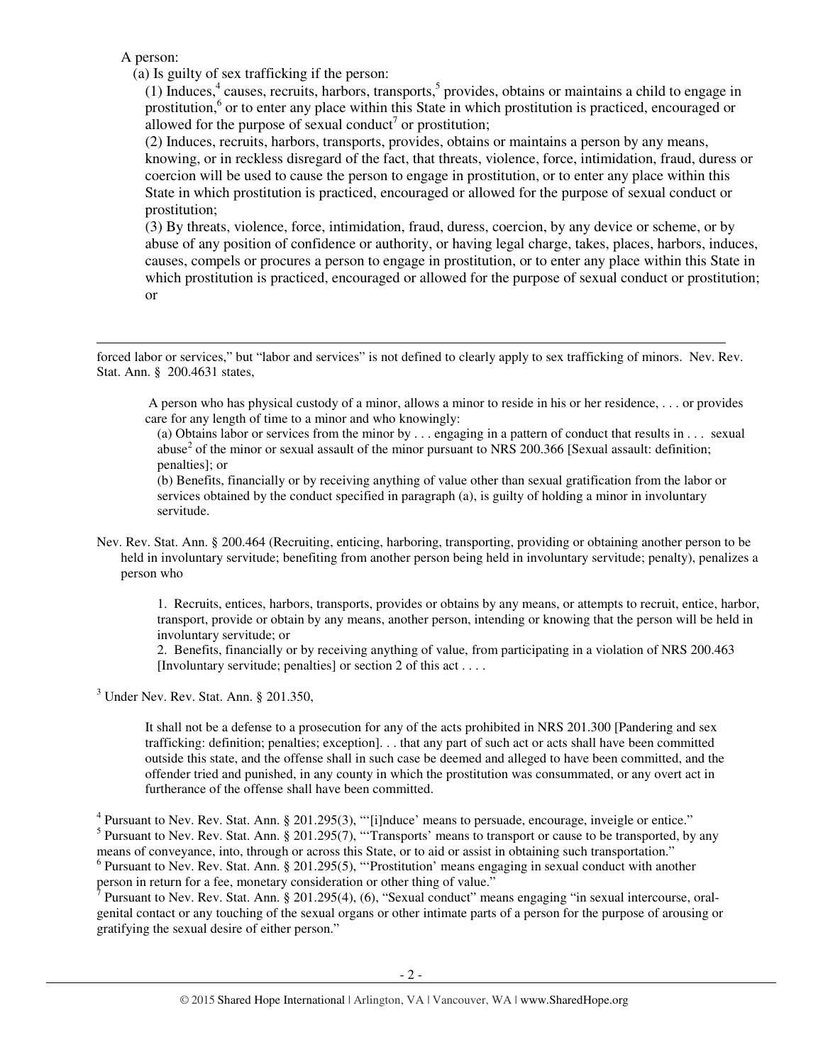A person:

(a) Is guilty of sex trafficking if the person:

(1) Induces,[4] causes, recruits, harbors, transports,[5] provides, obtains or maintains a child to engage in prostitution,[6] or to enter any place within this State in which prostitution is practiced, encouraged or allowed for the purpose of sexual conduct[7] or prostitution;

(2) Induces, recruits, harbors, transports, provides, obtains or maintains a person by any means, knowing, or in reckless disregard of the fact, that threats, violence, force, intimidation, fraud, duress or coercion will be used to cause the person to engage in prostitution, or to enter any place within this State in which prostitution is practiced, encouraged or allowed for the purpose of sexual conduct or prostitution;

(3) By threats, violence, force, intimidation, fraud, duress, coercion, by any device or scheme, or by abuse of any position of confidence or authority, or having legal charge, takes, places, harbors, induces, causes, compels or procures a person to engage in prostitution, or to enter any place within this State in which prostitution is practiced, encouraged or allowed for the purpose of sexual conduct or prostitution; or

---

forced labor or services," but "labor and services" is not defined to clearly apply to sex trafficking of minors. Nev. Rev. Stat. Ann. § 200.4631 states,

> A person who has physical custody of a minor, allows a minor to reside in his or her residence, . . . or provides care for any length of time to a minor and who knowingly:
>
> (a) Obtains labor or services from the minor by . . . engaging in a pattern of conduct that results in . . . sexual abuse[2] of the minor or sexual assault of the minor pursuant to NRS 200.366 [Sexual assault: definition; penalties]; or
>
> (b) Benefits, financially or by receiving anything of value other than sexual gratification from the labor or services obtained by the conduct specified in paragraph (a), is guilty of holding a minor in involuntary servitude.

Nev. Rev. Stat. Ann. § 200.464 (Recruiting, enticing, harboring, transporting, providing or obtaining another person to be held in involuntary servitude; benefiting from another person being held in involuntary servitude; penalty), penalizes a person who

> 1. Recruits, entices, harbors, transports, provides or obtains by any means, or attempts to recruit, entice, harbor, transport, provide or obtain by any means, another person, intending or knowing that the person will be held in involuntary servitude; or
>
> 2. Benefits, financially or by receiving anything of value, from participating in a violation of NRS 200.463 [Involuntary servitude; penalties] or section 2 of this act . . . .

[3] Under Nev. Rev. Stat. Ann. § 201.350,

> It shall not be a defense to a prosecution for any of the acts prohibited in NRS 201.300 [Pandering and sex trafficking: definition; penalties; exception]. . . that any part of such act or acts shall have been committed outside this state, and the offense shall in such case be deemed and alleged to have been committed, and the offender tried and punished, in any county in which the prostitution was consummated, or any overt act in furtherance of the offense shall have been committed.

[4] Pursuant to Nev. Rev. Stat. Ann. § 201.295(3), "'[i]nduce' means to persuade, encourage, inveigle or entice."

[5] Pursuant to Nev. Rev. Stat. Ann. § 201.295(7), "'Transports' means to transport or cause to be transported, by any means of conveyance, into, through or across this State, or to aid or assist in obtaining such transportation."

[6] Pursuant to Nev. Rev. Stat. Ann. § 201.295(5), "'Prostitution' means engaging in sexual conduct with another person in return for a fee, monetary consideration or other thing of value."

[7] Pursuant to Nev. Rev. Stat. Ann. § 201.295(4), (6), "Sexual conduct" means engaging "in sexual intercourse, oral-genital contact or any touching of the sexual organs or other intimate parts of a person for the purpose of arousing or gratifying the sexual desire of either person."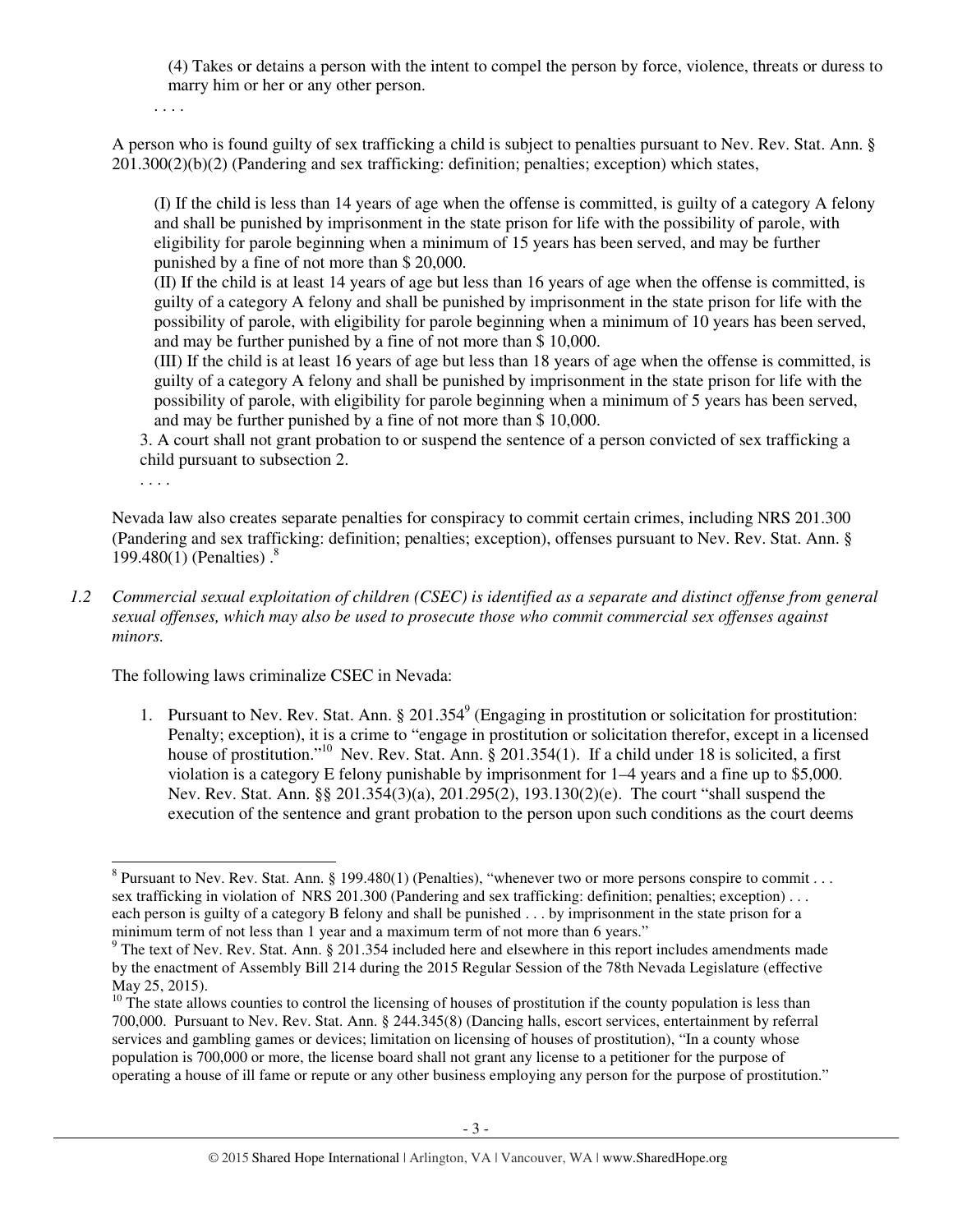(4) Takes or detains a person with the intent to compel the person by force, violence, threats or duress to marry him or her or any other person.

. . . .

A person who is found guilty of sex trafficking a child is subject to penalties pursuant to Nev. Rev. Stat. Ann. § 201.300(2)(b)(2) (Pandering and sex trafficking: definition; penalties; exception) which states,

> (I) If the child is less than 14 years of age when the offense is committed, is guilty of a category A felony and shall be punished by imprisonment in the state prison for life with the possibility of parole, with eligibility for parole beginning when a minimum of 15 years has been served, and may be further punished by a fine of not more than $ 20,000.
>
> (II) If the child is at least 14 years of age but less than 16 years of age when the offense is committed, is guilty of a category A felony and shall be punished by imprisonment in the state prison for life with the possibility of parole, with eligibility for parole beginning when a minimum of 10 years has been served, and may be further punished by a fine of not more than $ 10,000.
>
> (III) If the child is at least 16 years of age but less than 18 years of age when the offense is committed, is guilty of a category A felony and shall be punished by imprisonment in the state prison for life with the possibility of parole, with eligibility for parole beginning when a minimum of 5 years has been served, and may be further punished by a fine of not more than $ 10,000.
>
> 3. A court shall not grant probation to or suspend the sentence of a person convicted of sex trafficking a child pursuant to subsection 2.
>
> . . . .

Nevada law also creates separate penalties for conspiracy to commit certain crimes, including NRS 201.300 (Pandering and sex trafficking: definition; penalties; exception), offenses pursuant to Nev. Rev. Stat. Ann. § 199.480(1) (Penalties) .[8]

*1.2 Commercial sexual exploitation of children (CSEC) is identified as a separate and distinct offense from general sexual offenses, which may also be used to prosecute those who commit commercial sex offenses against minors.*

The following laws criminalize CSEC in Nevada:

1. Pursuant to Nev. Rev. Stat. Ann. § 201.354[9] (Engaging in prostitution or solicitation for prostitution: Penalty; exception), it is a crime to "engage in prostitution or solicitation therefor, except in a licensed house of prostitution."[10] Nev. Rev. Stat. Ann. § 201.354(1). If a child under 18 is solicited, a first violation is a category E felony punishable by imprisonment for 1–4 years and a fine up to $5,000. Nev. Rev. Stat. Ann. §§ 201.354(3)(a), 201.295(2), 193.130(2)(e). The court "shall suspend the execution of the sentence and grant probation to the person upon such conditions as the court deems

---

[8] Pursuant to Nev. Rev. Stat. Ann. § 199.480(1) (Penalties), "whenever two or more persons conspire to commit . . . sex trafficking in violation of NRS 201.300 (Pandering and sex trafficking: definition; penalties; exception) . . . each person is guilty of a category B felony and shall be punished . . . by imprisonment in the state prison for a minimum term of not less than 1 year and a maximum term of not more than 6 years."

[9] The text of Nev. Rev. Stat. Ann. § 201.354 included here and elsewhere in this report includes amendments made by the enactment of Assembly Bill 214 during the 2015 Regular Session of the 78th Nevada Legislature (effective May 25, 2015).

[10] The state allows counties to control the licensing of houses of prostitution if the county population is less than 700,000. Pursuant to Nev. Rev. Stat. Ann. § 244.345(8) (Dancing halls, escort services, entertainment by referral services and gambling games or devices; limitation on licensing of houses of prostitution), "In a county whose population is 700,000 or more, the license board shall not grant any license to a petitioner for the purpose of operating a house of ill fame or repute or any other business employing any person for the purpose of prostitution."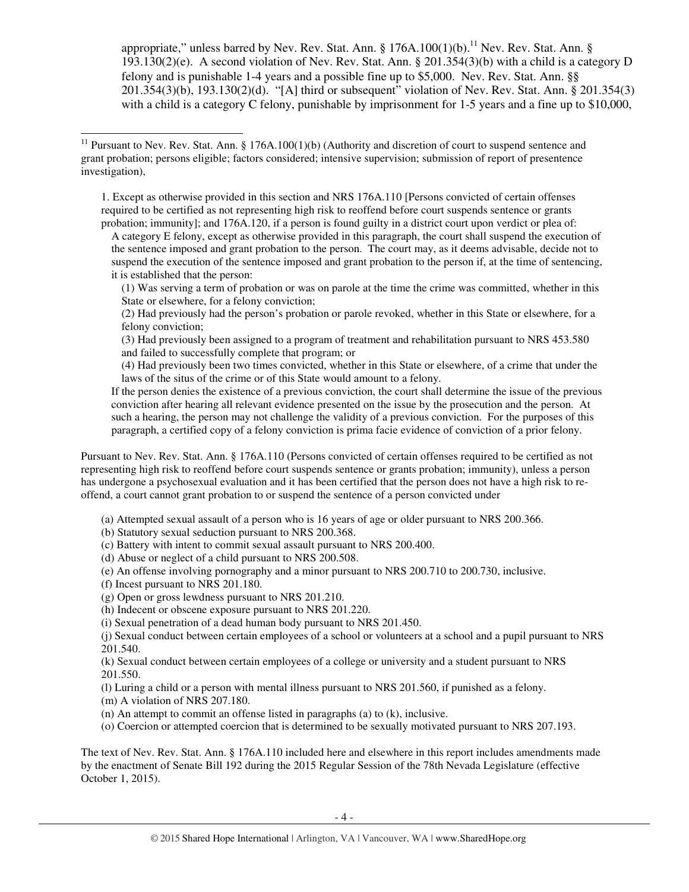appropriate," unless barred by Nev. Rev. Stat. Ann. § 176A.100(1)(b).[11] Nev. Rev. Stat. Ann. § 193.130(2)(e). A second violation of Nev. Rev. Stat. Ann. § 201.354(3)(b) with a child is a category D felony and is punishable 1-4 years and a possible fine up to $5,000. Nev. Rev. Stat. Ann. §§ 201.354(3)(b), 193.130(2)(d). "[A] third or subsequent" violation of Nev. Rev. Stat. Ann. § 201.354(3) with a child is a category C felony, punishable by imprisonment for 1-5 years and a fine up to $10,000,

---

[11] Pursuant to Nev. Rev. Stat. Ann. § 176A.100(1)(b) (Authority and discretion of court to suspend sentence and grant probation; persons eligible; factors considered; intensive supervision; submission of report of presentence investigation),

> 1. Except as otherwise provided in this section and NRS 176A.110 [Persons convicted of certain offenses required to be certified as not representing high risk to reoffend before court suspends sentence or grants probation; immunity]; and 176A.120, if a person is found guilty in a district court upon verdict or plea of:
>
> A category E felony, except as otherwise provided in this paragraph, the court shall suspend the execution of the sentence imposed and grant probation to the person. The court may, as it deems advisable, decide not to suspend the execution of the sentence imposed and grant probation to the person if, at the time of sentencing, it is established that the person:
>
> (1) Was serving a term of probation or was on parole at the time the crime was committed, whether in this State or elsewhere, for a felony conviction;
>
> (2) Had previously had the person's probation or parole revoked, whether in this State or elsewhere, for a felony conviction;
>
> (3) Had previously been assigned to a program of treatment and rehabilitation pursuant to NRS 453.580 and failed to successfully complete that program; or
>
> (4) Had previously been two times convicted, whether in this State or elsewhere, of a crime that under the laws of the situs of the crime or of this State would amount to a felony.
>
> If the person denies the existence of a previous conviction, the court shall determine the issue of the previous conviction after hearing all relevant evidence presented on the issue by the prosecution and the person. At such a hearing, the person may not challenge the validity of a previous conviction. For the purposes of this paragraph, a certified copy of a felony conviction is prima facie evidence of conviction of a prior felony.

Pursuant to Nev. Rev. Stat. Ann. § 176A.110 (Persons convicted of certain offenses required to be certified as not representing high risk to reoffend before court suspends sentence or grants probation; immunity), unless a person has undergone a psychosexual evaluation and it has been certified that the person does not have a high risk to re-offend, a court cannot grant probation to or suspend the sentence of a person convicted under

> (a) Attempted sexual assault of a person who is 16 years of age or older pursuant to NRS 200.366.
> (b) Statutory sexual seduction pursuant to NRS 200.368.
> (c) Battery with intent to commit sexual assault pursuant to NRS 200.400.
> (d) Abuse or neglect of a child pursuant to NRS 200.508.
> (e) An offense involving pornography and a minor pursuant to NRS 200.710 to 200.730, inclusive.
> (f) Incest pursuant to NRS 201.180.
> (g) Open or gross lewdness pursuant to NRS 201.210.
> (h) Indecent or obscene exposure pursuant to NRS 201.220.
> (i) Sexual penetration of a dead human body pursuant to NRS 201.450.
> (j) Sexual conduct between certain employees of a school or volunteers at a school and a pupil pursuant to NRS 201.540.
> (k) Sexual conduct between certain employees of a college or university and a student pursuant to NRS 201.550.
> (l) Luring a child or a person with mental illness pursuant to NRS 201.560, if punished as a felony.
> (m) A violation of NRS 207.180.
> (n) An attempt to commit an offense listed in paragraphs (a) to (k), inclusive.
> (o) Coercion or attempted coercion that is determined to be sexually motivated pursuant to NRS 207.193.

The text of Nev. Rev. Stat. Ann. § 176A.110 included here and elsewhere in this report includes amendments made by the enactment of Senate Bill 192 during the 2015 Regular Session of the 78th Nevada Legislature (effective October 1, 2015).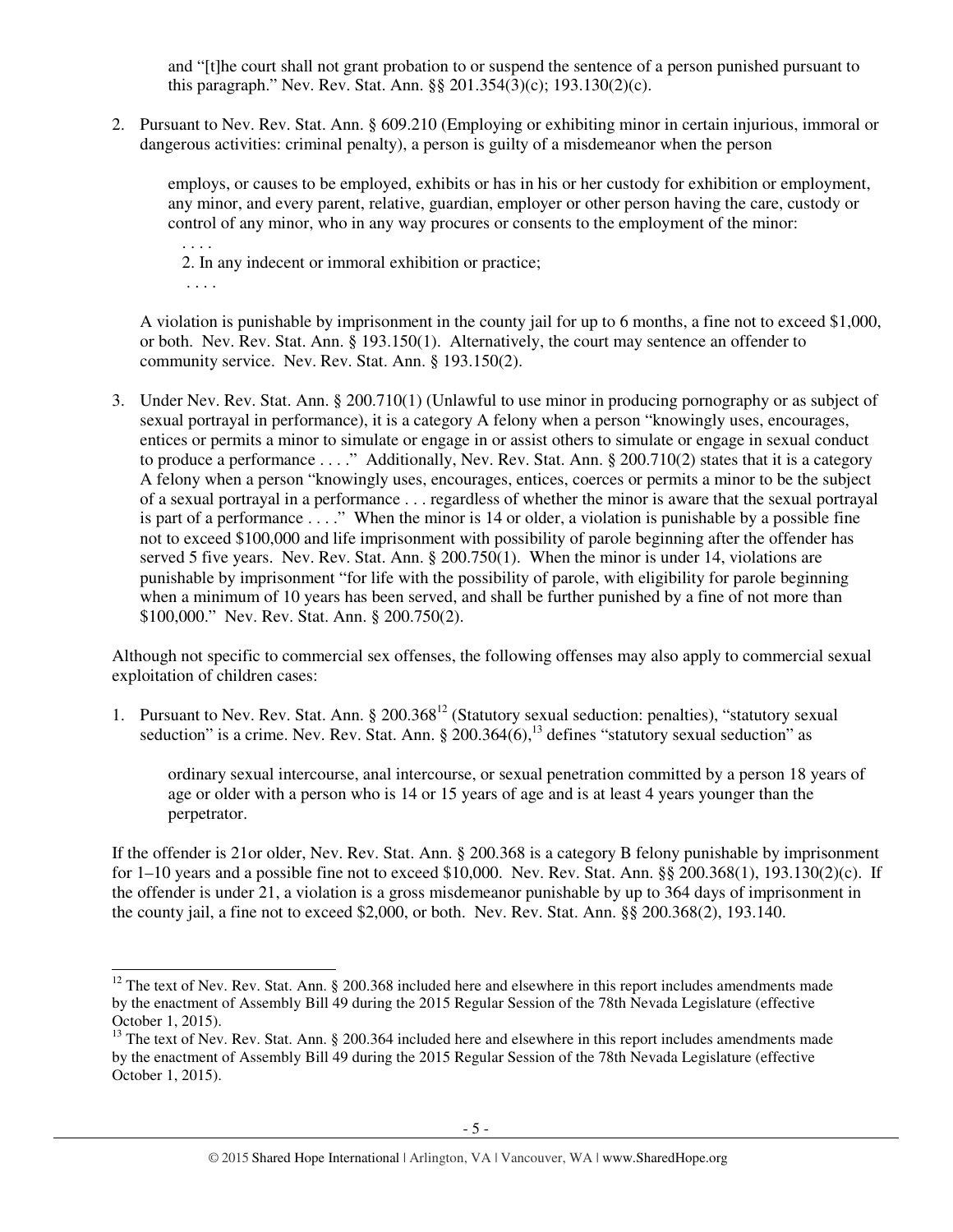and "[t]he court shall not grant probation to or suspend the sentence of a person punished pursuant to this paragraph." Nev. Rev. Stat. Ann. §§ 201.354(3)(c); 193.130(2)(c).

2. Pursuant to Nev. Rev. Stat. Ann. § 609.210 (Employing or exhibiting minor in certain injurious, immoral or dangerous activities: criminal penalty), a person is guilty of a misdemeanor when the person

   > employs, or causes to be employed, exhibits or has in his or her custody for exhibition or employment, any minor, and every parent, relative, guardian, employer or other person having the care, custody or control of any minor, who in any way procures or consents to the employment of the minor:
   >
   > . . . .
   >
   > 2. In any indecent or immoral exhibition or practice;
   >
   > . . . .

   A violation is punishable by imprisonment in the county jail for up to 6 months, a fine not to exceed $1,000, or both. Nev. Rev. Stat. Ann. § 193.150(1). Alternatively, the court may sentence an offender to community service. Nev. Rev. Stat. Ann. § 193.150(2).

3. Under Nev. Rev. Stat. Ann. § 200.710(1) (Unlawful to use minor in producing pornography or as subject of sexual portrayal in performance), it is a category A felony when a person "knowingly uses, encourages, entices or permits a minor to simulate or engage in or assist others to simulate or engage in sexual conduct to produce a performance . . . ." Additionally, Nev. Rev. Stat. Ann. § 200.710(2) states that it is a category A felony when a person "knowingly uses, encourages, entices, coerces or permits a minor to be the subject of a sexual portrayal in a performance . . . regardless of whether the minor is aware that the sexual portrayal is part of a performance . . . ." When the minor is 14 or older, a violation is punishable by a possible fine not to exceed $100,000 and life imprisonment with possibility of parole beginning after the offender has served 5 five years. Nev. Rev. Stat. Ann. § 200.750(1). When the minor is under 14, violations are punishable by imprisonment "for life with the possibility of parole, with eligibility for parole beginning when a minimum of 10 years has been served, and shall be further punished by a fine of not more than $100,000." Nev. Rev. Stat. Ann. § 200.750(2).

Although not specific to commercial sex offenses, the following offenses may also apply to commercial sexual exploitation of children cases:

1. Pursuant to Nev. Rev. Stat. Ann. § 200.368[12] (Statutory sexual seduction: penalties), "statutory sexual seduction" is a crime. Nev. Rev. Stat. Ann. § 200.364(6),[13] defines "statutory sexual seduction" as

   > ordinary sexual intercourse, anal intercourse, or sexual penetration committed by a person 18 years of age or older with a person who is 14 or 15 years of age and is at least 4 years younger than the perpetrator.

If the offender is 21or older, Nev. Rev. Stat. Ann. § 200.368 is a category B felony punishable by imprisonment for 1–10 years and a possible fine not to exceed $10,000. Nev. Rev. Stat. Ann. §§ 200.368(1), 193.130(2)(c). If the offender is under 21, a violation is a gross misdemeanor punishable by up to 364 days of imprisonment in the county jail, a fine not to exceed $2,000, or both. Nev. Rev. Stat. Ann. §§ 200.368(2), 193.140.

---

[12] The text of Nev. Rev. Stat. Ann. § 200.368 included here and elsewhere in this report includes amendments made by the enactment of Assembly Bill 49 during the 2015 Regular Session of the 78th Nevada Legislature (effective October 1, 2015).

[13] The text of Nev. Rev. Stat. Ann. § 200.364 included here and elsewhere in this report includes amendments made by the enactment of Assembly Bill 49 during the 2015 Regular Session of the 78th Nevada Legislature (effective October 1, 2015).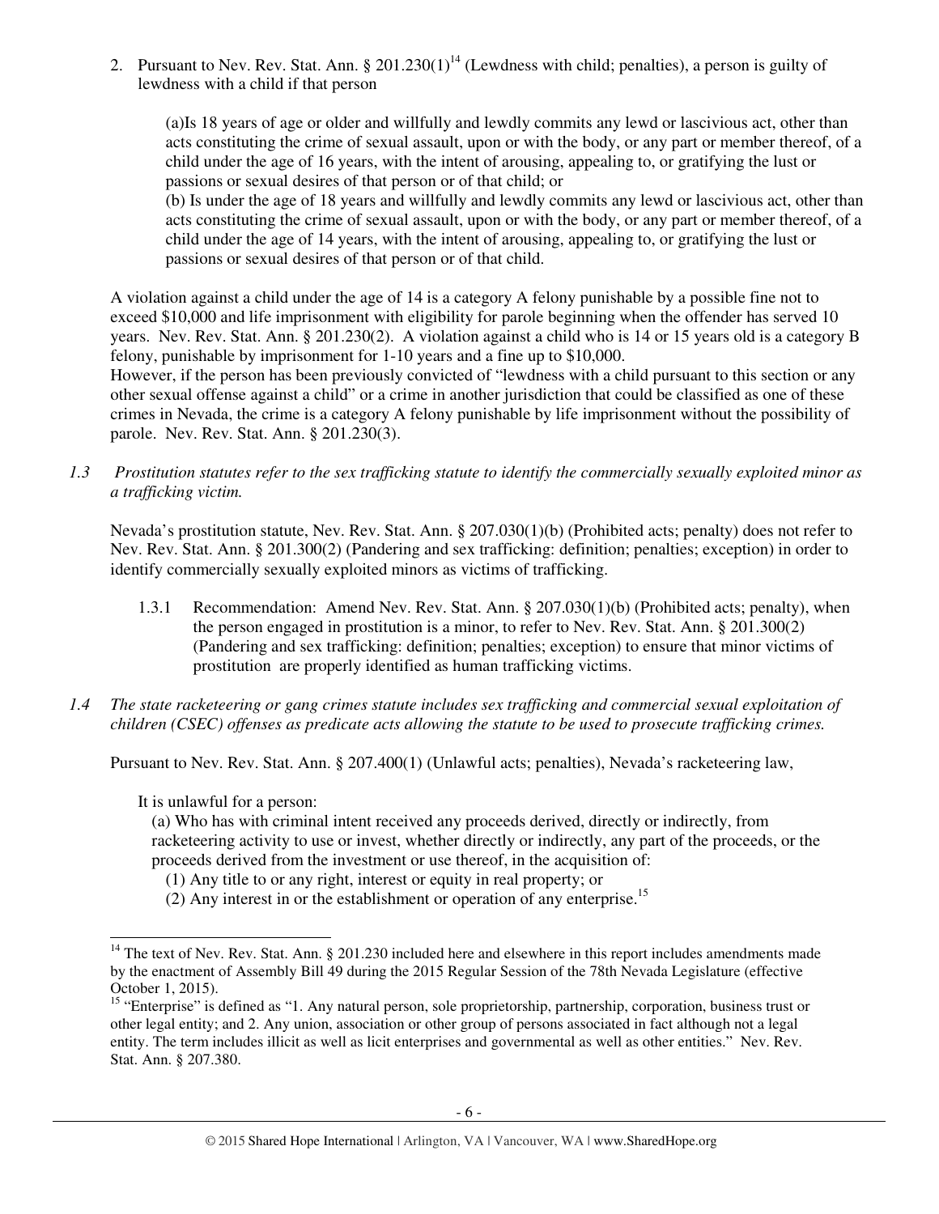2. Pursuant to Nev. Rev. Stat. Ann. § 201.230(1)[14] (Lewdness with child; penalties), a person is guilty of lewdness with a child if that person

   (a)Is 18 years of age or older and willfully and lewdly commits any lewd or lascivious act, other than acts constituting the crime of sexual assault, upon or with the body, or any part or member thereof, of a child under the age of 16 years, with the intent of arousing, appealing to, or gratifying the lust or passions or sexual desires of that person or of that child; or
   (b) Is under the age of 18 years and willfully and lewdly commits any lewd or lascivious act, other than acts constituting the crime of sexual assault, upon or with the body, or any part or member thereof, of a child under the age of 14 years, with the intent of arousing, appealing to, or gratifying the lust or passions or sexual desires of that person or of that child.

A violation against a child under the age of 14 is a category A felony punishable by a possible fine not to exceed $10,000 and life imprisonment with eligibility for parole beginning when the offender has served 10 years. Nev. Rev. Stat. Ann. § 201.230(2). A violation against a child who is 14 or 15 years old is a category B felony, punishable by imprisonment for 1-10 years and a fine up to $10,000.
However, if the person has been previously convicted of "lewdness with a child pursuant to this section or any other sexual offense against a child" or a crime in another jurisdiction that could be classified as one of these crimes in Nevada, the crime is a category A felony punishable by life imprisonment without the possibility of parole. Nev. Rev. Stat. Ann. § 201.230(3).

*1.3 Prostitution statutes refer to the sex trafficking statute to identify the commercially sexually exploited minor as a trafficking victim.*

Nevada's prostitution statute, Nev. Rev. Stat. Ann. § 207.030(1)(b) (Prohibited acts; penalty) does not refer to Nev. Rev. Stat. Ann. § 201.300(2) (Pandering and sex trafficking: definition; penalties; exception) in order to identify commercially sexually exploited minors as victims of trafficking.

1.3.1 Recommendation: Amend Nev. Rev. Stat. Ann. § 207.030(1)(b) (Prohibited acts; penalty), when the person engaged in prostitution is a minor, to refer to Nev. Rev. Stat. Ann. § 201.300(2) (Pandering and sex trafficking: definition; penalties; exception) to ensure that minor victims of prostitution are properly identified as human trafficking victims.

*1.4 The state racketeering or gang crimes statute includes sex trafficking and commercial sexual exploitation of children (CSEC) offenses as predicate acts allowing the statute to be used to prosecute trafficking crimes.*

Pursuant to Nev. Rev. Stat. Ann. § 207.400(1) (Unlawful acts; penalties), Nevada's racketeering law,

It is unlawful for a person:
(a) Who has with criminal intent received any proceeds derived, directly or indirectly, from racketeering activity to use or invest, whether directly or indirectly, any part of the proceeds, or the proceeds derived from the investment or use thereof, in the acquisition of:
(1) Any title to or any right, interest or equity in real property; or
(2) Any interest in or the establishment or operation of any enterprise.[15]

---

[14] The text of Nev. Rev. Stat. Ann. § 201.230 included here and elsewhere in this report includes amendments made by the enactment of Assembly Bill 49 during the 2015 Regular Session of the 78th Nevada Legislature (effective October 1, 2015).

[15] "Enterprise" is defined as "1. Any natural person, sole proprietorship, partnership, corporation, business trust or other legal entity; and 2. Any union, association or other group of persons associated in fact although not a legal entity. The term includes illicit as well as licit enterprises and governmental as well as other entities." Nev. Rev. Stat. Ann. § 207.380.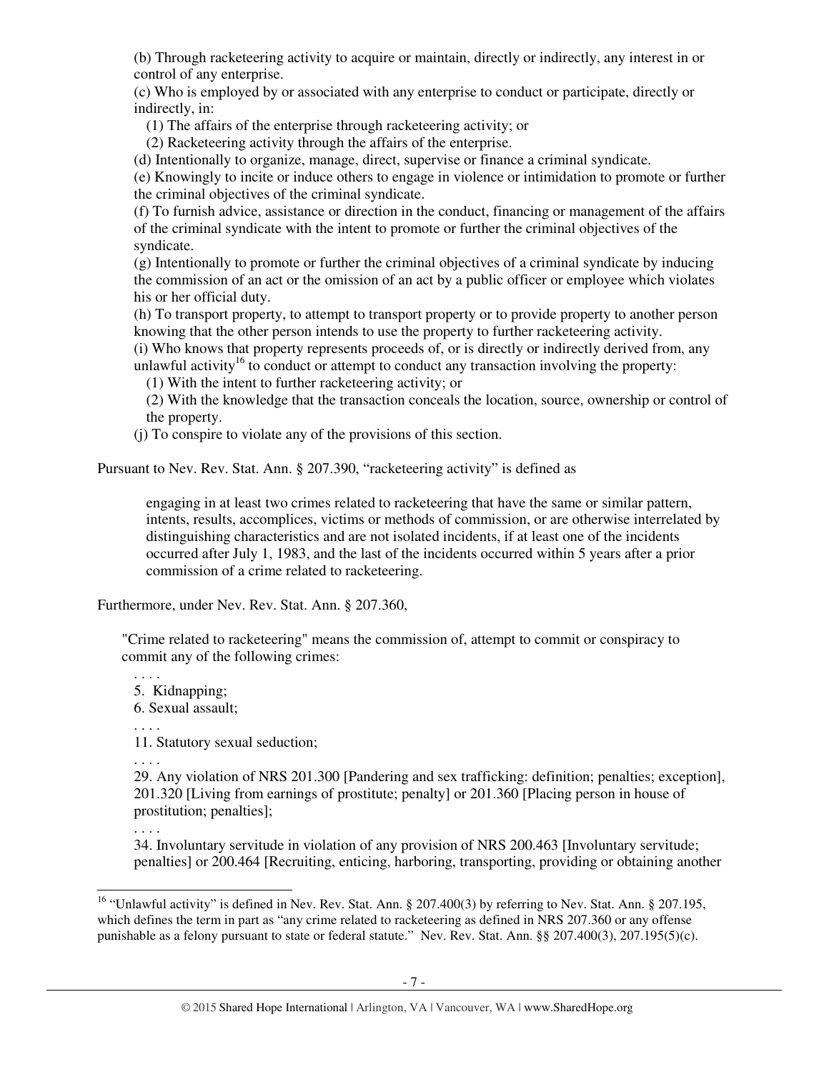(b) Through racketeering activity to acquire or maintain, directly or indirectly, any interest in or control of any enterprise.

(c) Who is employed by or associated with any enterprise to conduct or participate, directly or indirectly, in:

  (1) The affairs of the enterprise through racketeering activity; or

  (2) Racketeering activity through the affairs of the enterprise.

(d) Intentionally to organize, manage, direct, supervise or finance a criminal syndicate.

(e) Knowingly to incite or induce others to engage in violence or intimidation to promote or further the criminal objectives of the criminal syndicate.

(f) To furnish advice, assistance or direction in the conduct, financing or management of the affairs of the criminal syndicate with the intent to promote or further the criminal objectives of the syndicate.

(g) Intentionally to promote or further the criminal objectives of a criminal syndicate by inducing the commission of an act or the omission of an act by a public officer or employee which violates his or her official duty.

(h) To transport property, to attempt to transport property or to provide property to another person knowing that the other person intends to use the property to further racketeering activity.

(i) Who knows that property represents proceeds of, or is directly or indirectly derived from, any unlawful activity[16] to conduct or attempt to conduct any transaction involving the property:

  (1) With the intent to further racketeering activity; or

  (2) With the knowledge that the transaction conceals the location, source, ownership or control of the property.

(j) To conspire to violate any of the provisions of this section.

Pursuant to Nev. Rev. Stat. Ann. § 207.390, "racketeering activity" is defined as

> engaging in at least two crimes related to racketeering that have the same or similar pattern, intents, results, accomplices, victims or methods of commission, or are otherwise interrelated by distinguishing characteristics and are not isolated incidents, if at least one of the incidents occurred after July 1, 1983, and the last of the incidents occurred within 5 years after a prior commission of a crime related to racketeering.

Furthermore, under Nev. Rev. Stat. Ann. § 207.360,

> "Crime related to racketeering" means the commission of, attempt to commit or conspiracy to commit any of the following crimes:
>
> . . . .
>
> 5. Kidnapping;
>
> 6. Sexual assault;
>
> . . . .
>
> 11. Statutory sexual seduction;
>
> . . . .
>
> 29. Any violation of NRS 201.300 [Pandering and sex trafficking: definition; penalties; exception], 201.320 [Living from earnings of prostitute; penalty] or 201.360 [Placing person in house of prostitution; penalties];
>
> . . . .
>
> 34. Involuntary servitude in violation of any provision of NRS 200.463 [Involuntary servitude; penalties] or 200.464 [Recruiting, enticing, harboring, transporting, providing or obtaining another

---

[16] "Unlawful activity" is defined in Nev. Rev. Stat. Ann. § 207.400(3) by referring to Nev. Stat. Ann. § 207.195, which defines the term in part as "any crime related to racketeering as defined in NRS 207.360 or any offense punishable as a felony pursuant to state or federal statute." Nev. Rev. Stat. Ann. §§ 207.400(3), 207.195(5)(c).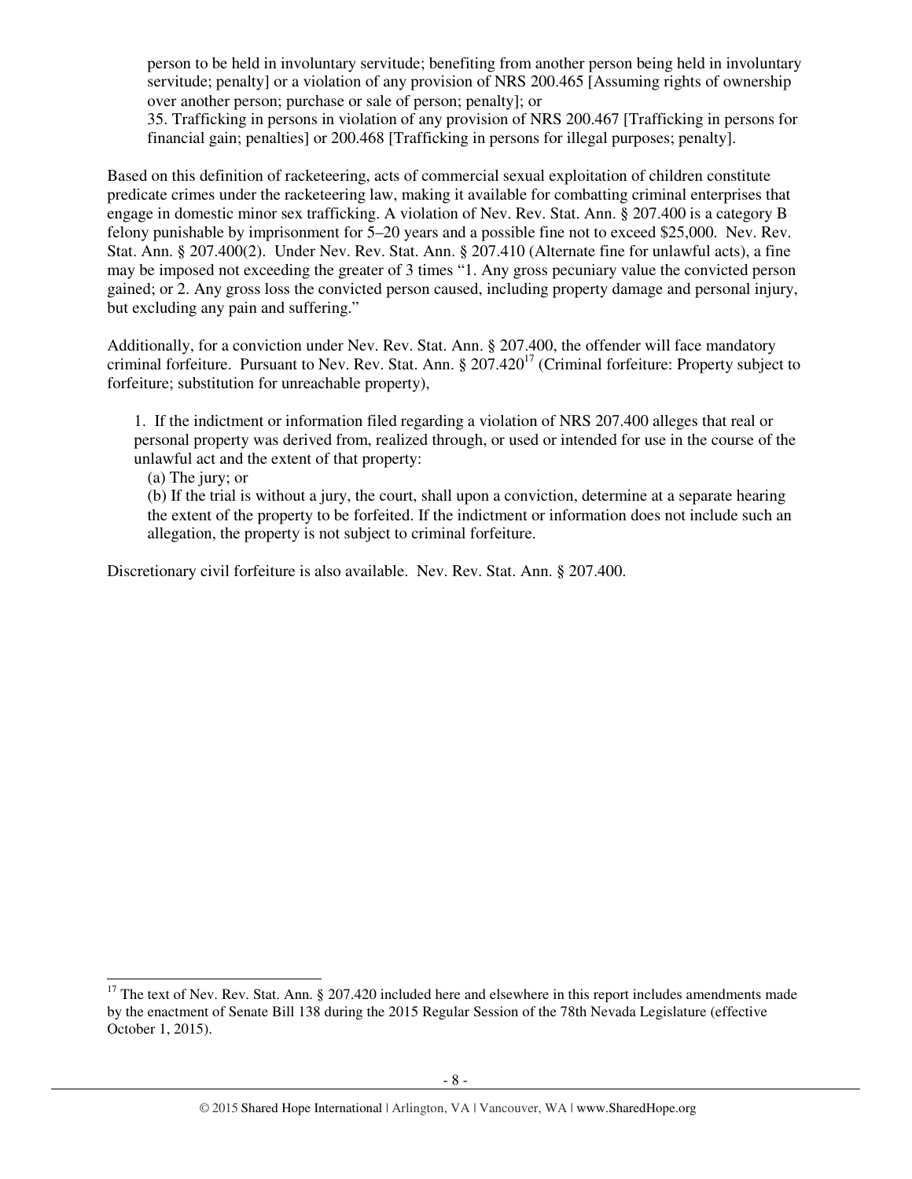> person to be held in involuntary servitude; benefiting from another person being held in involuntary servitude; penalty] or a violation of any provision of NRS 200.465 [Assuming rights of ownership over another person; purchase or sale of person; penalty]; or
> 35. Trafficking in persons in violation of any provision of NRS 200.467 [Trafficking in persons for financial gain; penalties] or 200.468 [Trafficking in persons for illegal purposes; penalty].

Based on this definition of racketeering, acts of commercial sexual exploitation of children constitute predicate crimes under the racketeering law, making it available for combatting criminal enterprises that engage in domestic minor sex trafficking. A violation of Nev. Rev. Stat. Ann. § 207.400 is a category B felony punishable by imprisonment for 5–20 years and a possible fine not to exceed $25,000. Nev. Rev. Stat. Ann. § 207.400(2). Under Nev. Rev. Stat. Ann. § 207.410 (Alternate fine for unlawful acts), a fine may be imposed not exceeding the greater of 3 times "1. Any gross pecuniary value the convicted person gained; or 2. Any gross loss the convicted person caused, including property damage and personal injury, but excluding any pain and suffering."

Additionally, for a conviction under Nev. Rev. Stat. Ann. § 207.400, the offender will face mandatory criminal forfeiture. Pursuant to Nev. Rev. Stat. Ann. § 207.420[17] (Criminal forfeiture: Property subject to forfeiture; substitution for unreachable property),

> 1. If the indictment or information filed regarding a violation of NRS 207.400 alleges that real or personal property was derived from, realized through, or used or intended for use in the course of the unlawful act and the extent of that property:
> (a) The jury; or
> (b) If the trial is without a jury, the court, shall upon a conviction, determine at a separate hearing the extent of the property to be forfeited. If the indictment or information does not include such an allegation, the property is not subject to criminal forfeiture.

Discretionary civil forfeiture is also available. Nev. Rev. Stat. Ann. § 207.400.

---

[17] The text of Nev. Rev. Stat. Ann. § 207.420 included here and elsewhere in this report includes amendments made by the enactment of Senate Bill 138 during the 2015 Regular Session of the 78th Nevada Legislature (effective October 1, 2015).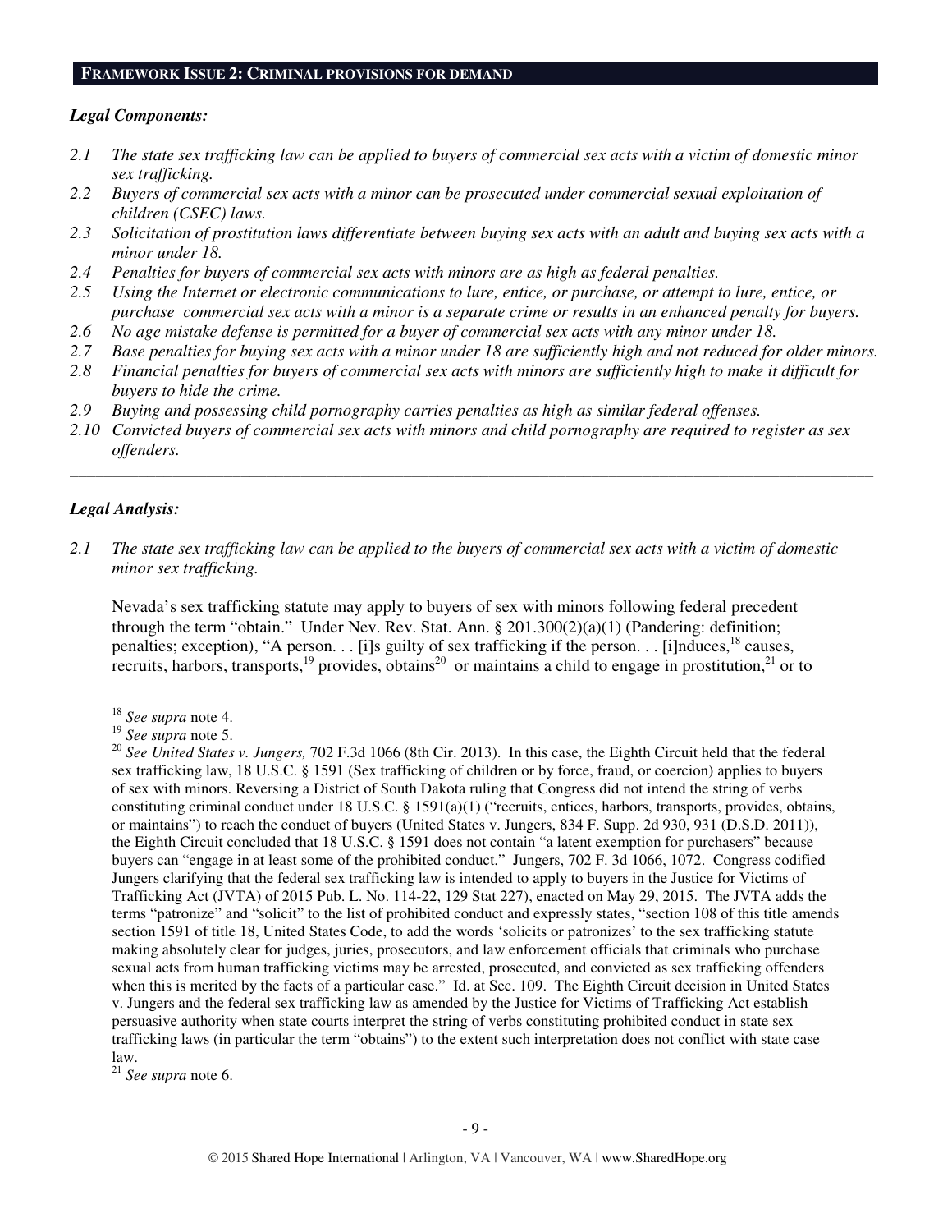## FRAMEWORK ISSUE 2: CRIMINAL PROVISIONS FOR DEMAND

### *Legal Components:*

*2.1 The state sex trafficking law can be applied to buyers of commercial sex acts with a victim of domestic minor sex trafficking.*

*2.2 Buyers of commercial sex acts with a minor can be prosecuted under commercial sexual exploitation of children (CSEC) laws.*

*2.3 Solicitation of prostitution laws differentiate between buying sex acts with an adult and buying sex acts with a minor under 18.*

*2.4 Penalties for buyers of commercial sex acts with minors are as high as federal penalties.*

*2.5 Using the Internet or electronic communications to lure, entice, or purchase, or attempt to lure, entice, or purchase commercial sex acts with a minor is a separate crime or results in an enhanced penalty for buyers.*

*2.6 No age mistake defense is permitted for a buyer of commercial sex acts with any minor under 18.*

*2.7 Base penalties for buying sex acts with a minor under 18 are sufficiently high and not reduced for older minors.*

*2.8 Financial penalties for buyers of commercial sex acts with minors are sufficiently high to make it difficult for buyers to hide the crime.*

*2.9 Buying and possessing child pornography carries penalties as high as similar federal offenses.*

*2.10 Convicted buyers of commercial sex acts with minors and child pornography are required to register as sex offenders.*

---

### *Legal Analysis:*

*2.1 The state sex trafficking law can be applied to the buyers of commercial sex acts with a victim of domestic minor sex trafficking.*

Nevada's sex trafficking statute may apply to buyers of sex with minors following federal precedent through the term "obtain." Under Nev. Rev. Stat. Ann. § 201.300(2)(a)(1) (Pandering: definition; penalties; exception), "A person. . . [i]s guilty of sex trafficking if the person. . . [i]nduces,[18] causes, recruits, harbors, transports,[19] provides, obtains[20] or maintains a child to engage in prostitution,[21] or to

---

[18] *See supra* note 4.

[19] *See supra* note 5.

[20] *See United States v. Jungers,* 702 F.3d 1066 (8th Cir. 2013). In this case, the Eighth Circuit held that the federal sex trafficking law, 18 U.S.C. § 1591 (Sex trafficking of children or by force, fraud, or coercion) applies to buyers of sex with minors. Reversing a District of South Dakota ruling that Congress did not intend the string of verbs constituting criminal conduct under 18 U.S.C. § 1591(a)(1) ("recruits, entices, harbors, transports, provides, obtains, or maintains") to reach the conduct of buyers (United States v. Jungers, 834 F. Supp. 2d 930, 931 (D.S.D. 2011)), the Eighth Circuit concluded that 18 U.S.C. § 1591 does not contain "a latent exemption for purchasers" because buyers can "engage in at least some of the prohibited conduct." Jungers, 702 F. 3d 1066, 1072. Congress codified Jungers clarifying that the federal sex trafficking law is intended to apply to buyers in the Justice for Victims of Trafficking Act (JVTA) of 2015 Pub. L. No. 114-22, 129 Stat 227), enacted on May 29, 2015. The JVTA adds the terms "patronize" and "solicit" to the list of prohibited conduct and expressly states, "section 108 of this title amends section 1591 of title 18, United States Code, to add the words 'solicits or patronizes' to the sex trafficking statute making absolutely clear for judges, juries, prosecutors, and law enforcement officials that criminals who purchase sexual acts from human trafficking victims may be arrested, prosecuted, and convicted as sex trafficking offenders when this is merited by the facts of a particular case." Id. at Sec. 109. The Eighth Circuit decision in United States v. Jungers and the federal sex trafficking law as amended by the Justice for Victims of Trafficking Act establish persuasive authority when state courts interpret the string of verbs constituting prohibited conduct in state sex trafficking laws (in particular the term "obtains") to the extent such interpretation does not conflict with state case law.

[21] *See supra* note 6.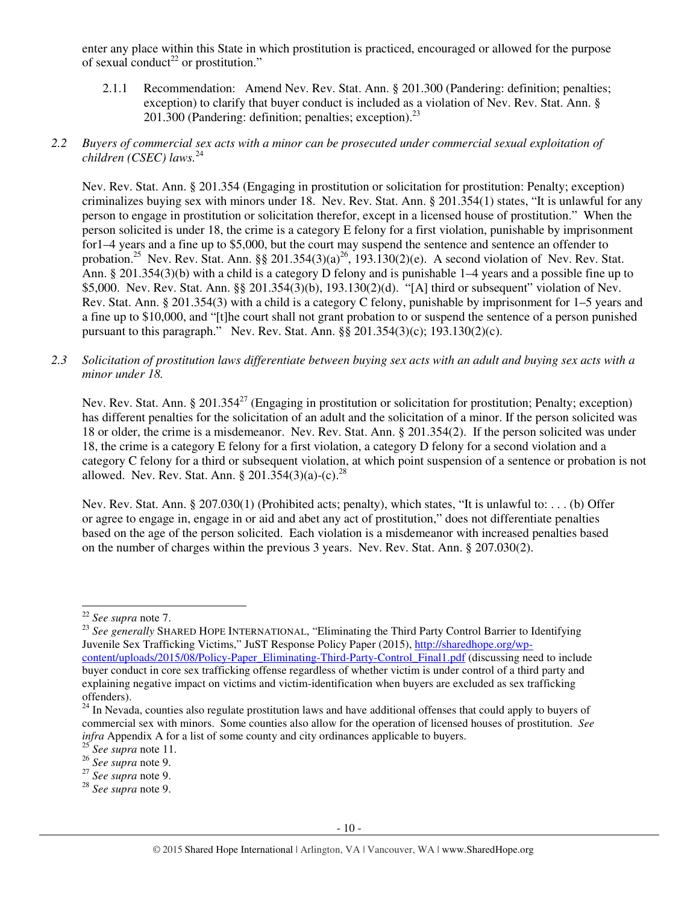enter any place within this State in which prostitution is practiced, encouraged or allowed for the purpose of sexual conduct[22] or prostitution."

2.1.1 Recommendation: Amend Nev. Rev. Stat. Ann. § 201.300 (Pandering: definition; penalties; exception) to clarify that buyer conduct is included as a violation of Nev. Rev. Stat. Ann. § 201.300 (Pandering: definition; penalties; exception).[23]

*2.2 Buyers of commercial sex acts with a minor can be prosecuted under commercial sexual exploitation of children (CSEC) laws.*[24]

Nev. Rev. Stat. Ann. § 201.354 (Engaging in prostitution or solicitation for prostitution: Penalty; exception) criminalizes buying sex with minors under 18. Nev. Rev. Stat. Ann. § 201.354(1) states, "It is unlawful for any person to engage in prostitution or solicitation therefor, except in a licensed house of prostitution." When the person solicited is under 18, the crime is a category E felony for a first violation, punishable by imprisonment for1–4 years and a fine up to $5,000, but the court may suspend the sentence and sentence an offender to probation.[25] Nev. Rev. Stat. Ann. §§ 201.354(3)(a)[26], 193.130(2)(e). A second violation of Nev. Rev. Stat. Ann. § 201.354(3)(b) with a child is a category D felony and is punishable 1–4 years and a possible fine up to $5,000. Nev. Rev. Stat. Ann. §§ 201.354(3)(b), 193.130(2)(d). "[A] third or subsequent" violation of Nev. Rev. Stat. Ann. § 201.354(3) with a child is a category C felony, punishable by imprisonment for 1–5 years and a fine up to $10,000, and "[t]he court shall not grant probation to or suspend the sentence of a person punished pursuant to this paragraph." Nev. Rev. Stat. Ann. §§ 201.354(3)(c); 193.130(2)(c).

*2.3 Solicitation of prostitution laws differentiate between buying sex acts with an adult and buying sex acts with a minor under 18.*

Nev. Rev. Stat. Ann. § 201.354[27] (Engaging in prostitution or solicitation for prostitution; Penalty; exception) has different penalties for the solicitation of an adult and the solicitation of a minor. If the person solicited was 18 or older, the crime is a misdemeanor. Nev. Rev. Stat. Ann. § 201.354(2). If the person solicited was under 18, the crime is a category E felony for a first violation, a category D felony for a second violation and a category C felony for a third or subsequent violation, at which point suspension of a sentence or probation is not allowed. Nev. Rev. Stat. Ann. § 201.354(3)(a)-(c).[28]

Nev. Rev. Stat. Ann. § 207.030(1) (Prohibited acts; penalty), which states, "It is unlawful to: . . . (b) Offer or agree to engage in, engage in or aid and abet any act of prostitution," does not differentiate penalties based on the age of the person solicited. Each violation is a misdemeanor with increased penalties based on the number of charges within the previous 3 years. Nev. Rev. Stat. Ann. § 207.030(2).

---

[22] *See supra* note 7.

[23] *See generally* SHARED HOPE INTERNATIONAL, "Eliminating the Third Party Control Barrier to Identifying Juvenile Sex Trafficking Victims," JuST Response Policy Paper (2015), http://sharedhope.org/wp-content/uploads/2015/08/Policy-Paper_Eliminating-Third-Party-Control_Final1.pdf (discussing need to include buyer conduct in core sex trafficking offense regardless of whether victim is under control of a third party and explaining negative impact on victims and victim-identification when buyers are excluded as sex trafficking offenders).

[24] In Nevada, counties also regulate prostitution laws and have additional offenses that could apply to buyers of commercial sex with minors. Some counties also allow for the operation of licensed houses of prostitution. *See infra* Appendix A for a list of some county and city ordinances applicable to buyers.

[25] *See supra* note 11.

[26] *See supra* note 9.

[27] *See supra* note 9.

[28] *See supra* note 9.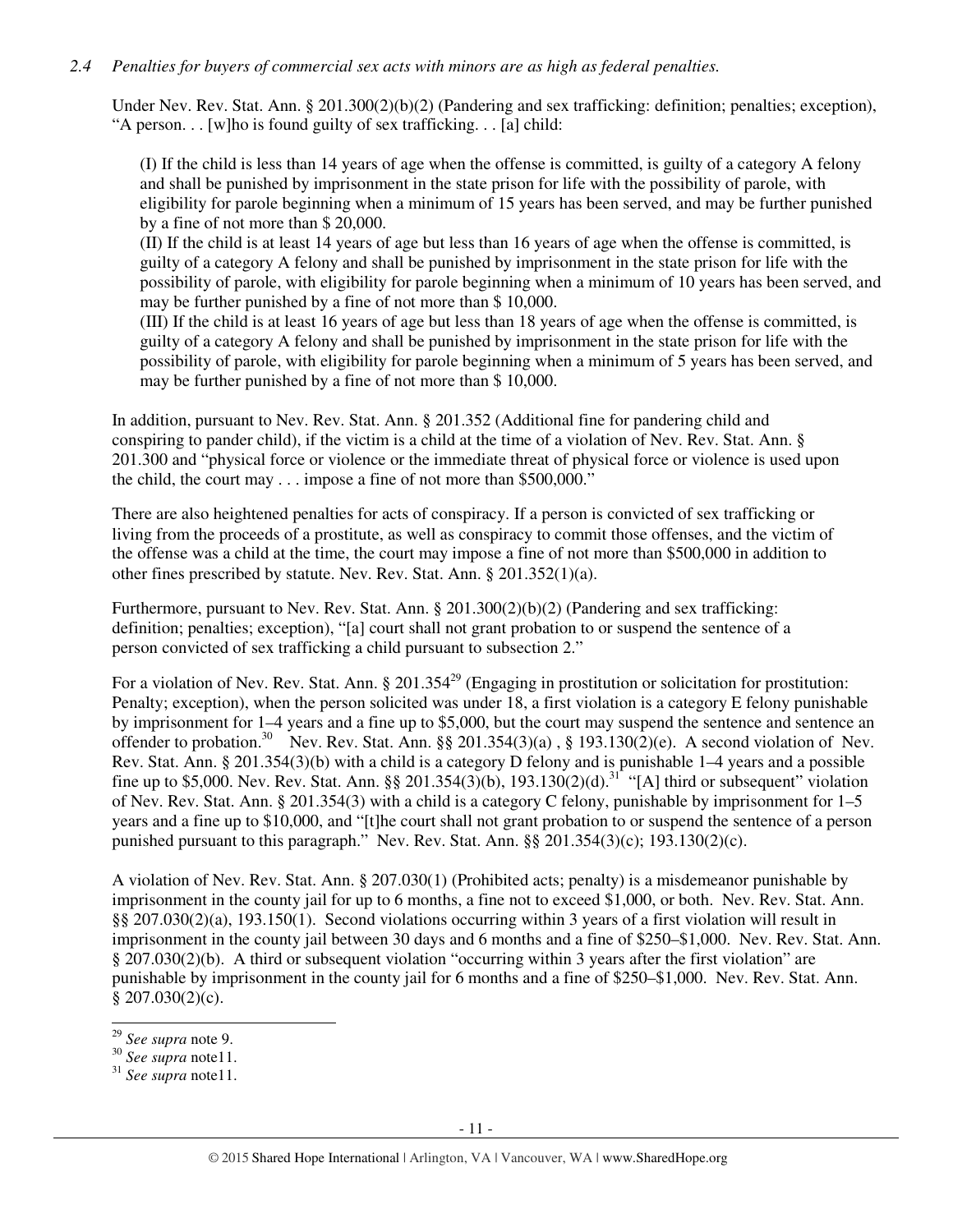*2.4 Penalties for buyers of commercial sex acts with minors are as high as federal penalties.*

Under Nev. Rev. Stat. Ann. § 201.300(2)(b)(2) (Pandering and sex trafficking: definition; penalties; exception), "A person. . . [w]ho is found guilty of sex trafficking. . . [a] child:

> (I) If the child is less than 14 years of age when the offense is committed, is guilty of a category A felony and shall be punished by imprisonment in the state prison for life with the possibility of parole, with eligibility for parole beginning when a minimum of 15 years has been served, and may be further punished by a fine of not more than $ 20,000.
>
> (II) If the child is at least 14 years of age but less than 16 years of age when the offense is committed, is guilty of a category A felony and shall be punished by imprisonment in the state prison for life with the possibility of parole, with eligibility for parole beginning when a minimum of 10 years has been served, and may be further punished by a fine of not more than $ 10,000.
>
> (III) If the child is at least 16 years of age but less than 18 years of age when the offense is committed, is guilty of a category A felony and shall be punished by imprisonment in the state prison for life with the possibility of parole, with eligibility for parole beginning when a minimum of 5 years has been served, and may be further punished by a fine of not more than $ 10,000.

In addition, pursuant to Nev. Rev. Stat. Ann. § 201.352 (Additional fine for pandering child and conspiring to pander child), if the victim is a child at the time of a violation of Nev. Rev. Stat. Ann. § 201.300 and "physical force or violence or the immediate threat of physical force or violence is used upon the child, the court may . . . impose a fine of not more than $500,000."

There are also heightened penalties for acts of conspiracy. If a person is convicted of sex trafficking or living from the proceeds of a prostitute, as well as conspiracy to commit those offenses, and the victim of the offense was a child at the time, the court may impose a fine of not more than $500,000 in addition to other fines prescribed by statute. Nev. Rev. Stat. Ann. § 201.352(1)(a).

Furthermore, pursuant to Nev. Rev. Stat. Ann. § 201.300(2)(b)(2) (Pandering and sex trafficking: definition; penalties; exception), "[a] court shall not grant probation to or suspend the sentence of a person convicted of sex trafficking a child pursuant to subsection 2."

For a violation of Nev. Rev. Stat. Ann. § 201.354[29] (Engaging in prostitution or solicitation for prostitution: Penalty; exception), when the person solicited was under 18, a first violation is a category E felony punishable by imprisonment for 1–4 years and a fine up to $5,000, but the court may suspend the sentence and sentence an offender to probation.[30] Nev. Rev. Stat. Ann. §§ 201.354(3)(a) , § 193.130(2)(e). A second violation of Nev. Rev. Stat. Ann. § 201.354(3)(b) with a child is a category D felony and is punishable 1–4 years and a possible fine up to $5,000. Nev. Rev. Stat. Ann. §§ 201.354(3)(b), 193.130(2)(d).[31] "[A] third or subsequent" violation of Nev. Rev. Stat. Ann. § 201.354(3) with a child is a category C felony, punishable by imprisonment for 1–5 years and a fine up to $10,000, and "[t]he court shall not grant probation to or suspend the sentence of a person punished pursuant to this paragraph." Nev. Rev. Stat. Ann. §§ 201.354(3)(c); 193.130(2)(c).

A violation of Nev. Rev. Stat. Ann. § 207.030(1) (Prohibited acts; penalty) is a misdemeanor punishable by imprisonment in the county jail for up to 6 months, a fine not to exceed $1,000, or both. Nev. Rev. Stat. Ann. §§ 207.030(2)(a), 193.150(1). Second violations occurring within 3 years of a first violation will result in imprisonment in the county jail between 30 days and 6 months and a fine of $250–$1,000. Nev. Rev. Stat. Ann. § 207.030(2)(b). A third or subsequent violation "occurring within 3 years after the first violation" are punishable by imprisonment in the county jail for 6 months and a fine of $250–$1,000. Nev. Rev. Stat. Ann. § 207.030(2)(c).

---

[29] *See supra* note 9.

[30] *See supra* note11.

[31] *See supra* note11.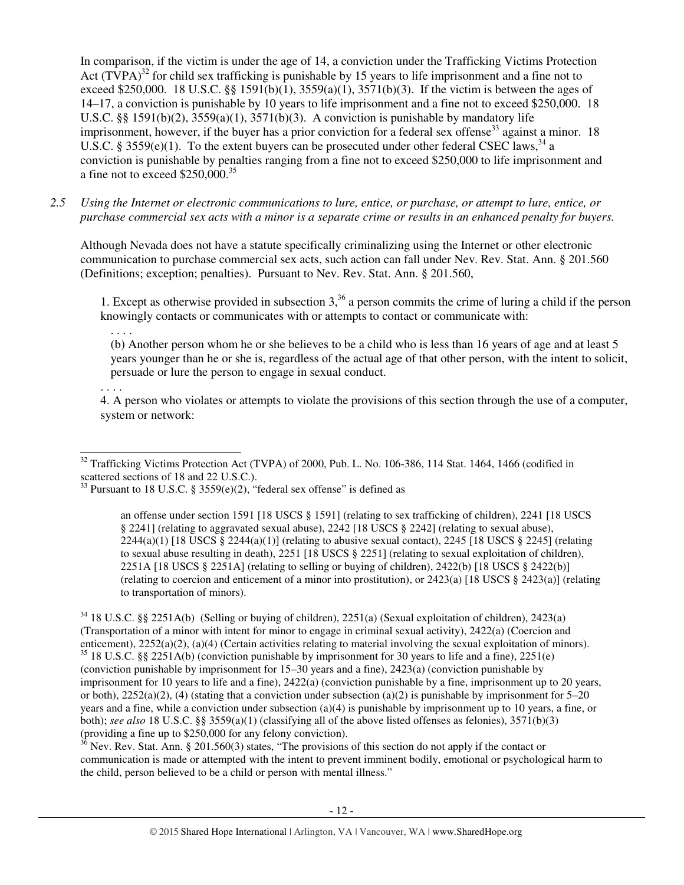In comparison, if the victim is under the age of 14, a conviction under the Trafficking Victims Protection Act (TVPA)[32] for child sex trafficking is punishable by 15 years to life imprisonment and a fine not to exceed $250,000. 18 U.S.C. §§ 1591(b)(1), 3559(a)(1), 3571(b)(3). If the victim is between the ages of 14–17, a conviction is punishable by 10 years to life imprisonment and a fine not to exceed $250,000. 18 U.S.C. §§ 1591(b)(2), 3559(a)(1), 3571(b)(3). A conviction is punishable by mandatory life imprisonment, however, if the buyer has a prior conviction for a federal sex offense[33] against a minor. 18 U.S.C. § 3559(e)(1). To the extent buyers can be prosecuted under other federal CSEC laws,[34] a conviction is punishable by penalties ranging from a fine not to exceed $250,000 to life imprisonment and a fine not to exceed $250,000.[35]

*2.5 Using the Internet or electronic communications to lure, entice, or purchase, or attempt to lure, entice, or purchase commercial sex acts with a minor is a separate crime or results in an enhanced penalty for buyers.*

Although Nevada does not have a statute specifically criminalizing using the Internet or other electronic communication to purchase commercial sex acts, such action can fall under Nev. Rev. Stat. Ann. § 201.560 (Definitions; exception; penalties). Pursuant to Nev. Rev. Stat. Ann. § 201.560,

> 1. Except as otherwise provided in subsection 3,[36] a person commits the crime of luring a child if the person knowingly contacts or communicates with or attempts to contact or communicate with:
>
> . . . .
>
> (b) Another person whom he or she believes to be a child who is less than 16 years of age and at least 5 years younger than he or she is, regardless of the actual age of that other person, with the intent to solicit, persuade or lure the person to engage in sexual conduct.
>
> . . . .
>
> 4. A person who violates or attempts to violate the provisions of this section through the use of a computer, system or network:

---

[32] Trafficking Victims Protection Act (TVPA) of 2000, Pub. L. No. 106-386, 114 Stat. 1464, 1466 (codified in scattered sections of 18 and 22 U.S.C.).

[33] Pursuant to 18 U.S.C. § 3559(e)(2), "federal sex offense" is defined as

> an offense under section 1591 [18 USCS § 1591] (relating to sex trafficking of children), 2241 [18 USCS § 2241] (relating to aggravated sexual abuse), 2242 [18 USCS § 2242] (relating to sexual abuse), 2244(a)(1) [18 USCS § 2244(a)(1)] (relating to abusive sexual contact), 2245 [18 USCS § 2245] (relating to sexual abuse resulting in death), 2251 [18 USCS § 2251] (relating to sexual exploitation of children), 2251A [18 USCS § 2251A] (relating to selling or buying of children), 2422(b) [18 USCS § 2422(b)] (relating to coercion and enticement of a minor into prostitution), or 2423(a) [18 USCS § 2423(a)] (relating to transportation of minors).

[34] 18 U.S.C. §§ 2251A(b) (Selling or buying of children), 2251(a) (Sexual exploitation of children), 2423(a) (Transportation of a minor with intent for minor to engage in criminal sexual activity), 2422(a) (Coercion and enticement), 2252(a)(2), (a)(4) (Certain activities relating to material involving the sexual exploitation of minors).

[35] 18 U.S.C. §§ 2251A(b) (conviction punishable by imprisonment for 30 years to life and a fine), 2251(e) (conviction punishable by imprisonment for 15–30 years and a fine), 2423(a) (conviction punishable by imprisonment for 10 years to life and a fine), 2422(a) (conviction punishable by a fine, imprisonment up to 20 years, or both), 2252(a)(2), (4) (stating that a conviction under subsection (a)(2) is punishable by imprisonment for 5–20 years and a fine, while a conviction under subsection (a)(4) is punishable by imprisonment up to 10 years, a fine, or both); *see also* 18 U.S.C. §§ 3559(a)(1) (classifying all of the above listed offenses as felonies), 3571(b)(3) (providing a fine up to $250,000 for any felony conviction).

[36] Nev. Rev. Stat. Ann. § 201.560(3) states, "The provisions of this section do not apply if the contact or communication is made or attempted with the intent to prevent imminent bodily, emotional or psychological harm to the child, person believed to be a child or person with mental illness."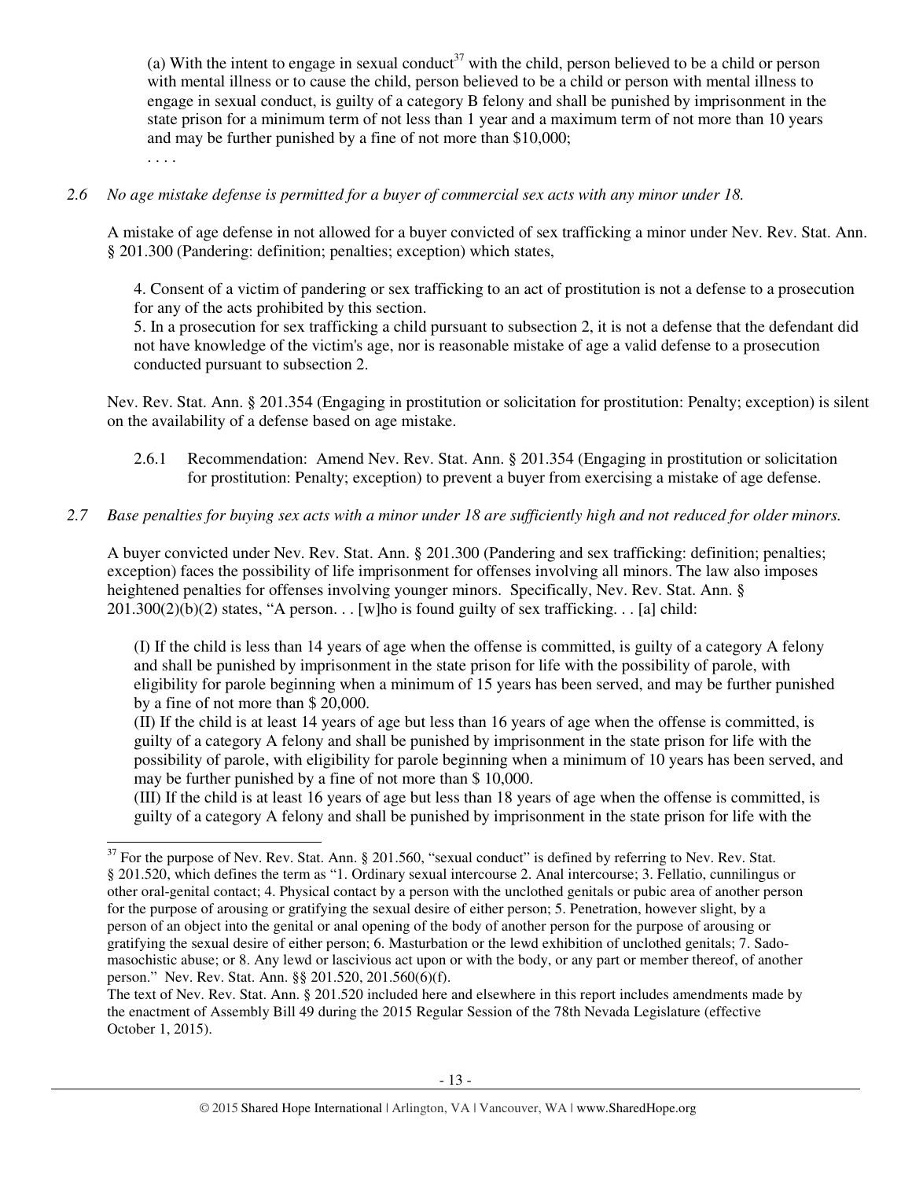(a) With the intent to engage in sexual conduct[37] with the child, person believed to be a child or person with mental illness or to cause the child, person believed to be a child or person with mental illness to engage in sexual conduct, is guilty of a category B felony and shall be punished by imprisonment in the state prison for a minimum term of not less than 1 year and a maximum term of not more than 10 years and may be further punished by a fine of not more than $10,000;

. . . .

*2.6 No age mistake defense is permitted for a buyer of commercial sex acts with any minor under 18.*

A mistake of age defense in not allowed for a buyer convicted of sex trafficking a minor under Nev. Rev. Stat. Ann. § 201.300 (Pandering: definition; penalties; exception) which states,

> 4. Consent of a victim of pandering or sex trafficking to an act of prostitution is not a defense to a prosecution for any of the acts prohibited by this section.
>
> 5. In a prosecution for sex trafficking a child pursuant to subsection 2, it is not a defense that the defendant did not have knowledge of the victim's age, nor is reasonable mistake of age a valid defense to a prosecution conducted pursuant to subsection 2.

Nev. Rev. Stat. Ann. § 201.354 (Engaging in prostitution or solicitation for prostitution: Penalty; exception) is silent on the availability of a defense based on age mistake.

2.6.1 Recommendation: Amend Nev. Rev. Stat. Ann. § 201.354 (Engaging in prostitution or solicitation for prostitution: Penalty; exception) to prevent a buyer from exercising a mistake of age defense.

*2.7 Base penalties for buying sex acts with a minor under 18 are sufficiently high and not reduced for older minors.*

A buyer convicted under Nev. Rev. Stat. Ann. § 201.300 (Pandering and sex trafficking: definition; penalties; exception) faces the possibility of life imprisonment for offenses involving all minors. The law also imposes heightened penalties for offenses involving younger minors. Specifically, Nev. Rev. Stat. Ann. § 201.300(2)(b)(2) states, "A person. . . [w]ho is found guilty of sex trafficking. . . [a] child:

> (I) If the child is less than 14 years of age when the offense is committed, is guilty of a category A felony and shall be punished by imprisonment in the state prison for life with the possibility of parole, with eligibility for parole beginning when a minimum of 15 years has been served, and may be further punished by a fine of not more than $ 20,000.
>
> (II) If the child is at least 14 years of age but less than 16 years of age when the offense is committed, is guilty of a category A felony and shall be punished by imprisonment in the state prison for life with the possibility of parole, with eligibility for parole beginning when a minimum of 10 years has been served, and may be further punished by a fine of not more than $ 10,000.
>
> (III) If the child is at least 16 years of age but less than 18 years of age when the offense is committed, is guilty of a category A felony and shall be punished by imprisonment in the state prison for life with the

---

[37] For the purpose of Nev. Rev. Stat. Ann. § 201.560, "sexual conduct" is defined by referring to Nev. Rev. Stat. § 201.520, which defines the term as "1. Ordinary sexual intercourse 2. Anal intercourse; 3. Fellatio, cunnilingus or other oral-genital contact; 4. Physical contact by a person with the unclothed genitals or pubic area of another person for the purpose of arousing or gratifying the sexual desire of either person; 5. Penetration, however slight, by a person of an object into the genital or anal opening of the body of another person for the purpose of arousing or gratifying the sexual desire of either person; 6. Masturbation or the lewd exhibition of unclothed genitals; 7. Sado-masochistic abuse; or 8. Any lewd or lascivious act upon or with the body, or any part or member thereof, of another person." Nev. Rev. Stat. Ann. §§ 201.520, 201.560(6)(f).

The text of Nev. Rev. Stat. Ann. § 201.520 included here and elsewhere in this report includes amendments made by the enactment of Assembly Bill 49 during the 2015 Regular Session of the 78th Nevada Legislature (effective October 1, 2015).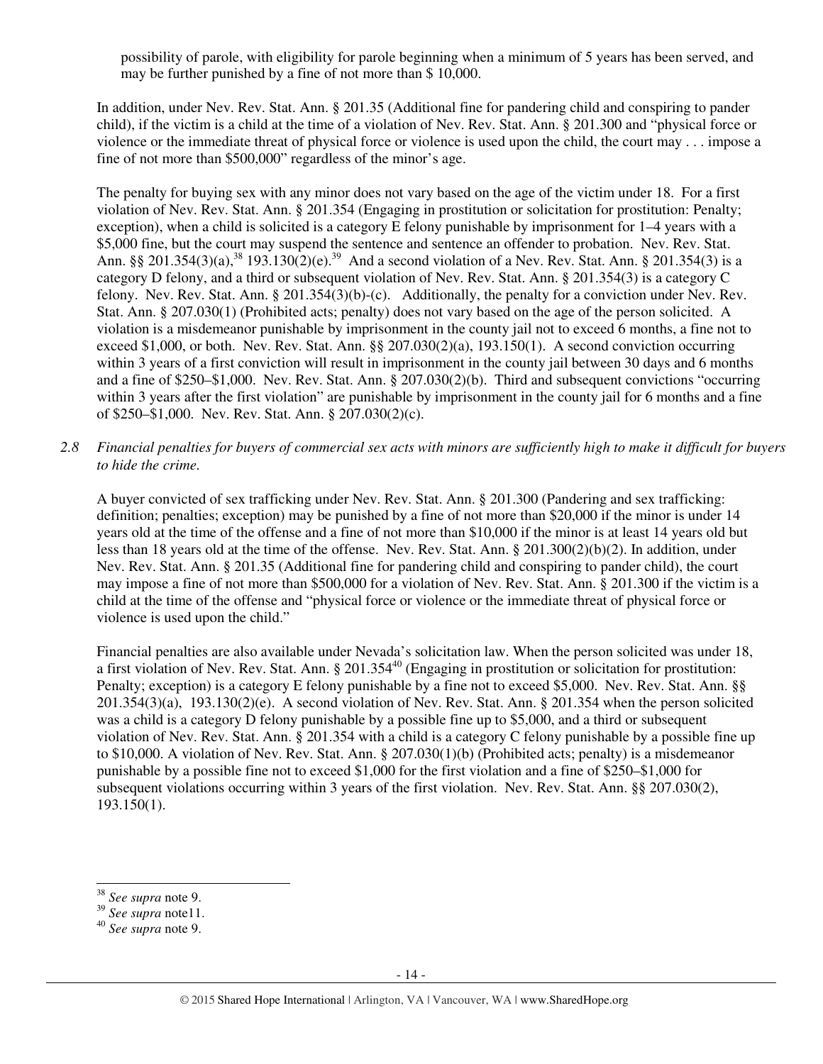possibility of parole, with eligibility for parole beginning when a minimum of 5 years has been served, and may be further punished by a fine of not more than $ 10,000.

In addition, under Nev. Rev. Stat. Ann. § 201.35 (Additional fine for pandering child and conspiring to pander child), if the victim is a child at the time of a violation of Nev. Rev. Stat. Ann. § 201.300 and "physical force or violence or the immediate threat of physical force or violence is used upon the child, the court may . . . impose a fine of not more than $500,000" regardless of the minor's age.

The penalty for buying sex with any minor does not vary based on the age of the victim under 18. For a first violation of Nev. Rev. Stat. Ann. § 201.354 (Engaging in prostitution or solicitation for prostitution: Penalty; exception), when a child is solicited is a category E felony punishable by imprisonment for 1–4 years with a $5,000 fine, but the court may suspend the sentence and sentence an offender to probation. Nev. Rev. Stat. Ann. §§ 201.354(3)(a),[38] 193.130(2)(e).[39] And a second violation of a Nev. Rev. Stat. Ann. § 201.354(3) is a category D felony, and a third or subsequent violation of Nev. Rev. Stat. Ann. § 201.354(3) is a category C felony. Nev. Rev. Stat. Ann. § 201.354(3)(b)-(c). Additionally, the penalty for a conviction under Nev. Rev. Stat. Ann. § 207.030(1) (Prohibited acts; penalty) does not vary based on the age of the person solicited. A violation is a misdemeanor punishable by imprisonment in the county jail not to exceed 6 months, a fine not to exceed $1,000, or both. Nev. Rev. Stat. Ann. §§ 207.030(2)(a), 193.150(1). A second conviction occurring within 3 years of a first conviction will result in imprisonment in the county jail between 30 days and 6 months and a fine of $250–$1,000. Nev. Rev. Stat. Ann. § 207.030(2)(b). Third and subsequent convictions "occurring within 3 years after the first violation" are punishable by imprisonment in the county jail for 6 months and a fine of $250–$1,000. Nev. Rev. Stat. Ann. § 207.030(2)(c).

2.8 *Financial penalties for buyers of commercial sex acts with minors are sufficiently high to make it difficult for buyers to hide the crime.*

A buyer convicted of sex trafficking under Nev. Rev. Stat. Ann. § 201.300 (Pandering and sex trafficking: definition; penalties; exception) may be punished by a fine of not more than $20,000 if the minor is under 14 years old at the time of the offense and a fine of not more than $10,000 if the minor is at least 14 years old but less than 18 years old at the time of the offense. Nev. Rev. Stat. Ann. § 201.300(2)(b)(2). In addition, under Nev. Rev. Stat. Ann. § 201.35 (Additional fine for pandering child and conspiring to pander child), the court may impose a fine of not more than $500,000 for a violation of Nev. Rev. Stat. Ann. § 201.300 if the victim is a child at the time of the offense and "physical force or violence or the immediate threat of physical force or violence is used upon the child."

Financial penalties are also available under Nevada's solicitation law. When the person solicited was under 18, a first violation of Nev. Rev. Stat. Ann. § 201.354[40] (Engaging in prostitution or solicitation for prostitution: Penalty; exception) is a category E felony punishable by a fine not to exceed $5,000. Nev. Rev. Stat. Ann. §§ 201.354(3)(a), 193.130(2)(e). A second violation of Nev. Rev. Stat. Ann. § 201.354 when the person solicited was a child is a category D felony punishable by a possible fine up to $5,000, and a third or subsequent violation of Nev. Rev. Stat. Ann. § 201.354 with a child is a category C felony punishable by a possible fine up to $10,000. A violation of Nev. Rev. Stat. Ann. § 207.030(1)(b) (Prohibited acts; penalty) is a misdemeanor punishable by a possible fine not to exceed $1,000 for the first violation and a fine of $250–$1,000 for subsequent violations occurring within 3 years of the first violation. Nev. Rev. Stat. Ann. §§ 207.030(2), 193.150(1).

---

[38] *See supra* note 9.

[39] *See supra* note11.

[40] *See supra* note 9.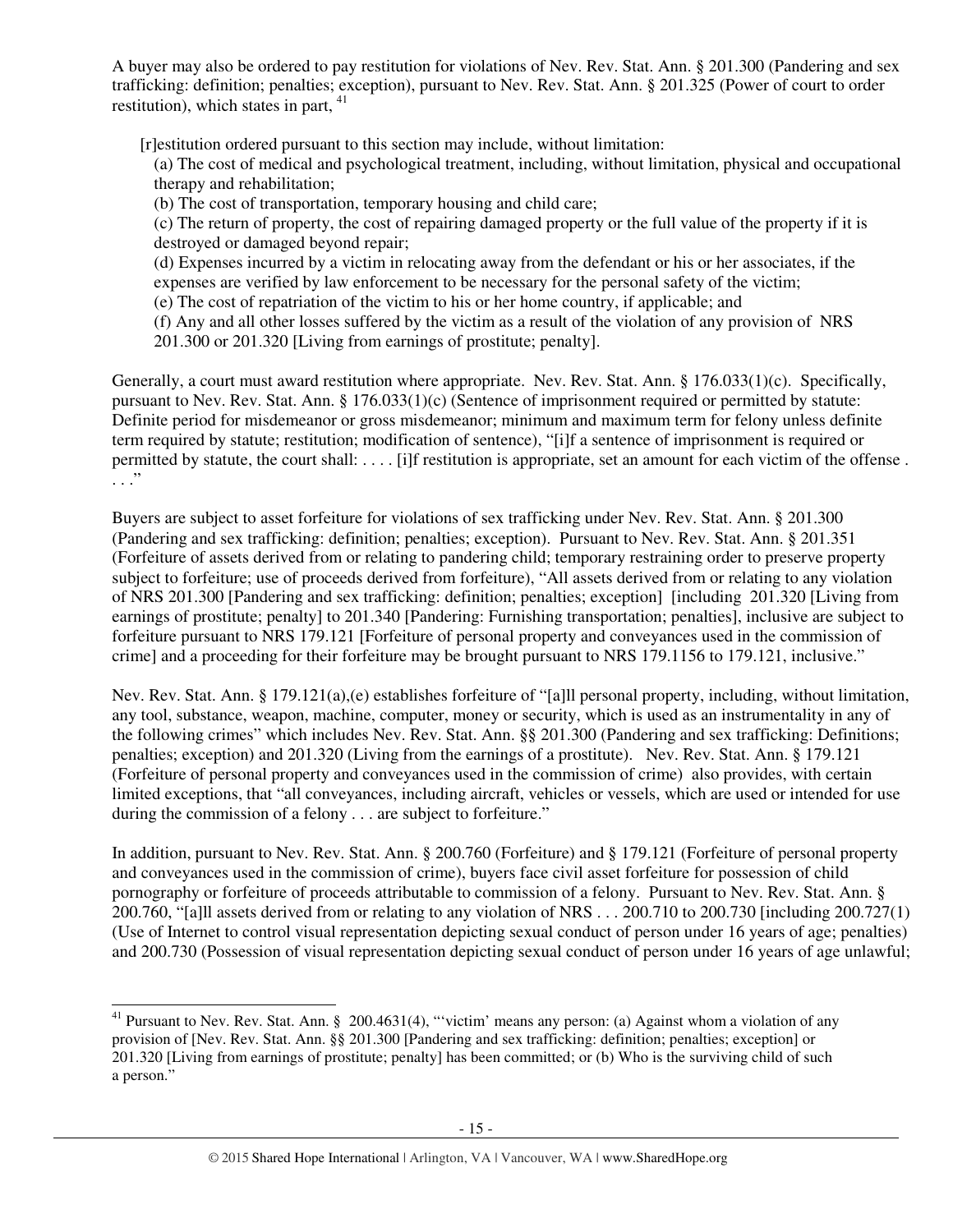A buyer may also be ordered to pay restitution for violations of Nev. Rev. Stat. Ann. § 201.300 (Pandering and sex trafficking: definition; penalties; exception), pursuant to Nev. Rev. Stat. Ann. § 201.325 (Power of court to order restitution), which states in part, [41]

> [r]estitution ordered pursuant to this section may include, without limitation:
>
> (a) The cost of medical and psychological treatment, including, without limitation, physical and occupational therapy and rehabilitation;
>
> (b) The cost of transportation, temporary housing and child care;
>
> (c) The return of property, the cost of repairing damaged property or the full value of the property if it is destroyed or damaged beyond repair;
>
> (d) Expenses incurred by a victim in relocating away from the defendant or his or her associates, if the expenses are verified by law enforcement to be necessary for the personal safety of the victim;
>
> (e) The cost of repatriation of the victim to his or her home country, if applicable; and
>
> (f) Any and all other losses suffered by the victim as a result of the violation of any provision of NRS 201.300 or 201.320 [Living from earnings of prostitute; penalty].

Generally, a court must award restitution where appropriate. Nev. Rev. Stat. Ann. § 176.033(1)(c). Specifically, pursuant to Nev. Rev. Stat. Ann. § 176.033(1)(c) (Sentence of imprisonment required or permitted by statute: Definite period for misdemeanor or gross misdemeanor; minimum and maximum term for felony unless definite term required by statute; restitution; modification of sentence), "[i]f a sentence of imprisonment is required or permitted by statute, the court shall: . . . . [i]f restitution is appropriate, set an amount for each victim of the offense . . . ."

Buyers are subject to asset forfeiture for violations of sex trafficking under Nev. Rev. Stat. Ann. § 201.300 (Pandering and sex trafficking: definition; penalties; exception). Pursuant to Nev. Rev. Stat. Ann. § 201.351 (Forfeiture of assets derived from or relating to pandering child; temporary restraining order to preserve property subject to forfeiture; use of proceeds derived from forfeiture), "All assets derived from or relating to any violation of NRS 201.300 [Pandering and sex trafficking: definition; penalties; exception] [including 201.320 [Living from earnings of prostitute; penalty] to 201.340 [Pandering: Furnishing transportation; penalties], inclusive are subject to forfeiture pursuant to NRS 179.121 [Forfeiture of personal property and conveyances used in the commission of crime] and a proceeding for their forfeiture may be brought pursuant to NRS 179.1156 to 179.121, inclusive."

Nev. Rev. Stat. Ann. § 179.121(a),(e) establishes forfeiture of "[a]ll personal property, including, without limitation, any tool, substance, weapon, machine, computer, money or security, which is used as an instrumentality in any of the following crimes" which includes Nev. Rev. Stat. Ann. §§ 201.300 (Pandering and sex trafficking: Definitions; penalties; exception) and 201.320 (Living from the earnings of a prostitute). Nev. Rev. Stat. Ann. § 179.121 (Forfeiture of personal property and conveyances used in the commission of crime) also provides, with certain limited exceptions, that "all conveyances, including aircraft, vehicles or vessels, which are used or intended for use during the commission of a felony . . . are subject to forfeiture."

In addition, pursuant to Nev. Rev. Stat. Ann. § 200.760 (Forfeiture) and § 179.121 (Forfeiture of personal property and conveyances used in the commission of crime), buyers face civil asset forfeiture for possession of child pornography or forfeiture of proceeds attributable to commission of a felony. Pursuant to Nev. Rev. Stat. Ann. § 200.760, "[a]ll assets derived from or relating to any violation of NRS . . . 200.710 to 200.730 [including 200.727(1) (Use of Internet to control visual representation depicting sexual conduct of person under 16 years of age; penalties) and 200.730 (Possession of visual representation depicting sexual conduct of person under 16 years of age unlawful;

---

[41] Pursuant to Nev. Rev. Stat. Ann. § 200.4631(4), "'victim' means any person: (a) Against whom a violation of any provision of [Nev. Rev. Stat. Ann. §§ 201.300 [Pandering and sex trafficking: definition; penalties; exception] or 201.320 [Living from earnings of prostitute; penalty] has been committed; or (b) Who is the surviving child of such a person."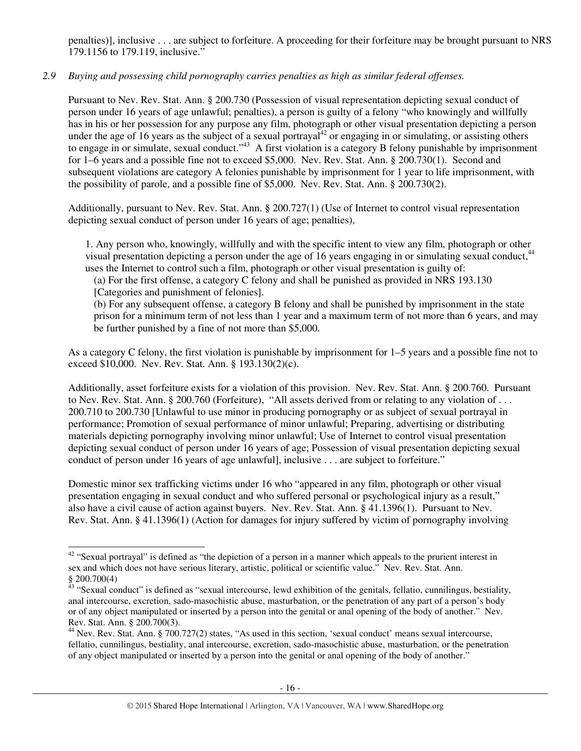penalties)], inclusive . . . are subject to forfeiture. A proceeding for their forfeiture may be brought pursuant to NRS 179.1156 to 179.119, inclusive."

*2.9 Buying and possessing child pornography carries penalties as high as similar federal offenses.*

Pursuant to Nev. Rev. Stat. Ann. § 200.730 (Possession of visual representation depicting sexual conduct of person under 16 years of age unlawful; penalties), a person is guilty of a felony "who knowingly and willfully has in his or her possession for any purpose any film, photograph or other visual presentation depicting a person under the age of 16 years as the subject of a sexual portrayal[42] or engaging in or simulating, or assisting others to engage in or simulate, sexual conduct."[43] A first violation is a category B felony punishable by imprisonment for 1–6 years and a possible fine not to exceed $5,000. Nev. Rev. Stat. Ann. § 200.730(1). Second and subsequent violations are category A felonies punishable by imprisonment for 1 year to life imprisonment, with the possibility of parole, and a possible fine of $5,000. Nev. Rev. Stat. Ann. § 200.730(2).

Additionally, pursuant to Nev. Rev. Stat. Ann. § 200.727(1) (Use of Internet to control visual representation depicting sexual conduct of person under 16 years of age; penalties),

> 1. Any person who, knowingly, willfully and with the specific intent to view any film, photograph or other visual presentation depicting a person under the age of 16 years engaging in or simulating sexual conduct,[44] uses the Internet to control such a film, photograph or other visual presentation is guilty of:
>
> (a) For the first offense, a category C felony and shall be punished as provided in NRS 193.130 [Categories and punishment of felonies].
>
> (b) For any subsequent offense, a category B felony and shall be punished by imprisonment in the state prison for a minimum term of not less than 1 year and a maximum term of not more than 6 years, and may be further punished by a fine of not more than $5,000.

As a category C felony, the first violation is punishable by imprisonment for 1–5 years and a possible fine not to exceed $10,000. Nev. Rev. Stat. Ann. § 193.130(2)(c).

Additionally, asset forfeiture exists for a violation of this provision. Nev. Rev. Stat. Ann. § 200.760. Pursuant to Nev. Rev. Stat. Ann. § 200.760 (Forfeiture), "All assets derived from or relating to any violation of . . . 200.710 to 200.730 [Unlawful to use minor in producing pornography or as subject of sexual portrayal in performance; Promotion of sexual performance of minor unlawful; Preparing, advertising or distributing materials depicting pornography involving minor unlawful; Use of Internet to control visual presentation depicting sexual conduct of person under 16 years of age; Possession of visual presentation depicting sexual conduct of person under 16 years of age unlawful], inclusive . . . are subject to forfeiture."

Domestic minor sex trafficking victims under 16 who "appeared in any film, photograph or other visual presentation engaging in sexual conduct and who suffered personal or psychological injury as a result," also have a civil cause of action against buyers. Nev. Rev. Stat. Ann. § 41.1396(1). Pursuant to Nev. Rev. Stat. Ann. § 41.1396(1) (Action for damages for injury suffered by victim of pornography involving

---

[42] "Sexual portrayal" is defined as "the depiction of a person in a manner which appeals to the prurient interest in sex and which does not have serious literary, artistic, political or scientific value." Nev. Rev. Stat. Ann. § 200.700(4)

[43] "Sexual conduct" is defined as "sexual intercourse, lewd exhibition of the genitals, fellatio, cunnilingus, bestiality, anal intercourse, excretion, sado-masochistic abuse, masturbation, or the penetration of any part of a person's body or of any object manipulated or inserted by a person into the genital or anal opening of the body of another." Nev. Rev. Stat. Ann. § 200.700(3).

[44] Nev. Rev. Stat. Ann. § 700.727(2) states, "As used in this section, 'sexual conduct' means sexual intercourse, fellatio, cunnilingus, bestiality, anal intercourse, excretion, sado-masochistic abuse, masturbation, or the penetration of any object manipulated or inserted by a person into the genital or anal opening of the body of another."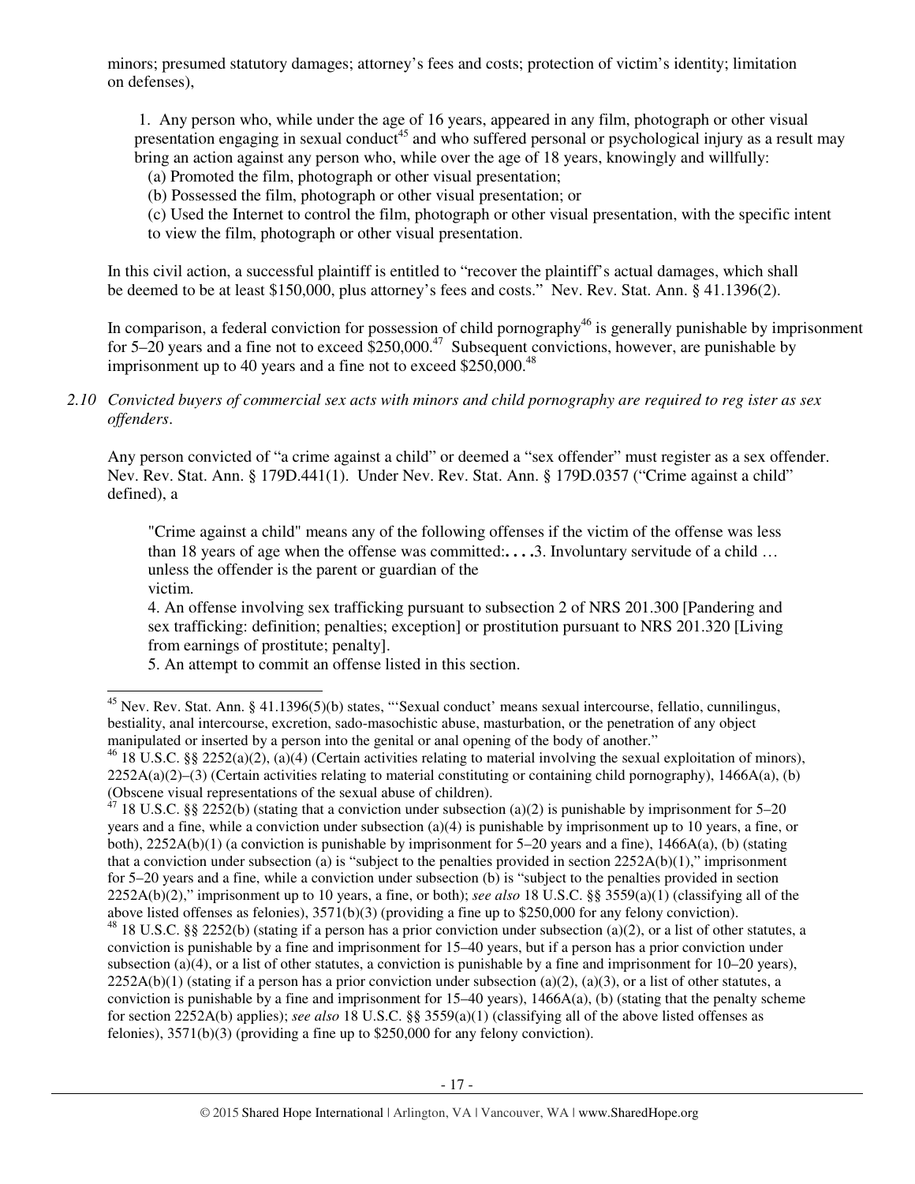minors; presumed statutory damages; attorney's fees and costs; protection of victim's identity; limitation on defenses),

> 1. Any person who, while under the age of 16 years, appeared in any film, photograph or other visual presentation engaging in sexual conduct[45] and who suffered personal or psychological injury as a result may bring an action against any person who, while over the age of 18 years, knowingly and willfully:
> (a) Promoted the film, photograph or other visual presentation;
> (b) Possessed the film, photograph or other visual presentation; or
> (c) Used the Internet to control the film, photograph or other visual presentation, with the specific intent to view the film, photograph or other visual presentation.

In this civil action, a successful plaintiff is entitled to "recover the plaintiff's actual damages, which shall be deemed to be at least $150,000, plus attorney's fees and costs." Nev. Rev. Stat. Ann. § 41.1396(2).

In comparison, a federal conviction for possession of child pornography[46] is generally punishable by imprisonment for 5–20 years and a fine not to exceed $250,000.[47] Subsequent convictions, however, are punishable by imprisonment up to 40 years and a fine not to exceed $250,000.[48]

*2.10 Convicted buyers of commercial sex acts with minors and child pornography are required to register as sex offenders.*

Any person convicted of "a crime against a child" or deemed a "sex offender" must register as a sex offender. Nev. Rev. Stat. Ann. § 179D.441(1). Under Nev. Rev. Stat. Ann. § 179D.0357 ("Crime against a child" defined), a

> "Crime against a child" means any of the following offenses if the victim of the offense was less than 18 years of age when the offense was committed:**. . . .**3. Involuntary servitude of a child … unless the offender is the parent or guardian of the victim.
> 4. An offense involving sex trafficking pursuant to subsection 2 of NRS 201.300 [Pandering and sex trafficking: definition; penalties; exception] or prostitution pursuant to NRS 201.320 [Living from earnings of prostitute; penalty].
> 5. An attempt to commit an offense listed in this section.

---

[45] Nev. Rev. Stat. Ann. § 41.1396(5)(b) states, "'Sexual conduct' means sexual intercourse, fellatio, cunnilingus, bestiality, anal intercourse, excretion, sado-masochistic abuse, masturbation, or the penetration of any object manipulated or inserted by a person into the genital or anal opening of the body of another."

[46] 18 U.S.C. §§ 2252(a)(2), (a)(4) (Certain activities relating to material involving the sexual exploitation of minors), 2252A(a)(2)–(3) (Certain activities relating to material constituting or containing child pornography), 1466A(a), (b) (Obscene visual representations of the sexual abuse of children).

[47] 18 U.S.C. §§ 2252(b) (stating that a conviction under subsection (a)(2) is punishable by imprisonment for 5–20 years and a fine, while a conviction under subsection (a)(4) is punishable by imprisonment up to 10 years, a fine, or both), 2252A(b)(1) (a conviction is punishable by imprisonment for 5–20 years and a fine), 1466A(a), (b) (stating that a conviction under subsection (a) is "subject to the penalties provided in section 2252A(b)(1)," imprisonment for 5–20 years and a fine, while a conviction under subsection (b) is "subject to the penalties provided in section 2252A(b)(2)," imprisonment up to 10 years, a fine, or both); *see also* 18 U.S.C. §§ 3559(a)(1) (classifying all of the above listed offenses as felonies), 3571(b)(3) (providing a fine up to $250,000 for any felony conviction).

[48] 18 U.S.C. §§ 2252(b) (stating if a person has a prior conviction under subsection (a)(2), or a list of other statutes, a conviction is punishable by a fine and imprisonment for 15–40 years, but if a person has a prior conviction under subsection (a)(4), or a list of other statutes, a conviction is punishable by a fine and imprisonment for 10–20 years), 2252A(b)(1) (stating if a person has a prior conviction under subsection (a)(2), (a)(3), or a list of other statutes, a conviction is punishable by a fine and imprisonment for 15–40 years), 1466A(a), (b) (stating that the penalty scheme for section 2252A(b) applies); *see also* 18 U.S.C. §§ 3559(a)(1) (classifying all of the above listed offenses as felonies), 3571(b)(3) (providing a fine up to $250,000 for any felony conviction).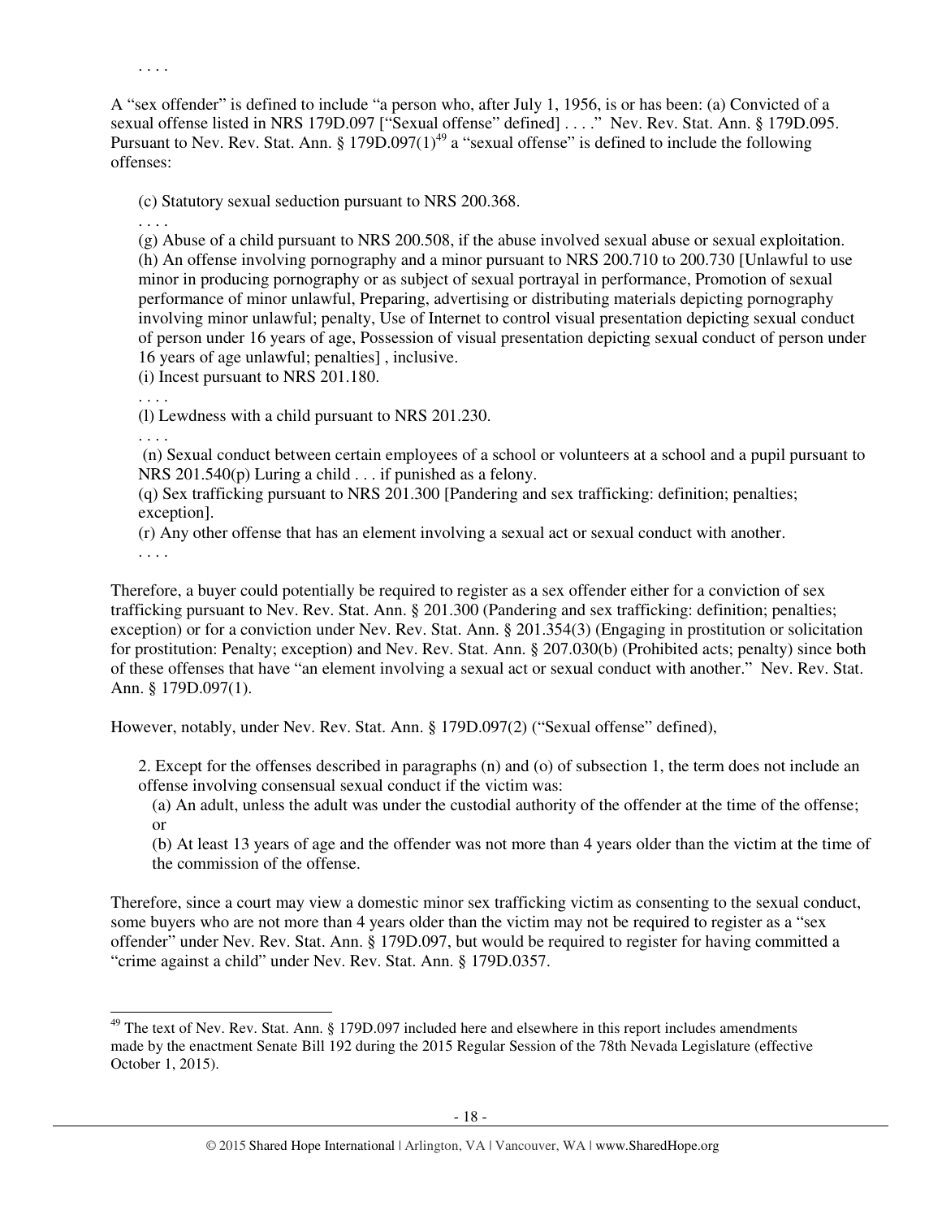. . . .

A "sex offender" is defined to include "a person who, after July 1, 1956, is or has been: (a) Convicted of a sexual offense listed in NRS 179D.097 ["Sexual offense" defined] . . . ." Nev. Rev. Stat. Ann. § 179D.095. Pursuant to Nev. Rev. Stat. Ann. § 179D.097(1)[49] a "sexual offense" is defined to include the following offenses:

> (c) Statutory sexual seduction pursuant to NRS 200.368.
>
> . . . .
>
> (g) Abuse of a child pursuant to NRS 200.508, if the abuse involved sexual abuse or sexual exploitation.
>
> (h) An offense involving pornography and a minor pursuant to NRS 200.710 to 200.730 [Unlawful to use minor in producing pornography or as subject of sexual portrayal in performance, Promotion of sexual performance of minor unlawful, Preparing, advertising or distributing materials depicting pornography involving minor unlawful; penalty, Use of Internet to control visual presentation depicting sexual conduct of person under 16 years of age, Possession of visual presentation depicting sexual conduct of person under 16 years of age unlawful; penalties] , inclusive.
>
> (i) Incest pursuant to NRS 201.180.
>
> . . . .
>
> (l) Lewdness with a child pursuant to NRS 201.230.
>
> . . . .
>
> (n) Sexual conduct between certain employees of a school or volunteers at a school and a pupil pursuant to NRS 201.540(p) Luring a child . . . if punished as a felony.
>
> (q) Sex trafficking pursuant to NRS 201.300 [Pandering and sex trafficking: definition; penalties; exception].
>
> (r) Any other offense that has an element involving a sexual act or sexual conduct with another.
>
> . . . .

Therefore, a buyer could potentially be required to register as a sex offender either for a conviction of sex trafficking pursuant to Nev. Rev. Stat. Ann. § 201.300 (Pandering and sex trafficking: definition; penalties; exception) or for a conviction under Nev. Rev. Stat. Ann. § 201.354(3) (Engaging in prostitution or solicitation for prostitution: Penalty; exception) and Nev. Rev. Stat. Ann. § 207.030(b) (Prohibited acts; penalty) since both of these offenses that have "an element involving a sexual act or sexual conduct with another." Nev. Rev. Stat. Ann. § 179D.097(1).

However, notably, under Nev. Rev. Stat. Ann. § 179D.097(2) ("Sexual offense" defined),

> 2. Except for the offenses described in paragraphs (n) and (o) of subsection 1, the term does not include an offense involving consensual sexual conduct if the victim was:
>
> (a) An adult, unless the adult was under the custodial authority of the offender at the time of the offense; or
>
> (b) At least 13 years of age and the offender was not more than 4 years older than the victim at the time of the commission of the offense.

Therefore, since a court may view a domestic minor sex trafficking victim as consenting to the sexual conduct, some buyers who are not more than 4 years older than the victim may not be required to register as a "sex offender" under Nev. Rev. Stat. Ann. § 179D.097, but would be required to register for having committed a "crime against a child" under Nev. Rev. Stat. Ann. § 179D.0357.

---

[49] The text of Nev. Rev. Stat. Ann. § 179D.097 included here and elsewhere in this report includes amendments made by the enactment Senate Bill 192 during the 2015 Regular Session of the 78th Nevada Legislature (effective October 1, 2015).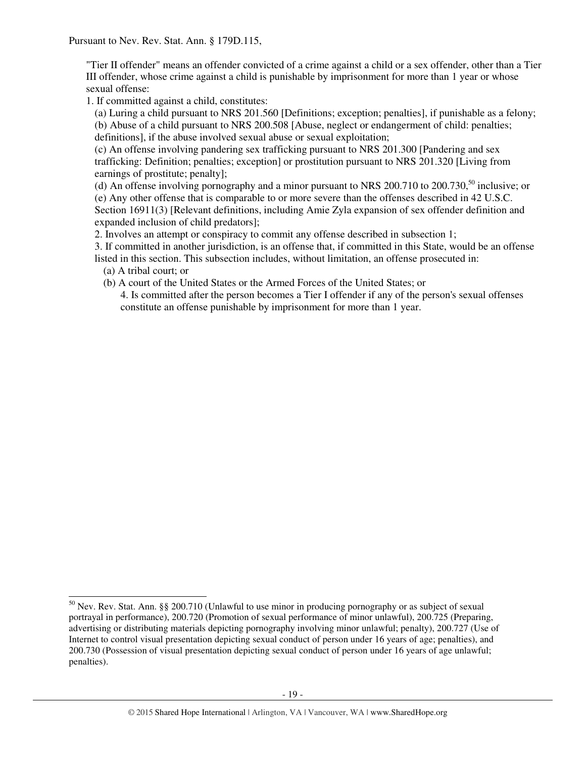Pursuant to Nev. Rev. Stat. Ann. § 179D.115,

> "Tier II offender" means an offender convicted of a crime against a child or a sex offender, other than a Tier III offender, whose crime against a child is punishable by imprisonment for more than 1 year or whose sexual offense:
>
> 1. If committed against a child, constitutes:
>
>   (a) Luring a child pursuant to NRS 201.560 [Definitions; exception; penalties], if punishable as a felony;
>
>   (b) Abuse of a child pursuant to NRS 200.508 [Abuse, neglect or endangerment of child: penalties; definitions], if the abuse involved sexual abuse or sexual exploitation;
>
>   (c) An offense involving pandering sex trafficking pursuant to NRS 201.300 [Pandering and sex trafficking: Definition; penalties; exception] or prostitution pursuant to NRS 201.320 [Living from earnings of prostitute; penalty];
>
>   (d) An offense involving pornography and a minor pursuant to NRS 200.710 to 200.730,[50] inclusive; or
>
>   (e) Any other offense that is comparable to or more severe than the offenses described in 42 U.S.C. Section 16911(3) [Relevant definitions, including Amie Zyla expansion of sex offender definition and expanded inclusion of child predators];
>
> 2. Involves an attempt or conspiracy to commit any offense described in subsection 1;
>
> 3. If committed in another jurisdiction, is an offense that, if committed in this State, would be an offense listed in this section. This subsection includes, without limitation, an offense prosecuted in:
>
>   (a) A tribal court; or
>
>   (b) A court of the United States or the Armed Forces of the United States; or
>
> 4. Is committed after the person becomes a Tier I offender if any of the person's sexual offenses constitute an offense punishable by imprisonment for more than 1 year.

---

[50] Nev. Rev. Stat. Ann. §§ 200.710 (Unlawful to use minor in producing pornography or as subject of sexual portrayal in performance), 200.720 (Promotion of sexual performance of minor unlawful), 200.725 (Preparing, advertising or distributing materials depicting pornography involving minor unlawful; penalty), 200.727 (Use of Internet to control visual presentation depicting sexual conduct of person under 16 years of age; penalties), and 200.730 (Possession of visual presentation depicting sexual conduct of person under 16 years of age unlawful; penalties).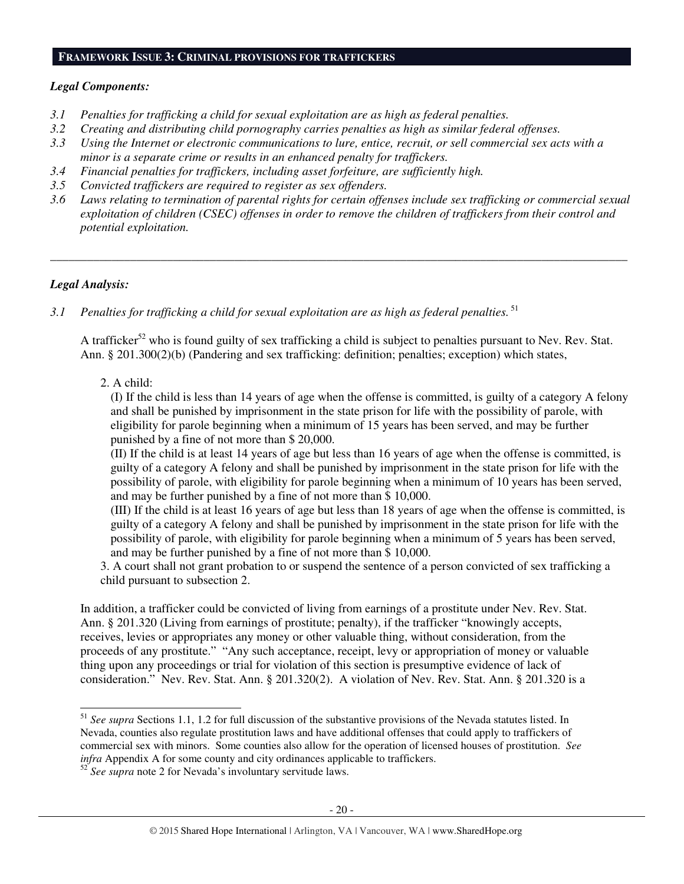## FRAMEWORK ISSUE 3: CRIMINAL PROVISIONS FOR TRAFFICKERS

***Legal Components:***

*3.1 Penalties for trafficking a child for sexual exploitation are as high as federal penalties.*
*3.2 Creating and distributing child pornography carries penalties as high as similar federal offenses.*
*3.3 Using the Internet or electronic communications to lure, entice, recruit, or sell commercial sex acts with a minor is a separate crime or results in an enhanced penalty for traffickers.*
*3.4 Financial penalties for traffickers, including asset forfeiture, are sufficiently high.*
*3.5 Convicted traffickers are required to register as sex offenders.*
*3.6 Laws relating to termination of parental rights for certain offenses include sex trafficking or commercial sexual exploitation of children (CSEC) offenses in order to remove the children of traffickers from their control and potential exploitation.*

---

***Legal Analysis:***

*3.1 Penalties for trafficking a child for sexual exploitation are as high as federal penalties.* [51]

A trafficker[52] who is found guilty of sex trafficking a child is subject to penalties pursuant to Nev. Rev. Stat. Ann. § 201.300(2)(b) (Pandering and sex trafficking: definition; penalties; exception) which states,

> 2. A child:
> (I) If the child is less than 14 years of age when the offense is committed, is guilty of a category A felony and shall be punished by imprisonment in the state prison for life with the possibility of parole, with eligibility for parole beginning when a minimum of 15 years has been served, and may be further punished by a fine of not more than $ 20,000.
> (II) If the child is at least 14 years of age but less than 16 years of age when the offense is committed, is guilty of a category A felony and shall be punished by imprisonment in the state prison for life with the possibility of parole, with eligibility for parole beginning when a minimum of 10 years has been served, and may be further punished by a fine of not more than $ 10,000.
> (III) If the child is at least 16 years of age but less than 18 years of age when the offense is committed, is guilty of a category A felony and shall be punished by imprisonment in the state prison for life with the possibility of parole, with eligibility for parole beginning when a minimum of 5 years has been served, and may be further punished by a fine of not more than $ 10,000.
> 3. A court shall not grant probation to or suspend the sentence of a person convicted of sex trafficking a child pursuant to subsection 2.

In addition, a trafficker could be convicted of living from earnings of a prostitute under Nev. Rev. Stat. Ann. § 201.320 (Living from earnings of prostitute; penalty), if the trafficker "knowingly accepts, receives, levies or appropriates any money or other valuable thing, without consideration, from the proceeds of any prostitute." "Any such acceptance, receipt, levy or appropriation of money or valuable thing upon any proceedings or trial for violation of this section is presumptive evidence of lack of consideration." Nev. Rev. Stat. Ann. § 201.320(2). A violation of Nev. Rev. Stat. Ann. § 201.320 is a

---

[51] *See supra* Sections 1.1, 1.2 for full discussion of the substantive provisions of the Nevada statutes listed. In Nevada, counties also regulate prostitution laws and have additional offenses that could apply to traffickers of commercial sex with minors. Some counties also allow for the operation of licensed houses of prostitution. *See infra* Appendix A for some county and city ordinances applicable to traffickers.

[52] *See supra* note 2 for Nevada's involuntary servitude laws.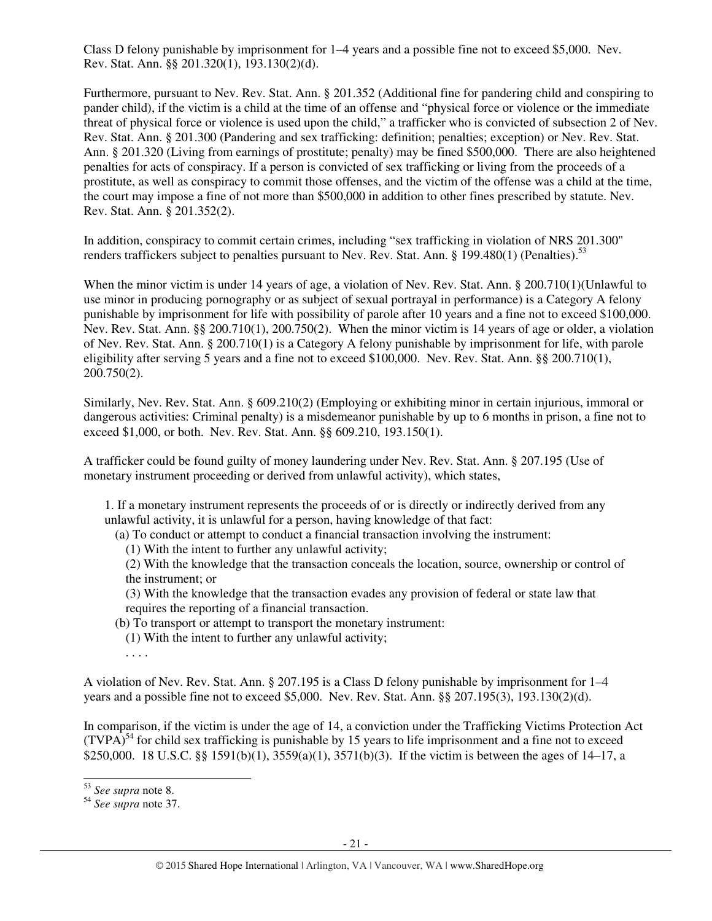Class D felony punishable by imprisonment for 1–4 years and a possible fine not to exceed $5,000. Nev. Rev. Stat. Ann. §§ 201.320(1), 193.130(2)(d).

Furthermore, pursuant to Nev. Rev. Stat. Ann. § 201.352 (Additional fine for pandering child and conspiring to pander child), if the victim is a child at the time of an offense and "physical force or violence or the immediate threat of physical force or violence is used upon the child," a trafficker who is convicted of subsection 2 of Nev. Rev. Stat. Ann. § 201.300 (Pandering and sex trafficking: definition; penalties; exception) or Nev. Rev. Stat. Ann. § 201.320 (Living from earnings of prostitute; penalty) may be fined $500,000. There are also heightened penalties for acts of conspiracy. If a person is convicted of sex trafficking or living from the proceeds of a prostitute, as well as conspiracy to commit those offenses, and the victim of the offense was a child at the time, the court may impose a fine of not more than $500,000 in addition to other fines prescribed by statute. Nev. Rev. Stat. Ann. § 201.352(2).

In addition, conspiracy to commit certain crimes, including "sex trafficking in violation of NRS 201.300" renders traffickers subject to penalties pursuant to Nev. Rev. Stat. Ann. § 199.480(1) (Penalties).[53]

When the minor victim is under 14 years of age, a violation of Nev. Rev. Stat. Ann. § 200.710(1)(Unlawful to use minor in producing pornography or as subject of sexual portrayal in performance) is a Category A felony punishable by imprisonment for life with possibility of parole after 10 years and a fine not to exceed $100,000. Nev. Rev. Stat. Ann. §§ 200.710(1), 200.750(2). When the minor victim is 14 years of age or older, a violation of Nev. Rev. Stat. Ann. § 200.710(1) is a Category A felony punishable by imprisonment for life, with parole eligibility after serving 5 years and a fine not to exceed $100,000. Nev. Rev. Stat. Ann. §§ 200.710(1), 200.750(2).

Similarly, Nev. Rev. Stat. Ann. § 609.210(2) (Employing or exhibiting minor in certain injurious, immoral or dangerous activities: Criminal penalty) is a misdemeanor punishable by up to 6 months in prison, a fine not to exceed $1,000, or both. Nev. Rev. Stat. Ann. §§ 609.210, 193.150(1).

A trafficker could be found guilty of money laundering under Nev. Rev. Stat. Ann. § 207.195 (Use of monetary instrument proceeding or derived from unlawful activity), which states,

> 1. If a monetary instrument represents the proceeds of or is directly or indirectly derived from any unlawful activity, it is unlawful for a person, having knowledge of that fact:
>
> (a) To conduct or attempt to conduct a financial transaction involving the instrument:
>
> (1) With the intent to further any unlawful activity;
>
> (2) With the knowledge that the transaction conceals the location, source, ownership or control of the instrument; or
>
> (3) With the knowledge that the transaction evades any provision of federal or state law that requires the reporting of a financial transaction.
>
> (b) To transport or attempt to transport the monetary instrument:
>
> (1) With the intent to further any unlawful activity;
>
> . . . .

A violation of Nev. Rev. Stat. Ann. § 207.195 is a Class D felony punishable by imprisonment for 1–4 years and a possible fine not to exceed $5,000. Nev. Rev. Stat. Ann. §§ 207.195(3), 193.130(2)(d).

In comparison, if the victim is under the age of 14, a conviction under the Trafficking Victims Protection Act (TVPA)[54] for child sex trafficking is punishable by 15 years to life imprisonment and a fine not to exceed $250,000. 18 U.S.C. §§ 1591(b)(1), 3559(a)(1), 3571(b)(3). If the victim is between the ages of 14–17, a

---

[53] *See supra* note 8.

[54] *See supra* note 37.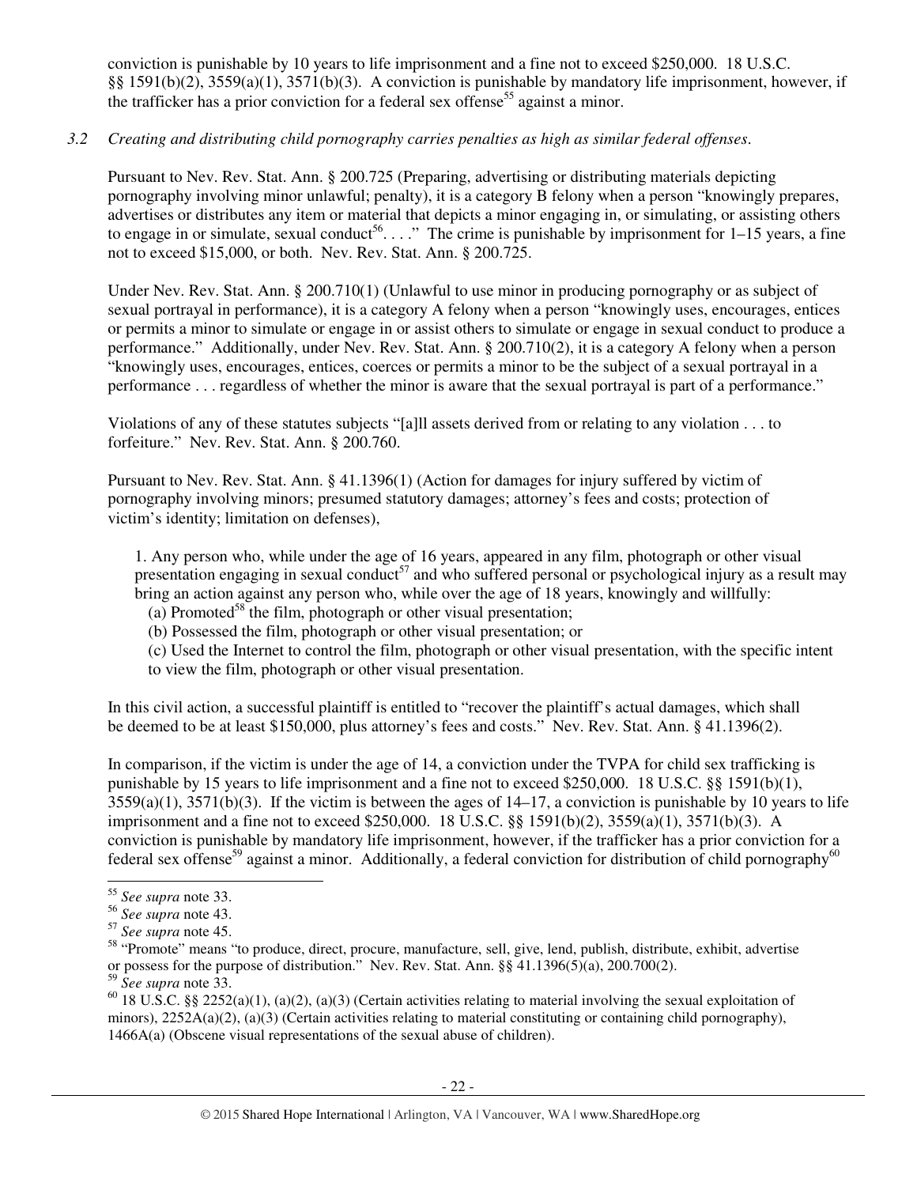conviction is punishable by 10 years to life imprisonment and a fine not to exceed $250,000. 18 U.S.C. §§ 1591(b)(2), 3559(a)(1), 3571(b)(3). A conviction is punishable by mandatory life imprisonment, however, if the trafficker has a prior conviction for a federal sex offense[55] against a minor.

*3.2 Creating and distributing child pornography carries penalties as high as similar federal offenses.*

Pursuant to Nev. Rev. Stat. Ann. § 200.725 (Preparing, advertising or distributing materials depicting pornography involving minor unlawful; penalty), it is a category B felony when a person "knowingly prepares, advertises or distributes any item or material that depicts a minor engaging in, or simulating, or assisting others to engage in or simulate, sexual conduct[56]. . . ." The crime is punishable by imprisonment for 1–15 years, a fine not to exceed $15,000, or both. Nev. Rev. Stat. Ann. § 200.725.

Under Nev. Rev. Stat. Ann. § 200.710(1) (Unlawful to use minor in producing pornography or as subject of sexual portrayal in performance), it is a category A felony when a person "knowingly uses, encourages, entices or permits a minor to simulate or engage in or assist others to simulate or engage in sexual conduct to produce a performance." Additionally, under Nev. Rev. Stat. Ann. § 200.710(2), it is a category A felony when a person "knowingly uses, encourages, entices, coerces or permits a minor to be the subject of a sexual portrayal in a performance . . . regardless of whether the minor is aware that the sexual portrayal is part of a performance."

Violations of any of these statutes subjects "[a]ll assets derived from or relating to any violation . . . to forfeiture." Nev. Rev. Stat. Ann. § 200.760.

Pursuant to Nev. Rev. Stat. Ann. § 41.1396(1) (Action for damages for injury suffered by victim of pornography involving minors; presumed statutory damages; attorney's fees and costs; protection of victim's identity; limitation on defenses),

> 1. Any person who, while under the age of 16 years, appeared in any film, photograph or other visual presentation engaging in sexual conduct[57] and who suffered personal or psychological injury as a result may bring an action against any person who, while over the age of 18 years, knowingly and willfully:
> (a) Promoted[58] the film, photograph or other visual presentation;
> (b) Possessed the film, photograph or other visual presentation; or
> (c) Used the Internet to control the film, photograph or other visual presentation, with the specific intent to view the film, photograph or other visual presentation.

In this civil action, a successful plaintiff is entitled to "recover the plaintiff's actual damages, which shall be deemed to be at least $150,000, plus attorney's fees and costs." Nev. Rev. Stat. Ann. § 41.1396(2).

In comparison, if the victim is under the age of 14, a conviction under the TVPA for child sex trafficking is punishable by 15 years to life imprisonment and a fine not to exceed $250,000. 18 U.S.C. §§ 1591(b)(1), 3559(a)(1), 3571(b)(3). If the victim is between the ages of 14–17, a conviction is punishable by 10 years to life imprisonment and a fine not to exceed $250,000. 18 U.S.C. §§ 1591(b)(2), 3559(a)(1), 3571(b)(3). A conviction is punishable by mandatory life imprisonment, however, if the trafficker has a prior conviction for a federal sex offense[59] against a minor. Additionally, a federal conviction for distribution of child pornography[60]

---

[55] *See supra* note 33.
[56] *See supra* note 43.
[57] *See supra* note 45.
[58] "Promote" means "to produce, direct, procure, manufacture, sell, give, lend, publish, distribute, exhibit, advertise or possess for the purpose of distribution." Nev. Rev. Stat. Ann. §§ 41.1396(5)(a), 200.700(2).
[59] *See supra* note 33.
[60] 18 U.S.C. §§ 2252(a)(1), (a)(2), (a)(3) (Certain activities relating to material involving the sexual exploitation of minors), 2252A(a)(2), (a)(3) (Certain activities relating to material constituting or containing child pornography), 1466A(a) (Obscene visual representations of the sexual abuse of children).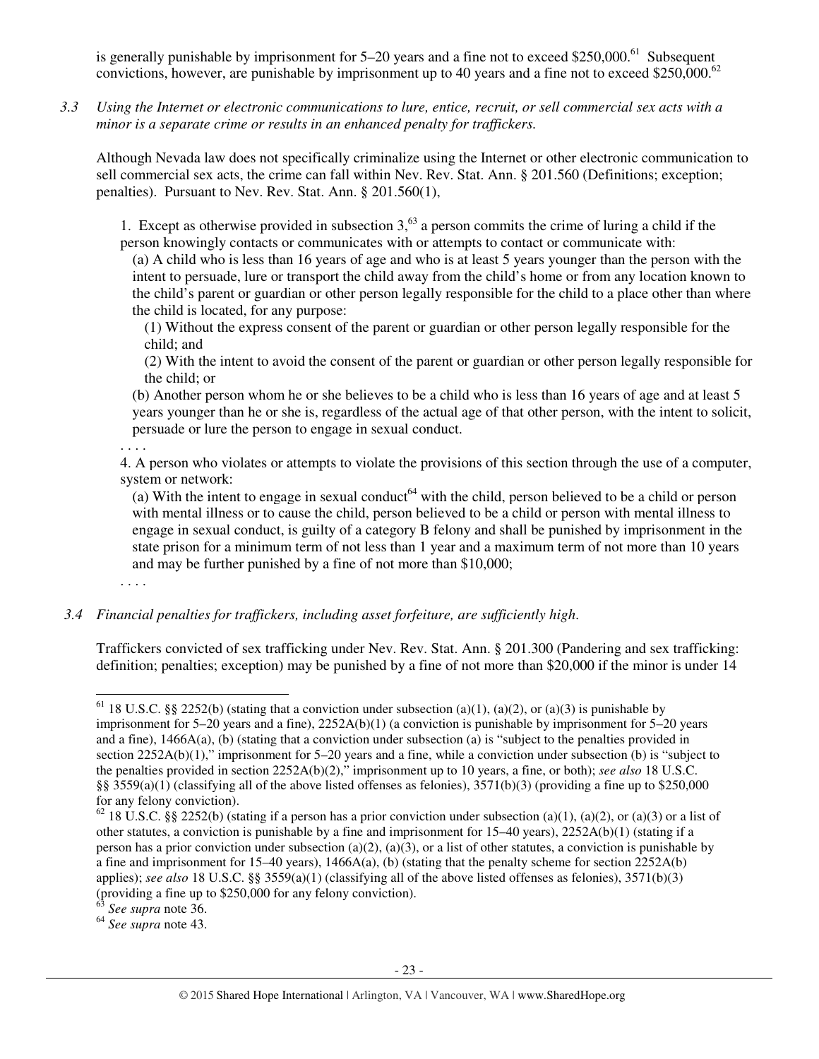is generally punishable by imprisonment for 5–20 years and a fine not to exceed $250,000.[61] Subsequent convictions, however, are punishable by imprisonment up to 40 years and a fine not to exceed $250,000.[62]

*3.3 Using the Internet or electronic communications to lure, entice, recruit, or sell commercial sex acts with a minor is a separate crime or results in an enhanced penalty for traffickers.*

Although Nevada law does not specifically criminalize using the Internet or other electronic communication to sell commercial sex acts, the crime can fall within Nev. Rev. Stat. Ann. § 201.560 (Definitions; exception; penalties). Pursuant to Nev. Rev. Stat. Ann. § 201.560(1),

> 1. Except as otherwise provided in subsection 3,[63] a person commits the crime of luring a child if the person knowingly contacts or communicates with or attempts to contact or communicate with:
>
> (a) A child who is less than 16 years of age and who is at least 5 years younger than the person with the intent to persuade, lure or transport the child away from the child's home or from any location known to the child's parent or guardian or other person legally responsible for the child to a place other than where the child is located, for any purpose:
>
> (1) Without the express consent of the parent or guardian or other person legally responsible for the child; and
>
> (2) With the intent to avoid the consent of the parent or guardian or other person legally responsible for the child; or
>
> (b) Another person whom he or she believes to be a child who is less than 16 years of age and at least 5 years younger than he or she is, regardless of the actual age of that other person, with the intent to solicit, persuade or lure the person to engage in sexual conduct.
>
> . . . .
>
> 4. A person who violates or attempts to violate the provisions of this section through the use of a computer, system or network:
>
> (a) With the intent to engage in sexual conduct[64] with the child, person believed to be a child or person with mental illness or to cause the child, person believed to be a child or person with mental illness to engage in sexual conduct, is guilty of a category B felony and shall be punished by imprisonment in the state prison for a minimum term of not less than 1 year and a maximum term of not more than 10 years and may be further punished by a fine of not more than $10,000;
>
> . . . .

*3.4 Financial penalties for traffickers, including asset forfeiture, are sufficiently high.*

Traffickers convicted of sex trafficking under Nev. Rev. Stat. Ann. § 201.300 (Pandering and sex trafficking: definition; penalties; exception) may be punished by a fine of not more than $20,000 if the minor is under 14

---

[61] 18 U.S.C. §§ 2252(b) (stating that a conviction under subsection (a)(1), (a)(2), or (a)(3) is punishable by imprisonment for 5–20 years and a fine), 2252A(b)(1) (a conviction is punishable by imprisonment for 5–20 years and a fine), 1466A(a), (b) (stating that a conviction under subsection (a) is "subject to the penalties provided in section 2252A(b)(1)," imprisonment for 5–20 years and a fine, while a conviction under subsection (b) is "subject to the penalties provided in section 2252A(b)(2)," imprisonment up to 10 years, a fine, or both); *see also* 18 U.S.C. §§ 3559(a)(1) (classifying all of the above listed offenses as felonies), 3571(b)(3) (providing a fine up to $250,000 for any felony conviction).

[62] 18 U.S.C. §§ 2252(b) (stating if a person has a prior conviction under subsection (a)(1), (a)(2), or (a)(3) or a list of other statutes, a conviction is punishable by a fine and imprisonment for 15–40 years), 2252A(b)(1) (stating if a person has a prior conviction under subsection (a)(2), (a)(3), or a list of other statutes, a conviction is punishable by a fine and imprisonment for 15–40 years), 1466A(a), (b) (stating that the penalty scheme for section 2252A(b) applies); *see also* 18 U.S.C. §§ 3559(a)(1) (classifying all of the above listed offenses as felonies), 3571(b)(3) (providing a fine up to $250,000 for any felony conviction).

[63] *See supra* note 36.

[64] *See supra* note 43.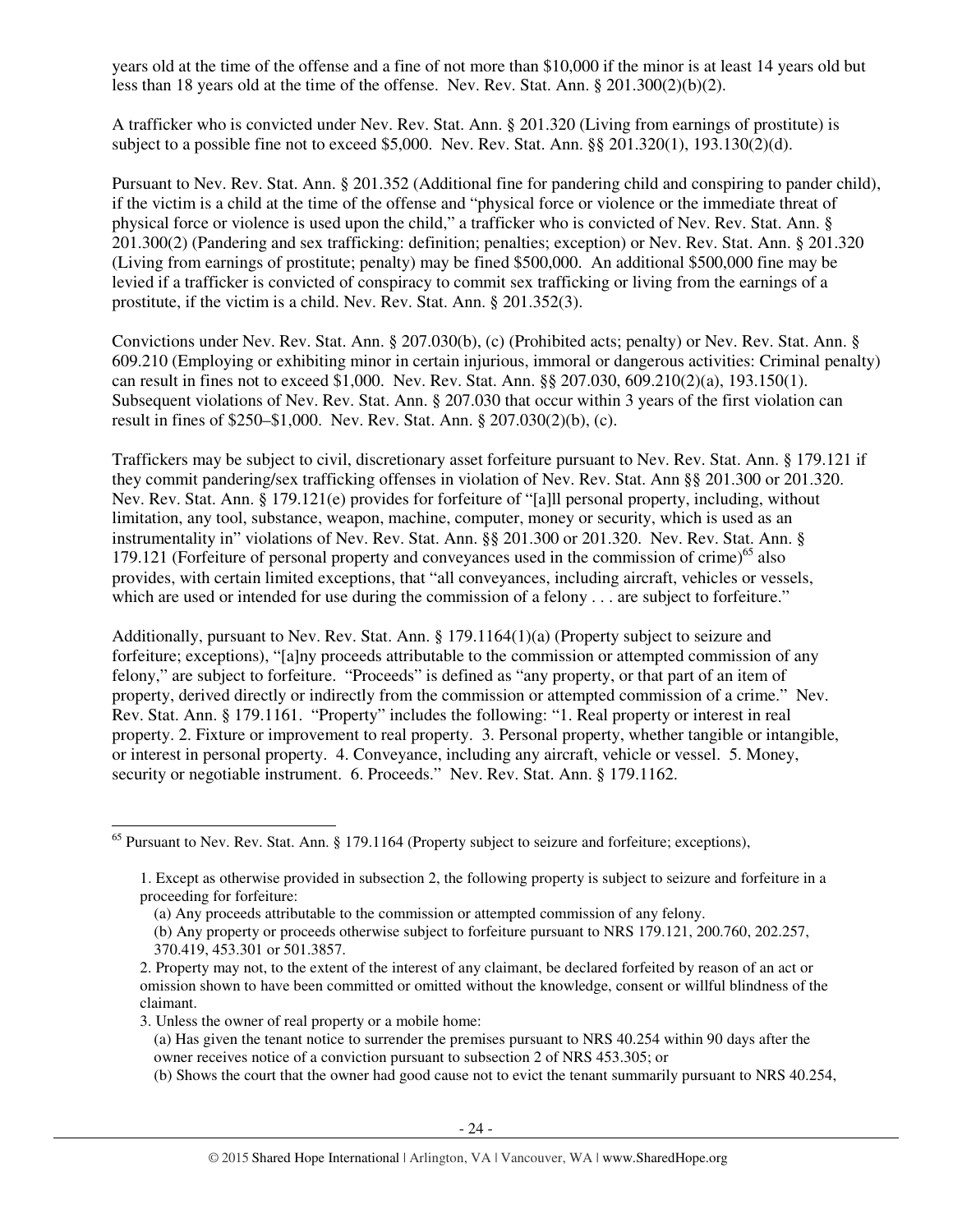years old at the time of the offense and a fine of not more than $10,000 if the minor is at least 14 years old but less than 18 years old at the time of the offense. Nev. Rev. Stat. Ann. § 201.300(2)(b)(2).

A trafficker who is convicted under Nev. Rev. Stat. Ann. § 201.320 (Living from earnings of prostitute) is subject to a possible fine not to exceed $5,000. Nev. Rev. Stat. Ann. §§ 201.320(1), 193.130(2)(d).

Pursuant to Nev. Rev. Stat. Ann. § 201.352 (Additional fine for pandering child and conspiring to pander child), if the victim is a child at the time of the offense and "physical force or violence or the immediate threat of physical force or violence is used upon the child," a trafficker who is convicted of Nev. Rev. Stat. Ann. § 201.300(2) (Pandering and sex trafficking: definition; penalties; exception) or Nev. Rev. Stat. Ann. § 201.320 (Living from earnings of prostitute; penalty) may be fined $500,000. An additional $500,000 fine may be levied if a trafficker is convicted of conspiracy to commit sex trafficking or living from the earnings of a prostitute, if the victim is a child. Nev. Rev. Stat. Ann. § 201.352(3).

Convictions under Nev. Rev. Stat. Ann. § 207.030(b), (c) (Prohibited acts; penalty) or Nev. Rev. Stat. Ann. § 609.210 (Employing or exhibiting minor in certain injurious, immoral or dangerous activities: Criminal penalty) can result in fines not to exceed $1,000. Nev. Rev. Stat. Ann. §§ 207.030, 609.210(2)(a), 193.150(1). Subsequent violations of Nev. Rev. Stat. Ann. § 207.030 that occur within 3 years of the first violation can result in fines of $250–$1,000. Nev. Rev. Stat. Ann. § 207.030(2)(b), (c).

Traffickers may be subject to civil, discretionary asset forfeiture pursuant to Nev. Rev. Stat. Ann. § 179.121 if they commit pandering/sex trafficking offenses in violation of Nev. Rev. Stat. Ann §§ 201.300 or 201.320. Nev. Rev. Stat. Ann. § 179.121(e) provides for forfeiture of "[a]ll personal property, including, without limitation, any tool, substance, weapon, machine, computer, money or security, which is used as an instrumentality in" violations of Nev. Rev. Stat. Ann. §§ 201.300 or 201.320. Nev. Rev. Stat. Ann. § 179.121 (Forfeiture of personal property and conveyances used in the commission of crime)[65] also provides, with certain limited exceptions, that "all conveyances, including aircraft, vehicles or vessels, which are used or intended for use during the commission of a felony . . . are subject to forfeiture."

Additionally, pursuant to Nev. Rev. Stat. Ann. § 179.1164(1)(a) (Property subject to seizure and forfeiture; exceptions), "[a]ny proceeds attributable to the commission or attempted commission of any felony," are subject to forfeiture. "Proceeds" is defined as "any property, or that part of an item of property, derived directly or indirectly from the commission or attempted commission of a crime." Nev. Rev. Stat. Ann. § 179.1161. "Property" includes the following: "1. Real property or interest in real property. 2. Fixture or improvement to real property. 3. Personal property, whether tangible or intangible, or interest in personal property. 4. Conveyance, including any aircraft, vehicle or vessel. 5. Money, security or negotiable instrument. 6. Proceeds." Nev. Rev. Stat. Ann. § 179.1162.

---

[65] Pursuant to Nev. Rev. Stat. Ann. § 179.1164 (Property subject to seizure and forfeiture; exceptions),

> 1. Except as otherwise provided in subsection 2, the following property is subject to seizure and forfeiture in a proceeding for forfeiture:
>    (a) Any proceeds attributable to the commission or attempted commission of any felony.
>    (b) Any property or proceeds otherwise subject to forfeiture pursuant to NRS 179.121, 200.760, 202.257, 370.419, 453.301 or 501.3857.
>
> 2. Property may not, to the extent of the interest of any claimant, be declared forfeited by reason of an act or omission shown to have been committed or omitted without the knowledge, consent or willful blindness of the claimant.
>
> 3. Unless the owner of real property or a mobile home:
>    (a) Has given the tenant notice to surrender the premises pursuant to NRS 40.254 within 90 days after the owner receives notice of a conviction pursuant to subsection 2 of NRS 453.305; or
>    (b) Shows the court that the owner had good cause not to evict the tenant summarily pursuant to NRS 40.254,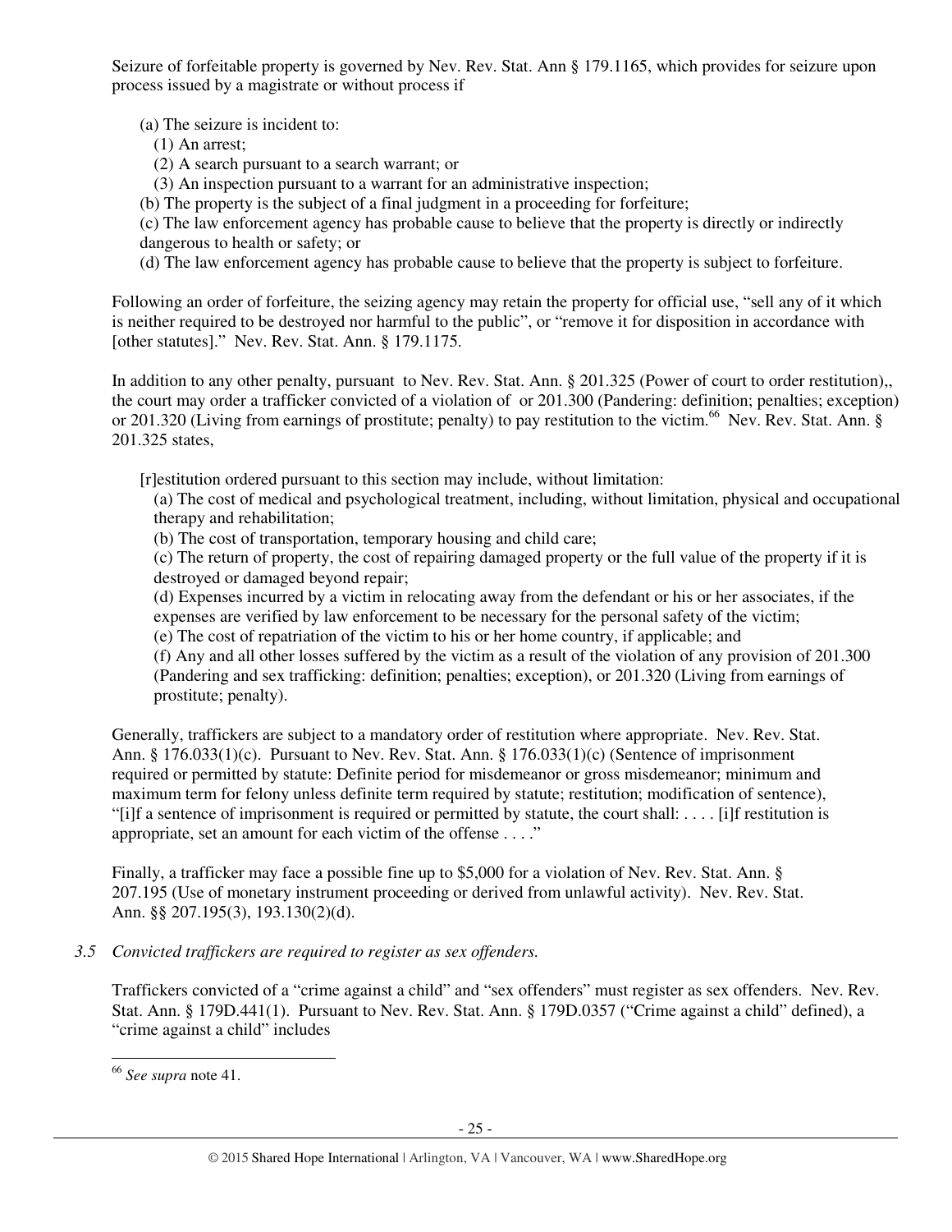Seizure of forfeitable property is governed by Nev. Rev. Stat. Ann § 179.1165, which provides for seizure upon process issued by a magistrate or without process if

(a) The seizure is incident to:
  (1) An arrest;
  (2) A search pursuant to a search warrant; or
  (3) An inspection pursuant to a warrant for an administrative inspection;
(b) The property is the subject of a final judgment in a proceeding for forfeiture;
(c) The law enforcement agency has probable cause to believe that the property is directly or indirectly dangerous to health or safety; or
(d) The law enforcement agency has probable cause to believe that the property is subject to forfeiture.

Following an order of forfeiture, the seizing agency may retain the property for official use, "sell any of it which is neither required to be destroyed nor harmful to the public", or "remove it for disposition in accordance with [other statutes]." Nev. Rev. Stat. Ann. § 179.1175.

In addition to any other penalty, pursuant to Nev. Rev. Stat. Ann. § 201.325 (Power of court to order restitution),, the court may order a trafficker convicted of a violation of or 201.300 (Pandering: definition; penalties; exception) or 201.320 (Living from earnings of prostitute; penalty) to pay restitution to the victim.[66] Nev. Rev. Stat. Ann. § 201.325 states,

> [r]estitution ordered pursuant to this section may include, without limitation:
> (a) The cost of medical and psychological treatment, including, without limitation, physical and occupational therapy and rehabilitation;
> (b) The cost of transportation, temporary housing and child care;
> (c) The return of property, the cost of repairing damaged property or the full value of the property if it is destroyed or damaged beyond repair;
> (d) Expenses incurred by a victim in relocating away from the defendant or his or her associates, if the expenses are verified by law enforcement to be necessary for the personal safety of the victim;
> (e) The cost of repatriation of the victim to his or her home country, if applicable; and
> (f) Any and all other losses suffered by the victim as a result of the violation of any provision of 201.300 (Pandering and sex trafficking: definition; penalties; exception), or 201.320 (Living from earnings of prostitute; penalty).

Generally, traffickers are subject to a mandatory order of restitution where appropriate. Nev. Rev. Stat. Ann. § 176.033(1)(c). Pursuant to Nev. Rev. Stat. Ann. § 176.033(1)(c) (Sentence of imprisonment required or permitted by statute: Definite period for misdemeanor or gross misdemeanor; minimum and maximum term for felony unless definite term required by statute; restitution; modification of sentence), "[i]f a sentence of imprisonment is required or permitted by statute, the court shall: . . . . [i]f restitution is appropriate, set an amount for each victim of the offense . . . ."

Finally, a trafficker may face a possible fine up to $5,000 for a violation of Nev. Rev. Stat. Ann. § 207.195 (Use of monetary instrument proceeding or derived from unlawful activity). Nev. Rev. Stat. Ann. §§ 207.195(3), 193.130(2)(d).

*3.5 Convicted traffickers are required to register as sex offenders.*

Traffickers convicted of a "crime against a child" and "sex offenders" must register as sex offenders. Nev. Rev. Stat. Ann. § 179D.441(1). Pursuant to Nev. Rev. Stat. Ann. § 179D.0357 ("Crime against a child" defined), a "crime against a child" includes

---

[66] *See supra* note 41.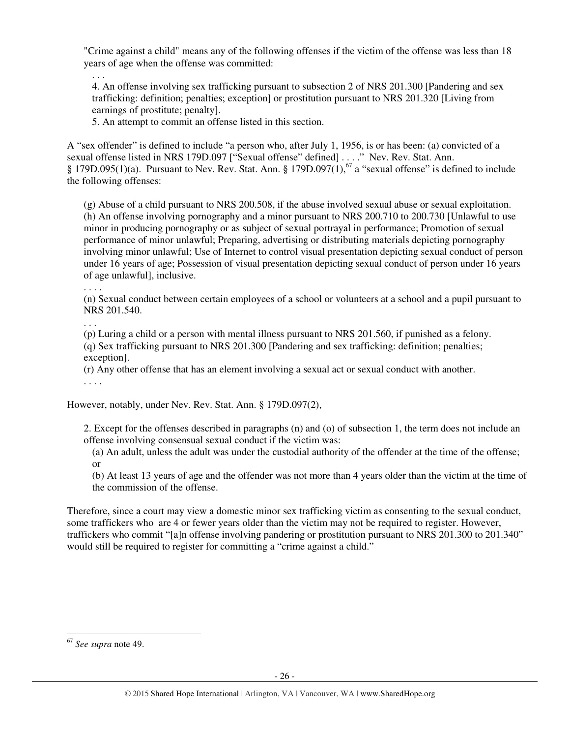"Crime against a child" means any of the following offenses if the victim of the offense was less than 18 years of age when the offense was committed:

> . . .
>
> 4. An offense involving sex trafficking pursuant to subsection 2 of NRS 201.300 [Pandering and sex trafficking: definition; penalties; exception] or prostitution pursuant to NRS 201.320 [Living from earnings of prostitute; penalty].
>
> 5. An attempt to commit an offense listed in this section.

A "sex offender" is defined to include "a person who, after July 1, 1956, is or has been: (a) convicted of a sexual offense listed in NRS 179D.097 ["Sexual offense" defined] . . . ." Nev. Rev. Stat. Ann. § 179D.095(1)(a). Pursuant to Nev. Rev. Stat. Ann. § 179D.097(1),[67] a "sexual offense" is defined to include the following offenses:

> (g) Abuse of a child pursuant to NRS 200.508, if the abuse involved sexual abuse or sexual exploitation.
>
> (h) An offense involving pornography and a minor pursuant to NRS 200.710 to 200.730 [Unlawful to use minor in producing pornography or as subject of sexual portrayal in performance; Promotion of sexual performance of minor unlawful; Preparing, advertising or distributing materials depicting pornography involving minor unlawful; Use of Internet to control visual presentation depicting sexual conduct of person under 16 years of age; Possession of visual presentation depicting sexual conduct of person under 16 years of age unlawful], inclusive.
>
> . . . .
>
> (n) Sexual conduct between certain employees of a school or volunteers at a school and a pupil pursuant to NRS 201.540.
>
> . . .
>
> (p) Luring a child or a person with mental illness pursuant to NRS 201.560, if punished as a felony.
>
> (q) Sex trafficking pursuant to NRS 201.300 [Pandering and sex trafficking: definition; penalties; exception].
>
> (r) Any other offense that has an element involving a sexual act or sexual conduct with another.
>
> . . . .

However, notably, under Nev. Rev. Stat. Ann. § 179D.097(2),

> 2. Except for the offenses described in paragraphs (n) and (o) of subsection 1, the term does not include an offense involving consensual sexual conduct if the victim was:
>
> (a) An adult, unless the adult was under the custodial authority of the offender at the time of the offense; or
>
> (b) At least 13 years of age and the offender was not more than 4 years older than the victim at the time of the commission of the offense.

Therefore, since a court may view a domestic minor sex trafficking victim as consenting to the sexual conduct, some traffickers who are 4 or fewer years older than the victim may not be required to register. However, traffickers who commit "[a]n offense involving pandering or prostitution pursuant to NRS 201.300 to 201.340" would still be required to register for committing a "crime against a child."

---

[67] *See supra* note 49.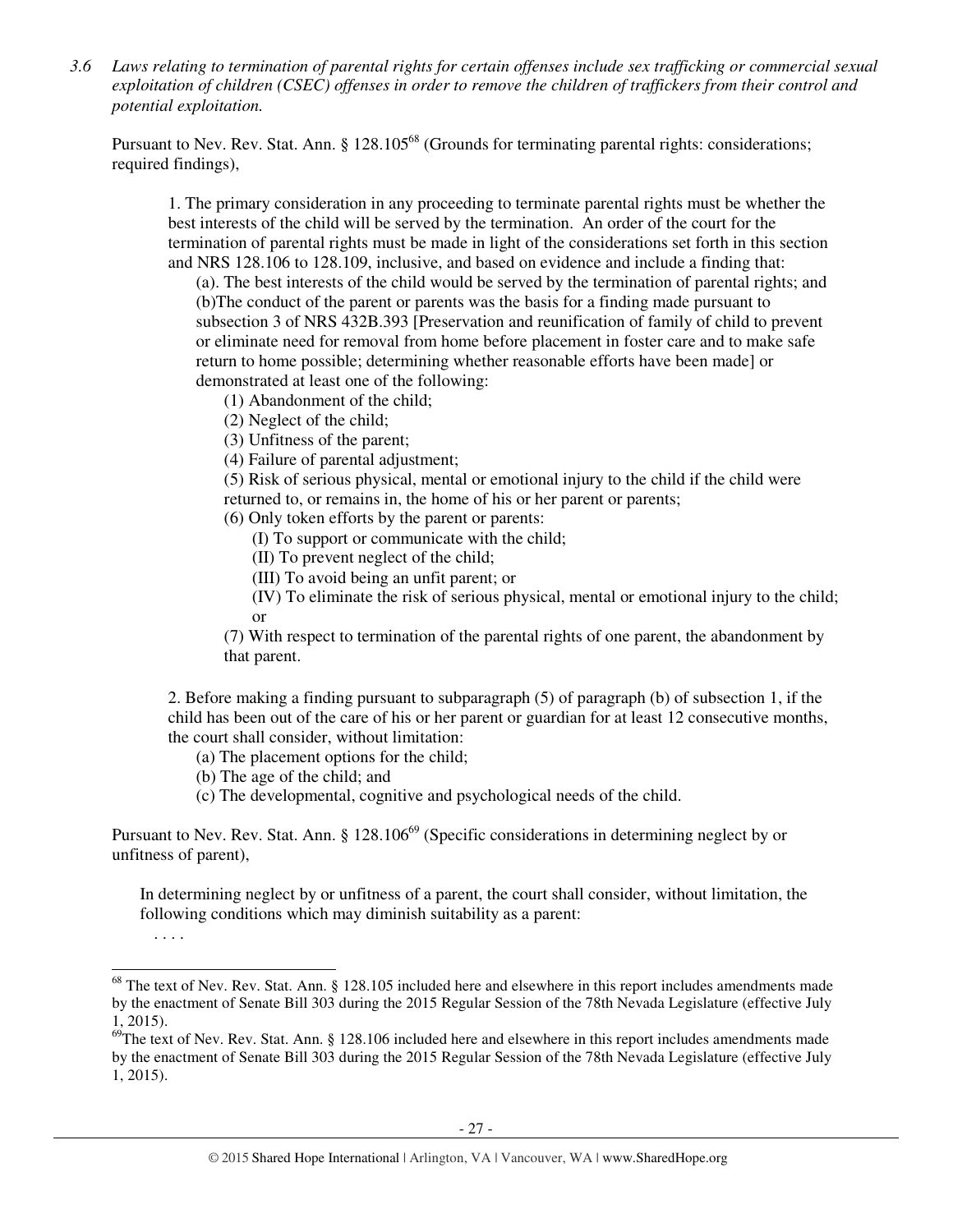*3.6 Laws relating to termination of parental rights for certain offenses include sex trafficking or commercial sexual exploitation of children (CSEC) offenses in order to remove the children of traffickers from their control and potential exploitation.*

Pursuant to Nev. Rev. Stat. Ann. § 128.105[68] (Grounds for terminating parental rights: considerations; required findings),

> 1. The primary consideration in any proceeding to terminate parental rights must be whether the best interests of the child will be served by the termination. An order of the court for the termination of parental rights must be made in light of the considerations set forth in this section and NRS 128.106 to 128.109, inclusive, and based on evidence and include a finding that:
>
> (a). The best interests of the child would be served by the termination of parental rights; and
>
> (b)The conduct of the parent or parents was the basis for a finding made pursuant to subsection 3 of NRS 432B.393 [Preservation and reunification of family of child to prevent or eliminate need for removal from home before placement in foster care and to make safe return to home possible; determining whether reasonable efforts have been made] or demonstrated at least one of the following:
>
> (1) Abandonment of the child;
>
> (2) Neglect of the child;
>
> (3) Unfitness of the parent;
>
> (4) Failure of parental adjustment;
>
> (5) Risk of serious physical, mental or emotional injury to the child if the child were returned to, or remains in, the home of his or her parent or parents;
>
> (6) Only token efforts by the parent or parents:
>
> (I) To support or communicate with the child;
>
> (II) To prevent neglect of the child;
>
> (III) To avoid being an unfit parent; or
>
> (IV) To eliminate the risk of serious physical, mental or emotional injury to the child; or
>
> (7) With respect to termination of the parental rights of one parent, the abandonment by that parent.
>
> 2. Before making a finding pursuant to subparagraph (5) of paragraph (b) of subsection 1, if the child has been out of the care of his or her parent or guardian for at least 12 consecutive months, the court shall consider, without limitation:
>
> (a) The placement options for the child;
>
> (b) The age of the child; and
>
> (c) The developmental, cognitive and psychological needs of the child.

Pursuant to Nev. Rev. Stat. Ann. § 128.106[69] (Specific considerations in determining neglect by or unfitness of parent),

> In determining neglect by or unfitness of a parent, the court shall consider, without limitation, the following conditions which may diminish suitability as a parent:
>
> . . . .

---

[68] The text of Nev. Rev. Stat. Ann. § 128.105 included here and elsewhere in this report includes amendments made by the enactment of Senate Bill 303 during the 2015 Regular Session of the 78th Nevada Legislature (effective July 1, 2015).

[69] The text of Nev. Rev. Stat. Ann. § 128.106 included here and elsewhere in this report includes amendments made by the enactment of Senate Bill 303 during the 2015 Regular Session of the 78th Nevada Legislature (effective July 1, 2015).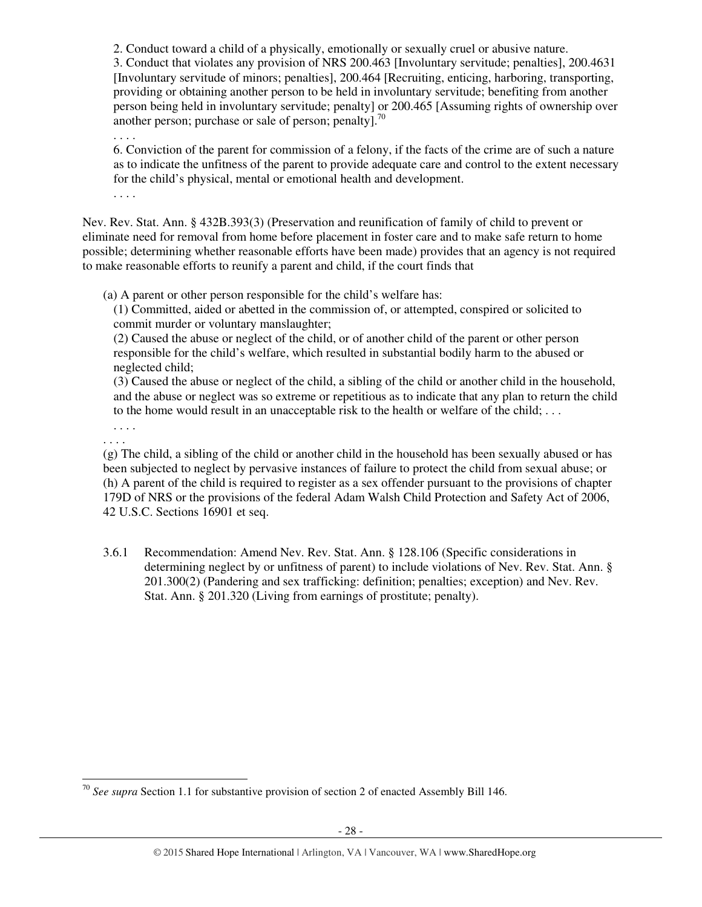> 2. Conduct toward a child of a physically, emotionally or sexually cruel or abusive nature.
> 3. Conduct that violates any provision of NRS 200.463 [Involuntary servitude; penalties], 200.4631 [Involuntary servitude of minors; penalties], 200.464 [Recruiting, enticing, harboring, transporting, providing or obtaining another person to be held in involuntary servitude; benefiting from another person being held in involuntary servitude; penalty] or 200.465 [Assuming rights of ownership over another person; purchase or sale of person; penalty].[70]
> . . . .
> 6. Conviction of the parent for commission of a felony, if the facts of the crime are of such a nature as to indicate the unfitness of the parent to provide adequate care and control to the extent necessary for the child's physical, mental or emotional health and development.
> . . . .

Nev. Rev. Stat. Ann. § 432B.393(3) (Preservation and reunification of family of child to prevent or eliminate need for removal from home before placement in foster care and to make safe return to home possible; determining whether reasonable efforts have been made) provides that an agency is not required to make reasonable efforts to reunify a parent and child, if the court finds that

> (a) A parent or other person responsible for the child's welfare has:
> (1) Committed, aided or abetted in the commission of, or attempted, conspired or solicited to commit murder or voluntary manslaughter;
> (2) Caused the abuse or neglect of the child, or of another child of the parent or other person responsible for the child's welfare, which resulted in substantial bodily harm to the abused or neglected child;
> (3) Caused the abuse or neglect of the child, a sibling of the child or another child in the household, and the abuse or neglect was so extreme or repetitious as to indicate that any plan to return the child to the home would result in an unacceptable risk to the health or welfare of the child; . . .
> . . . .
> . . . .
> (g) The child, a sibling of the child or another child in the household has been sexually abused or has been subjected to neglect by pervasive instances of failure to protect the child from sexual abuse; or
> (h) A parent of the child is required to register as a sex offender pursuant to the provisions of chapter 179D of NRS or the provisions of the federal Adam Walsh Child Protection and Safety Act of 2006, 42 U.S.C. Sections 16901 et seq.

3.6.1 Recommendation: Amend Nev. Rev. Stat. Ann. § 128.106 (Specific considerations in determining neglect by or unfitness of parent) to include violations of Nev. Rev. Stat. Ann. § 201.300(2) (Pandering and sex trafficking: definition; penalties; exception) and Nev. Rev. Stat. Ann. § 201.320 (Living from earnings of prostitute; penalty).

---

[70] *See supra* Section 1.1 for substantive provision of section 2 of enacted Assembly Bill 146.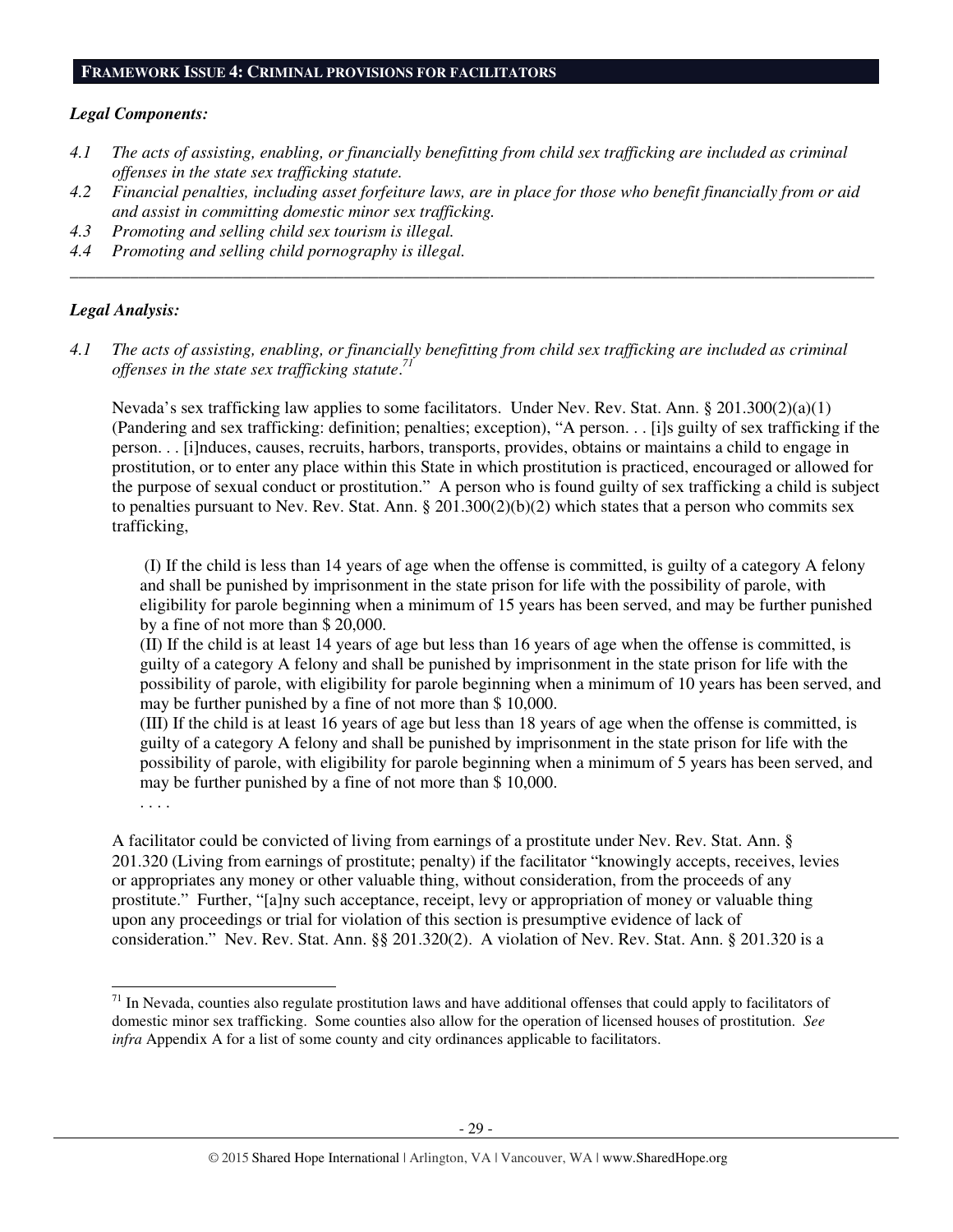## FRAMEWORK ISSUE 4: CRIMINAL PROVISIONS FOR FACILITATORS

### *Legal Components:*

*4.1 The acts of assisting, enabling, or financially benefitting from child sex trafficking are included as criminal offenses in the state sex trafficking statute.*

*4.2 Financial penalties, including asset forfeiture laws, are in place for those who benefit financially from or aid and assist in committing domestic minor sex trafficking.*

*4.3 Promoting and selling child sex tourism is illegal.*

*4.4 Promoting and selling child pornography is illegal.*

---

### *Legal Analysis:*

*4.1 The acts of assisting, enabling, or financially benefitting from child sex trafficking are included as criminal offenses in the state sex trafficking statute.*[71]

Nevada's sex trafficking law applies to some facilitators. Under Nev. Rev. Stat. Ann. § 201.300(2)(a)(1) (Pandering and sex trafficking: definition; penalties; exception), "A person. . . [i]s guilty of sex trafficking if the person. . . [i]nduces, causes, recruits, harbors, transports, provides, obtains or maintains a child to engage in prostitution, or to enter any place within this State in which prostitution is practiced, encouraged or allowed for the purpose of sexual conduct or prostitution." A person who is found guilty of sex trafficking a child is subject to penalties pursuant to Nev. Rev. Stat. Ann. § 201.300(2)(b)(2) which states that a person who commits sex trafficking,

> (I) If the child is less than 14 years of age when the offense is committed, is guilty of a category A felony and shall be punished by imprisonment in the state prison for life with the possibility of parole, with eligibility for parole beginning when a minimum of 15 years has been served, and may be further punished by a fine of not more than $ 20,000.
>
> (II) If the child is at least 14 years of age but less than 16 years of age when the offense is committed, is guilty of a category A felony and shall be punished by imprisonment in the state prison for life with the possibility of parole, with eligibility for parole beginning when a minimum of 10 years has been served, and may be further punished by a fine of not more than $ 10,000.
>
> (III) If the child is at least 16 years of age but less than 18 years of age when the offense is committed, is guilty of a category A felony and shall be punished by imprisonment in the state prison for life with the possibility of parole, with eligibility for parole beginning when a minimum of 5 years has been served, and may be further punished by a fine of not more than $ 10,000.
>
> . . . .

A facilitator could be convicted of living from earnings of a prostitute under Nev. Rev. Stat. Ann. § 201.320 (Living from earnings of prostitute; penalty) if the facilitator "knowingly accepts, receives, levies or appropriates any money or other valuable thing, without consideration, from the proceeds of any prostitute." Further, "[a]ny such acceptance, receipt, levy or appropriation of money or valuable thing upon any proceedings or trial for violation of this section is presumptive evidence of lack of consideration." Nev. Rev. Stat. Ann. §§ 201.320(2). A violation of Nev. Rev. Stat. Ann. § 201.320 is a

---

[71] In Nevada, counties also regulate prostitution laws and have additional offenses that could apply to facilitators of domestic minor sex trafficking. Some counties also allow for the operation of licensed houses of prostitution. *See infra* Appendix A for a list of some county and city ordinances applicable to facilitators.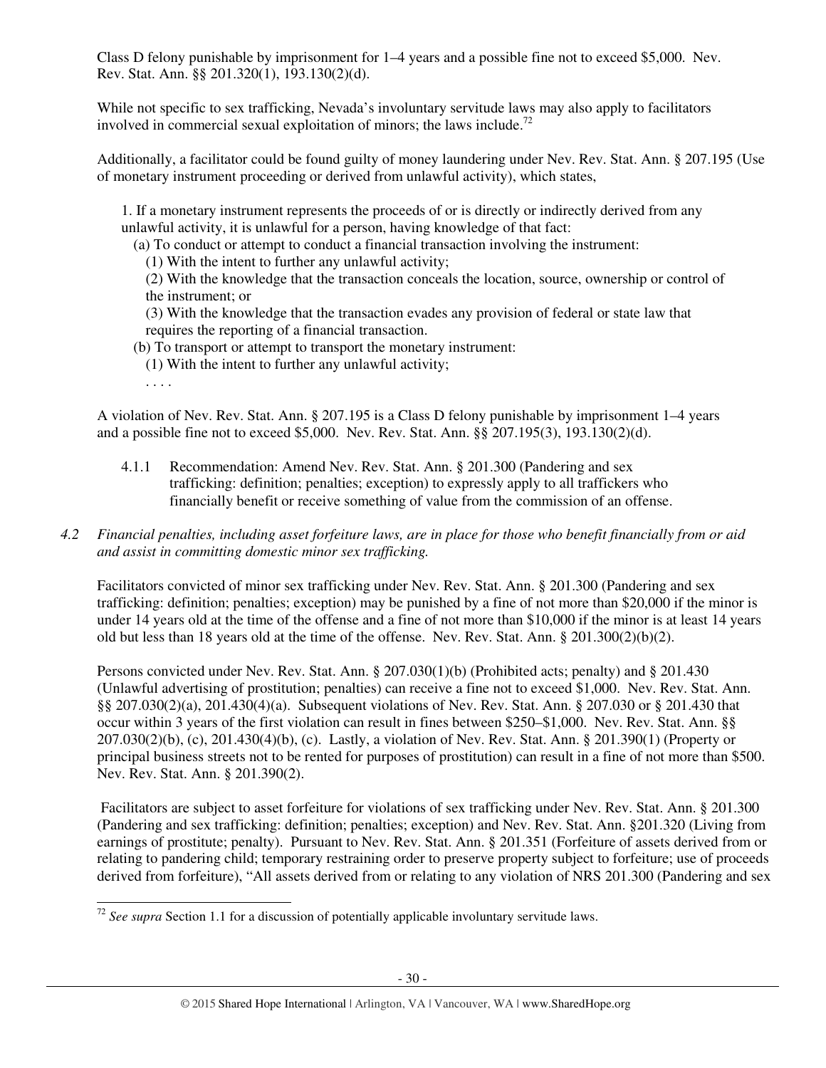Class D felony punishable by imprisonment for 1–4 years and a possible fine not to exceed $5,000. Nev. Rev. Stat. Ann. §§ 201.320(1), 193.130(2)(d).

While not specific to sex trafficking, Nevada's involuntary servitude laws may also apply to facilitators involved in commercial sexual exploitation of minors; the laws include.[72]

Additionally, a facilitator could be found guilty of money laundering under Nev. Rev. Stat. Ann. § 207.195 (Use of monetary instrument proceeding or derived from unlawful activity), which states,

> 1. If a monetary instrument represents the proceeds of or is directly or indirectly derived from any unlawful activity, it is unlawful for a person, having knowledge of that fact:
> (a) To conduct or attempt to conduct a financial transaction involving the instrument:
> (1) With the intent to further any unlawful activity;
> (2) With the knowledge that the transaction conceals the location, source, ownership or control of the instrument; or
> (3) With the knowledge that the transaction evades any provision of federal or state law that requires the reporting of a financial transaction.
> (b) To transport or attempt to transport the monetary instrument:
> (1) With the intent to further any unlawful activity;
> . . . .

A violation of Nev. Rev. Stat. Ann. § 207.195 is a Class D felony punishable by imprisonment 1–4 years and a possible fine not to exceed $5,000. Nev. Rev. Stat. Ann. §§ 207.195(3), 193.130(2)(d).

4.1.1 Recommendation: Amend Nev. Rev. Stat. Ann. § 201.300 (Pandering and sex trafficking: definition; penalties; exception) to expressly apply to all traffickers who financially benefit or receive something of value from the commission of an offense.

*4.2 Financial penalties, including asset forfeiture laws, are in place for those who benefit financially from or aid and assist in committing domestic minor sex trafficking.*

Facilitators convicted of minor sex trafficking under Nev. Rev. Stat. Ann. § 201.300 (Pandering and sex trafficking: definition; penalties; exception) may be punished by a fine of not more than $20,000 if the minor is under 14 years old at the time of the offense and a fine of not more than $10,000 if the minor is at least 14 years old but less than 18 years old at the time of the offense. Nev. Rev. Stat. Ann. § 201.300(2)(b)(2).

Persons convicted under Nev. Rev. Stat. Ann. § 207.030(1)(b) (Prohibited acts; penalty) and § 201.430 (Unlawful advertising of prostitution; penalties) can receive a fine not to exceed $1,000. Nev. Rev. Stat. Ann. §§ 207.030(2)(a), 201.430(4)(a). Subsequent violations of Nev. Rev. Stat. Ann. § 207.030 or § 201.430 that occur within 3 years of the first violation can result in fines between $250–$1,000. Nev. Rev. Stat. Ann. §§ 207.030(2)(b), (c), 201.430(4)(b), (c). Lastly, a violation of Nev. Rev. Stat. Ann. § 201.390(1) (Property or principal business streets not to be rented for purposes of prostitution) can result in a fine of not more than $500. Nev. Rev. Stat. Ann. § 201.390(2).

Facilitators are subject to asset forfeiture for violations of sex trafficking under Nev. Rev. Stat. Ann. § 201.300 (Pandering and sex trafficking: definition; penalties; exception) and Nev. Rev. Stat. Ann. §201.320 (Living from earnings of prostitute; penalty). Pursuant to Nev. Rev. Stat. Ann. § 201.351 (Forfeiture of assets derived from or relating to pandering child; temporary restraining order to preserve property subject to forfeiture; use of proceeds derived from forfeiture), "All assets derived from or relating to any violation of NRS 201.300 (Pandering and sex

---

[72] *See supra* Section 1.1 for a discussion of potentially applicable involuntary servitude laws.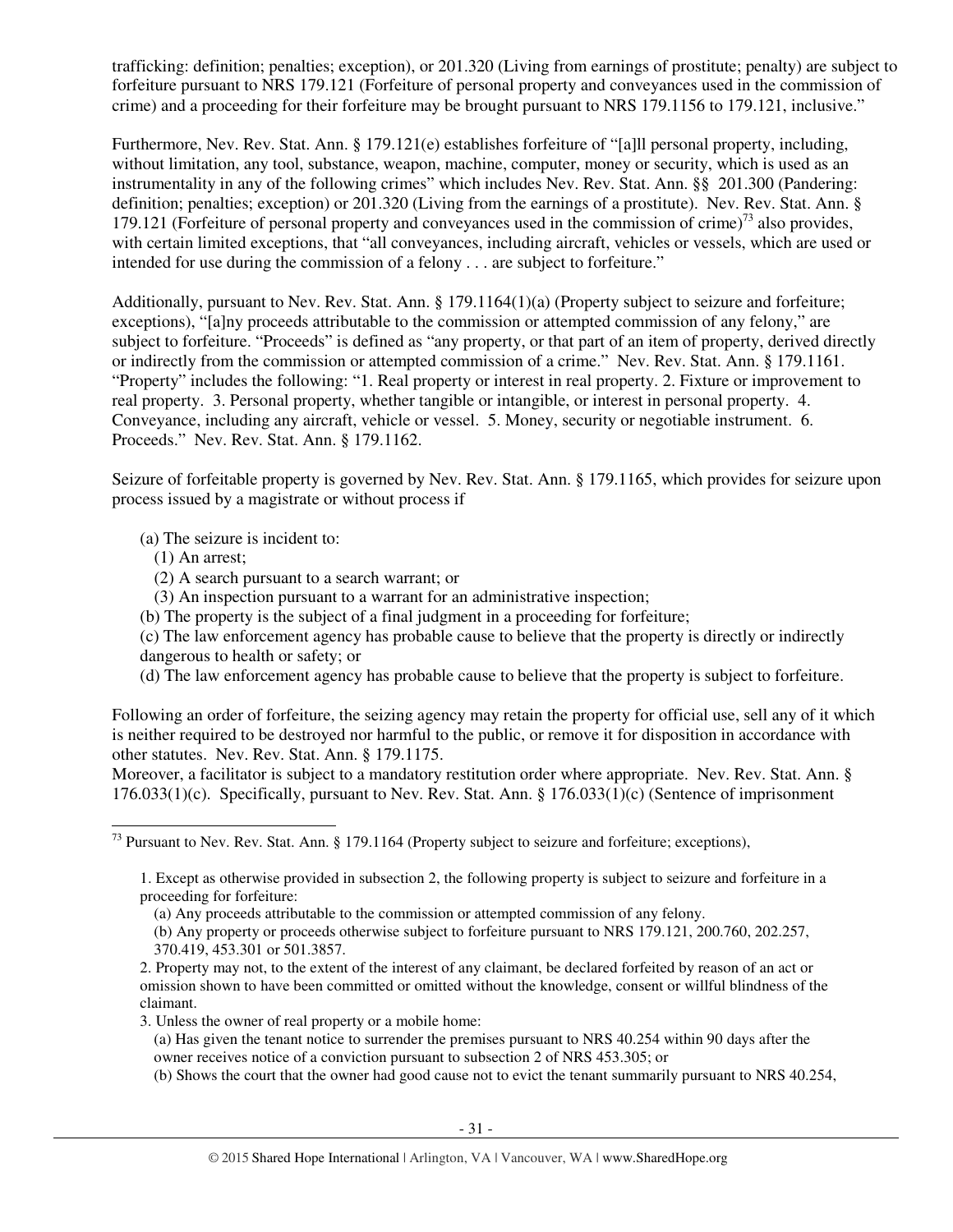trafficking: definition; penalties; exception), or 201.320 (Living from earnings of prostitute; penalty) are subject to forfeiture pursuant to NRS 179.121 (Forfeiture of personal property and conveyances used in the commission of crime) and a proceeding for their forfeiture may be brought pursuant to NRS 179.1156 to 179.121, inclusive."

Furthermore, Nev. Rev. Stat. Ann. § 179.121(e) establishes forfeiture of "[a]ll personal property, including, without limitation, any tool, substance, weapon, machine, computer, money or security, which is used as an instrumentality in any of the following crimes" which includes Nev. Rev. Stat. Ann. §§ 201.300 (Pandering: definition; penalties; exception) or 201.320 (Living from the earnings of a prostitute). Nev. Rev. Stat. Ann. § 179.121 (Forfeiture of personal property and conveyances used in the commission of crime)[73] also provides, with certain limited exceptions, that "all conveyances, including aircraft, vehicles or vessels, which are used or intended for use during the commission of a felony . . . are subject to forfeiture."

Additionally, pursuant to Nev. Rev. Stat. Ann. § 179.1164(1)(a) (Property subject to seizure and forfeiture; exceptions), "[a]ny proceeds attributable to the commission or attempted commission of any felony," are subject to forfeiture. "Proceeds" is defined as "any property, or that part of an item of property, derived directly or indirectly from the commission or attempted commission of a crime." Nev. Rev. Stat. Ann. § 179.1161. "Property" includes the following: "1. Real property or interest in real property. 2. Fixture or improvement to real property. 3. Personal property, whether tangible or intangible, or interest in personal property. 4. Conveyance, including any aircraft, vehicle or vessel. 5. Money, security or negotiable instrument. 6. Proceeds." Nev. Rev. Stat. Ann. § 179.1162.

Seizure of forfeitable property is governed by Nev. Rev. Stat. Ann. § 179.1165, which provides for seizure upon process issued by a magistrate or without process if

(a) The seizure is incident to:
  (1) An arrest;
  (2) A search pursuant to a search warrant; or
  (3) An inspection pursuant to a warrant for an administrative inspection;
(b) The property is the subject of a final judgment in a proceeding for forfeiture;
(c) The law enforcement agency has probable cause to believe that the property is directly or indirectly dangerous to health or safety; or
(d) The law enforcement agency has probable cause to believe that the property is subject to forfeiture.

Following an order of forfeiture, the seizing agency may retain the property for official use, sell any of it which is neither required to be destroyed nor harmful to the public, or remove it for disposition in accordance with other statutes. Nev. Rev. Stat. Ann. § 179.1175.
Moreover, a facilitator is subject to a mandatory restitution order where appropriate. Nev. Rev. Stat. Ann. § 176.033(1)(c). Specifically, pursuant to Nev. Rev. Stat. Ann. § 176.033(1)(c) (Sentence of imprisonment

---

[73] Pursuant to Nev. Rev. Stat. Ann. § 179.1164 (Property subject to seizure and forfeiture; exceptions),

1. Except as otherwise provided in subsection 2, the following property is subject to seizure and forfeiture in a proceeding for forfeiture:
  (a) Any proceeds attributable to the commission or attempted commission of any felony.
  (b) Any property or proceeds otherwise subject to forfeiture pursuant to NRS 179.121, 200.760, 202.257, 370.419, 453.301 or 501.3857.
2. Property may not, to the extent of the interest of any claimant, be declared forfeited by reason of an act or omission shown to have been committed or omitted without the knowledge, consent or willful blindness of the claimant.
3. Unless the owner of real property or a mobile home:
  (a) Has given the tenant notice to surrender the premises pursuant to NRS 40.254 within 90 days after the owner receives notice of a conviction pursuant to subsection 2 of NRS 453.305; or
  (b) Shows the court that the owner had good cause not to evict the tenant summarily pursuant to NRS 40.254,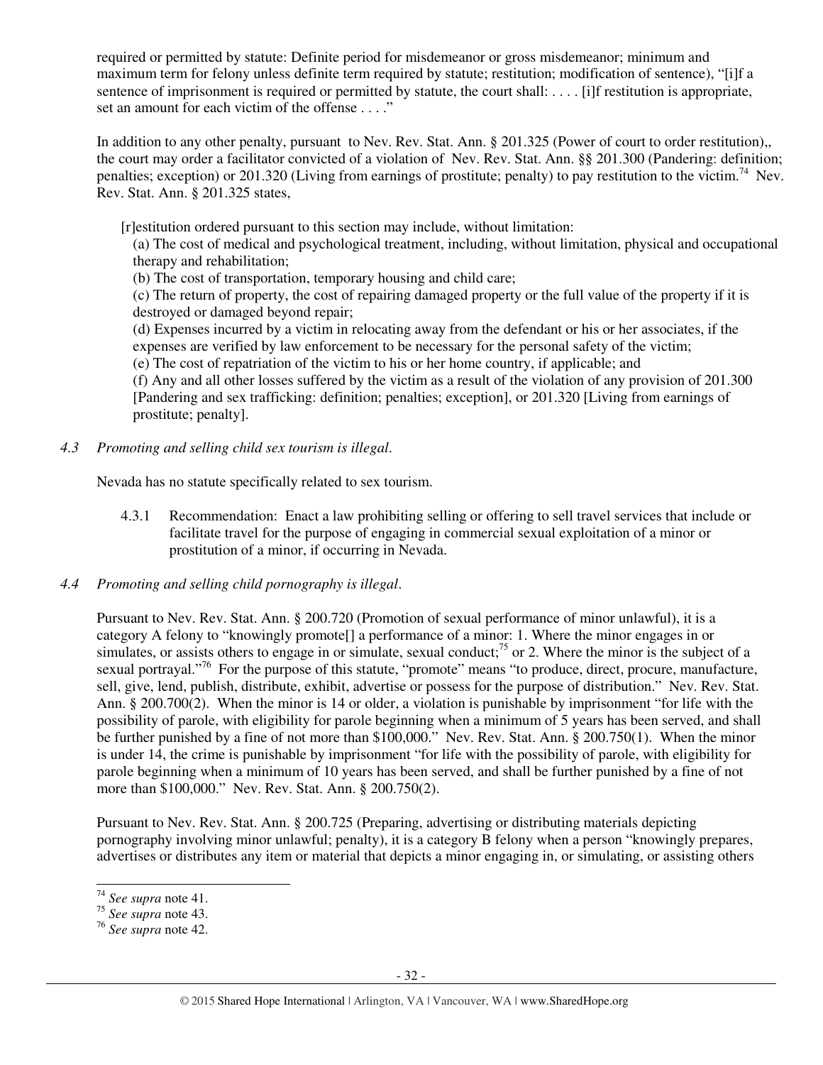required or permitted by statute: Definite period for misdemeanor or gross misdemeanor; minimum and maximum term for felony unless definite term required by statute; restitution; modification of sentence), "[i]f a sentence of imprisonment is required or permitted by statute, the court shall: . . . . [i]f restitution is appropriate, set an amount for each victim of the offense . . . ."

In addition to any other penalty, pursuant to Nev. Rev. Stat. Ann. § 201.325 (Power of court to order restitution),, the court may order a facilitator convicted of a violation of Nev. Rev. Stat. Ann. §§ 201.300 (Pandering: definition; penalties; exception) or 201.320 (Living from earnings of prostitute; penalty) to pay restitution to the victim.[74] Nev. Rev. Stat. Ann. § 201.325 states,

> [r]estitution ordered pursuant to this section may include, without limitation:
> (a) The cost of medical and psychological treatment, including, without limitation, physical and occupational therapy and rehabilitation;
> (b) The cost of transportation, temporary housing and child care;
> (c) The return of property, the cost of repairing damaged property or the full value of the property if it is destroyed or damaged beyond repair;
> (d) Expenses incurred by a victim in relocating away from the defendant or his or her associates, if the expenses are verified by law enforcement to be necessary for the personal safety of the victim;
> (e) The cost of repatriation of the victim to his or her home country, if applicable; and
> (f) Any and all other losses suffered by the victim as a result of the violation of any provision of 201.300 [Pandering and sex trafficking: definition; penalties; exception], or 201.320 [Living from earnings of prostitute; penalty].

*4.3 Promoting and selling child sex tourism is illegal.*

Nevada has no statute specifically related to sex tourism.

4.3.1 Recommendation: Enact a law prohibiting selling or offering to sell travel services that include or facilitate travel for the purpose of engaging in commercial sexual exploitation of a minor or prostitution of a minor, if occurring in Nevada.

*4.4 Promoting and selling child pornography is illegal.*

Pursuant to Nev. Rev. Stat. Ann. § 200.720 (Promotion of sexual performance of minor unlawful), it is a category A felony to "knowingly promote[] a performance of a minor: 1. Where the minor engages in or simulates, or assists others to engage in or simulate, sexual conduct;[75] or 2. Where the minor is the subject of a sexual portrayal."[76] For the purpose of this statute, "promote" means "to produce, direct, procure, manufacture, sell, give, lend, publish, distribute, exhibit, advertise or possess for the purpose of distribution." Nev. Rev. Stat. Ann. § 200.700(2). When the minor is 14 or older, a violation is punishable by imprisonment "for life with the possibility of parole, with eligibility for parole beginning when a minimum of 5 years has been served, and shall be further punished by a fine of not more than $100,000." Nev. Rev. Stat. Ann. § 200.750(1). When the minor is under 14, the crime is punishable by imprisonment "for life with the possibility of parole, with eligibility for parole beginning when a minimum of 10 years has been served, and shall be further punished by a fine of not more than $100,000." Nev. Rev. Stat. Ann. § 200.750(2).

Pursuant to Nev. Rev. Stat. Ann. § 200.725 (Preparing, advertising or distributing materials depicting pornography involving minor unlawful; penalty), it is a category B felony when a person "knowingly prepares, advertises or distributes any item or material that depicts a minor engaging in, or simulating, or assisting others

[74] *See supra* note 41.
[75] *See supra* note 43.
[76] *See supra* note 42.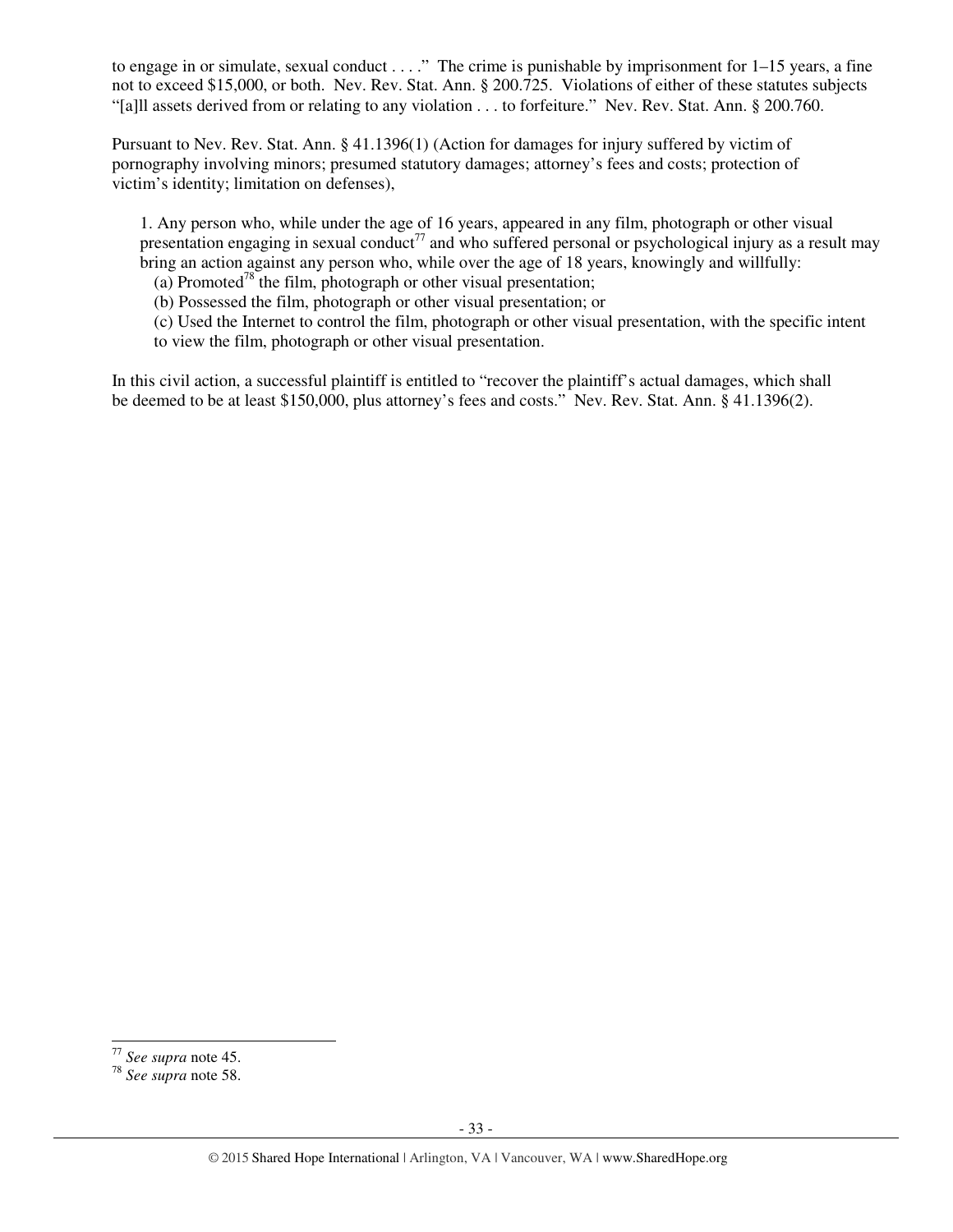to engage in or simulate, sexual conduct . . . ." The crime is punishable by imprisonment for 1–15 years, a fine not to exceed $15,000, or both. Nev. Rev. Stat. Ann. § 200.725. Violations of either of these statutes subjects "[a]ll assets derived from or relating to any violation . . . to forfeiture." Nev. Rev. Stat. Ann. § 200.760.

Pursuant to Nev. Rev. Stat. Ann. § 41.1396(1) (Action for damages for injury suffered by victim of pornography involving minors; presumed statutory damages; attorney's fees and costs; protection of victim's identity; limitation on defenses),

> 1. Any person who, while under the age of 16 years, appeared in any film, photograph or other visual presentation engaging in sexual conduct[77] and who suffered personal or psychological injury as a result may bring an action against any person who, while over the age of 18 years, knowingly and willfully:
> (a) Promoted[78] the film, photograph or other visual presentation;
> (b) Possessed the film, photograph or other visual presentation; or
> (c) Used the Internet to control the film, photograph or other visual presentation, with the specific intent to view the film, photograph or other visual presentation.

In this civil action, a successful plaintiff is entitled to "recover the plaintiff's actual damages, which shall be deemed to be at least $150,000, plus attorney's fees and costs." Nev. Rev. Stat. Ann. § 41.1396(2).

---

[77] *See supra* note 45.

[78] *See supra* note 58.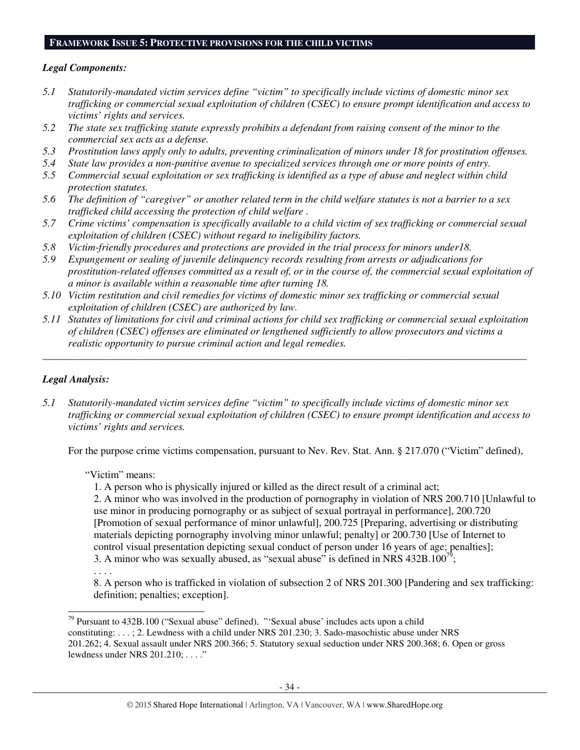## FRAMEWORK ISSUE 5: PROTECTIVE PROVISIONS FOR THE CHILD VICTIMS

***Legal Components:***

*5.1 Statutorily-mandated victim services define "victim" to specifically include victims of domestic minor sex trafficking or commercial sexual exploitation of children (CSEC) to ensure prompt identification and access to victims' rights and services.*

*5.2 The state sex trafficking statute expressly prohibits a defendant from raising consent of the minor to the commercial sex acts as a defense.*

*5.3 Prostitution laws apply only to adults, preventing criminalization of minors under 18 for prostitution offenses.*

*5.4 State law provides a non-punitive avenue to specialized services through one or more points of entry.*

*5.5 Commercial sexual exploitation or sex trafficking is identified as a type of abuse and neglect within child protection statutes.*

*5.6 The definition of "caregiver" or another related term in the child welfare statutes is not a barrier to a sex trafficked child accessing the protection of child welfare .*

*5.7 Crime victims' compensation is specifically available to a child victim of sex trafficking or commercial sexual exploitation of children (CSEC) without regard to ineligibility factors.*

*5.8 Victim-friendly procedures and protections are provided in the trial process for minors under18.*

*5.9 Expungement or sealing of juvenile delinquency records resulting from arrests or adjudications for prostitution-related offenses committed as a result of, or in the course of, the commercial sexual exploitation of a minor is available within a reasonable time after turning 18.*

*5.10 Victim restitution and civil remedies for victims of domestic minor sex trafficking or commercial sexual exploitation of children (CSEC) are authorized by law.*

*5.11 Statutes of limitations for civil and criminal actions for child sex trafficking or commercial sexual exploitation of children (CSEC) offenses are eliminated or lengthened sufficiently to allow prosecutors and victims a realistic opportunity to pursue criminal action and legal remedies.*

---

***Legal Analysis:***

*5.1 Statutorily-mandated victim services define "victim" to specifically include victims of domestic minor sex trafficking or commercial sexual exploitation of children (CSEC) to ensure prompt identification and access to victims' rights and services.*

For the purpose crime victims compensation, pursuant to Nev. Rev. Stat. Ann. § 217.070 ("Victim" defined),

> "Victim" means:
>
> 1. A person who is physically injured or killed as the direct result of a criminal act;
> 2. A minor who was involved in the production of pornography in violation of NRS 200.710 [Unlawful to use minor in producing pornography or as subject of sexual portrayal in performance], 200.720 [Promotion of sexual performance of minor unlawful], 200.725 [Preparing, advertising or distributing materials depicting pornography involving minor unlawful; penalty] or 200.730 [Use of Internet to control visual presentation depicting sexual conduct of person under 16 years of age; penalties];
> 3. A minor who was sexually abused, as "sexual abuse" is defined in NRS 432B.100[79];
>
> . . . .
>
> 8. A person who is trafficked in violation of subsection 2 of NRS 201.300 [Pandering and sex trafficking: definition; penalties; exception].

[79] Pursuant to 432B.100 ("Sexual abuse" defined), "'Sexual abuse' includes acts upon a child constituting: . . . ; 2. Lewdness with a child under NRS 201.230; 3. Sado-masochistic abuse under NRS 201.262; 4. Sexual assault under NRS 200.366; 5. Statutory sexual seduction under NRS 200.368; 6. Open or gross lewdness under NRS 201.210; . . . ."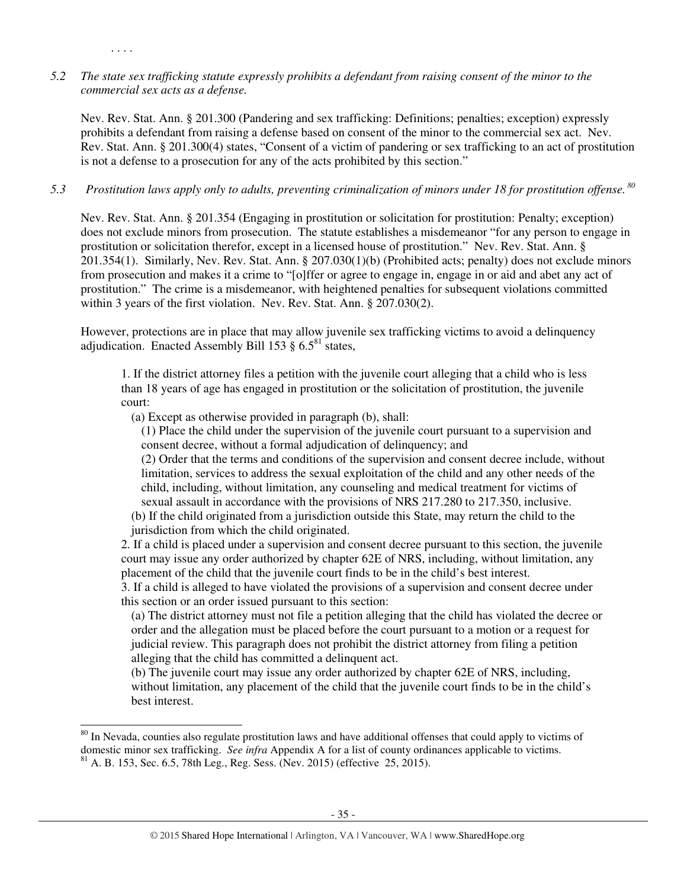. . . .

*5.2 The state sex trafficking statute expressly prohibits a defendant from raising consent of the minor to the commercial sex acts as a defense.*

Nev. Rev. Stat. Ann. § 201.300 (Pandering and sex trafficking: Definitions; penalties; exception) expressly prohibits a defendant from raising a defense based on consent of the minor to the commercial sex act. Nev. Rev. Stat. Ann. § 201.300(4) states, "Consent of a victim of pandering or sex trafficking to an act of prostitution is not a defense to a prosecution for any of the acts prohibited by this section."

*5.3 Prostitution laws apply only to adults, preventing criminalization of minors under 18 for prostitution offense.*[80]

Nev. Rev. Stat. Ann. § 201.354 (Engaging in prostitution or solicitation for prostitution: Penalty; exception) does not exclude minors from prosecution. The statute establishes a misdemeanor "for any person to engage in prostitution or solicitation therefor, except in a licensed house of prostitution." Nev. Rev. Stat. Ann. § 201.354(1). Similarly, Nev. Rev. Stat. Ann. § 207.030(1)(b) (Prohibited acts; penalty) does not exclude minors from prosecution and makes it a crime to "[o]ffer or agree to engage in, engage in or aid and abet any act of prostitution." The crime is a misdemeanor, with heightened penalties for subsequent violations committed within 3 years of the first violation. Nev. Rev. Stat. Ann. § 207.030(2).

However, protections are in place that may allow juvenile sex trafficking victims to avoid a delinquency adjudication. Enacted Assembly Bill 153 § 6.5[81] states,

> 1. If the district attorney files a petition with the juvenile court alleging that a child who is less than 18 years of age has engaged in prostitution or the solicitation of prostitution, the juvenile court:
>    (a) Except as otherwise provided in paragraph (b), shall:
>       (1) Place the child under the supervision of the juvenile court pursuant to a supervision and consent decree, without a formal adjudication of delinquency; and
>       (2) Order that the terms and conditions of the supervision and consent decree include, without limitation, services to address the sexual exploitation of the child and any other needs of the child, including, without limitation, any counseling and medical treatment for victims of sexual assault in accordance with the provisions of NRS 217.280 to 217.350, inclusive.
>    (b) If the child originated from a jurisdiction outside this State, may return the child to the jurisdiction from which the child originated.
> 2. If a child is placed under a supervision and consent decree pursuant to this section, the juvenile court may issue any order authorized by chapter 62E of NRS, including, without limitation, any placement of the child that the juvenile court finds to be in the child's best interest.
> 3. If a child is alleged to have violated the provisions of a supervision and consent decree under this section or an order issued pursuant to this section:
>    (a) The district attorney must not file a petition alleging that the child has violated the decree or order and the allegation must be placed before the court pursuant to a motion or a request for judicial review. This paragraph does not prohibit the district attorney from filing a petition alleging that the child has committed a delinquent act.
>    (b) The juvenile court may issue any order authorized by chapter 62E of NRS, including, without limitation, any placement of the child that the juvenile court finds to be in the child's best interest.

---

[80] In Nevada, counties also regulate prostitution laws and have additional offenses that could apply to victims of domestic minor sex trafficking. *See infra* Appendix A for a list of county ordinances applicable to victims.

[81] A. B. 153, Sec. 6.5, 78th Leg., Reg. Sess. (Nev. 2015) (effective 25, 2015).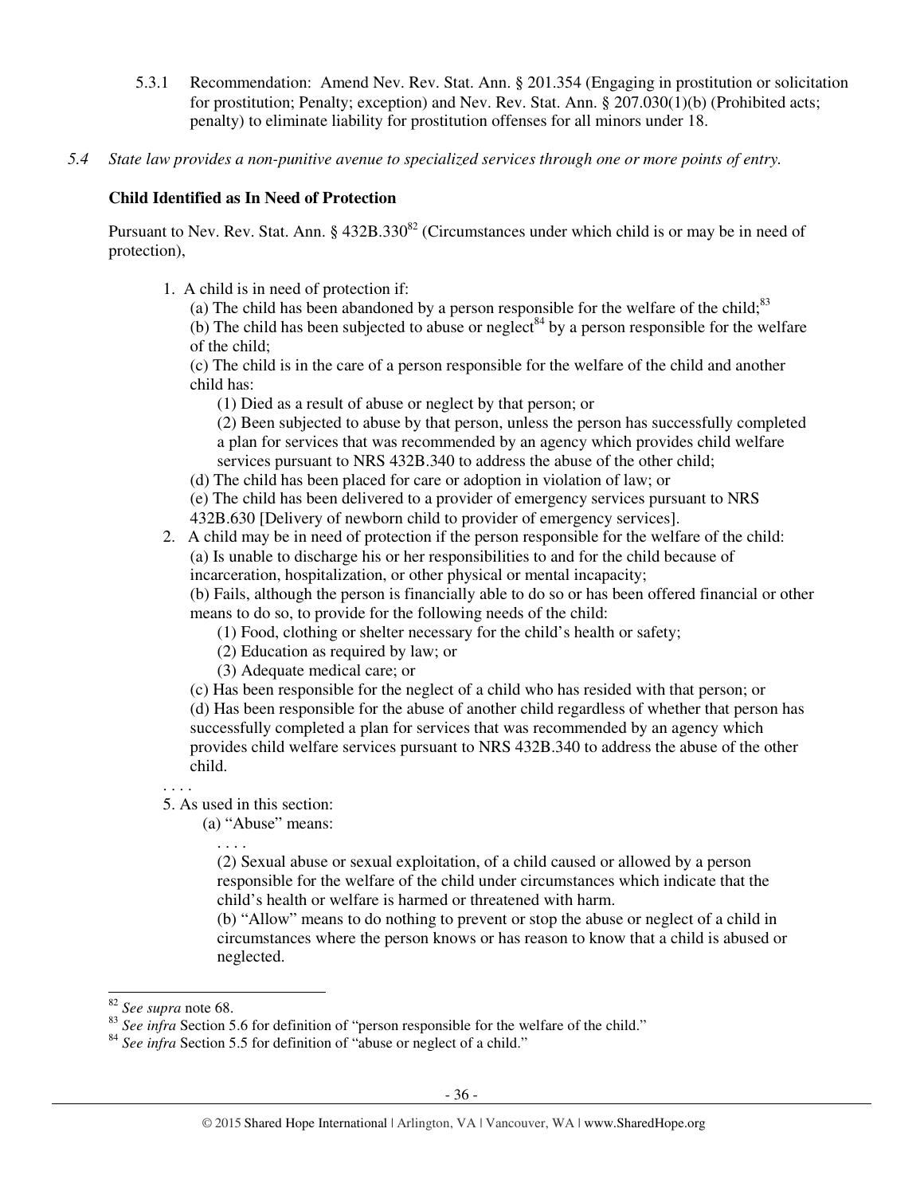5.3.1 Recommendation: Amend Nev. Rev. Stat. Ann. § 201.354 (Engaging in prostitution or solicitation for prostitution; Penalty; exception) and Nev. Rev. Stat. Ann. § 207.030(1)(b) (Prohibited acts; penalty) to eliminate liability for prostitution offenses for all minors under 18.

*5.4 State law provides a non-punitive avenue to specialized services through one or more points of entry.*

**Child Identified as In Need of Protection**

Pursuant to Nev. Rev. Stat. Ann. § 432B.330[82] (Circumstances under which child is or may be in need of protection),

1. A child is in need of protection if:
   (a) The child has been abandoned by a person responsible for the welfare of the child;[83]
   (b) The child has been subjected to abuse or neglect[84] by a person responsible for the welfare of the child;
   (c) The child is in the care of a person responsible for the welfare of the child and another child has:
      (1) Died as a result of abuse or neglect by that person; or
      (2) Been subjected to abuse by that person, unless the person has successfully completed a plan for services that was recommended by an agency which provides child welfare services pursuant to NRS 432B.340 to address the abuse of the other child;
   (d) The child has been placed for care or adoption in violation of law; or
   (e) The child has been delivered to a provider of emergency services pursuant to NRS 432B.630 [Delivery of newborn child to provider of emergency services].
2. A child may be in need of protection if the person responsible for the welfare of the child:
   (a) Is unable to discharge his or her responsibilities to and for the child because of incarceration, hospitalization, or other physical or mental incapacity;
   (b) Fails, although the person is financially able to do so or has been offered financial or other means to do so, to provide for the following needs of the child:
      (1) Food, clothing or shelter necessary for the child's health or safety;
      (2) Education as required by law; or
      (3) Adequate medical care; or
   (c) Has been responsible for the neglect of a child who has resided with that person; or
   (d) Has been responsible for the abuse of another child regardless of whether that person has successfully completed a plan for services that was recommended by an agency which provides child welfare services pursuant to NRS 432B.340 to address the abuse of the other child.

. . . .

5. As used in this section:
   (a) "Abuse" means:
   
   . . . .
   
   (2) Sexual abuse or sexual exploitation, of a child caused or allowed by a person responsible for the welfare of the child under circumstances which indicate that the child's health or welfare is harmed or threatened with harm.
   
   (b) "Allow" means to do nothing to prevent or stop the abuse or neglect of a child in circumstances where the person knows or has reason to know that a child is abused or neglected.

---

[82] *See supra* note 68.

[83] *See infra* Section 5.6 for definition of "person responsible for the welfare of the child."

[84] *See infra* Section 5.5 for definition of "abuse or neglect of a child."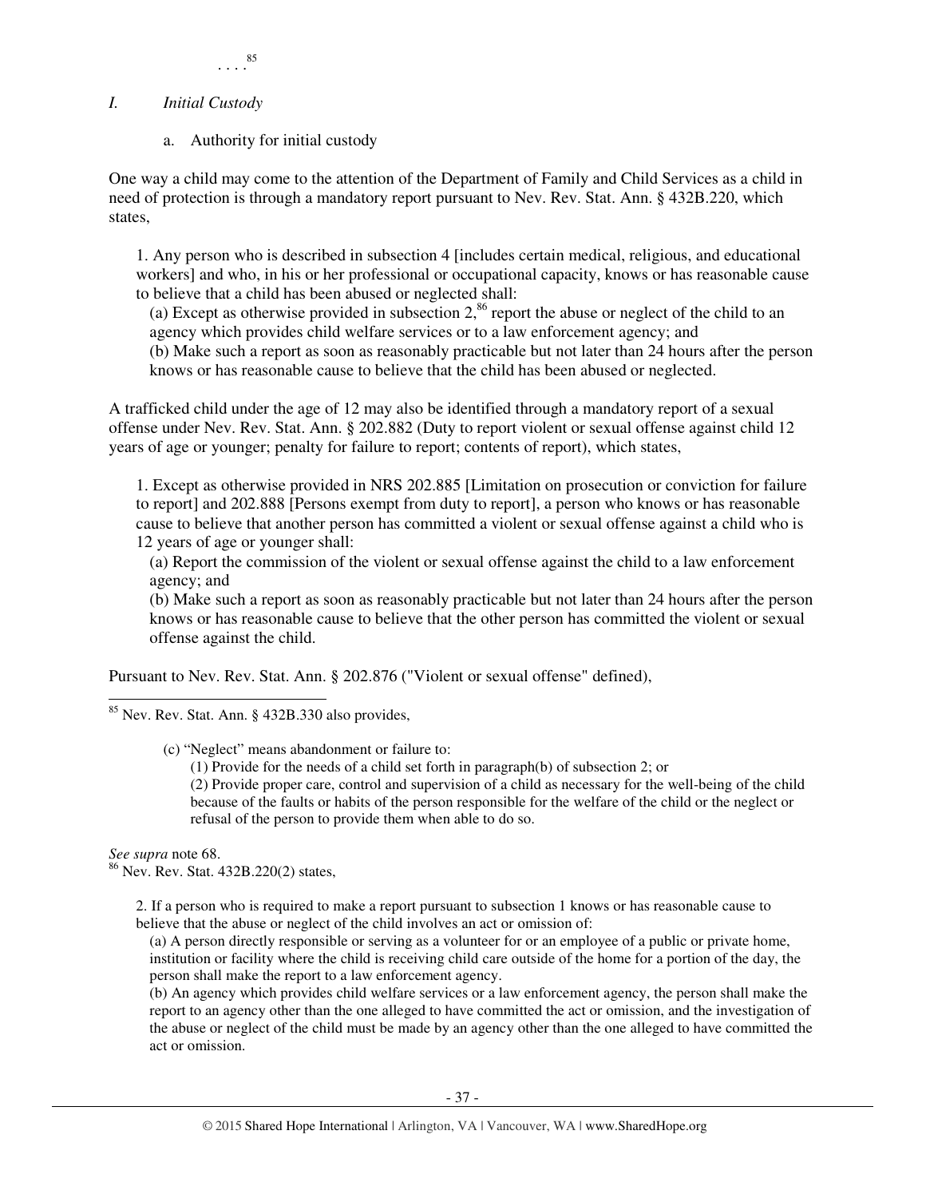. . . .[85]

## *I. Initial Custody*

a. Authority for initial custody

One way a child may come to the attention of the Department of Family and Child Services as a child in need of protection is through a mandatory report pursuant to Nev. Rev. Stat. Ann. § 432B.220, which states,

> 1. Any person who is described in subsection 4 [includes certain medical, religious, and educational workers] and who, in his or her professional or occupational capacity, knows or has reasonable cause to believe that a child has been abused or neglected shall:
>
> (a) Except as otherwise provided in subsection 2,[86] report the abuse or neglect of the child to an agency which provides child welfare services or to a law enforcement agency; and
>
> (b) Make such a report as soon as reasonably practicable but not later than 24 hours after the person knows or has reasonable cause to believe that the child has been abused or neglected.

A trafficked child under the age of 12 may also be identified through a mandatory report of a sexual offense under Nev. Rev. Stat. Ann. § 202.882 (Duty to report violent or sexual offense against child 12 years of age or younger; penalty for failure to report; contents of report), which states,

> 1. Except as otherwise provided in NRS 202.885 [Limitation on prosecution or conviction for failure to report] and 202.888 [Persons exempt from duty to report], a person who knows or has reasonable cause to believe that another person has committed a violent or sexual offense against a child who is 12 years of age or younger shall:
>
> (a) Report the commission of the violent or sexual offense against the child to a law enforcement agency; and
>
> (b) Make such a report as soon as reasonably practicable but not later than 24 hours after the person knows or has reasonable cause to believe that the other person has committed the violent or sexual offense against the child.

Pursuant to Nev. Rev. Stat. Ann. § 202.876 ("Violent or sexual offense" defined),

---

[85] Nev. Rev. Stat. Ann. § 432B.330 also provides,

> (c) "Neglect" means abandonment or failure to:
>
> (1) Provide for the needs of a child set forth in paragraph(b) of subsection 2; or
>
> (2) Provide proper care, control and supervision of a child as necessary for the well-being of the child because of the faults or habits of the person responsible for the welfare of the child or the neglect or refusal of the person to provide them when able to do so.

*See supra* note 68.

[86] Nev. Rev. Stat. 432B.220(2) states,

> 2. If a person who is required to make a report pursuant to subsection 1 knows or has reasonable cause to believe that the abuse or neglect of the child involves an act or omission of:
>
> (a) A person directly responsible or serving as a volunteer for or an employee of a public or private home, institution or facility where the child is receiving child care outside of the home for a portion of the day, the person shall make the report to a law enforcement agency.
>
> (b) An agency which provides child welfare services or a law enforcement agency, the person shall make the report to an agency other than the one alleged to have committed the act or omission, and the investigation of the abuse or neglect of the child must be made by an agency other than the one alleged to have committed the act or omission.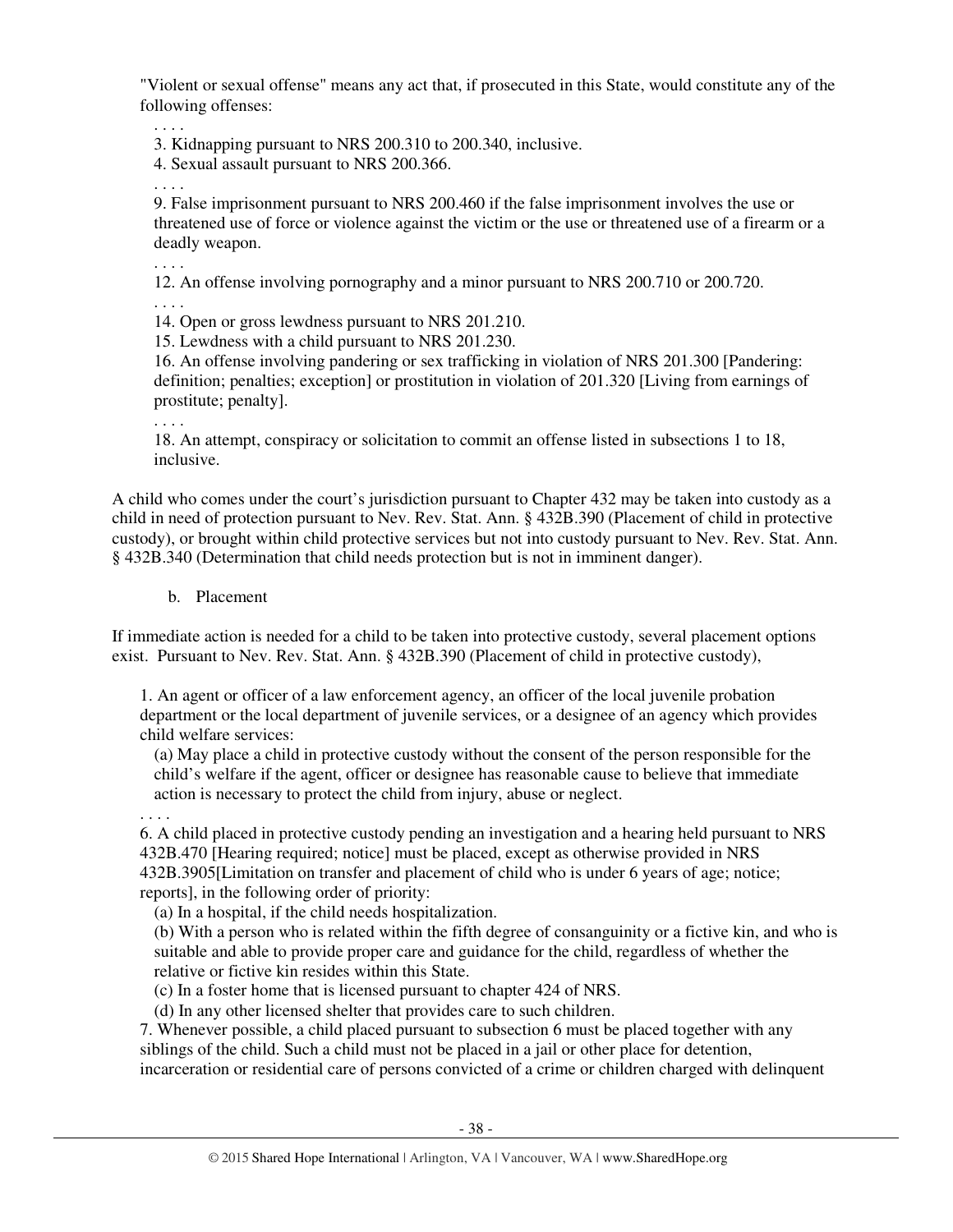"Violent or sexual offense" means any act that, if prosecuted in this State, would constitute any of the following offenses:

> . . . .
>
> 3. Kidnapping pursuant to NRS 200.310 to 200.340, inclusive.
>
> 4. Sexual assault pursuant to NRS 200.366.
>
> . . . .
>
> 9. False imprisonment pursuant to NRS 200.460 if the false imprisonment involves the use or threatened use of force or violence against the victim or the use or threatened use of a firearm or a deadly weapon.
>
> . . . .
>
> 12. An offense involving pornography and a minor pursuant to NRS 200.710 or 200.720.
>
> . . . .
>
> 14. Open or gross lewdness pursuant to NRS 201.210.
>
> 15. Lewdness with a child pursuant to NRS 201.230.
>
> 16. An offense involving pandering or sex trafficking in violation of NRS 201.300 [Pandering: definition; penalties; exception] or prostitution in violation of 201.320 [Living from earnings of prostitute; penalty].
>
> . . . .
>
> 18. An attempt, conspiracy or solicitation to commit an offense listed in subsections 1 to 18, inclusive.

A child who comes under the court's jurisdiction pursuant to Chapter 432 may be taken into custody as a child in need of protection pursuant to Nev. Rev. Stat. Ann. § 432B.390 (Placement of child in protective custody), or brought within child protective services but not into custody pursuant to Nev. Rev. Stat. Ann. § 432B.340 (Determination that child needs protection but is not in imminent danger).

b. Placement

If immediate action is needed for a child to be taken into protective custody, several placement options exist. Pursuant to Nev. Rev. Stat. Ann. § 432B.390 (Placement of child in protective custody),

> 1. An agent or officer of a law enforcement agency, an officer of the local juvenile probation department or the local department of juvenile services, or a designee of an agency which provides child welfare services:
>
> (a) May place a child in protective custody without the consent of the person responsible for the child's welfare if the agent, officer or designee has reasonable cause to believe that immediate action is necessary to protect the child from injury, abuse or neglect.
>
> . . . .
>
> 6. A child placed in protective custody pending an investigation and a hearing held pursuant to NRS 432B.470 [Hearing required; notice] must be placed, except as otherwise provided in NRS 432B.3905[Limitation on transfer and placement of child who is under 6 years of age; notice; reports], in the following order of priority:
>
> (a) In a hospital, if the child needs hospitalization.
>
> (b) With a person who is related within the fifth degree of consanguinity or a fictive kin, and who is suitable and able to provide proper care and guidance for the child, regardless of whether the relative or fictive kin resides within this State.
>
> (c) In a foster home that is licensed pursuant to chapter 424 of NRS.
>
> (d) In any other licensed shelter that provides care to such children.
>
> 7. Whenever possible, a child placed pursuant to subsection 6 must be placed together with any siblings of the child. Such a child must not be placed in a jail or other place for detention, incarceration or residential care of persons convicted of a crime or children charged with delinquent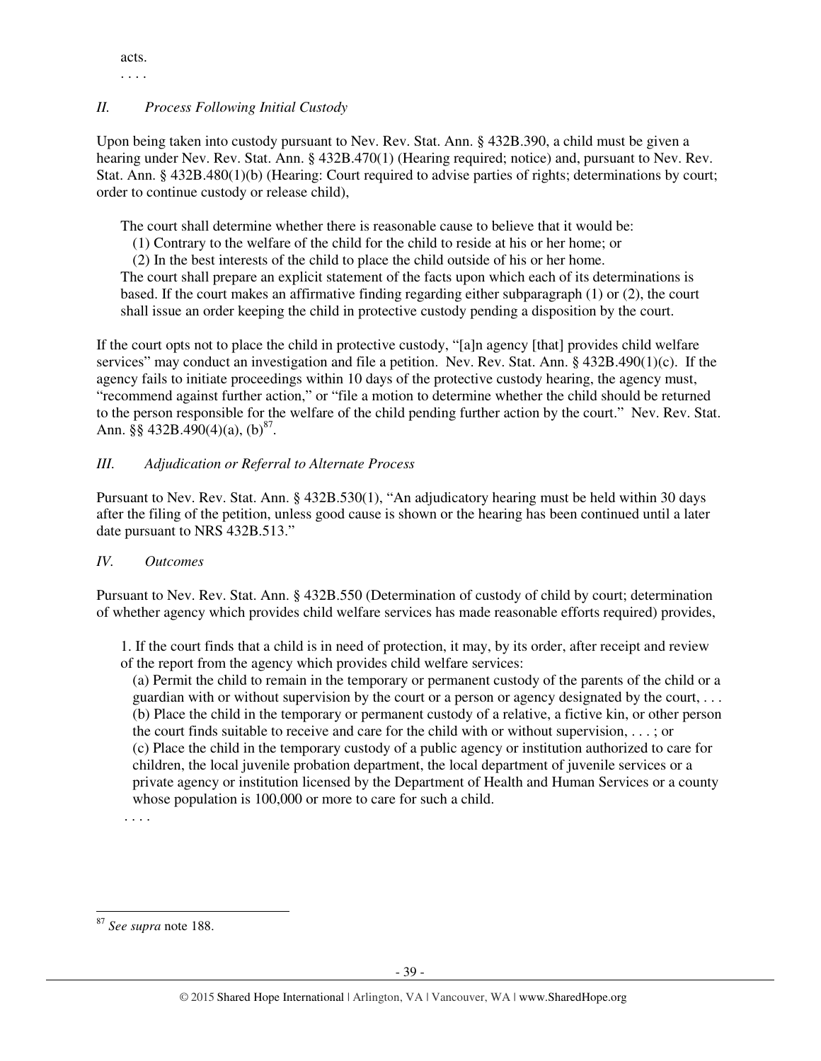acts.

. . . .

*II. Process Following Initial Custody*

Upon being taken into custody pursuant to Nev. Rev. Stat. Ann. § 432B.390, a child must be given a hearing under Nev. Rev. Stat. Ann. § 432B.470(1) (Hearing required; notice) and, pursuant to Nev. Rev. Stat. Ann. § 432B.480(1)(b) (Hearing: Court required to advise parties of rights; determinations by court; order to continue custody or release child),

> The court shall determine whether there is reasonable cause to believe that it would be:
> (1) Contrary to the welfare of the child for the child to reside at his or her home; or
> (2) In the best interests of the child to place the child outside of his or her home.
> The court shall prepare an explicit statement of the facts upon which each of its determinations is based. If the court makes an affirmative finding regarding either subparagraph (1) or (2), the court shall issue an order keeping the child in protective custody pending a disposition by the court.

If the court opts not to place the child in protective custody, "[a]n agency [that] provides child welfare services" may conduct an investigation and file a petition. Nev. Rev. Stat. Ann. § 432B.490(1)(c). If the agency fails to initiate proceedings within 10 days of the protective custody hearing, the agency must, "recommend against further action," or "file a motion to determine whether the child should be returned to the person responsible for the welfare of the child pending further action by the court." Nev. Rev. Stat. Ann. §§ 432B.490(4)(a), (b)[87].

*III. Adjudication or Referral to Alternate Process*

Pursuant to Nev. Rev. Stat. Ann. § 432B.530(1), "An adjudicatory hearing must be held within 30 days after the filing of the petition, unless good cause is shown or the hearing has been continued until a later date pursuant to NRS 432B.513."

*IV. Outcomes*

Pursuant to Nev. Rev. Stat. Ann. § 432B.550 (Determination of custody of child by court; determination of whether agency which provides child welfare services has made reasonable efforts required) provides,

> 1. If the court finds that a child is in need of protection, it may, by its order, after receipt and review of the report from the agency which provides child welfare services:
> (a) Permit the child to remain in the temporary or permanent custody of the parents of the child or a guardian with or without supervision by the court or a person or agency designated by the court, . . .
> (b) Place the child in the temporary or permanent custody of a relative, a fictive kin, or other person the court finds suitable to receive and care for the child with or without supervision, . . . ; or
> (c) Place the child in the temporary custody of a public agency or institution authorized to care for children, the local juvenile probation department, the local department of juvenile services or a private agency or institution licensed by the Department of Health and Human Services or a county whose population is 100,000 or more to care for such a child.
>
> . . . .

---

[87] *See supra* note 188.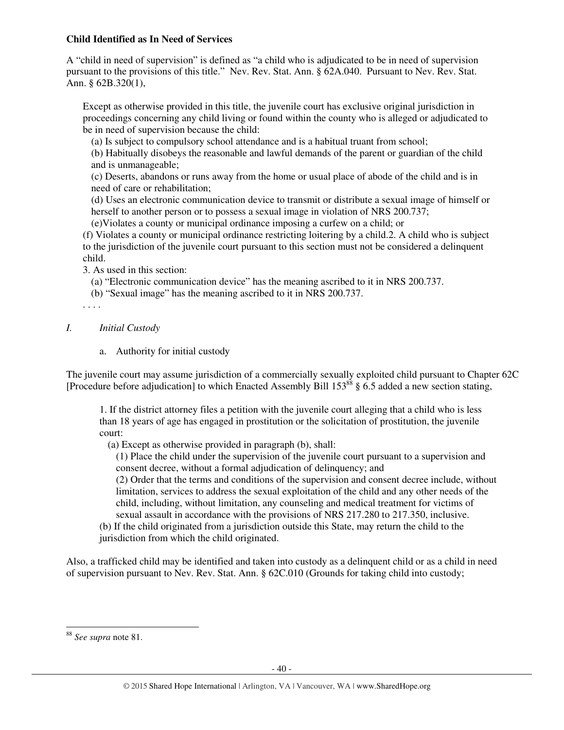**Child Identified as In Need of Services**

A "child in need of supervision" is defined as "a child who is adjudicated to be in need of supervision pursuant to the provisions of this title." Nev. Rev. Stat. Ann. § 62A.040. Pursuant to Nev. Rev. Stat. Ann. § 62B.320(1),

> Except as otherwise provided in this title, the juvenile court has exclusive original jurisdiction in proceedings concerning any child living or found within the county who is alleged or adjudicated to be in need of supervision because the child:
>
> (a) Is subject to compulsory school attendance and is a habitual truant from school;
>
> (b) Habitually disobeys the reasonable and lawful demands of the parent or guardian of the child and is unmanageable;
>
> (c) Deserts, abandons or runs away from the home or usual place of abode of the child and is in need of care or rehabilitation;
>
> (d) Uses an electronic communication device to transmit or distribute a sexual image of himself or herself to another person or to possess a sexual image in violation of NRS 200.737;
>
> (e)Violates a county or municipal ordinance imposing a curfew on a child; or
>
> (f) Violates a county or municipal ordinance restricting loitering by a child.2. A child who is subject to the jurisdiction of the juvenile court pursuant to this section must not be considered a delinquent child.
>
> 3. As used in this section:
>
> (a) "Electronic communication device" has the meaning ascribed to it in NRS 200.737.
>
> (b) "Sexual image" has the meaning ascribed to it in NRS 200.737.
>
> . . . .

*I. Initial Custody*

a. Authority for initial custody

The juvenile court may assume jurisdiction of a commercially sexually exploited child pursuant to Chapter 62C [Procedure before adjudication] to which Enacted Assembly Bill 153[88] § 6.5 added a new section stating,

> 1. If the district attorney files a petition with the juvenile court alleging that a child who is less than 18 years of age has engaged in prostitution or the solicitation of prostitution, the juvenile court:
>
> (a) Except as otherwise provided in paragraph (b), shall:
>
> (1) Place the child under the supervision of the juvenile court pursuant to a supervision and consent decree, without a formal adjudication of delinquency; and
>
> (2) Order that the terms and conditions of the supervision and consent decree include, without limitation, services to address the sexual exploitation of the child and any other needs of the child, including, without limitation, any counseling and medical treatment for victims of sexual assault in accordance with the provisions of NRS 217.280 to 217.350, inclusive.
>
> (b) If the child originated from a jurisdiction outside this State, may return the child to the jurisdiction from which the child originated.

Also, a trafficked child may be identified and taken into custody as a delinquent child or as a child in need of supervision pursuant to Nev. Rev. Stat. Ann. § 62C.010 (Grounds for taking child into custody;

---

[88] *See supra* note 81.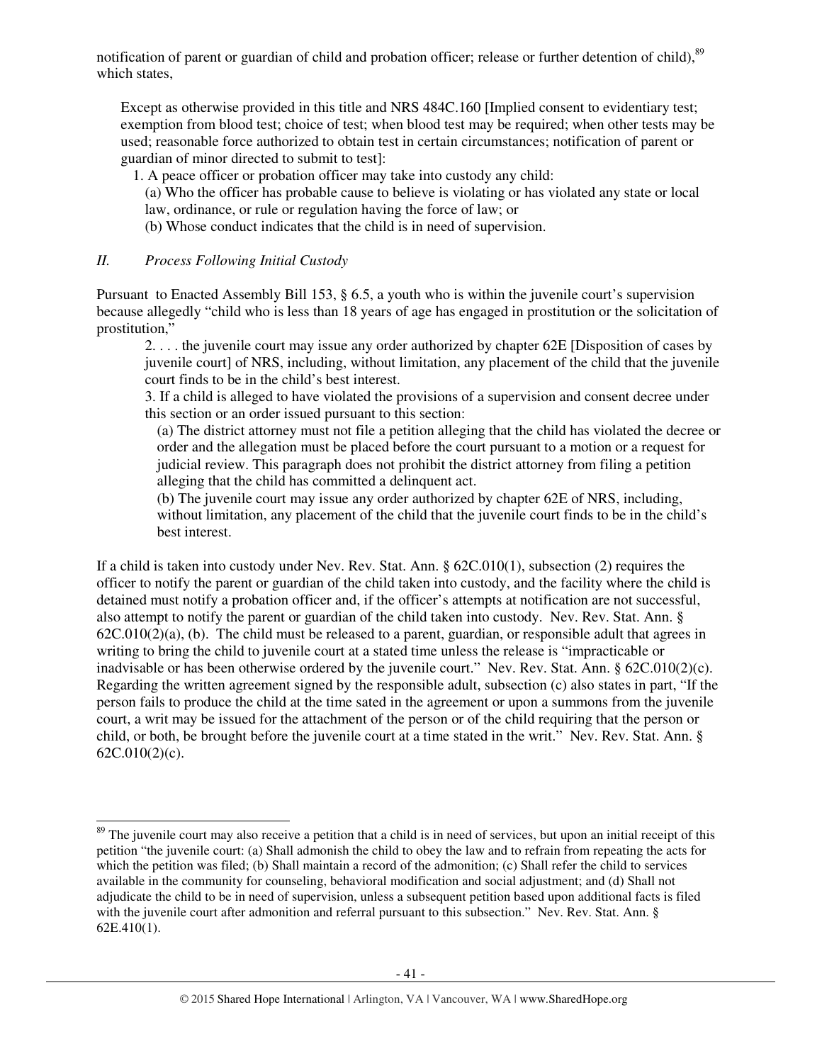notification of parent or guardian of child and probation officer; release or further detention of child),[89] which states,

> Except as otherwise provided in this title and NRS 484C.160 [Implied consent to evidentiary test; exemption from blood test; choice of test; when blood test may be required; when other tests may be used; reasonable force authorized to obtain test in certain circumstances; notification of parent or guardian of minor directed to submit to test]:
>
> 1. A peace officer or probation officer may take into custody any child:
>
> (a) Who the officer has probable cause to believe is violating or has violated any state or local law, ordinance, or rule or regulation having the force of law; or
>
> (b) Whose conduct indicates that the child is in need of supervision.

## *II. Process Following Initial Custody*

Pursuant to Enacted Assembly Bill 153, § 6.5, a youth who is within the juvenile court's supervision because allegedly "child who is less than 18 years of age has engaged in prostitution or the solicitation of prostitution,"

> 2. . . . the juvenile court may issue any order authorized by chapter 62E [Disposition of cases by juvenile court] of NRS, including, without limitation, any placement of the child that the juvenile court finds to be in the child's best interest.
>
> 3. If a child is alleged to have violated the provisions of a supervision and consent decree under this section or an order issued pursuant to this section:
>
> (a) The district attorney must not file a petition alleging that the child has violated the decree or order and the allegation must be placed before the court pursuant to a motion or a request for judicial review. This paragraph does not prohibit the district attorney from filing a petition alleging that the child has committed a delinquent act.
>
> (b) The juvenile court may issue any order authorized by chapter 62E of NRS, including, without limitation, any placement of the child that the juvenile court finds to be in the child's best interest.

If a child is taken into custody under Nev. Rev. Stat. Ann. § 62C.010(1), subsection (2) requires the officer to notify the parent or guardian of the child taken into custody, and the facility where the child is detained must notify a probation officer and, if the officer's attempts at notification are not successful, also attempt to notify the parent or guardian of the child taken into custody. Nev. Rev. Stat. Ann. § 62C.010(2)(a), (b). The child must be released to a parent, guardian, or responsible adult that agrees in writing to bring the child to juvenile court at a stated time unless the release is "impracticable or inadvisable or has been otherwise ordered by the juvenile court." Nev. Rev. Stat. Ann. § 62C.010(2)(c). Regarding the written agreement signed by the responsible adult, subsection (c) also states in part, "If the person fails to produce the child at the time sated in the agreement or upon a summons from the juvenile court, a writ may be issued for the attachment of the person or of the child requiring that the person or child, or both, be brought before the juvenile court at a time stated in the writ." Nev. Rev. Stat. Ann. § 62C.010(2)(c).

---

[89] The juvenile court may also receive a petition that a child is in need of services, but upon an initial receipt of this petition "the juvenile court: (a) Shall admonish the child to obey the law and to refrain from repeating the acts for which the petition was filed; (b) Shall maintain a record of the admonition; (c) Shall refer the child to services available in the community for counseling, behavioral modification and social adjustment; and (d) Shall not adjudicate the child to be in need of supervision, unless a subsequent petition based upon additional facts is filed with the juvenile court after admonition and referral pursuant to this subsection." Nev. Rev. Stat. Ann. § 62E.410(1).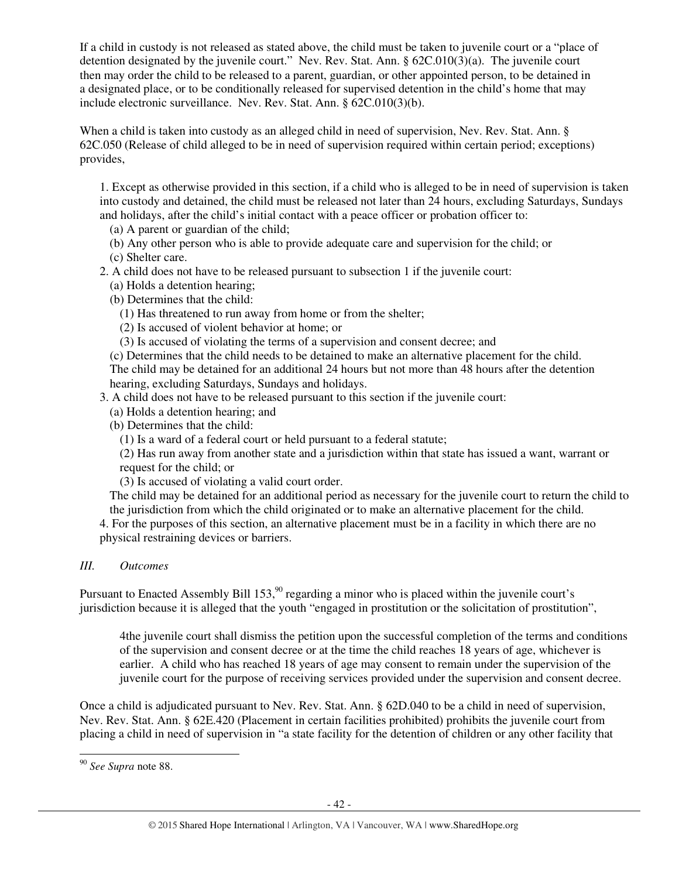If a child in custody is not released as stated above, the child must be taken to juvenile court or a "place of detention designated by the juvenile court." Nev. Rev. Stat. Ann. § 62C.010(3)(a). The juvenile court then may order the child to be released to a parent, guardian, or other appointed person, to be detained in a designated place, or to be conditionally released for supervised detention in the child's home that may include electronic surveillance. Nev. Rev. Stat. Ann. § 62C.010(3)(b).

When a child is taken into custody as an alleged child in need of supervision, Nev. Rev. Stat. Ann. § 62C.050 (Release of child alleged to be in need of supervision required within certain period; exceptions) provides,

> 1. Except as otherwise provided in this section, if a child who is alleged to be in need of supervision is taken into custody and detained, the child must be released not later than 24 hours, excluding Saturdays, Sundays and holidays, after the child's initial contact with a peace officer or probation officer to:
>    (a) A parent or guardian of the child;
>    (b) Any other person who is able to provide adequate care and supervision for the child; or
>    (c) Shelter care.
> 2. A child does not have to be released pursuant to subsection 1 if the juvenile court:
>    (a) Holds a detention hearing;
>    (b) Determines that the child:
>       (1) Has threatened to run away from home or from the shelter;
>       (2) Is accused of violent behavior at home; or
>       (3) Is accused of violating the terms of a supervision and consent decree; and
>    (c) Determines that the child needs to be detained to make an alternative placement for the child.
>    The child may be detained for an additional 24 hours but not more than 48 hours after the detention hearing, excluding Saturdays, Sundays and holidays.
> 3. A child does not have to be released pursuant to this section if the juvenile court:
>    (a) Holds a detention hearing; and
>    (b) Determines that the child:
>       (1) Is a ward of a federal court or held pursuant to a federal statute;
>       (2) Has run away from another state and a jurisdiction within that state has issued a want, warrant or request for the child; or
>       (3) Is accused of violating a valid court order.
>    The child may be detained for an additional period as necessary for the juvenile court to return the child to the jurisdiction from which the child originated or to make an alternative placement for the child.
> 4. For the purposes of this section, an alternative placement must be in a facility in which there are no physical restraining devices or barriers.

### *III. Outcomes*

Pursuant to Enacted Assembly Bill 153,[90] regarding a minor who is placed within the juvenile court's jurisdiction because it is alleged that the youth "engaged in prostitution or the solicitation of prostitution",

> 4the juvenile court shall dismiss the petition upon the successful completion of the terms and conditions of the supervision and consent decree or at the time the child reaches 18 years of age, whichever is earlier. A child who has reached 18 years of age may consent to remain under the supervision of the juvenile court for the purpose of receiving services provided under the supervision and consent decree.

Once a child is adjudicated pursuant to Nev. Rev. Stat. Ann. § 62D.040 to be a child in need of supervision, Nev. Rev. Stat. Ann. § 62E.420 (Placement in certain facilities prohibited) prohibits the juvenile court from placing a child in need of supervision in "a state facility for the detention of children or any other facility that

---

[90] *See Supra* note 88.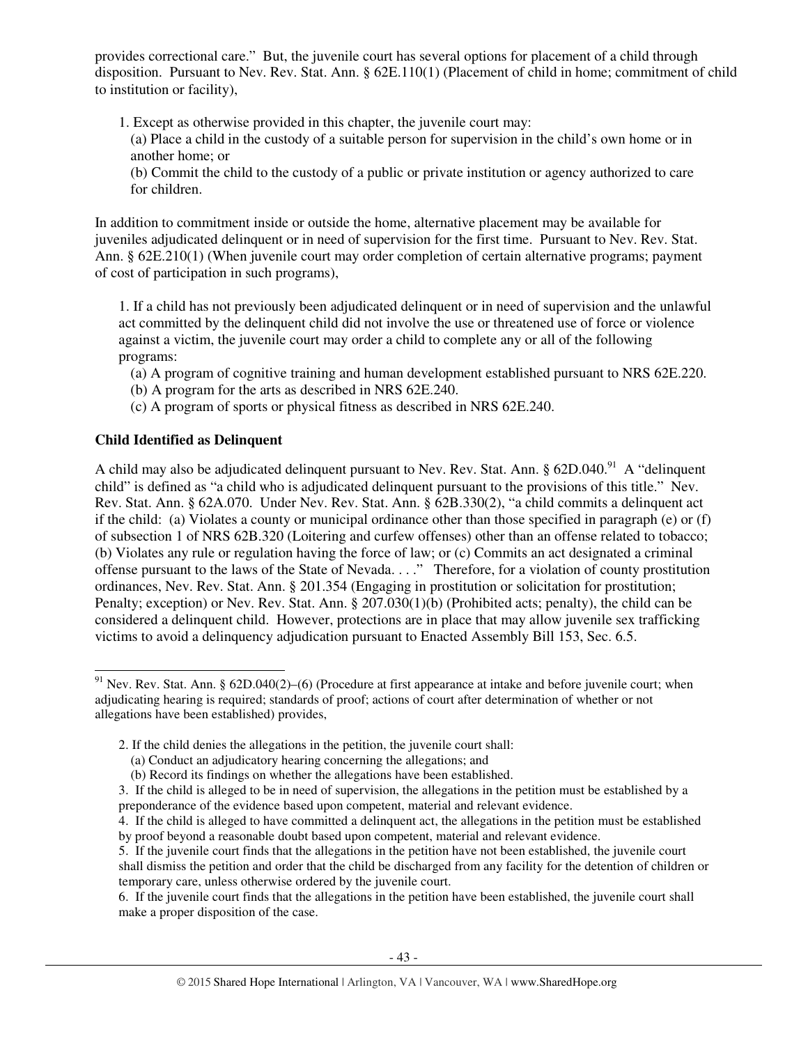provides correctional care." But, the juvenile court has several options for placement of a child through disposition. Pursuant to Nev. Rev. Stat. Ann. § 62E.110(1) (Placement of child in home; commitment of child to institution or facility),

> 1. Except as otherwise provided in this chapter, the juvenile court may:
> (a) Place a child in the custody of a suitable person for supervision in the child's own home or in another home; or
> (b) Commit the child to the custody of a public or private institution or agency authorized to care for children.

In addition to commitment inside or outside the home, alternative placement may be available for juveniles adjudicated delinquent or in need of supervision for the first time. Pursuant to Nev. Rev. Stat. Ann. § 62E.210(1) (When juvenile court may order completion of certain alternative programs; payment of cost of participation in such programs),

> 1. If a child has not previously been adjudicated delinquent or in need of supervision and the unlawful act committed by the delinquent child did not involve the use or threatened use of force or violence against a victim, the juvenile court may order a child to complete any or all of the following programs:
> (a) A program of cognitive training and human development established pursuant to NRS 62E.220.
> (b) A program for the arts as described in NRS 62E.240.
> (c) A program of sports or physical fitness as described in NRS 62E.240.

**Child Identified as Delinquent**

A child may also be adjudicated delinquent pursuant to Nev. Rev. Stat. Ann. § 62D.040.[91] A "delinquent child" is defined as "a child who is adjudicated delinquent pursuant to the provisions of this title." Nev. Rev. Stat. Ann. § 62A.070. Under Nev. Rev. Stat. Ann. § 62B.330(2), "a child commits a delinquent act if the child: (a) Violates a county or municipal ordinance other than those specified in paragraph (e) or (f) of subsection 1 of NRS 62B.320 (Loitering and curfew offenses) other than an offense related to tobacco; (b) Violates any rule or regulation having the force of law; or (c) Commits an act designated a criminal offense pursuant to the laws of the State of Nevada. . . ." Therefore, for a violation of county prostitution ordinances, Nev. Rev. Stat. Ann. § 201.354 (Engaging in prostitution or solicitation for prostitution; Penalty; exception) or Nev. Rev. Stat. Ann. § 207.030(1)(b) (Prohibited acts; penalty), the child can be considered a delinquent child. However, protections are in place that may allow juvenile sex trafficking victims to avoid a delinquency adjudication pursuant to Enacted Assembly Bill 153, Sec. 6.5.

---

[91] Nev. Rev. Stat. Ann. § 62D.040(2)–(6) (Procedure at first appearance at intake and before juvenile court; when adjudicating hearing is required; standards of proof; actions of court after determination of whether or not allegations have been established) provides,

> 2. If the child denies the allegations in the petition, the juvenile court shall:
> (a) Conduct an adjudicatory hearing concerning the allegations; and
> (b) Record its findings on whether the allegations have been established.
> 3. If the child is alleged to be in need of supervision, the allegations in the petition must be established by a preponderance of the evidence based upon competent, material and relevant evidence.
> 4. If the child is alleged to have committed a delinquent act, the allegations in the petition must be established by proof beyond a reasonable doubt based upon competent, material and relevant evidence.
> 5. If the juvenile court finds that the allegations in the petition have not been established, the juvenile court shall dismiss the petition and order that the child be discharged from any facility for the detention of children or temporary care, unless otherwise ordered by the juvenile court.
> 6. If the juvenile court finds that the allegations in the petition have been established, the juvenile court shall make a proper disposition of the case.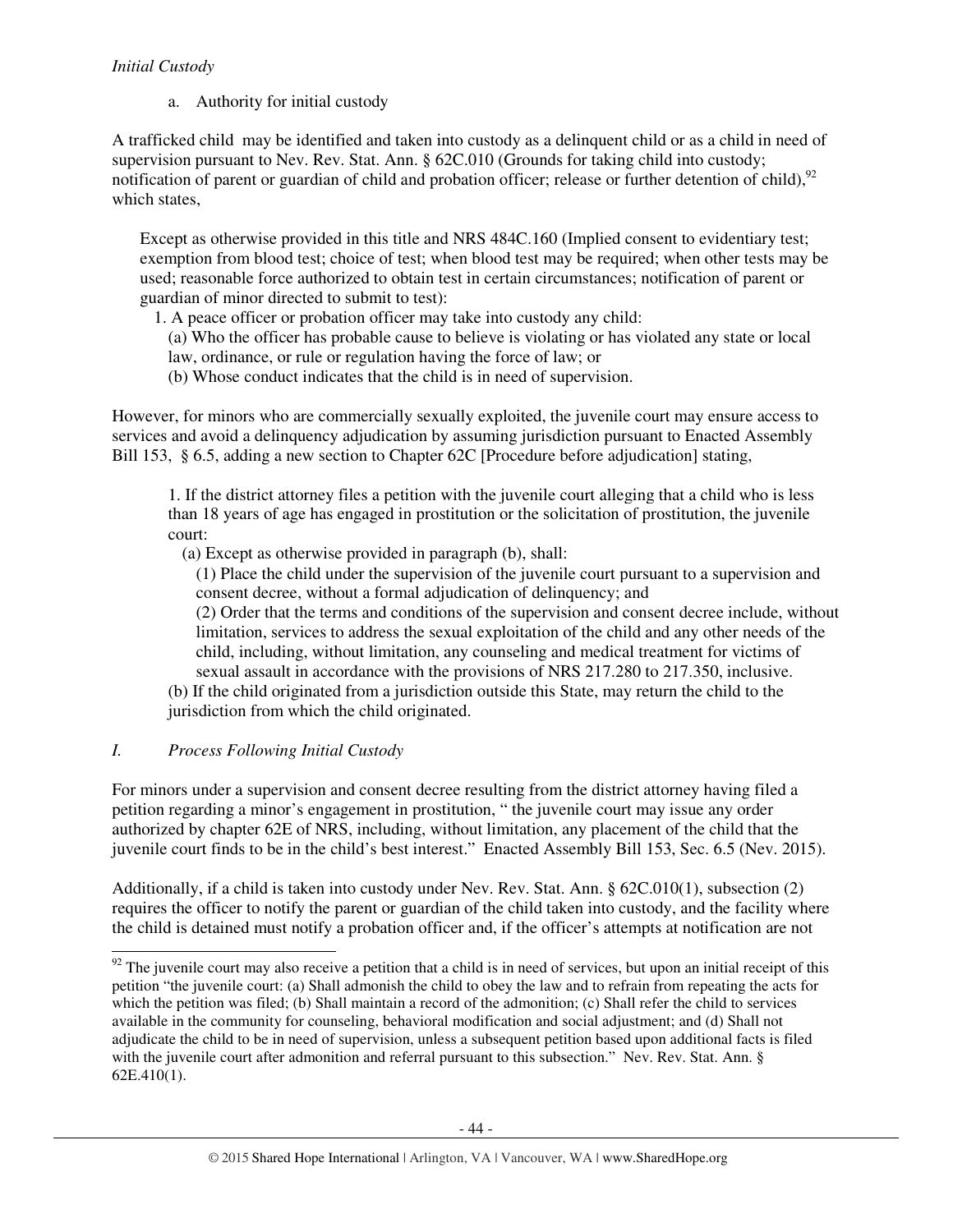*Initial Custody*

a. Authority for initial custody

A trafficked child may be identified and taken into custody as a delinquent child or as a child in need of supervision pursuant to Nev. Rev. Stat. Ann. § 62C.010 (Grounds for taking child into custody; notification of parent or guardian of child and probation officer; release or further detention of child),[92] which states,

> Except as otherwise provided in this title and NRS 484C.160 (Implied consent to evidentiary test; exemption from blood test; choice of test; when blood test may be required; when other tests may be used; reasonable force authorized to obtain test in certain circumstances; notification of parent or guardian of minor directed to submit to test):
>
> 1. A peace officer or probation officer may take into custody any child:
>
> (a) Who the officer has probable cause to believe is violating or has violated any state or local law, ordinance, or rule or regulation having the force of law; or
>
> (b) Whose conduct indicates that the child is in need of supervision.

However, for minors who are commercially sexually exploited, the juvenile court may ensure access to services and avoid a delinquency adjudication by assuming jurisdiction pursuant to Enacted Assembly Bill 153, § 6.5, adding a new section to Chapter 62C [Procedure before adjudication] stating,

> 1. If the district attorney files a petition with the juvenile court alleging that a child who is less than 18 years of age has engaged in prostitution or the solicitation of prostitution, the juvenile court:
>
> (a) Except as otherwise provided in paragraph (b), shall:
>
> (1) Place the child under the supervision of the juvenile court pursuant to a supervision and consent decree, without a formal adjudication of delinquency; and
>
> (2) Order that the terms and conditions of the supervision and consent decree include, without limitation, services to address the sexual exploitation of the child and any other needs of the child, including, without limitation, any counseling and medical treatment for victims of sexual assault in accordance with the provisions of NRS 217.280 to 217.350, inclusive.
>
> (b) If the child originated from a jurisdiction outside this State, may return the child to the jurisdiction from which the child originated.

## *I. Process Following Initial Custody*

For minors under a supervision and consent decree resulting from the district attorney having filed a petition regarding a minor's engagement in prostitution, " the juvenile court may issue any order authorized by chapter 62E of NRS, including, without limitation, any placement of the child that the juvenile court finds to be in the child's best interest." Enacted Assembly Bill 153, Sec. 6.5 (Nev. 2015).

Additionally, if a child is taken into custody under Nev. Rev. Stat. Ann. § 62C.010(1), subsection (2) requires the officer to notify the parent or guardian of the child taken into custody, and the facility where the child is detained must notify a probation officer and, if the officer's attempts at notification are not

---

[92] The juvenile court may also receive a petition that a child is in need of services, but upon an initial receipt of this petition "the juvenile court: (a) Shall admonish the child to obey the law and to refrain from repeating the acts for which the petition was filed; (b) Shall maintain a record of the admonition; (c) Shall refer the child to services available in the community for counseling, behavioral modification and social adjustment; and (d) Shall not adjudicate the child to be in need of supervision, unless a subsequent petition based upon additional facts is filed with the juvenile court after admonition and referral pursuant to this subsection." Nev. Rev. Stat. Ann. § 62E.410(1).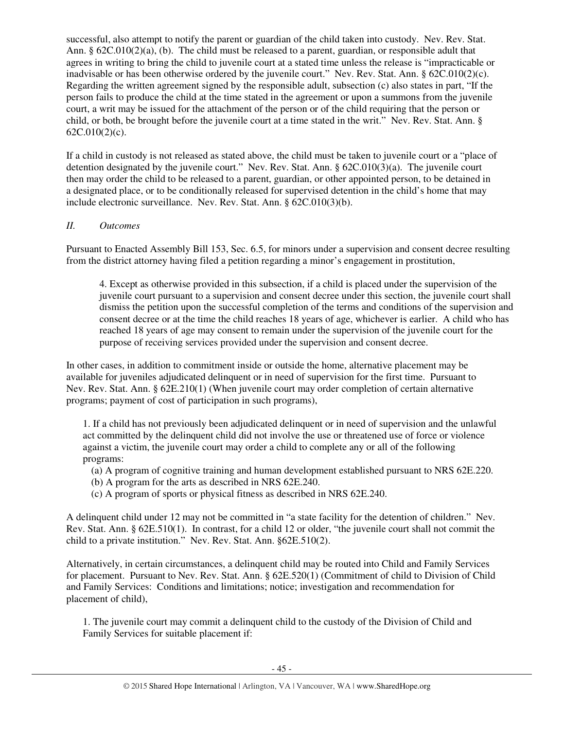successful, also attempt to notify the parent or guardian of the child taken into custody. Nev. Rev. Stat. Ann. § 62C.010(2)(a), (b). The child must be released to a parent, guardian, or responsible adult that agrees in writing to bring the child to juvenile court at a stated time unless the release is "impracticable or inadvisable or has been otherwise ordered by the juvenile court." Nev. Rev. Stat. Ann. § 62C.010(2)(c). Regarding the written agreement signed by the responsible adult, subsection (c) also states in part, "If the person fails to produce the child at the time stated in the agreement or upon a summons from the juvenile court, a writ may be issued for the attachment of the person or of the child requiring that the person or child, or both, be brought before the juvenile court at a time stated in the writ." Nev. Rev. Stat. Ann. § 62C.010(2)(c).

If a child in custody is not released as stated above, the child must be taken to juvenile court or a "place of detention designated by the juvenile court." Nev. Rev. Stat. Ann. § 62C.010(3)(a). The juvenile court then may order the child to be released to a parent, guardian, or other appointed person, to be detained in a designated place, or to be conditionally released for supervised detention in the child's home that may include electronic surveillance. Nev. Rev. Stat. Ann. § 62C.010(3)(b).

*II. Outcomes*

Pursuant to Enacted Assembly Bill 153, Sec. 6.5, for minors under a supervision and consent decree resulting from the district attorney having filed a petition regarding a minor's engagement in prostitution,

> 4. Except as otherwise provided in this subsection, if a child is placed under the supervision of the juvenile court pursuant to a supervision and consent decree under this section, the juvenile court shall dismiss the petition upon the successful completion of the terms and conditions of the supervision and consent decree or at the time the child reaches 18 years of age, whichever is earlier. A child who has reached 18 years of age may consent to remain under the supervision of the juvenile court for the purpose of receiving services provided under the supervision and consent decree.

In other cases, in addition to commitment inside or outside the home, alternative placement may be available for juveniles adjudicated delinquent or in need of supervision for the first time. Pursuant to Nev. Rev. Stat. Ann. § 62E.210(1) (When juvenile court may order completion of certain alternative programs; payment of cost of participation in such programs),

> 1. If a child has not previously been adjudicated delinquent or in need of supervision and the unlawful act committed by the delinquent child did not involve the use or threatened use of force or violence against a victim, the juvenile court may order a child to complete any or all of the following programs:
>
> (a) A program of cognitive training and human development established pursuant to NRS 62E.220.
> (b) A program for the arts as described in NRS 62E.240.
> (c) A program of sports or physical fitness as described in NRS 62E.240.

A delinquent child under 12 may not be committed in "a state facility for the detention of children." Nev. Rev. Stat. Ann. § 62E.510(1). In contrast, for a child 12 or older, "the juvenile court shall not commit the child to a private institution." Nev. Rev. Stat. Ann. §62E.510(2).

Alternatively, in certain circumstances, a delinquent child may be routed into Child and Family Services for placement. Pursuant to Nev. Rev. Stat. Ann. § 62E.520(1) (Commitment of child to Division of Child and Family Services: Conditions and limitations; notice; investigation and recommendation for placement of child),

> 1. The juvenile court may commit a delinquent child to the custody of the Division of Child and Family Services for suitable placement if: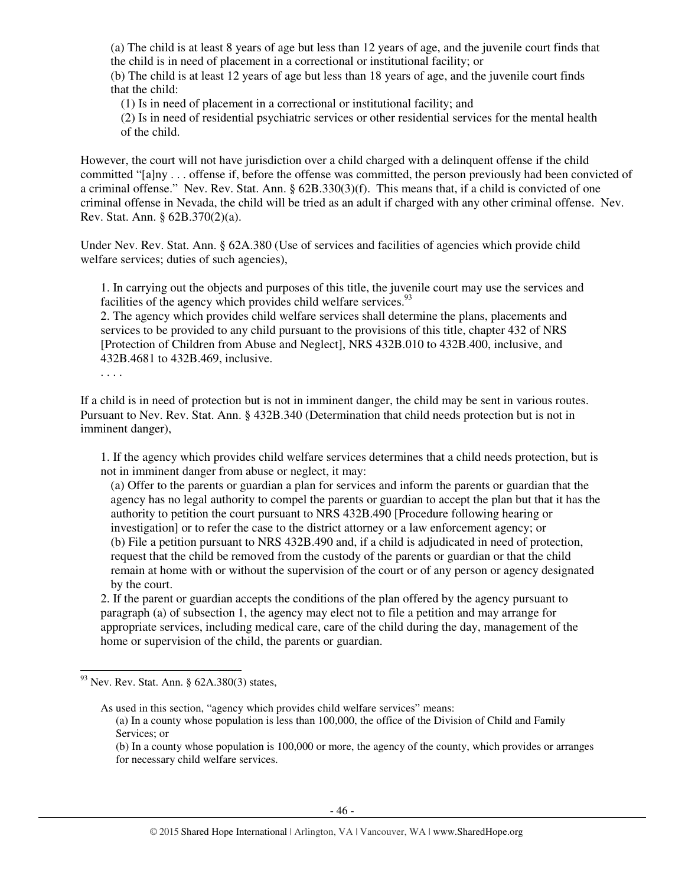(a) The child is at least 8 years of age but less than 12 years of age, and the juvenile court finds that the child is in need of placement in a correctional or institutional facility; or

(b) The child is at least 12 years of age but less than 18 years of age, and the juvenile court finds that the child:

(1) Is in need of placement in a correctional or institutional facility; and

(2) Is in need of residential psychiatric services or other residential services for the mental health of the child.

However, the court will not have jurisdiction over a child charged with a delinquent offense if the child committed "[a]ny . . . offense if, before the offense was committed, the person previously had been convicted of a criminal offense." Nev. Rev. Stat. Ann. § 62B.330(3)(f). This means that, if a child is convicted of one criminal offense in Nevada, the child will be tried as an adult if charged with any other criminal offense. Nev. Rev. Stat. Ann. § 62B.370(2)(a).

Under Nev. Rev. Stat. Ann. § 62A.380 (Use of services and facilities of agencies which provide child welfare services; duties of such agencies),

> 1. In carrying out the objects and purposes of this title, the juvenile court may use the services and facilities of the agency which provides child welfare services.[93]
>
> 2. The agency which provides child welfare services shall determine the plans, placements and services to be provided to any child pursuant to the provisions of this title, chapter 432 of NRS [Protection of Children from Abuse and Neglect], NRS 432B.010 to 432B.400, inclusive, and 432B.4681 to 432B.469, inclusive.
>
> . . . .

If a child is in need of protection but is not in imminent danger, the child may be sent in various routes. Pursuant to Nev. Rev. Stat. Ann. § 432B.340 (Determination that child needs protection but is not in imminent danger),

> 1. If the agency which provides child welfare services determines that a child needs protection, but is not in imminent danger from abuse or neglect, it may:
>
> (a) Offer to the parents or guardian a plan for services and inform the parents or guardian that the agency has no legal authority to compel the parents or guardian to accept the plan but that it has the authority to petition the court pursuant to NRS 432B.490 [Procedure following hearing or investigation] or to refer the case to the district attorney or a law enforcement agency; or
>
> (b) File a petition pursuant to NRS 432B.490 and, if a child is adjudicated in need of protection, request that the child be removed from the custody of the parents or guardian or that the child remain at home with or without the supervision of the court or of any person or agency designated by the court.
>
> 2. If the parent or guardian accepts the conditions of the plan offered by the agency pursuant to paragraph (a) of subsection 1, the agency may elect not to file a petition and may arrange for appropriate services, including medical care, care of the child during the day, management of the home or supervision of the child, the parents or guardian.

---

[93] Nev. Rev. Stat. Ann. § 62A.380(3) states,

> As used in this section, "agency which provides child welfare services" means:
>
> (a) In a county whose population is less than 100,000, the office of the Division of Child and Family Services; or
>
> (b) In a county whose population is 100,000 or more, the agency of the county, which provides or arranges for necessary child welfare services.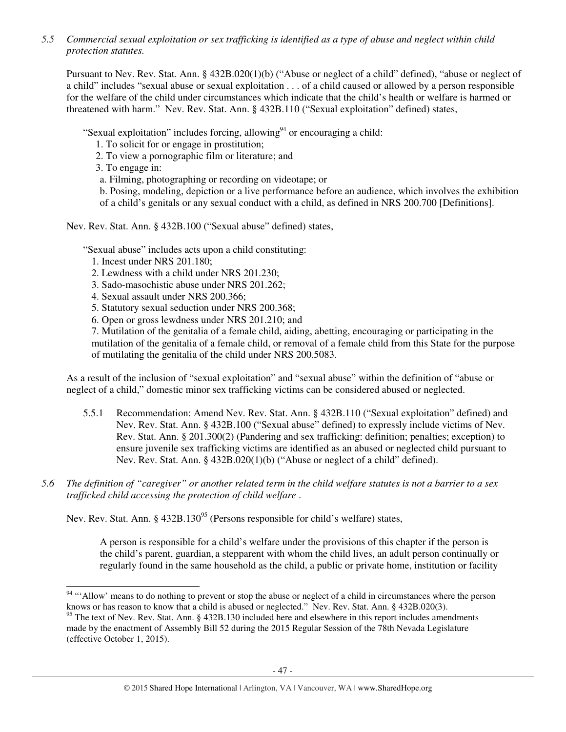*5.5 Commercial sexual exploitation or sex trafficking is identified as a type of abuse and neglect within child protection statutes.*

Pursuant to Nev. Rev. Stat. Ann. § 432B.020(1)(b) ("Abuse or neglect of a child" defined), "abuse or neglect of a child" includes "sexual abuse or sexual exploitation . . . of a child caused or allowed by a person responsible for the welfare of the child under circumstances which indicate that the child's health or welfare is harmed or threatened with harm." Nev. Rev. Stat. Ann. § 432B.110 ("Sexual exploitation" defined) states,

> "Sexual exploitation" includes forcing, allowing[94] or encouraging a child:
>
> 1. To solicit for or engage in prostitution;
> 2. To view a pornographic film or literature; and
> 3. To engage in:
>
>    a. Filming, photographing or recording on videotape; or
>
>    b. Posing, modeling, depiction or a live performance before an audience, which involves the exhibition of a child's genitals or any sexual conduct with a child, as defined in NRS 200.700 [Definitions].

Nev. Rev. Stat. Ann. § 432B.100 ("Sexual abuse" defined) states,

> "Sexual abuse" includes acts upon a child constituting:
>
> 1. Incest under NRS 201.180;
> 2. Lewdness with a child under NRS 201.230;
> 3. Sado-masochistic abuse under NRS 201.262;
> 4. Sexual assault under NRS 200.366;
> 5. Statutory sexual seduction under NRS 200.368;
> 6. Open or gross lewdness under NRS 201.210; and
> 7. Mutilation of the genitalia of a female child, aiding, abetting, encouraging or participating in the mutilation of the genitalia of a female child, or removal of a female child from this State for the purpose of mutilating the genitalia of the child under NRS 200.5083.

As a result of the inclusion of "sexual exploitation" and "sexual abuse" within the definition of "abuse or neglect of a child," domestic minor sex trafficking victims can be considered abused or neglected.

5.5.1 Recommendation: Amend Nev. Rev. Stat. Ann. § 432B.110 ("Sexual exploitation" defined) and Nev. Rev. Stat. Ann. § 432B.100 ("Sexual abuse" defined) to expressly include victims of Nev. Rev. Stat. Ann. § 201.300(2) (Pandering and sex trafficking: definition; penalties; exception) to ensure juvenile sex trafficking victims are identified as an abused or neglected child pursuant to Nev. Rev. Stat. Ann. § 432B.020(1)(b) ("Abuse or neglect of a child" defined).

*5.6 The definition of "caregiver" or another related term in the child welfare statutes is not a barrier to a sex trafficked child accessing the protection of child welfare .*

Nev. Rev. Stat. Ann. § 432B.130[95] (Persons responsible for child's welfare) states,

> A person is responsible for a child's welfare under the provisions of this chapter if the person is the child's parent, guardian, a stepparent with whom the child lives, an adult person continually or regularly found in the same household as the child, a public or private home, institution or facility

---

[94] "'Allow' means to do nothing to prevent or stop the abuse or neglect of a child in circumstances where the person knows or has reason to know that a child is abused or neglected." Nev. Rev. Stat. Ann. § 432B.020(3).

[95] The text of Nev. Rev. Stat. Ann. § 432B.130 included here and elsewhere in this report includes amendments made by the enactment of Assembly Bill 52 during the 2015 Regular Session of the 78th Nevada Legislature (effective October 1, 2015).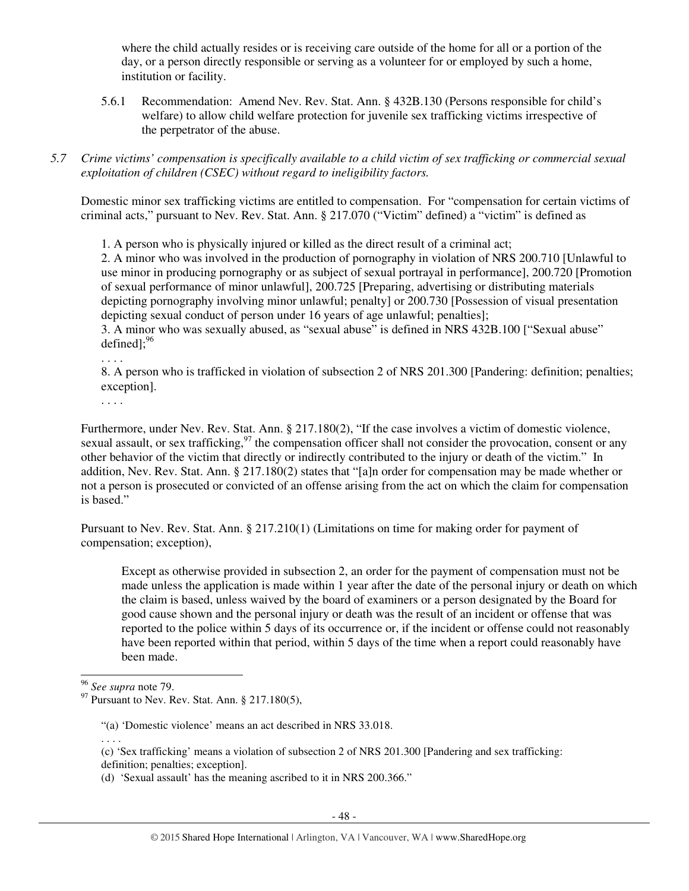where the child actually resides or is receiving care outside of the home for all or a portion of the day, or a person directly responsible or serving as a volunteer for or employed by such a home, institution or facility.

5.6.1 Recommendation: Amend Nev. Rev. Stat. Ann. § 432B.130 (Persons responsible for child's welfare) to allow child welfare protection for juvenile sex trafficking victims irrespective of the perpetrator of the abuse.

*5.7 Crime victims' compensation is specifically available to a child victim of sex trafficking or commercial sexual exploitation of children (CSEC) without regard to ineligibility factors.*

Domestic minor sex trafficking victims are entitled to compensation. For "compensation for certain victims of criminal acts," pursuant to Nev. Rev. Stat. Ann. § 217.070 ("Victim" defined) a "victim" is defined as

> 1. A person who is physically injured or killed as the direct result of a criminal act;
> 2. A minor who was involved in the production of pornography in violation of NRS 200.710 [Unlawful to use minor in producing pornography or as subject of sexual portrayal in performance], 200.720 [Promotion of sexual performance of minor unlawful], 200.725 [Preparing, advertising or distributing materials depicting pornography involving minor unlawful; penalty] or 200.730 [Possession of visual presentation depicting sexual conduct of person under 16 years of age unlawful; penalties];
> 3. A minor who was sexually abused, as "sexual abuse" is defined in NRS 432B.100 ["Sexual abuse" defined];[96]
> . . . .
> 8. A person who is trafficked in violation of subsection 2 of NRS 201.300 [Pandering: definition; penalties; exception].
> . . . .

Furthermore, under Nev. Rev. Stat. Ann. § 217.180(2), "If the case involves a victim of domestic violence, sexual assault, or sex trafficking,[97] the compensation officer shall not consider the provocation, consent or any other behavior of the victim that directly or indirectly contributed to the injury or death of the victim." In addition, Nev. Rev. Stat. Ann. § 217.180(2) states that "[a]n order for compensation may be made whether or not a person is prosecuted or convicted of an offense arising from the act on which the claim for compensation is based."

Pursuant to Nev. Rev. Stat. Ann. § 217.210(1) (Limitations on time for making order for payment of compensation; exception),

> Except as otherwise provided in subsection 2, an order for the payment of compensation must not be made unless the application is made within 1 year after the date of the personal injury or death on which the claim is based, unless waived by the board of examiners or a person designated by the Board for good cause shown and the personal injury or death was the result of an incident or offense that was reported to the police within 5 days of its occurrence or, if the incident or offense could not reasonably have been reported within that period, within 5 days of the time when a report could reasonably have been made.

---

[96] *See supra* note 79.

[97] Pursuant to Nev. Rev. Stat. Ann. § 217.180(5),

> "(a) 'Domestic violence' means an act described in NRS 33.018.
> . . . .
> (c) 'Sex trafficking' means a violation of subsection 2 of NRS 201.300 [Pandering and sex trafficking: definition; penalties; exception].
> (d) 'Sexual assault' has the meaning ascribed to it in NRS 200.366."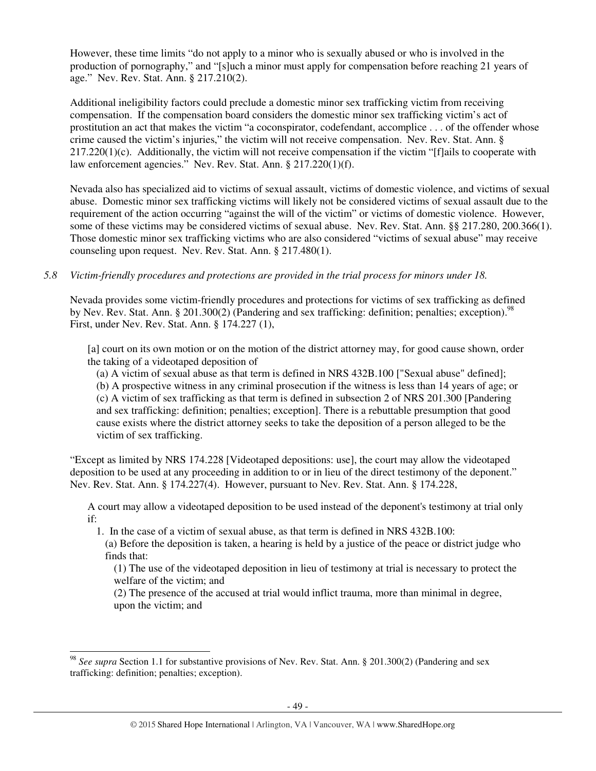However, these time limits "do not apply to a minor who is sexually abused or who is involved in the production of pornography," and "[s]uch a minor must apply for compensation before reaching 21 years of age." Nev. Rev. Stat. Ann. § 217.210(2).

Additional ineligibility factors could preclude a domestic minor sex trafficking victim from receiving compensation. If the compensation board considers the domestic minor sex trafficking victim's act of prostitution an act that makes the victim "a coconspirator, codefendant, accomplice . . . of the offender whose crime caused the victim's injuries," the victim will not receive compensation. Nev. Rev. Stat. Ann. § 217.220(1)(c). Additionally, the victim will not receive compensation if the victim "[f]ails to cooperate with law enforcement agencies." Nev. Rev. Stat. Ann. § 217.220(1)(f).

Nevada also has specialized aid to victims of sexual assault, victims of domestic violence, and victims of sexual abuse. Domestic minor sex trafficking victims will likely not be considered victims of sexual assault due to the requirement of the action occurring "against the will of the victim" or victims of domestic violence. However, some of these victims may be considered victims of sexual abuse. Nev. Rev. Stat. Ann. §§ 217.280, 200.366(1). Those domestic minor sex trafficking victims who are also considered "victims of sexual abuse" may receive counseling upon request. Nev. Rev. Stat. Ann. § 217.480(1).

*5.8 Victim-friendly procedures and protections are provided in the trial process for minors under 18.*

Nevada provides some victim-friendly procedures and protections for victims of sex trafficking as defined by Nev. Rev. Stat. Ann. § 201.300(2) (Pandering and sex trafficking: definition; penalties; exception).[98] First, under Nev. Rev. Stat. Ann. § 174.227 (1),

> [a] court on its own motion or on the motion of the district attorney may, for good cause shown, order the taking of a videotaped deposition of
> (a) A victim of sexual abuse as that term is defined in NRS 432B.100 ["Sexual abuse" defined];
> (b) A prospective witness in any criminal prosecution if the witness is less than 14 years of age; or
> (c) A victim of sex trafficking as that term is defined in subsection 2 of NRS 201.300 [Pandering and sex trafficking: definition; penalties; exception]. There is a rebuttable presumption that good cause exists where the district attorney seeks to take the deposition of a person alleged to be the victim of sex trafficking.

"Except as limited by NRS 174.228 [Videotaped depositions: use], the court may allow the videotaped deposition to be used at any proceeding in addition to or in lieu of the direct testimony of the deponent." Nev. Rev. Stat. Ann. § 174.227(4). However, pursuant to Nev. Rev. Stat. Ann. § 174.228,

> A court may allow a videotaped deposition to be used instead of the deponent's testimony at trial only if:
> 1. In the case of a victim of sexual abuse, as that term is defined in NRS 432B.100:
> (a) Before the deposition is taken, a hearing is held by a justice of the peace or district judge who finds that:
> (1) The use of the videotaped deposition in lieu of testimony at trial is necessary to protect the welfare of the victim; and
> (2) The presence of the accused at trial would inflict trauma, more than minimal in degree, upon the victim; and

[98] *See supra* Section 1.1 for substantive provisions of Nev. Rev. Stat. Ann. § 201.300(2) (Pandering and sex trafficking: definition; penalties; exception).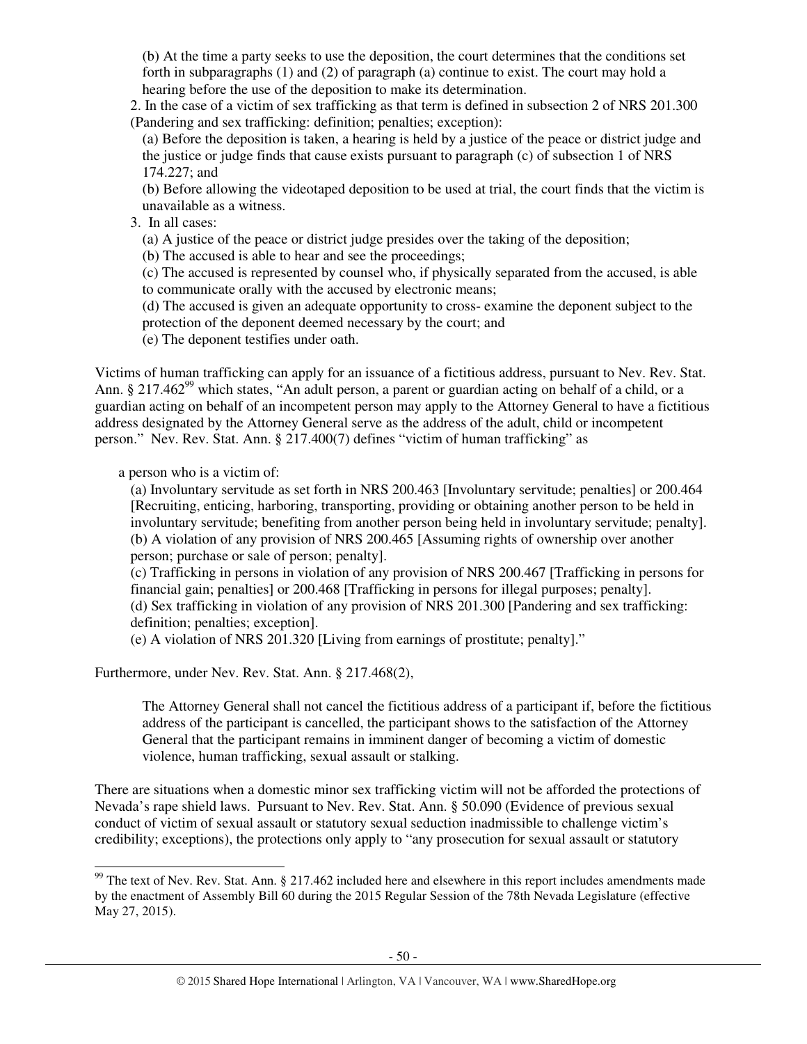(b) At the time a party seeks to use the deposition, the court determines that the conditions set forth in subparagraphs (1) and (2) of paragraph (a) continue to exist. The court may hold a hearing before the use of the deposition to make its determination.

2. In the case of a victim of sex trafficking as that term is defined in subsection 2 of NRS 201.300 (Pandering and sex trafficking: definition; penalties; exception):

(a) Before the deposition is taken, a hearing is held by a justice of the peace or district judge and the justice or judge finds that cause exists pursuant to paragraph (c) of subsection 1 of NRS 174.227; and

(b) Before allowing the videotaped deposition to be used at trial, the court finds that the victim is unavailable as a witness.

3. In all cases:

(a) A justice of the peace or district judge presides over the taking of the deposition;

(b) The accused is able to hear and see the proceedings;

(c) The accused is represented by counsel who, if physically separated from the accused, is able to communicate orally with the accused by electronic means;

(d) The accused is given an adequate opportunity to cross- examine the deponent subject to the protection of the deponent deemed necessary by the court; and

(e) The deponent testifies under oath.

Victims of human trafficking can apply for an issuance of a fictitious address, pursuant to Nev. Rev. Stat. Ann. § 217.462[99] which states, "An adult person, a parent or guardian acting on behalf of a child, or a guardian acting on behalf of an incompetent person may apply to the Attorney General to have a fictitious address designated by the Attorney General serve as the address of the adult, child or incompetent person." Nev. Rev. Stat. Ann. § 217.400(7) defines "victim of human trafficking" as

> a person who is a victim of:
>
> (a) Involuntary servitude as set forth in NRS 200.463 [Involuntary servitude; penalties] or 200.464 [Recruiting, enticing, harboring, transporting, providing or obtaining another person to be held in involuntary servitude; benefiting from another person being held in involuntary servitude; penalty].
>
> (b) A violation of any provision of NRS 200.465 [Assuming rights of ownership over another person; purchase or sale of person; penalty].
>
> (c) Trafficking in persons in violation of any provision of NRS 200.467 [Trafficking in persons for financial gain; penalties] or 200.468 [Trafficking in persons for illegal purposes; penalty].
>
> (d) Sex trafficking in violation of any provision of NRS 201.300 [Pandering and sex trafficking: definition; penalties; exception].
>
> (e) A violation of NRS 201.320 [Living from earnings of prostitute; penalty]."

Furthermore, under Nev. Rev. Stat. Ann. § 217.468(2),

> The Attorney General shall not cancel the fictitious address of a participant if, before the fictitious address of the participant is cancelled, the participant shows to the satisfaction of the Attorney General that the participant remains in imminent danger of becoming a victim of domestic violence, human trafficking, sexual assault or stalking.

There are situations when a domestic minor sex trafficking victim will not be afforded the protections of Nevada's rape shield laws. Pursuant to Nev. Rev. Stat. Ann. § 50.090 (Evidence of previous sexual conduct of victim of sexual assault or statutory sexual seduction inadmissible to challenge victim's credibility; exceptions), the protections only apply to "any prosecution for sexual assault or statutory

[99] The text of Nev. Rev. Stat. Ann. § 217.462 included here and elsewhere in this report includes amendments made by the enactment of Assembly Bill 60 during the 2015 Regular Session of the 78th Nevada Legislature (effective May 27, 2015).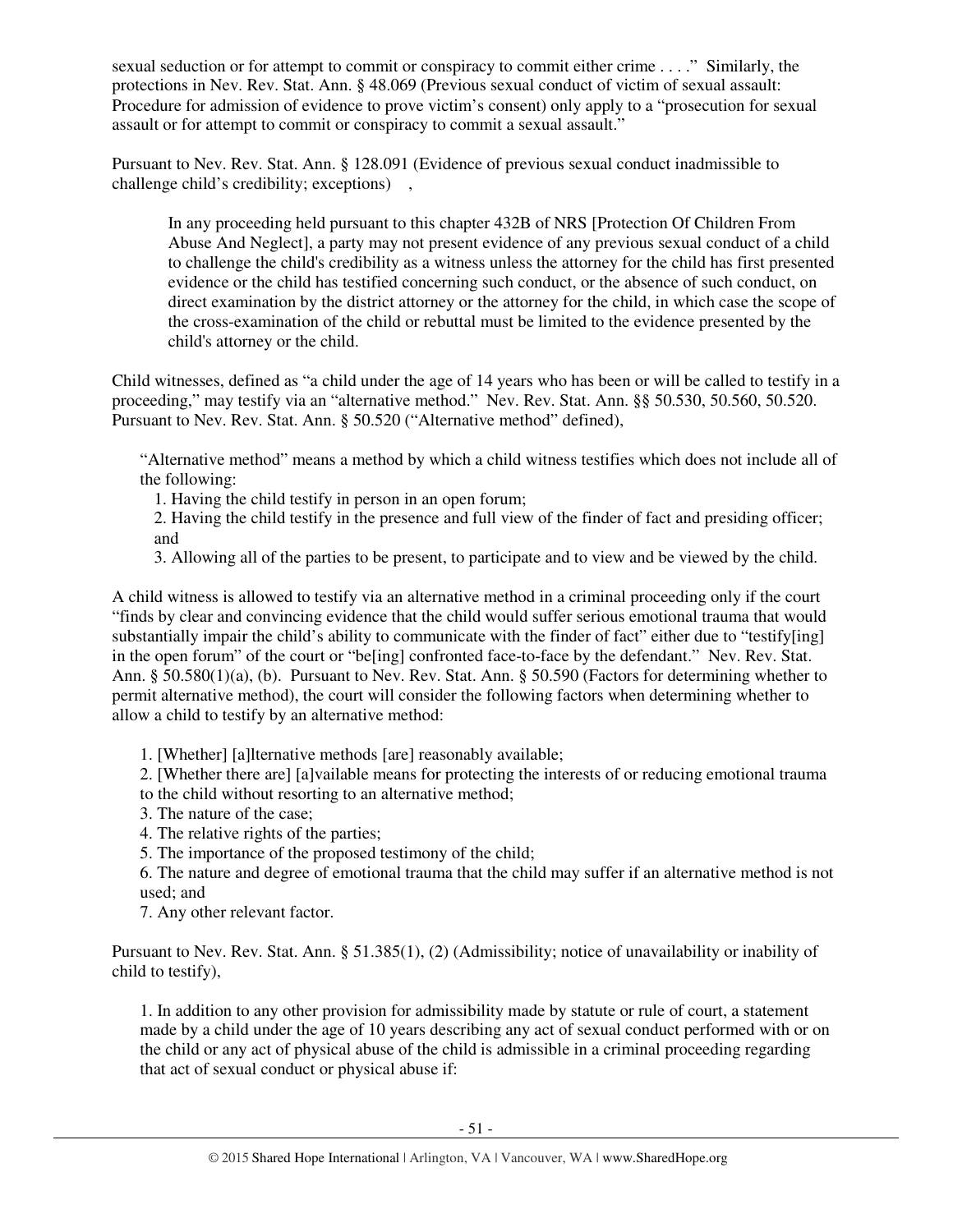sexual seduction or for attempt to commit or conspiracy to commit either crime . . . ." Similarly, the protections in Nev. Rev. Stat. Ann. § 48.069 (Previous sexual conduct of victim of sexual assault: Procedure for admission of evidence to prove victim's consent) only apply to a "prosecution for sexual assault or for attempt to commit or conspiracy to commit a sexual assault."

Pursuant to Nev. Rev. Stat. Ann. § 128.091 (Evidence of previous sexual conduct inadmissible to challenge child's credibility; exceptions) ,

> In any proceeding held pursuant to this chapter 432B of NRS [Protection Of Children From Abuse And Neglect], a party may not present evidence of any previous sexual conduct of a child to challenge the child's credibility as a witness unless the attorney for the child has first presented evidence or the child has testified concerning such conduct, or the absence of such conduct, on direct examination by the district attorney or the attorney for the child, in which case the scope of the cross-examination of the child or rebuttal must be limited to the evidence presented by the child's attorney or the child.

Child witnesses, defined as "a child under the age of 14 years who has been or will be called to testify in a proceeding," may testify via an "alternative method." Nev. Rev. Stat. Ann. §§ 50.530, 50.560, 50.520. Pursuant to Nev. Rev. Stat. Ann. § 50.520 ("Alternative method" defined),

> "Alternative method" means a method by which a child witness testifies which does not include all of the following:
>
> 1. Having the child testify in person in an open forum;
> 2. Having the child testify in the presence and full view of the finder of fact and presiding officer; and
> 3. Allowing all of the parties to be present, to participate and to view and be viewed by the child.

A child witness is allowed to testify via an alternative method in a criminal proceeding only if the court "finds by clear and convincing evidence that the child would suffer serious emotional trauma that would substantially impair the child's ability to communicate with the finder of fact" either due to "testify[ing] in the open forum" of the court or "be[ing] confronted face-to-face by the defendant." Nev. Rev. Stat. Ann. § 50.580(1)(a), (b). Pursuant to Nev. Rev. Stat. Ann. § 50.590 (Factors for determining whether to permit alternative method), the court will consider the following factors when determining whether to allow a child to testify by an alternative method:

> 1. [Whether] [a]lternative methods [are] reasonably available;
> 2. [Whether there are] [a]vailable means for protecting the interests of or reducing emotional trauma to the child without resorting to an alternative method;
> 3. The nature of the case;
> 4. The relative rights of the parties;
> 5. The importance of the proposed testimony of the child;
> 6. The nature and degree of emotional trauma that the child may suffer if an alternative method is not used; and
> 7. Any other relevant factor.

Pursuant to Nev. Rev. Stat. Ann. § 51.385(1), (2) (Admissibility; notice of unavailability or inability of child to testify),

> 1. In addition to any other provision for admissibility made by statute or rule of court, a statement made by a child under the age of 10 years describing any act of sexual conduct performed with or on the child or any act of physical abuse of the child is admissible in a criminal proceeding regarding that act of sexual conduct or physical abuse if: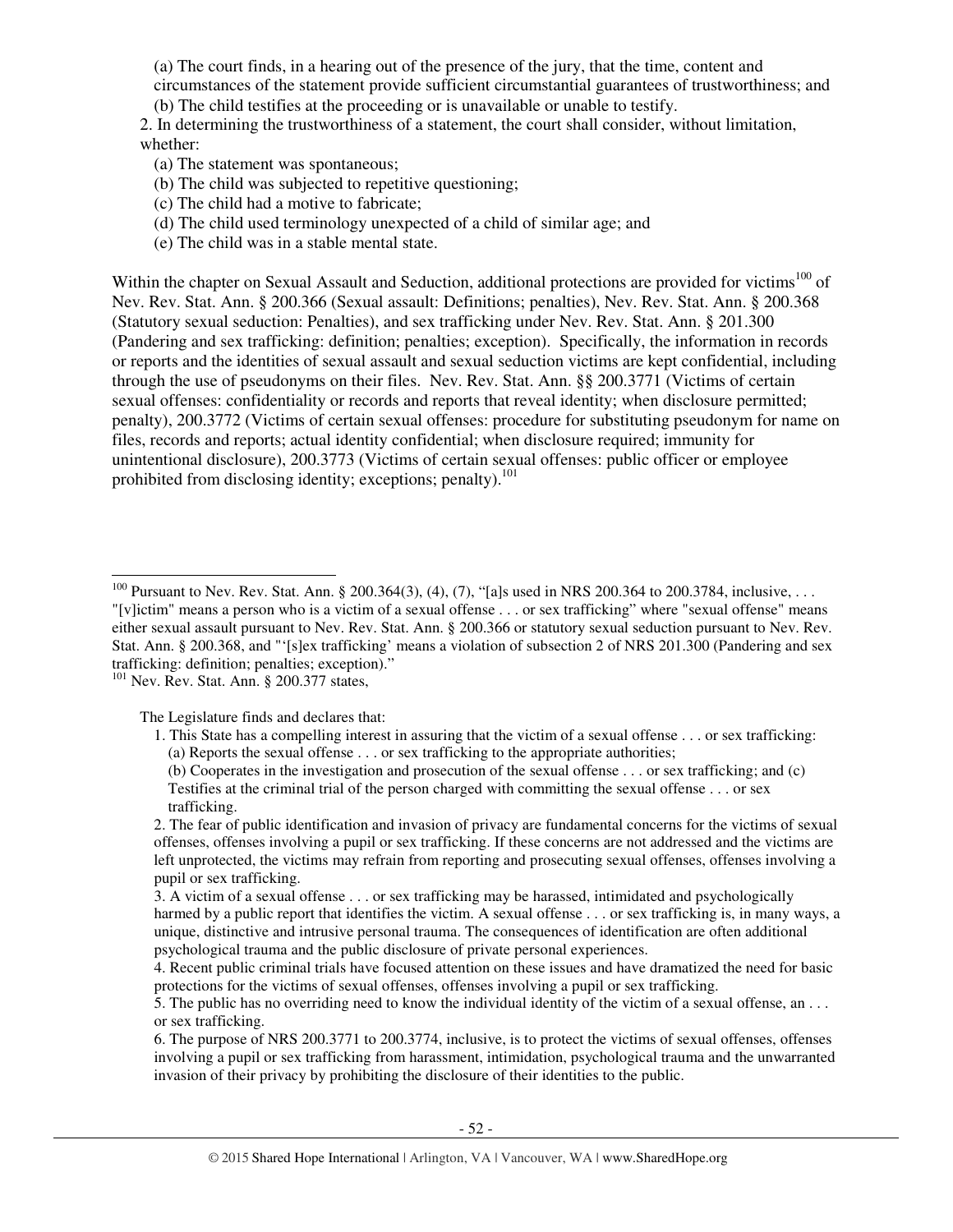(a) The court finds, in a hearing out of the presence of the jury, that the time, content and circumstances of the statement provide sufficient circumstantial guarantees of trustworthiness; and

(b) The child testifies at the proceeding or is unavailable or unable to testify.

2. In determining the trustworthiness of a statement, the court shall consider, without limitation, whether:

(a) The statement was spontaneous;

(b) The child was subjected to repetitive questioning;

(c) The child had a motive to fabricate;

(d) The child used terminology unexpected of a child of similar age; and

(e) The child was in a stable mental state.

Within the chapter on Sexual Assault and Seduction, additional protections are provided for victims[100] of Nev. Rev. Stat. Ann. § 200.366 (Sexual assault: Definitions; penalties), Nev. Rev. Stat. Ann. § 200.368 (Statutory sexual seduction: Penalties), and sex trafficking under Nev. Rev. Stat. Ann. § 201.300 (Pandering and sex trafficking: definition; penalties; exception). Specifically, the information in records or reports and the identities of sexual assault and sexual seduction victims are kept confidential, including through the use of pseudonyms on their files. Nev. Rev. Stat. Ann. §§ 200.3771 (Victims of certain sexual offenses: confidentiality or records and reports that reveal identity; when disclosure permitted; penalty), 200.3772 (Victims of certain sexual offenses: procedure for substituting pseudonym for name on files, records and reports; actual identity confidential; when disclosure required; immunity for unintentional disclosure), 200.3773 (Victims of certain sexual offenses: public officer or employee prohibited from disclosing identity; exceptions; penalty).[101]

---

[100] Pursuant to Nev. Rev. Stat. Ann. § 200.364(3), (4), (7), "[a]s used in NRS 200.364 to 200.3784, inclusive, . . . "[v]ictim" means a person who is a victim of a sexual offense . . . or sex trafficking" where "sexual offense" means either sexual assault pursuant to Nev. Rev. Stat. Ann. § 200.366 or statutory sexual seduction pursuant to Nev. Rev. Stat. Ann. § 200.368, and "'[s]ex trafficking' means a violation of subsection 2 of NRS 201.300 (Pandering and sex trafficking: definition; penalties; exception)."

[101] Nev. Rev. Stat. Ann. § 200.377 states,

> The Legislature finds and declares that:
>
> 1. This State has a compelling interest in assuring that the victim of a sexual offense . . . or sex trafficking:
>    (a) Reports the sexual offense . . . or sex trafficking to the appropriate authorities;
>    (b) Cooperates in the investigation and prosecution of the sexual offense . . . or sex trafficking; and (c) Testifies at the criminal trial of the person charged with committing the sexual offense . . . or sex trafficking.
> 2. The fear of public identification and invasion of privacy are fundamental concerns for the victims of sexual offenses, offenses involving a pupil or sex trafficking. If these concerns are not addressed and the victims are left unprotected, the victims may refrain from reporting and prosecuting sexual offenses, offenses involving a pupil or sex trafficking.
> 3. A victim of a sexual offense . . . or sex trafficking may be harassed, intimidated and psychologically harmed by a public report that identifies the victim. A sexual offense . . . or sex trafficking is, in many ways, a unique, distinctive and intrusive personal trauma. The consequences of identification are often additional psychological trauma and the public disclosure of private personal experiences.
> 4. Recent public criminal trials have focused attention on these issues and have dramatized the need for basic protections for the victims of sexual offenses, offenses involving a pupil or sex trafficking.
> 5. The public has no overriding need to know the individual identity of the victim of a sexual offense, an . . . or sex trafficking.
> 6. The purpose of NRS 200.3771 to 200.3774, inclusive, is to protect the victims of sexual offenses, offenses involving a pupil or sex trafficking from harassment, intimidation, psychological trauma and the unwarranted invasion of their privacy by prohibiting the disclosure of their identities to the public.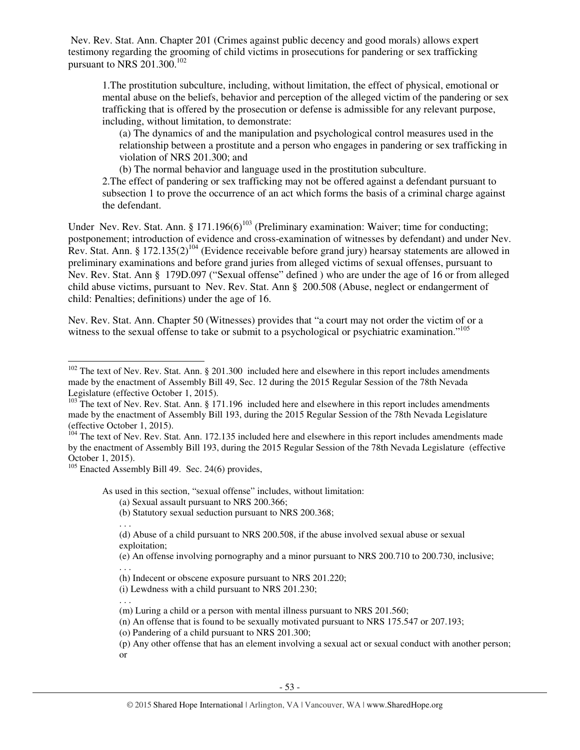Nev. Rev. Stat. Ann. Chapter 201 (Crimes against public decency and good morals) allows expert testimony regarding the grooming of child victims in prosecutions for pandering or sex trafficking pursuant to NRS 201.300.[102]

> 1.The prostitution subculture, including, without limitation, the effect of physical, emotional or mental abuse on the beliefs, behavior and perception of the alleged victim of the pandering or sex trafficking that is offered by the prosecution or defense is admissible for any relevant purpose, including, without limitation, to demonstrate:
>
> (a) The dynamics of and the manipulation and psychological control measures used in the relationship between a prostitute and a person who engages in pandering or sex trafficking in violation of NRS 201.300; and
>
> (b) The normal behavior and language used in the prostitution subculture.
>
> 2.The effect of pandering or sex trafficking may not be offered against a defendant pursuant to subsection 1 to prove the occurrence of an act which forms the basis of a criminal charge against the defendant.

Under Nev. Rev. Stat. Ann. § 171.196(6)[103] (Preliminary examination: Waiver; time for conducting; postponement; introduction of evidence and cross-examination of witnesses by defendant) and under Nev. Rev. Stat. Ann. § 172.135(2)[104] (Evidence receivable before grand jury) hearsay statements are allowed in preliminary examinations and before grand juries from alleged victims of sexual offenses, pursuant to Nev. Rev. Stat. Ann § 179D.097 ("Sexual offense" defined ) who are under the age of 16 or from alleged child abuse victims, pursuant to Nev. Rev. Stat. Ann § 200.508 (Abuse, neglect or endangerment of child: Penalties; definitions) under the age of 16.

Nev. Rev. Stat. Ann. Chapter 50 (Witnesses) provides that "a court may not order the victim of or a witness to the sexual offense to take or submit to a psychological or psychiatric examination."[105]

---

[102] The text of Nev. Rev. Stat. Ann. § 201.300 included here and elsewhere in this report includes amendments made by the enactment of Assembly Bill 49, Sec. 12 during the 2015 Regular Session of the 78th Nevada Legislature (effective October 1, 2015).

[103] The text of Nev. Rev. Stat. Ann. § 171.196 included here and elsewhere in this report includes amendments made by the enactment of Assembly Bill 193, during the 2015 Regular Session of the 78th Nevada Legislature (effective October 1, 2015).

[104] The text of Nev. Rev. Stat. Ann. 172.135 included here and elsewhere in this report includes amendments made by the enactment of Assembly Bill 193, during the 2015 Regular Session of the 78th Nevada Legislature (effective October 1, 2015).

[105] Enacted Assembly Bill 49. Sec. 24(6) provides,

> As used in this section, "sexual offense" includes, without limitation:
>
> (a) Sexual assault pursuant to NRS 200.366;
>
> (b) Statutory sexual seduction pursuant to NRS 200.368;
>
> . . .
>
> (d) Abuse of a child pursuant to NRS 200.508, if the abuse involved sexual abuse or sexual exploitation;
>
> (e) An offense involving pornography and a minor pursuant to NRS 200.710 to 200.730, inclusive;
>
> . . .
>
> (h) Indecent or obscene exposure pursuant to NRS 201.220;
>
> (i) Lewdness with a child pursuant to NRS 201.230;
>
> . . .
>
> (m) Luring a child or a person with mental illness pursuant to NRS 201.560;
>
> (n) An offense that is found to be sexually motivated pursuant to NRS 175.547 or 207.193;
>
> (o) Pandering of a child pursuant to NRS 201.300;
>
> (p) Any other offense that has an element involving a sexual act or sexual conduct with another person; or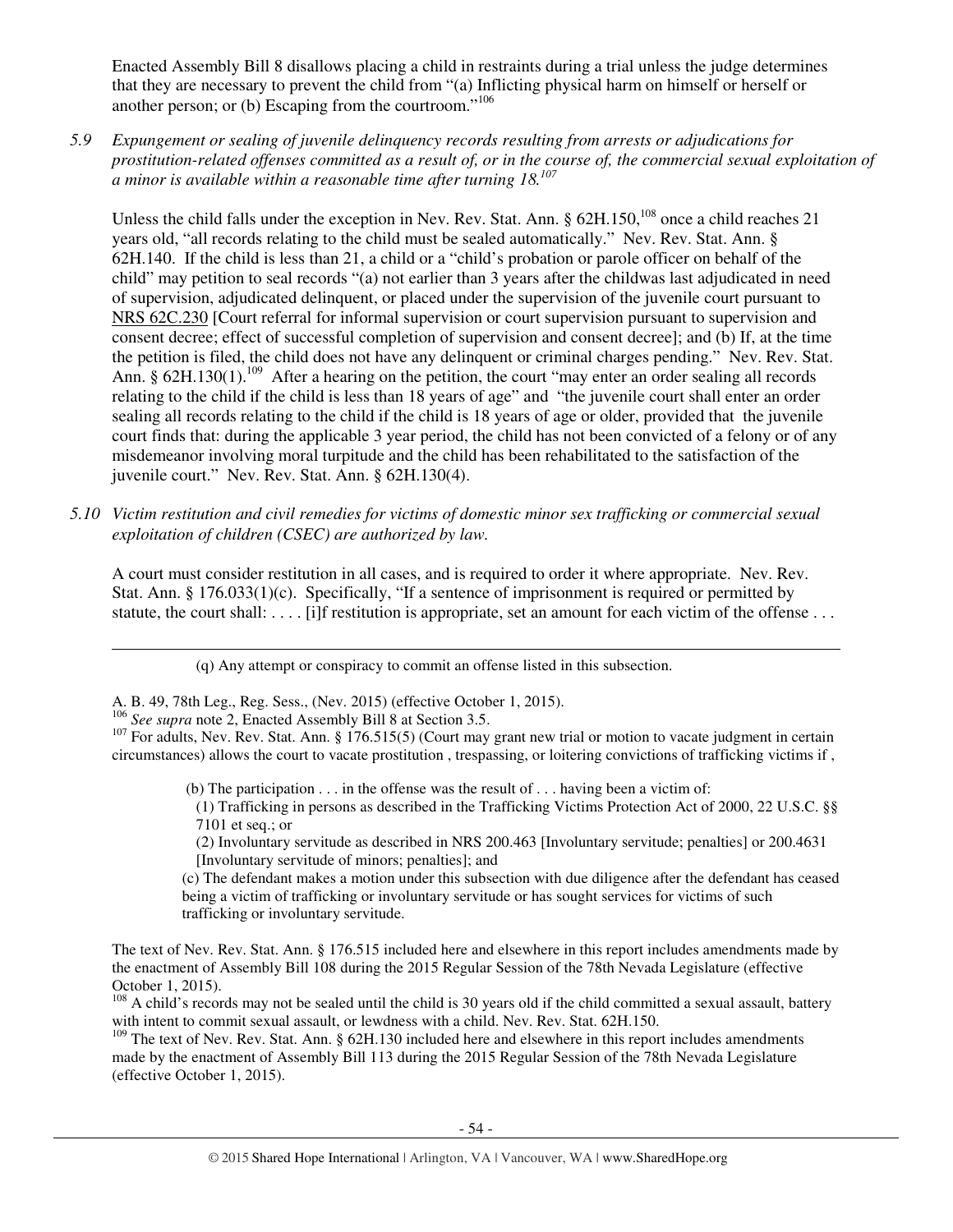Enacted Assembly Bill 8 disallows placing a child in restraints during a trial unless the judge determines that they are necessary to prevent the child from "(a) Inflicting physical harm on himself or herself or another person; or (b) Escaping from the courtroom."[106]

*5.9 Expungement or sealing of juvenile delinquency records resulting from arrests or adjudications for prostitution-related offenses committed as a result of, or in the course of, the commercial sexual exploitation of a minor is available within a reasonable time after turning 18.*[107]

Unless the child falls under the exception in Nev. Rev. Stat. Ann. § 62H.150,[108] once a child reaches 21 years old, "all records relating to the child must be sealed automatically." Nev. Rev. Stat. Ann. § 62H.140. If the child is less than 21, a child or a "child's probation or parole officer on behalf of the child" may petition to seal records "(a) not earlier than 3 years after the childwas last adjudicated in need of supervision, adjudicated delinquent, or placed under the supervision of the juvenile court pursuant to NRS 62C.230 [Court referral for informal supervision or court supervision pursuant to supervision and consent decree; effect of successful completion of supervision and consent decree]; and (b) If, at the time the petition is filed, the child does not have any delinquent or criminal charges pending." Nev. Rev. Stat. Ann. § 62H.130(1).[109] After a hearing on the petition, the court "may enter an order sealing all records relating to the child if the child is less than 18 years of age" and "the juvenile court shall enter an order sealing all records relating to the child if the child is 18 years of age or older, provided that the juvenile court finds that: during the applicable 3 year period, the child has not been convicted of a felony or of any misdemeanor involving moral turpitude and the child has been rehabilitated to the satisfaction of the juvenile court." Nev. Rev. Stat. Ann. § 62H.130(4).

*5.10 Victim restitution and civil remedies for victims of domestic minor sex trafficking or commercial sexual exploitation of children (CSEC) are authorized by law.*

A court must consider restitution in all cases, and is required to order it where appropriate. Nev. Rev. Stat. Ann. § 176.033(1)(c). Specifically, "If a sentence of imprisonment is required or permitted by statute, the court shall: . . . . [i]f restitution is appropriate, set an amount for each victim of the offense . . .

---

(q) Any attempt or conspiracy to commit an offense listed in this subsection.

A. B. 49, 78th Leg., Reg. Sess., (Nev. 2015) (effective October 1, 2015).

[106] *See supra* note 2, Enacted Assembly Bill 8 at Section 3.5.

[107] For adults, Nev. Rev. Stat. Ann. § 176.515(5) (Court may grant new trial or motion to vacate judgment in certain circumstances) allows the court to vacate prostitution , trespassing, or loitering convictions of trafficking victims if ,

> (b) The participation . . . in the offense was the result of . . . having been a victim of:
> (1) Trafficking in persons as described in the Trafficking Victims Protection Act of 2000, 22 U.S.C. §§ 7101 et seq.; or
> (2) Involuntary servitude as described in NRS 200.463 [Involuntary servitude; penalties] or 200.4631 [Involuntary servitude of minors; penalties]; and
> (c) The defendant makes a motion under this subsection with due diligence after the defendant has ceased being a victim of trafficking or involuntary servitude or has sought services for victims of such trafficking or involuntary servitude.

The text of Nev. Rev. Stat. Ann. § 176.515 included here and elsewhere in this report includes amendments made by the enactment of Assembly Bill 108 during the 2015 Regular Session of the 78th Nevada Legislature (effective October 1, 2015).

[108] A child's records may not be sealed until the child is 30 years old if the child committed a sexual assault, battery with intent to commit sexual assault, or lewdness with a child. Nev. Rev. Stat. 62H.150.

[109] The text of Nev. Rev. Stat. Ann. § 62H.130 included here and elsewhere in this report includes amendments made by the enactment of Assembly Bill 113 during the 2015 Regular Session of the 78th Nevada Legislature (effective October 1, 2015).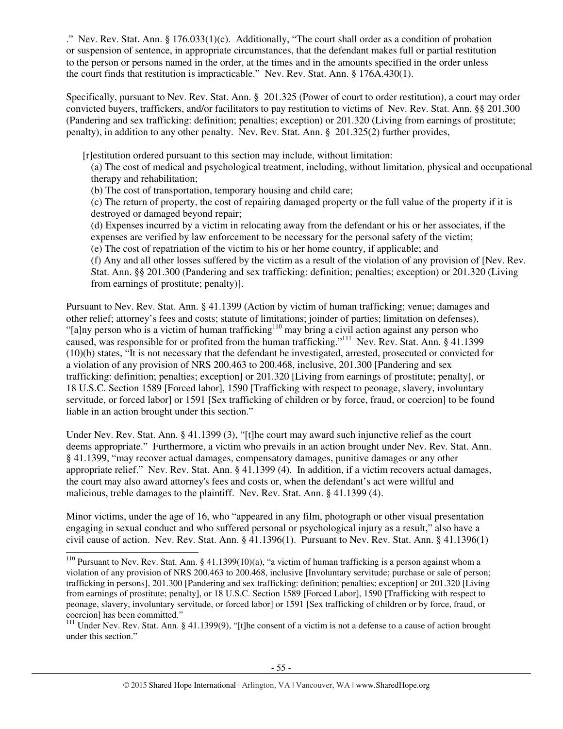." Nev. Rev. Stat. Ann. § 176.033(1)(c). Additionally, "The court shall order as a condition of probation or suspension of sentence, in appropriate circumstances, that the defendant makes full or partial restitution to the person or persons named in the order, at the times and in the amounts specified in the order unless the court finds that restitution is impracticable." Nev. Rev. Stat. Ann. § 176A.430(1).

Specifically, pursuant to Nev. Rev. Stat. Ann. § 201.325 (Power of court to order restitution), a court may order convicted buyers, traffickers, and/or facilitators to pay restitution to victims of Nev. Rev. Stat. Ann. §§ 201.300 (Pandering and sex trafficking: definition; penalties; exception) or 201.320 (Living from earnings of prostitute; penalty), in addition to any other penalty. Nev. Rev. Stat. Ann. § 201.325(2) further provides,

> [r]estitution ordered pursuant to this section may include, without limitation:
> (a) The cost of medical and psychological treatment, including, without limitation, physical and occupational therapy and rehabilitation;
> (b) The cost of transportation, temporary housing and child care;
> (c) The return of property, the cost of repairing damaged property or the full value of the property if it is destroyed or damaged beyond repair;
> (d) Expenses incurred by a victim in relocating away from the defendant or his or her associates, if the expenses are verified by law enforcement to be necessary for the personal safety of the victim;
> (e) The cost of repatriation of the victim to his or her home country, if applicable; and
> (f) Any and all other losses suffered by the victim as a result of the violation of any provision of [Nev. Rev. Stat. Ann. §§ 201.300 (Pandering and sex trafficking: definition; penalties; exception) or 201.320 (Living from earnings of prostitute; penalty)].

Pursuant to Nev. Rev. Stat. Ann. § 41.1399 (Action by victim of human trafficking; venue; damages and other relief; attorney's fees and costs; statute of limitations; joinder of parties; limitation on defenses), "[a]ny person who is a victim of human trafficking[110] may bring a civil action against any person who caused, was responsible for or profited from the human trafficking."[111] Nev. Rev. Stat. Ann. § 41.1399 (10)(b) states, "It is not necessary that the defendant be investigated, arrested, prosecuted or convicted for a violation of any provision of NRS 200.463 to 200.468, inclusive, 201.300 [Pandering and sex trafficking: definition; penalties; exception] or 201.320 [Living from earnings of prostitute; penalty], or 18 U.S.C. Section 1589 [Forced labor], 1590 [Trafficking with respect to peonage, slavery, involuntary servitude, or forced labor] or 1591 [Sex trafficking of children or by force, fraud, or coercion] to be found liable in an action brought under this section."

Under Nev. Rev. Stat. Ann. § 41.1399 (3), "[t]he court may award such injunctive relief as the court deems appropriate." Furthermore, a victim who prevails in an action brought under Nev. Rev. Stat. Ann. § 41.1399, "may recover actual damages, compensatory damages, punitive damages or any other appropriate relief." Nev. Rev. Stat. Ann. § 41.1399 (4). In addition, if a victim recovers actual damages, the court may also award attorney's fees and costs or, when the defendant's act were willful and malicious, treble damages to the plaintiff. Nev. Rev. Stat. Ann. § 41.1399 (4).

Minor victims, under the age of 16, who "appeared in any film, photograph or other visual presentation engaging in sexual conduct and who suffered personal or psychological injury as a result," also have a civil cause of action. Nev. Rev. Stat. Ann. § 41.1396(1). Pursuant to Nev. Rev. Stat. Ann. § 41.1396(1)

---

[110] Pursuant to Nev. Rev. Stat. Ann. § 41.1399(10)(a), "a victim of human trafficking is a person against whom a violation of any provision of NRS 200.463 to 200.468, inclusive [Involuntary servitude; purchase or sale of person; trafficking in persons], 201.300 [Pandering and sex trafficking: definition; penalties; exception] or 201.320 [Living from earnings of prostitute; penalty], or 18 U.S.C. Section 1589 [Forced Labor], 1590 [Trafficking with respect to peonage, slavery, involuntary servitude, or forced labor] or 1591 [Sex trafficking of children or by force, fraud, or coercion] has been committed."

[111] Under Nev. Rev. Stat. Ann. § 41.1399(9), "[t]he consent of a victim is not a defense to a cause of action brought under this section."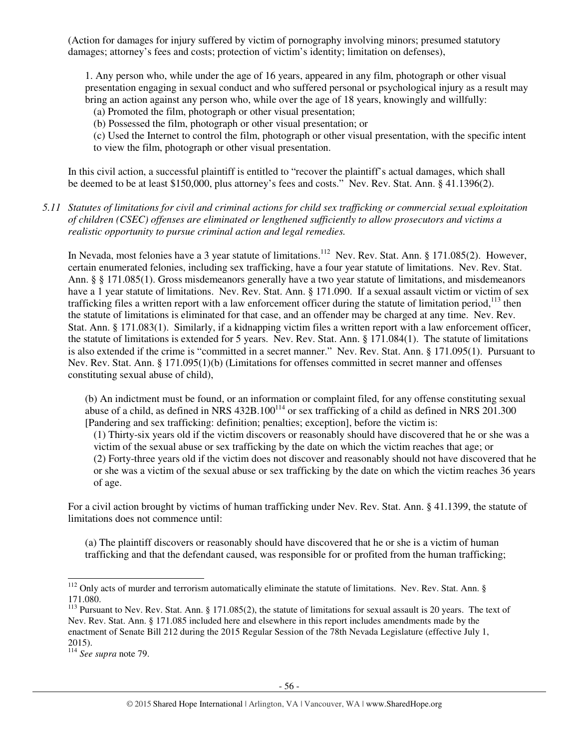(Action for damages for injury suffered by victim of pornography involving minors; presumed statutory damages; attorney's fees and costs; protection of victim's identity; limitation on defenses),

> 1. Any person who, while under the age of 16 years, appeared in any film, photograph or other visual presentation engaging in sexual conduct and who suffered personal or psychological injury as a result may bring an action against any person who, while over the age of 18 years, knowingly and willfully:
>
> (a) Promoted the film, photograph or other visual presentation;
>
> (b) Possessed the film, photograph or other visual presentation; or
>
> (c) Used the Internet to control the film, photograph or other visual presentation, with the specific intent to view the film, photograph or other visual presentation.

In this civil action, a successful plaintiff is entitled to "recover the plaintiff's actual damages, which shall be deemed to be at least $150,000, plus attorney's fees and costs." Nev. Rev. Stat. Ann. § 41.1396(2).

*5.11 Statutes of limitations for civil and criminal actions for child sex trafficking or commercial sexual exploitation of children (CSEC) offenses are eliminated or lengthened sufficiently to allow prosecutors and victims a realistic opportunity to pursue criminal action and legal remedies.*

In Nevada, most felonies have a 3 year statute of limitations.[112] Nev. Rev. Stat. Ann. § 171.085(2). However, certain enumerated felonies, including sex trafficking, have a four year statute of limitations. Nev. Rev. Stat. Ann. § § 171.085(1). Gross misdemeanors generally have a two year statute of limitations, and misdemeanors have a 1 year statute of limitations. Nev. Rev. Stat. Ann. § 171.090. If a sexual assault victim or victim of sex trafficking files a written report with a law enforcement officer during the statute of limitation period,[113] then the statute of limitations is eliminated for that case, and an offender may be charged at any time. Nev. Rev. Stat. Ann. § 171.083(1). Similarly, if a kidnapping victim files a written report with a law enforcement officer, the statute of limitations is extended for 5 years. Nev. Rev. Stat. Ann. § 171.084(1). The statute of limitations is also extended if the crime is "committed in a secret manner." Nev. Rev. Stat. Ann. § 171.095(1). Pursuant to Nev. Rev. Stat. Ann. § 171.095(1)(b) (Limitations for offenses committed in secret manner and offenses constituting sexual abuse of child),

> (b) An indictment must be found, or an information or complaint filed, for any offense constituting sexual abuse of a child, as defined in NRS 432B.100[114] or sex trafficking of a child as defined in NRS 201.300 [Pandering and sex trafficking: definition; penalties; exception], before the victim is:
>
> (1) Thirty-six years old if the victim discovers or reasonably should have discovered that he or she was a victim of the sexual abuse or sex trafficking by the date on which the victim reaches that age; or
>
> (2) Forty-three years old if the victim does not discover and reasonably should not have discovered that he or she was a victim of the sexual abuse or sex trafficking by the date on which the victim reaches 36 years of age.

For a civil action brought by victims of human trafficking under Nev. Rev. Stat. Ann. § 41.1399, the statute of limitations does not commence until:

> (a) The plaintiff discovers or reasonably should have discovered that he or she is a victim of human trafficking and that the defendant caused, was responsible for or profited from the human trafficking;

---

[112] Only acts of murder and terrorism automatically eliminate the statute of limitations. Nev. Rev. Stat. Ann. § 171.080.

[113] Pursuant to Nev. Rev. Stat. Ann. § 171.085(2), the statute of limitations for sexual assault is 20 years. The text of Nev. Rev. Stat. Ann. § 171.085 included here and elsewhere in this report includes amendments made by the enactment of Senate Bill 212 during the 2015 Regular Session of the 78th Nevada Legislature (effective July 1, 2015).

[114] *See supra* note 79.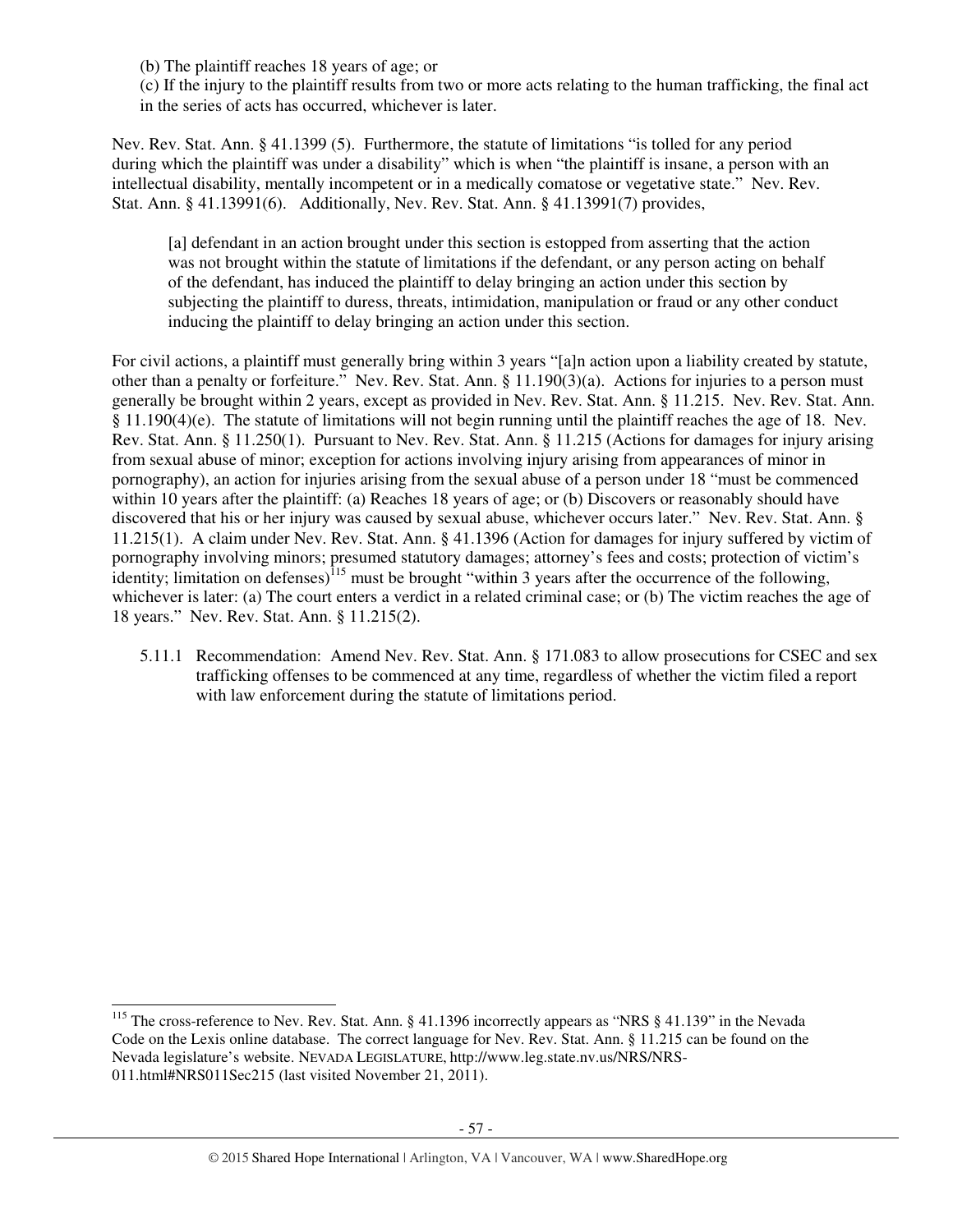(b) The plaintiff reaches 18 years of age; or

(c) If the injury to the plaintiff results from two or more acts relating to the human trafficking, the final act in the series of acts has occurred, whichever is later.

Nev. Rev. Stat. Ann. § 41.1399 (5). Furthermore, the statute of limitations "is tolled for any period during which the plaintiff was under a disability" which is when "the plaintiff is insane, a person with an intellectual disability, mentally incompetent or in a medically comatose or vegetative state." Nev. Rev. Stat. Ann. § 41.13991(6). Additionally, Nev. Rev. Stat. Ann. § 41.13991(7) provides,

> [a] defendant in an action brought under this section is estopped from asserting that the action was not brought within the statute of limitations if the defendant, or any person acting on behalf of the defendant, has induced the plaintiff to delay bringing an action under this section by subjecting the plaintiff to duress, threats, intimidation, manipulation or fraud or any other conduct inducing the plaintiff to delay bringing an action under this section.

For civil actions, a plaintiff must generally bring within 3 years "[a]n action upon a liability created by statute, other than a penalty or forfeiture." Nev. Rev. Stat. Ann. § 11.190(3)(a). Actions for injuries to a person must generally be brought within 2 years, except as provided in Nev. Rev. Stat. Ann. § 11.215. Nev. Rev. Stat. Ann. § 11.190(4)(e). The statute of limitations will not begin running until the plaintiff reaches the age of 18. Nev. Rev. Stat. Ann. § 11.250(1). Pursuant to Nev. Rev. Stat. Ann. § 11.215 (Actions for damages for injury arising from sexual abuse of minor; exception for actions involving injury arising from appearances of minor in pornography), an action for injuries arising from the sexual abuse of a person under 18 "must be commenced within 10 years after the plaintiff: (a) Reaches 18 years of age; or (b) Discovers or reasonably should have discovered that his or her injury was caused by sexual abuse, whichever occurs later." Nev. Rev. Stat. Ann. § 11.215(1). A claim under Nev. Rev. Stat. Ann. § 41.1396 (Action for damages for injury suffered by victim of pornography involving minors; presumed statutory damages; attorney's fees and costs; protection of victim's identity; limitation on defenses)[115] must be brought "within 3 years after the occurrence of the following, whichever is later: (a) The court enters a verdict in a related criminal case; or (b) The victim reaches the age of 18 years." Nev. Rev. Stat. Ann. § 11.215(2).

5.11.1 Recommendation: Amend Nev. Rev. Stat. Ann. § 171.083 to allow prosecutions for CSEC and sex trafficking offenses to be commenced at any time, regardless of whether the victim filed a report with law enforcement during the statute of limitations period.

---

[115] The cross-reference to Nev. Rev. Stat. Ann. § 41.1396 incorrectly appears as "NRS § 41.139" in the Nevada Code on the Lexis online database. The correct language for Nev. Rev. Stat. Ann. § 11.215 can be found on the Nevada legislature's website. NEVADA LEGISLATURE, http://www.leg.state.nv.us/NRS/NRS-011.html#NRS011Sec215 (last visited November 21, 2011).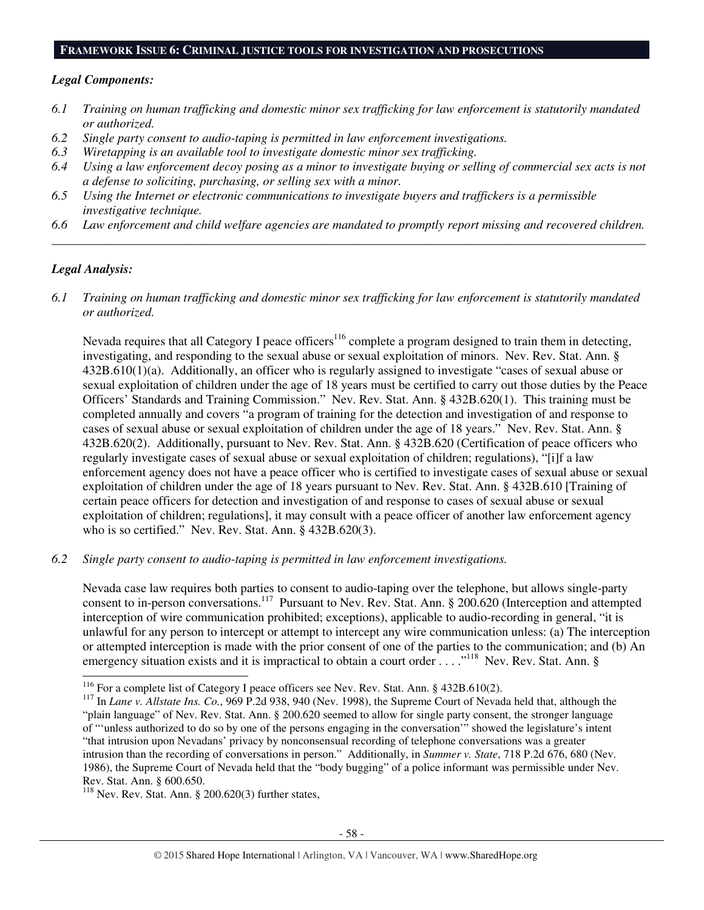## FRAMEWORK ISSUE 6: CRIMINAL JUSTICE TOOLS FOR INVESTIGATION AND PROSECUTIONS

***Legal Components:***

*6.1 Training on human trafficking and domestic minor sex trafficking for law enforcement is statutorily mandated or authorized.*

*6.2 Single party consent to audio-taping is permitted in law enforcement investigations.*

*6.3 Wiretapping is an available tool to investigate domestic minor sex trafficking.*

*6.4 Using a law enforcement decoy posing as a minor to investigate buying or selling of commercial sex acts is not a defense to soliciting, purchasing, or selling sex with a minor.*

*6.5 Using the Internet or electronic communications to investigate buyers and traffickers is a permissible investigative technique.*

*6.6 Law enforcement and child welfare agencies are mandated to promptly report missing and recovered children.*

---

***Legal Analysis:***

*6.1 Training on human trafficking and domestic minor sex trafficking for law enforcement is statutorily mandated or authorized.*

Nevada requires that all Category I peace officers[116] complete a program designed to train them in detecting, investigating, and responding to the sexual abuse or sexual exploitation of minors. Nev. Rev. Stat. Ann. § 432B.610(1)(a). Additionally, an officer who is regularly assigned to investigate "cases of sexual abuse or sexual exploitation of children under the age of 18 years must be certified to carry out those duties by the Peace Officers' Standards and Training Commission." Nev. Rev. Stat. Ann. § 432B.620(1). This training must be completed annually and covers "a program of training for the detection and investigation of and response to cases of sexual abuse or sexual exploitation of children under the age of 18 years." Nev. Rev. Stat. Ann. § 432B.620(2). Additionally, pursuant to Nev. Rev. Stat. Ann. § 432B.620 (Certification of peace officers who regularly investigate cases of sexual abuse or sexual exploitation of children; regulations), "[i]f a law enforcement agency does not have a peace officer who is certified to investigate cases of sexual abuse or sexual exploitation of children under the age of 18 years pursuant to Nev. Rev. Stat. Ann. § 432B.610 [Training of certain peace officers for detection and investigation of and response to cases of sexual abuse or sexual exploitation of children; regulations], it may consult with a peace officer of another law enforcement agency who is so certified." Nev. Rev. Stat. Ann. § 432B.620(3).

*6.2 Single party consent to audio-taping is permitted in law enforcement investigations.*

Nevada case law requires both parties to consent to audio-taping over the telephone, but allows single-party consent to in-person conversations.[117] Pursuant to Nev. Rev. Stat. Ann. § 200.620 (Interception and attempted interception of wire communication prohibited; exceptions), applicable to audio-recording in general, "it is unlawful for any person to intercept or attempt to intercept any wire communication unless: (a) The interception or attempted interception is made with the prior consent of one of the parties to the communication; and (b) An emergency situation exists and it is impractical to obtain a court order . . . ."[118] Nev. Rev. Stat. Ann. §

---

[116] For a complete list of Category I peace officers see Nev. Rev. Stat. Ann. § 432B.610(2).

[117] In *Lane v. Allstate Ins. Co.*, 969 P.2d 938, 940 (Nev. 1998), the Supreme Court of Nevada held that, although the "plain language" of Nev. Rev. Stat. Ann. § 200.620 seemed to allow for single party consent, the stronger language of "'unless authorized to do so by one of the persons engaging in the conversation'" showed the legislature's intent "that intrusion upon Nevadans' privacy by nonconsensual recording of telephone conversations was a greater intrusion than the recording of conversations in person." Additionally, in *Summer v. State*, 718 P.2d 676, 680 (Nev. 1986), the Supreme Court of Nevada held that the "body bugging" of a police informant was permissible under Nev. Rev. Stat. Ann. § 600.650.

[118] Nev. Rev. Stat. Ann. § 200.620(3) further states,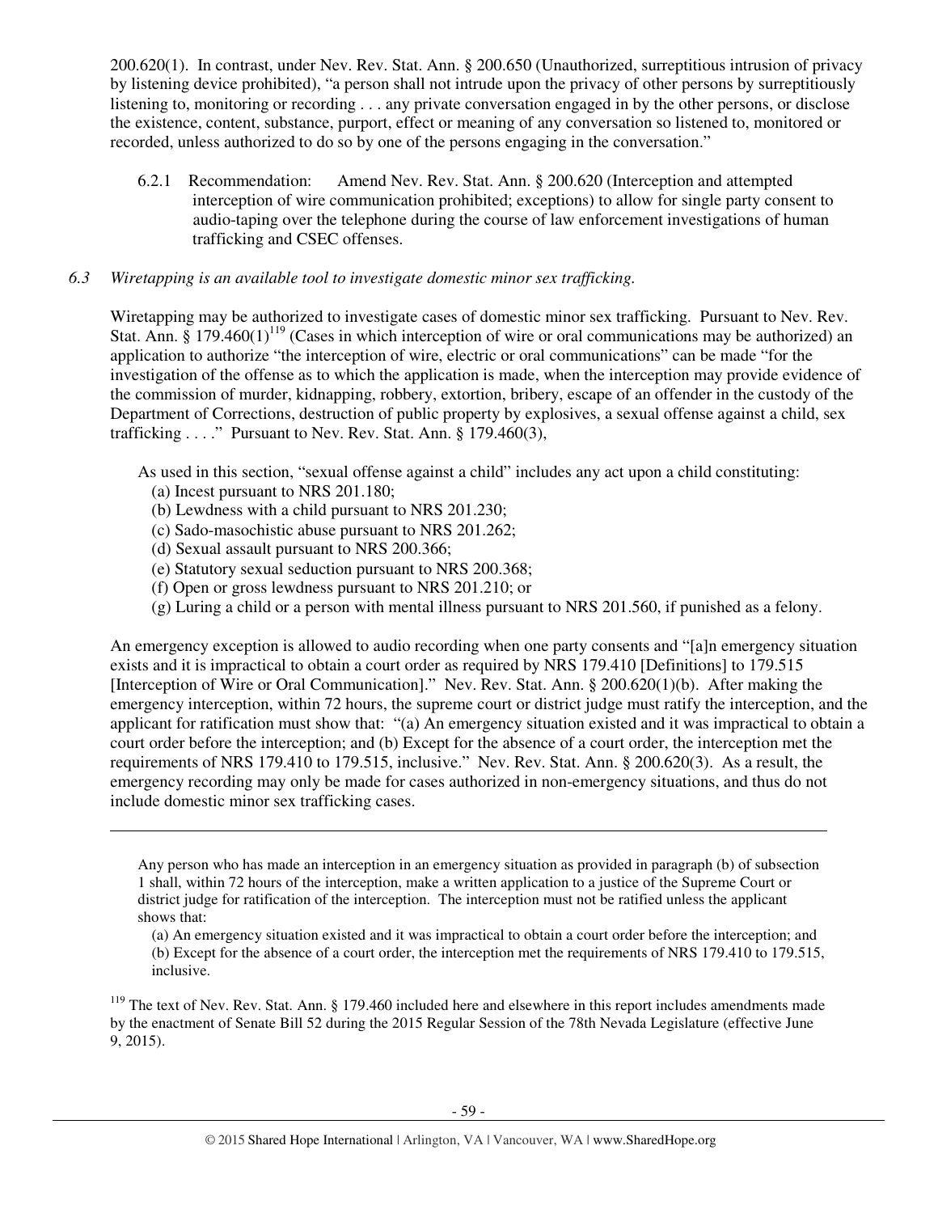200.620(1). In contrast, under Nev. Rev. Stat. Ann. § 200.650 (Unauthorized, surreptitious intrusion of privacy by listening device prohibited), "a person shall not intrude upon the privacy of other persons by surreptitiously listening to, monitoring or recording . . . any private conversation engaged in by the other persons, or disclose the existence, content, substance, purport, effect or meaning of any conversation so listened to, monitored or recorded, unless authorized to do so by one of the persons engaging in the conversation."

6.2.1 Recommendation: Amend Nev. Rev. Stat. Ann. § 200.620 (Interception and attempted interception of wire communication prohibited; exceptions) to allow for single party consent to audio-taping over the telephone during the course of law enforcement investigations of human trafficking and CSEC offenses.

*6.3 Wiretapping is an available tool to investigate domestic minor sex trafficking.*

Wiretapping may be authorized to investigate cases of domestic minor sex trafficking. Pursuant to Nev. Rev. Stat. Ann. § 179.460(1)[119] (Cases in which interception of wire or oral communications may be authorized) an application to authorize "the interception of wire, electric or oral communications" can be made "for the investigation of the offense as to which the application is made, when the interception may provide evidence of the commission of murder, kidnapping, robbery, extortion, bribery, escape of an offender in the custody of the Department of Corrections, destruction of public property by explosives, a sexual offense against a child, sex trafficking . . . ." Pursuant to Nev. Rev. Stat. Ann. § 179.460(3),

> As used in this section, "sexual offense against a child" includes any act upon a child constituting:
> (a) Incest pursuant to NRS 201.180;
> (b) Lewdness with a child pursuant to NRS 201.230;
> (c) Sado-masochistic abuse pursuant to NRS 201.262;
> (d) Sexual assault pursuant to NRS 200.366;
> (e) Statutory sexual seduction pursuant to NRS 200.368;
> (f) Open or gross lewdness pursuant to NRS 201.210; or
> (g) Luring a child or a person with mental illness pursuant to NRS 201.560, if punished as a felony.

An emergency exception is allowed to audio recording when one party consents and "[a]n emergency situation exists and it is impractical to obtain a court order as required by NRS 179.410 [Definitions] to 179.515 [Interception of Wire or Oral Communication]." Nev. Rev. Stat. Ann. § 200.620(1)(b). After making the emergency interception, within 72 hours, the supreme court or district judge must ratify the interception, and the applicant for ratification must show that: "(a) An emergency situation existed and it was impractical to obtain a court order before the interception; and (b) Except for the absence of a court order, the interception met the requirements of NRS 179.410 to 179.515, inclusive." Nev. Rev. Stat. Ann. § 200.620(3). As a result, the emergency recording may only be made for cases authorized in non-emergency situations, and thus do not include domestic minor sex trafficking cases.

---

> Any person who has made an interception in an emergency situation as provided in paragraph (b) of subsection 1 shall, within 72 hours of the interception, make a written application to a justice of the Supreme Court or district judge for ratification of the interception. The interception must not be ratified unless the applicant shows that:
> (a) An emergency situation existed and it was impractical to obtain a court order before the interception; and
> (b) Except for the absence of a court order, the interception met the requirements of NRS 179.410 to 179.515, inclusive.

[119] The text of Nev. Rev. Stat. Ann. § 179.460 included here and elsewhere in this report includes amendments made by the enactment of Senate Bill 52 during the 2015 Regular Session of the 78th Nevada Legislature (effective June 9, 2015).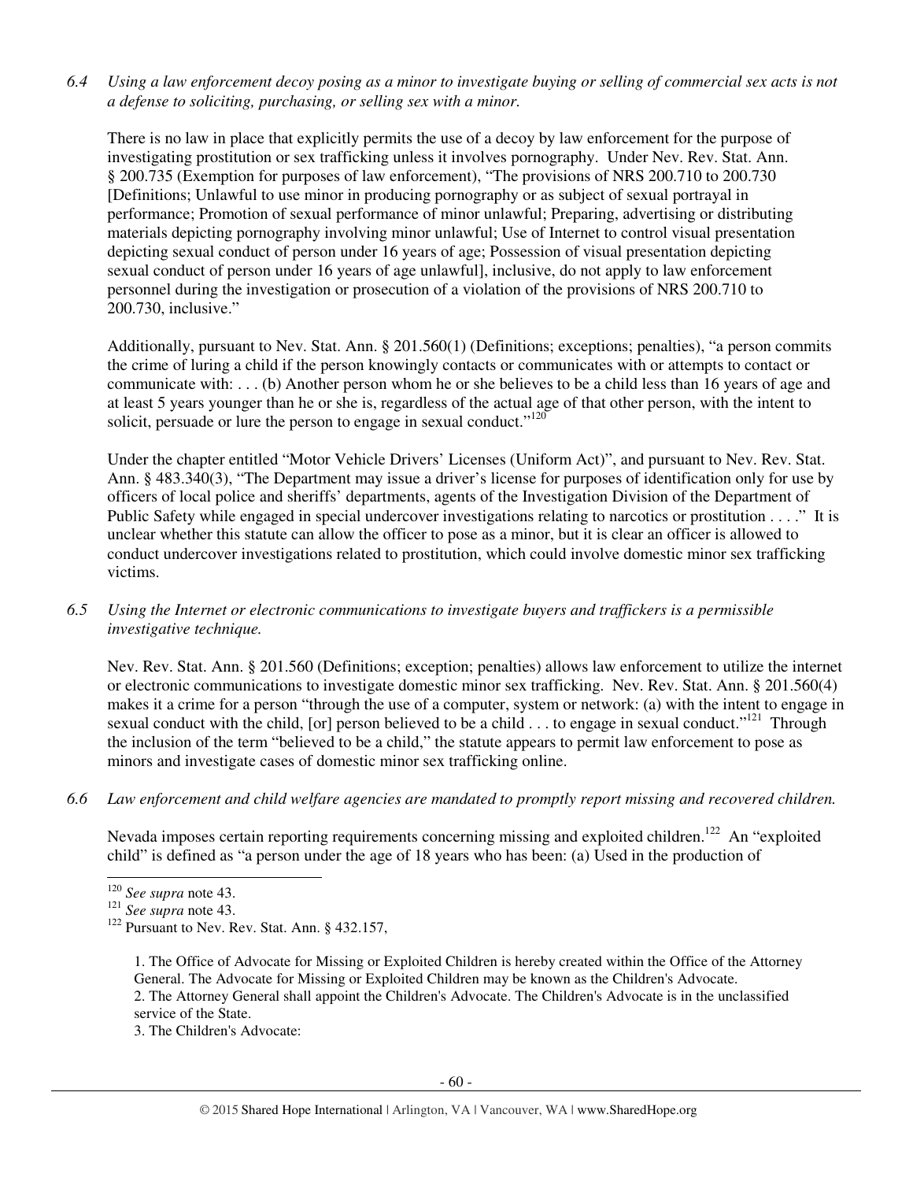*6.4 Using a law enforcement decoy posing as a minor to investigate buying or selling of commercial sex acts is not a defense to soliciting, purchasing, or selling sex with a minor.*

There is no law in place that explicitly permits the use of a decoy by law enforcement for the purpose of investigating prostitution or sex trafficking unless it involves pornography. Under Nev. Rev. Stat. Ann. § 200.735 (Exemption for purposes of law enforcement), "The provisions of NRS 200.710 to 200.730 [Definitions; Unlawful to use minor in producing pornography or as subject of sexual portrayal in performance; Promotion of sexual performance of minor unlawful; Preparing, advertising or distributing materials depicting pornography involving minor unlawful; Use of Internet to control visual presentation depicting sexual conduct of person under 16 years of age; Possession of visual presentation depicting sexual conduct of person under 16 years of age unlawful], inclusive, do not apply to law enforcement personnel during the investigation or prosecution of a violation of the provisions of NRS 200.710 to 200.730, inclusive."

Additionally, pursuant to Nev. Stat. Ann. § 201.560(1) (Definitions; exceptions; penalties), "a person commits the crime of luring a child if the person knowingly contacts or communicates with or attempts to contact or communicate with: . . . (b) Another person whom he or she believes to be a child less than 16 years of age and at least 5 years younger than he or she is, regardless of the actual age of that other person, with the intent to solicit, persuade or lure the person to engage in sexual conduct."[120]

Under the chapter entitled "Motor Vehicle Drivers' Licenses (Uniform Act)", and pursuant to Nev. Rev. Stat. Ann. § 483.340(3), "The Department may issue a driver's license for purposes of identification only for use by officers of local police and sheriffs' departments, agents of the Investigation Division of the Department of Public Safety while engaged in special undercover investigations relating to narcotics or prostitution . . . ." It is unclear whether this statute can allow the officer to pose as a minor, but it is clear an officer is allowed to conduct undercover investigations related to prostitution, which could involve domestic minor sex trafficking victims.

*6.5 Using the Internet or electronic communications to investigate buyers and traffickers is a permissible investigative technique.*

Nev. Rev. Stat. Ann. § 201.560 (Definitions; exception; penalties) allows law enforcement to utilize the internet or electronic communications to investigate domestic minor sex trafficking. Nev. Rev. Stat. Ann. § 201.560(4) makes it a crime for a person "through the use of a computer, system or network: (a) with the intent to engage in sexual conduct with the child, [or] person believed to be a child . . . to engage in sexual conduct."[121] Through the inclusion of the term "believed to be a child," the statute appears to permit law enforcement to pose as minors and investigate cases of domestic minor sex trafficking online.

*6.6 Law enforcement and child welfare agencies are mandated to promptly report missing and recovered children.*

Nevada imposes certain reporting requirements concerning missing and exploited children.[122] An "exploited child" is defined as "a person under the age of 18 years who has been: (a) Used in the production of

---

[120] *See supra* note 43.

[121] *See supra* note 43.

[122] Pursuant to Nev. Rev. Stat. Ann. § 432.157,

> 1. The Office of Advocate for Missing or Exploited Children is hereby created within the Office of the Attorney General. The Advocate for Missing or Exploited Children may be known as the Children's Advocate.
> 2. The Attorney General shall appoint the Children's Advocate. The Children's Advocate is in the unclassified service of the State.
> 3. The Children's Advocate: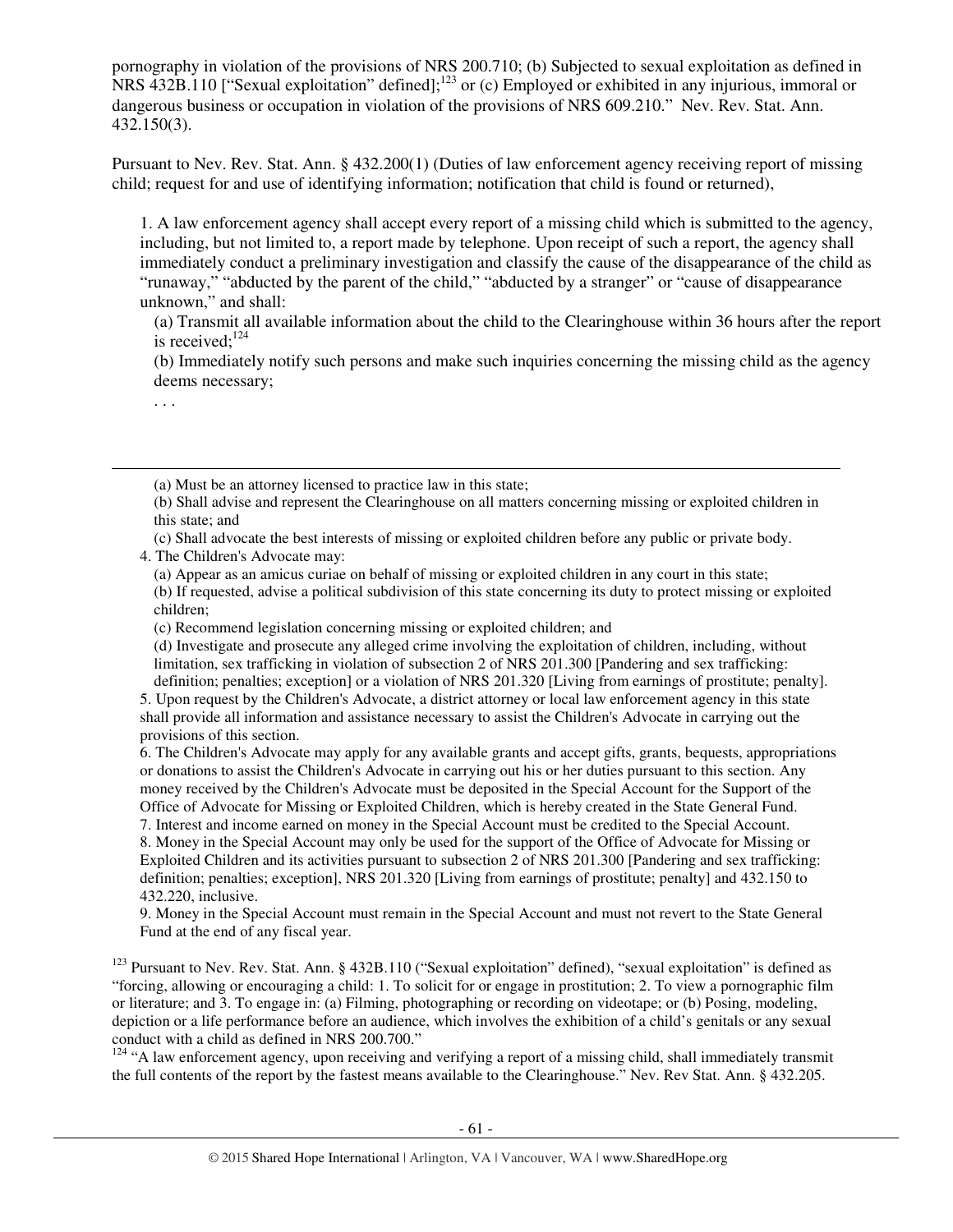pornography in violation of the provisions of NRS 200.710; (b) Subjected to sexual exploitation as defined in NRS 432B.110 ["Sexual exploitation" defined];[123] or (c) Employed or exhibited in any injurious, immoral or dangerous business or occupation in violation of the provisions of NRS 609.210." Nev. Rev. Stat. Ann. 432.150(3).

Pursuant to Nev. Rev. Stat. Ann. § 432.200(1) (Duties of law enforcement agency receiving report of missing child; request for and use of identifying information; notification that child is found or returned),

> 1. A law enforcement agency shall accept every report of a missing child which is submitted to the agency, including, but not limited to, a report made by telephone. Upon receipt of such a report, the agency shall immediately conduct a preliminary investigation and classify the cause of the disappearance of the child as "runaway," "abducted by the parent of the child," "abducted by a stranger" or "cause of disappearance unknown," and shall:
>
> (a) Transmit all available information about the child to the Clearinghouse within 36 hours after the report is received;[124]
>
> (b) Immediately notify such persons and make such inquiries concerning the missing child as the agency deems necessary;
>
> . . .

---

> (a) Must be an attorney licensed to practice law in this state;
>
> (b) Shall advise and represent the Clearinghouse on all matters concerning missing or exploited children in this state; and
>
> (c) Shall advocate the best interests of missing or exploited children before any public or private body.
>
> 4. The Children's Advocate may:
>
> (a) Appear as an amicus curiae on behalf of missing or exploited children in any court in this state;
>
> (b) If requested, advise a political subdivision of this state concerning its duty to protect missing or exploited children;
>
> (c) Recommend legislation concerning missing or exploited children; and
>
> (d) Investigate and prosecute any alleged crime involving the exploitation of children, including, without limitation, sex trafficking in violation of subsection 2 of NRS 201.300 [Pandering and sex trafficking: definition; penalties; exception] or a violation of NRS 201.320 [Living from earnings of prostitute; penalty].
>
> 5. Upon request by the Children's Advocate, a district attorney or local law enforcement agency in this state shall provide all information and assistance necessary to assist the Children's Advocate in carrying out the provisions of this section.
>
> 6. The Children's Advocate may apply for any available grants and accept gifts, grants, bequests, appropriations or donations to assist the Children's Advocate in carrying out his or her duties pursuant to this section. Any money received by the Children's Advocate must be deposited in the Special Account for the Support of the Office of Advocate for Missing or Exploited Children, which is hereby created in the State General Fund.
>
> 7. Interest and income earned on money in the Special Account must be credited to the Special Account.
>
> 8. Money in the Special Account may only be used for the support of the Office of Advocate for Missing or Exploited Children and its activities pursuant to subsection 2 of NRS 201.300 [Pandering and sex trafficking: definition; penalties; exception], NRS 201.320 [Living from earnings of prostitute; penalty] and 432.150 to 432.220, inclusive.
>
> 9. Money in the Special Account must remain in the Special Account and must not revert to the State General Fund at the end of any fiscal year.

[123] Pursuant to Nev. Rev. Stat. Ann. § 432B.110 ("Sexual exploitation" defined), "sexual exploitation" is defined as "forcing, allowing or encouraging a child: 1. To solicit for or engage in prostitution; 2. To view a pornographic film or literature; and 3. To engage in: (a) Filming, photographing or recording on videotape; or (b) Posing, modeling, depiction or a life performance before an audience, which involves the exhibition of a child's genitals or any sexual conduct with a child as defined in NRS 200.700."

[124] "A law enforcement agency, upon receiving and verifying a report of a missing child, shall immediately transmit the full contents of the report by the fastest means available to the Clearinghouse." Nev Rev Stat. Ann. § 432.205.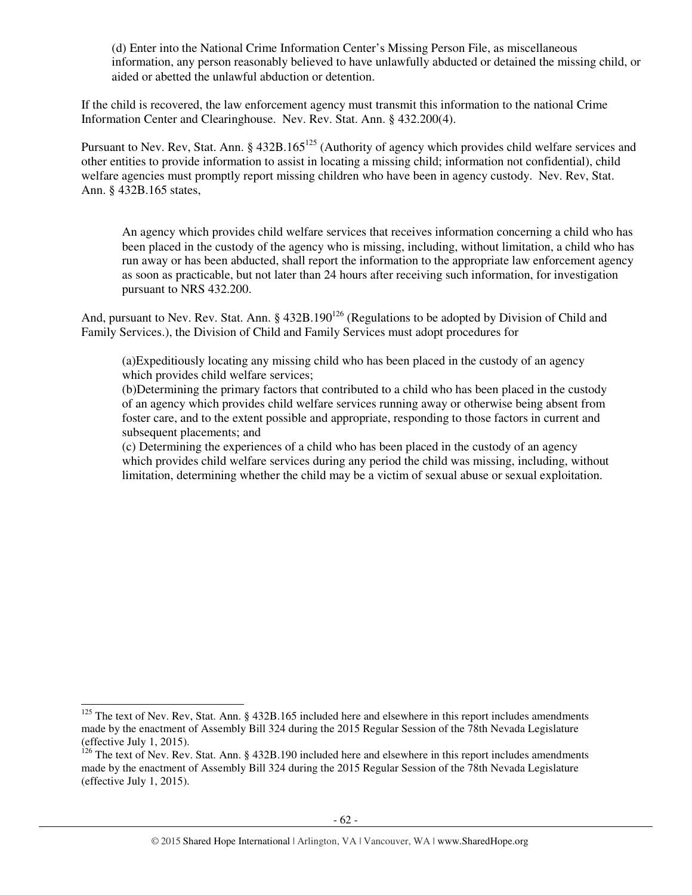(d) Enter into the National Crime Information Center's Missing Person File, as miscellaneous information, any person reasonably believed to have unlawfully abducted or detained the missing child, or aided or abetted the unlawful abduction or detention.

If the child is recovered, the law enforcement agency must transmit this information to the national Crime Information Center and Clearinghouse. Nev. Rev. Stat. Ann. § 432.200(4).

Pursuant to Nev. Rev, Stat. Ann. § 432B.165[125] (Authority of agency which provides child welfare services and other entities to provide information to assist in locating a missing child; information not confidential), child welfare agencies must promptly report missing children who have been in agency custody. Nev. Rev, Stat. Ann. § 432B.165 states,

> An agency which provides child welfare services that receives information concerning a child who has been placed in the custody of the agency who is missing, including, without limitation, a child who has run away or has been abducted, shall report the information to the appropriate law enforcement agency as soon as practicable, but not later than 24 hours after receiving such information, for investigation pursuant to NRS 432.200.

And, pursuant to Nev. Rev. Stat. Ann. § 432B.190[126] (Regulations to be adopted by Division of Child and Family Services.), the Division of Child and Family Services must adopt procedures for

> (a)Expeditiously locating any missing child who has been placed in the custody of an agency which provides child welfare services;
> (b)Determining the primary factors that contributed to a child who has been placed in the custody of an agency which provides child welfare services running away or otherwise being absent from foster care, and to the extent possible and appropriate, responding to those factors in current and subsequent placements; and
> (c) Determining the experiences of a child who has been placed in the custody of an agency which provides child welfare services during any period the child was missing, including, without limitation, determining whether the child may be a victim of sexual abuse or sexual exploitation.

---

[125] The text of Nev. Rev, Stat. Ann. § 432B.165 included here and elsewhere in this report includes amendments made by the enactment of Assembly Bill 324 during the 2015 Regular Session of the 78th Nevada Legislature (effective July 1, 2015).

[126] The text of Nev. Rev. Stat. Ann. § 432B.190 included here and elsewhere in this report includes amendments made by the enactment of Assembly Bill 324 during the 2015 Regular Session of the 78th Nevada Legislature (effective July 1, 2015).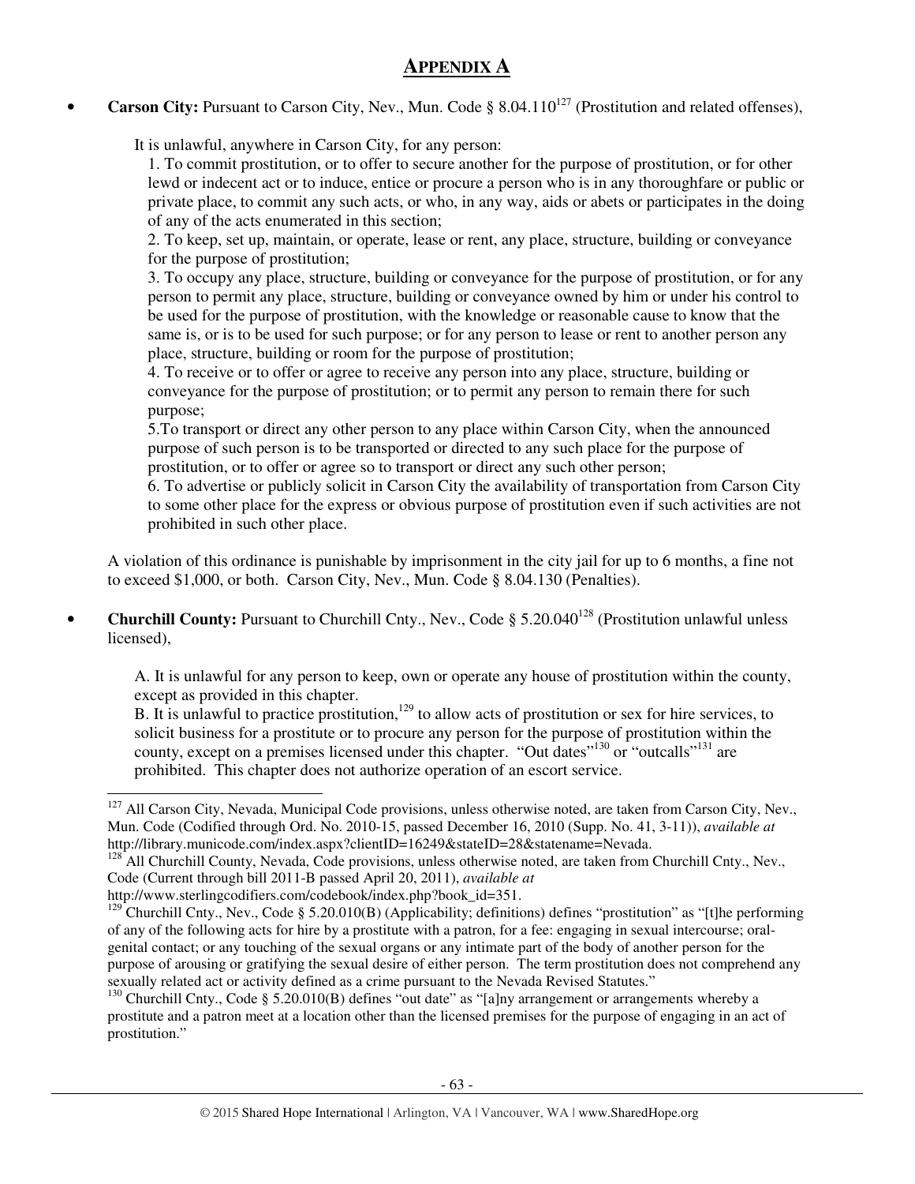# APPENDIX A

- **Carson City:** Pursuant to Carson City, Nev., Mun. Code § 8.04.110[127] (Prostitution and related offenses),

  It is unlawful, anywhere in Carson City, for any person:

  1. To commit prostitution, or to offer to secure another for the purpose of prostitution, or for other lewd or indecent act or to induce, entice or procure a person who is in any thoroughfare or public or private place, to commit any such acts, or who, in any way, aids or abets or participates in the doing of any of the acts enumerated in this section;
  2. To keep, set up, maintain, or operate, lease or rent, any place, structure, building or conveyance for the purpose of prostitution;
  3. To occupy any place, structure, building or conveyance for the purpose of prostitution, or for any person to permit any place, structure, building or conveyance owned by him or under his control to be used for the purpose of prostitution, with the knowledge or reasonable cause to know that the same is, or is to be used for such purpose; or for any person to lease or rent to another person any place, structure, building or room for the purpose of prostitution;
  4. To receive or to offer or agree to receive any person into any place, structure, building or conveyance for the purpose of prostitution; or to permit any person to remain there for such purpose;
  5. To transport or direct any other person to any place within Carson City, when the announced purpose of such person is to be transported or directed to any such place for the purpose of prostitution, or to offer or agree so to transport or direct any such other person;
  6. To advertise or publicly solicit in Carson City the availability of transportation from Carson City to some other place for the express or obvious purpose of prostitution even if such activities are not prohibited in such other place.

  A violation of this ordinance is punishable by imprisonment in the city jail for up to 6 months, a fine not to exceed $1,000, or both. Carson City, Nev., Mun. Code § 8.04.130 (Penalties).

- **Churchill County:** Pursuant to Churchill Cnty., Nev., Code § 5.20.040[128] (Prostitution unlawful unless licensed),

  A. It is unlawful for any person to keep, own or operate any house of prostitution within the county, except as provided in this chapter.
  B. It is unlawful to practice prostitution,[129] to allow acts of prostitution or sex for hire services, to solicit business for a prostitute or to procure any person for the purpose of prostitution within the county, except on a premises licensed under this chapter. "Out dates"[130] or "outcalls"[131] are prohibited. This chapter does not authorize operation of an escort service.

---

[127] All Carson City, Nevada, Municipal Code provisions, unless otherwise noted, are taken from Carson City, Nev., Mun. Code (Codified through Ord. No. 2010-15, passed December 16, 2010 (Supp. No. 41, 3-11)), *available at* http://library.municode.com/index.aspx?clientID=16249&stateID=28&statename=Nevada.

[128] All Churchill County, Nevada, Code provisions, unless otherwise noted, are taken from Churchill Cnty., Nev., Code (Current through bill 2011-B passed April 20, 2011), *available at* http://www.sterlingcodifiers.com/codebook/index.php?book_id=351.

[129] Churchill Cnty., Nev., Code § 5.20.010(B) (Applicability; definitions) defines "prostitution" as "[t]he performing of any of the following acts for hire by a prostitute with a patron, for a fee: engaging in sexual intercourse; oral-genital contact; or any touching of the sexual organs or any intimate part of the body of another person for the purpose of arousing or gratifying the sexual desire of either person. The term prostitution does not comprehend any sexually related act or activity defined as a crime pursuant to the Nevada Revised Statutes."

[130] Churchill Cnty., Code § 5.20.010(B) defines "out date" as "[a]ny arrangement or arrangements whereby a prostitute and a patron meet at a location other than the licensed premises for the purpose of engaging in an act of prostitution."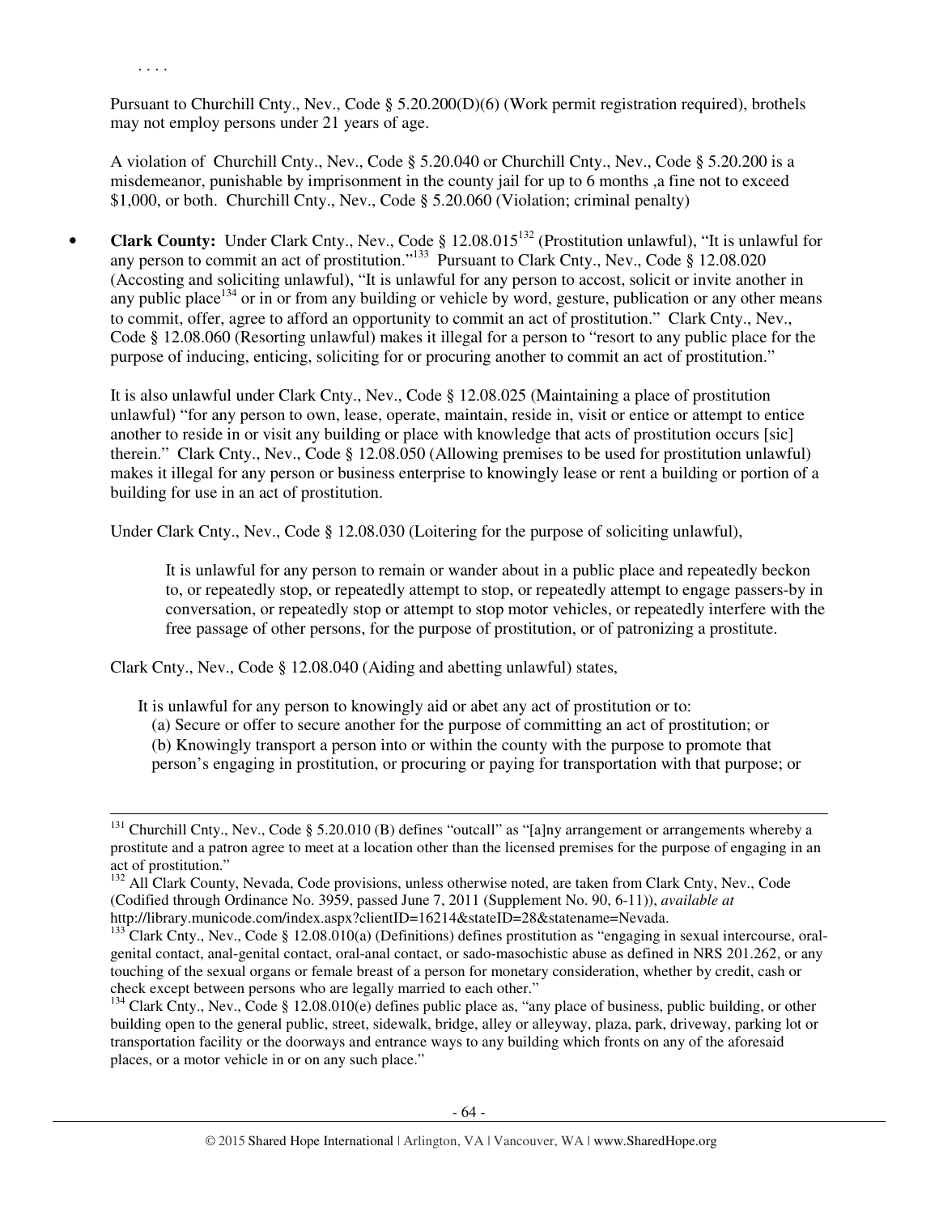. . . .

Pursuant to Churchill Cnty., Nev., Code § 5.20.200(D)(6) (Work permit registration required), brothels may not employ persons under 21 years of age.

A violation of Churchill Cnty., Nev., Code § 5.20.040 or Churchill Cnty., Nev., Code § 5.20.200 is a misdemeanor, punishable by imprisonment in the county jail for up to 6 months ,a fine not to exceed $1,000, or both. Churchill Cnty., Nev., Code § 5.20.060 (Violation; criminal penalty)

- **Clark County:** Under Clark Cnty., Nev., Code § 12.08.015[132] (Prostitution unlawful), "It is unlawful for any person to commit an act of prostitution."[133] Pursuant to Clark Cnty., Nev., Code § 12.08.020 (Accosting and soliciting unlawful), "It is unlawful for any person to accost, solicit or invite another in any public place[134] or in or from any building or vehicle by word, gesture, publication or any other means to commit, offer, agree to afford an opportunity to commit an act of prostitution." Clark Cnty., Nev., Code § 12.08.060 (Resorting unlawful) makes it illegal for a person to "resort to any public place for the purpose of inducing, enticing, soliciting for or procuring another to commit an act of prostitution."

  It is also unlawful under Clark Cnty., Nev., Code § 12.08.025 (Maintaining a place of prostitution unlawful) "for any person to own, lease, operate, maintain, reside in, visit or entice or attempt to entice another to reside in or visit any building or place with knowledge that acts of prostitution occurs [sic] therein." Clark Cnty., Nev., Code § 12.08.050 (Allowing premises to be used for prostitution unlawful) makes it illegal for any person or business enterprise to knowingly lease or rent a building or portion of a building for use in an act of prostitution.

  Under Clark Cnty., Nev., Code § 12.08.030 (Loitering for the purpose of soliciting unlawful),

  > It is unlawful for any person to remain or wander about in a public place and repeatedly beckon to, or repeatedly stop, or repeatedly attempt to stop, or repeatedly attempt to engage passers-by in conversation, or repeatedly stop or attempt to stop motor vehicles, or repeatedly interfere with the free passage of other persons, for the purpose of prostitution, or of patronizing a prostitute.

  Clark Cnty., Nev., Code § 12.08.040 (Aiding and abetting unlawful) states,

  > It is unlawful for any person to knowingly aid or abet any act of prostitution or to:
  > (a) Secure or offer to secure another for the purpose of committing an act of prostitution; or
  > (b) Knowingly transport a person into or within the county with the purpose to promote that person's engaging in prostitution, or procuring or paying for transportation with that purpose; or

---

[131] Churchill Cnty., Nev., Code § 5.20.010 (B) defines "outcall" as "[a]ny arrangement or arrangements whereby a prostitute and a patron agree to meet at a location other than the licensed premises for the purpose of engaging in an act of prostitution."

[132] All Clark County, Nevada, Code provisions, unless otherwise noted, are taken from Clark Cnty, Nev., Code (Codified through Ordinance No. 3959, passed June 7, 2011 (Supplement No. 90, 6-11)), *available at* http://library.municode.com/index.aspx?clientID=16214&stateID=28&statename=Nevada.

[133] Clark Cnty., Nev., Code § 12.08.010(a) (Definitions) defines prostitution as "engaging in sexual intercourse, oral-genital contact, anal-genital contact, oral-anal contact, or sado-masochistic abuse as defined in NRS 201.262, or any touching of the sexual organs or female breast of a person for monetary consideration, whether by credit, cash or check except between persons who are legally married to each other."

[134] Clark Cnty., Nev., Code § 12.08.010(e) defines public place as, "any place of business, public building, or other building open to the general public, street, sidewalk, bridge, alley or alleyway, plaza, park, driveway, parking lot or transportation facility or the doorways and entrance ways to any building which fronts on any of the aforesaid places, or a motor vehicle in or on any such place."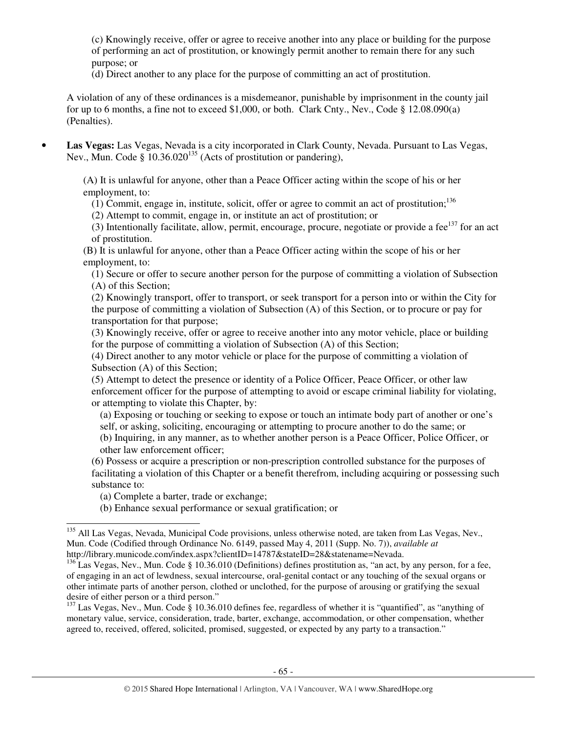(c) Knowingly receive, offer or agree to receive another into any place or building for the purpose of performing an act of prostitution, or knowingly permit another to remain there for any such purpose; or

(d) Direct another to any place for the purpose of committing an act of prostitution.

A violation of any of these ordinances is a misdemeanor, punishable by imprisonment in the county jail for up to 6 months, a fine not to exceed $1,000, or both. Clark Cnty., Nev., Code § 12.08.090(a) (Penalties).

- **Las Vegas:** Las Vegas, Nevada is a city incorporated in Clark County, Nevada. Pursuant to Las Vegas, Nev., Mun. Code § 10.36.020[135] (Acts of prostitution or pandering),

  (A) It is unlawful for anyone, other than a Peace Officer acting within the scope of his or her employment, to:

  (1) Commit, engage in, institute, solicit, offer or agree to commit an act of prostitution;[136]

  (2) Attempt to commit, engage in, or institute an act of prostitution; or

  (3) Intentionally facilitate, allow, permit, encourage, procure, negotiate or provide a fee[137] for an act of prostitution.

  (B) It is unlawful for anyone, other than a Peace Officer acting within the scope of his or her employment, to:

  (1) Secure or offer to secure another person for the purpose of committing a violation of Subsection (A) of this Section;

  (2) Knowingly transport, offer to transport, or seek transport for a person into or within the City for the purpose of committing a violation of Subsection (A) of this Section, or to procure or pay for transportation for that purpose;

  (3) Knowingly receive, offer or agree to receive another into any motor vehicle, place or building for the purpose of committing a violation of Subsection (A) of this Section;

  (4) Direct another to any motor vehicle or place for the purpose of committing a violation of Subsection (A) of this Section;

  (5) Attempt to detect the presence or identity of a Police Officer, Peace Officer, or other law enforcement officer for the purpose of attempting to avoid or escape criminal liability for violating, or attempting to violate this Chapter, by:

  (a) Exposing or touching or seeking to expose or touch an intimate body part of another or one's self, or asking, soliciting, encouraging or attempting to procure another to do the same; or

  (b) Inquiring, in any manner, as to whether another person is a Peace Officer, Police Officer, or other law enforcement officer;

  (6) Possess or acquire a prescription or non-prescription controlled substance for the purposes of facilitating a violation of this Chapter or a benefit therefrom, including acquiring or possessing such substance to:

  (a) Complete a barter, trade or exchange;

  (b) Enhance sexual performance or sexual gratification; or

---

[135] All Las Vegas, Nevada, Municipal Code provisions, unless otherwise noted, are taken from Las Vegas, Nev., Mun. Code (Codified through Ordinance No. 6149, passed May 4, 2011 (Supp. No. 7)), *available at* http://library.municode.com/index.aspx?clientID=14787&stateID=28&statename=Nevada.

[136] Las Vegas, Nev., Mun. Code § 10.36.010 (Definitions) defines prostitution as, "an act, by any person, for a fee, of engaging in an act of lewdness, sexual intercourse, oral-genital contact or any touching of the sexual organs or other intimate parts of another person, clothed or unclothed, for the purpose of arousing or gratifying the sexual desire of either person or a third person."

[137] Las Vegas, Nev., Mun. Code § 10.36.010 defines fee, regardless of whether it is "quantified", as "anything of monetary value, service, consideration, trade, barter, exchange, accommodation, or other compensation, whether agreed to, received, offered, solicited, promised, suggested, or expected by any party to a transaction."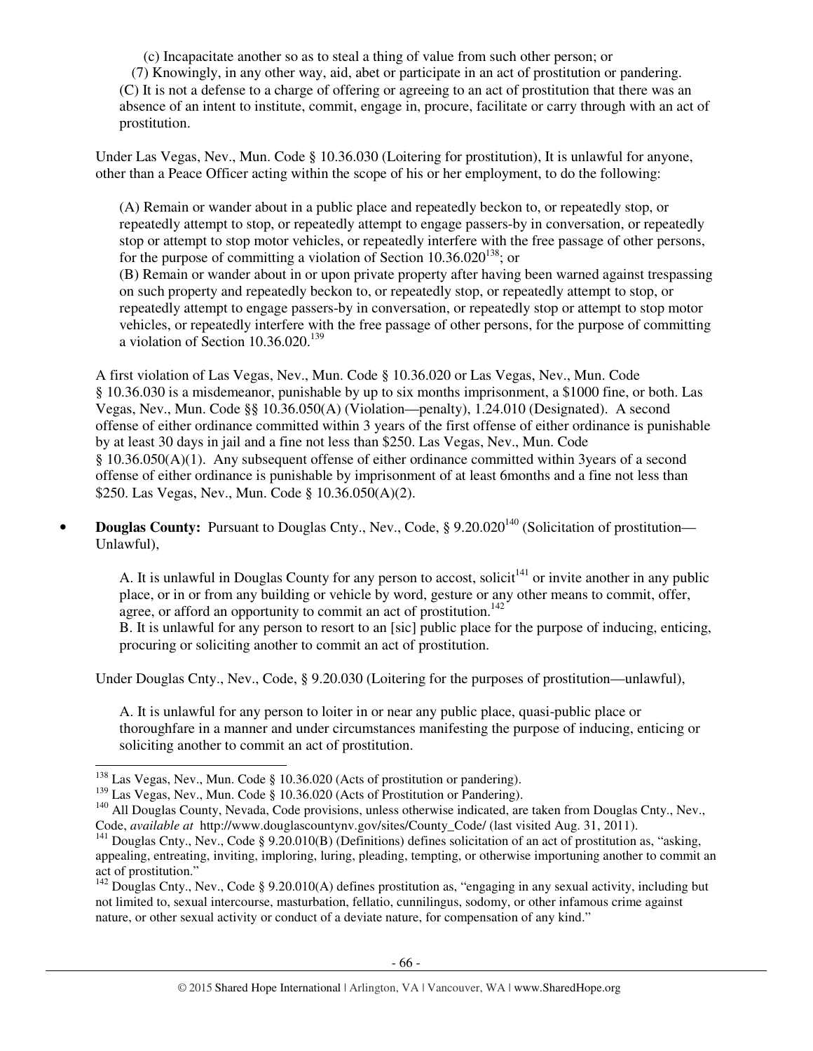(c) Incapacitate another so as to steal a thing of value from such other person; or

(7) Knowingly, in any other way, aid, abet or participate in an act of prostitution or pandering.

(C) It is not a defense to a charge of offering or agreeing to an act of prostitution that there was an absence of an intent to institute, commit, engage in, procure, facilitate or carry through with an act of prostitution.

Under Las Vegas, Nev., Mun. Code § 10.36.030 (Loitering for prostitution), It is unlawful for anyone, other than a Peace Officer acting within the scope of his or her employment, to do the following:

> (A) Remain or wander about in a public place and repeatedly beckon to, or repeatedly stop, or repeatedly attempt to stop, or repeatedly attempt to engage passers-by in conversation, or repeatedly stop or attempt to stop motor vehicles, or repeatedly interfere with the free passage of other persons, for the purpose of committing a violation of Section 10.36.020[138]; or
>
> (B) Remain or wander about in or upon private property after having been warned against trespassing on such property and repeatedly beckon to, or repeatedly stop, or repeatedly attempt to stop, or repeatedly attempt to engage passers-by in conversation, or repeatedly stop or attempt to stop motor vehicles, or repeatedly interfere with the free passage of other persons, for the purpose of committing a violation of Section 10.36.020.[139]

A first violation of Las Vegas, Nev., Mun. Code § 10.36.020 or Las Vegas, Nev., Mun. Code § 10.36.030 is a misdemeanor, punishable by up to six months imprisonment, a $1000 fine, or both. Las Vegas, Nev., Mun. Code §§ 10.36.050(A) (Violation—penalty), 1.24.010 (Designated). A second offense of either ordinance committed within 3 years of the first offense of either ordinance is punishable by at least 30 days in jail and a fine not less than $250. Las Vegas, Nev., Mun. Code § 10.36.050(A)(1). Any subsequent offense of either ordinance committed within 3years of a second offense of either ordinance is punishable by imprisonment of at least 6months and a fine not less than $250. Las Vegas, Nev., Mun. Code § 10.36.050(A)(2).

- **Douglas County:** Pursuant to Douglas Cnty., Nev., Code, § 9.20.020[140] (Solicitation of prostitution—Unlawful),

> A. It is unlawful in Douglas County for any person to accost, solicit[141] or invite another in any public place, or in or from any building or vehicle by word, gesture or any other means to commit, offer, agree, or afford an opportunity to commit an act of prostitution.[142]
>
> B. It is unlawful for any person to resort to an [sic] public place for the purpose of inducing, enticing, procuring or soliciting another to commit an act of prostitution.

Under Douglas Cnty., Nev., Code, § 9.20.030 (Loitering for the purposes of prostitution—unlawful),

> A. It is unlawful for any person to loiter in or near any public place, quasi-public place or thoroughfare in a manner and under circumstances manifesting the purpose of inducing, enticing or soliciting another to commit an act of prostitution.

---

[138] Las Vegas, Nev., Mun. Code § 10.36.020 (Acts of prostitution or pandering).

[139] Las Vegas, Nev., Mun. Code § 10.36.020 (Acts of Prostitution or Pandering).

[140] All Douglas County, Nevada, Code provisions, unless otherwise indicated, are taken from Douglas Cnty., Nev., Code, *available at* http://www.douglascountynv.gov/sites/County_Code/ (last visited Aug. 31, 2011).

[141] Douglas Cnty., Nev., Code § 9.20.010(B) (Definitions) defines solicitation of an act of prostitution as, "asking, appealing, entreating, inviting, imploring, luring, pleading, tempting, or otherwise importuning another to commit an act of prostitution."

[142] Douglas Cnty., Nev., Code § 9.20.010(A) defines prostitution as, "engaging in any sexual activity, including but not limited to, sexual intercourse, masturbation, fellatio, cunnilingus, sodomy, or other infamous crime against nature, or other sexual activity or conduct of a deviate nature, for compensation of any kind."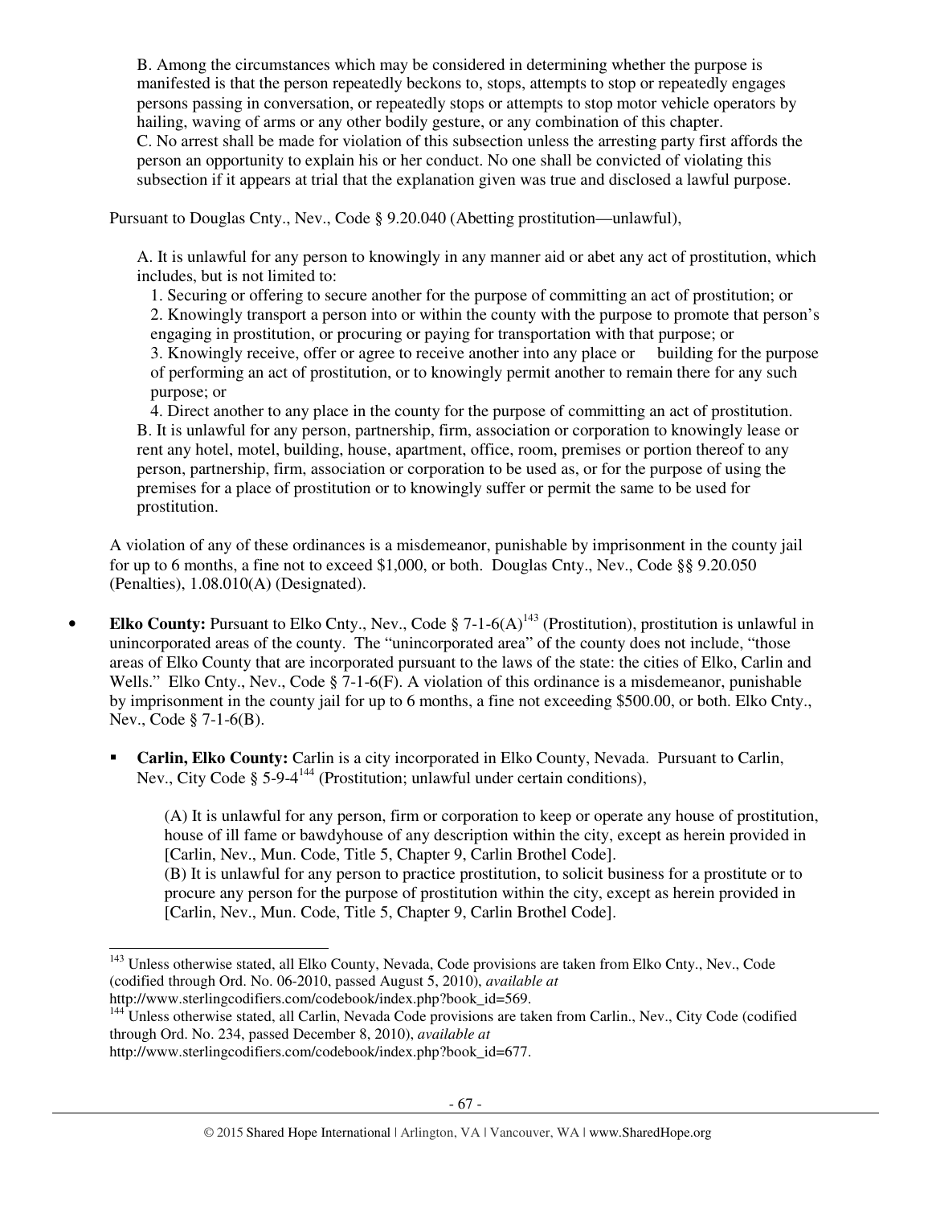B. Among the circumstances which may be considered in determining whether the purpose is manifested is that the person repeatedly beckons to, stops, attempts to stop or repeatedly engages persons passing in conversation, or repeatedly stops or attempts to stop motor vehicle operators by hailing, waving of arms or any other bodily gesture, or any combination of this chapter.
C. No arrest shall be made for violation of this subsection unless the arresting party first affords the person an opportunity to explain his or her conduct. No one shall be convicted of violating this subsection if it appears at trial that the explanation given was true and disclosed a lawful purpose.

Pursuant to Douglas Cnty., Nev., Code § 9.20.040 (Abetting prostitution—unlawful),

> A. It is unlawful for any person to knowingly in any manner aid or abet any act of prostitution, which includes, but is not limited to:
> 1. Securing or offering to secure another for the purpose of committing an act of prostitution; or
> 2. Knowingly transport a person into or within the county with the purpose to promote that person's engaging in prostitution, or procuring or paying for transportation with that purpose; or
> 3. Knowingly receive, offer or agree to receive another into any place or building for the purpose of performing an act of prostitution, or to knowingly permit another to remain there for any such purpose; or
> 4. Direct another to any place in the county for the purpose of committing an act of prostitution.
> B. It is unlawful for any person, partnership, firm, association or corporation to knowingly lease or rent any hotel, motel, building, house, apartment, office, room, premises or portion thereof to any person, partnership, firm, association or corporation to be used as, or for the purpose of using the premises for a place of prostitution or to knowingly suffer or permit the same to be used for prostitution.

A violation of any of these ordinances is a misdemeanor, punishable by imprisonment in the county jail for up to 6 months, a fine not to exceed $1,000, or both. Douglas Cnty., Nev., Code §§ 9.20.050 (Penalties), 1.08.010(A) (Designated).

- **Elko County:** Pursuant to Elko Cnty., Nev., Code § 7-1-6(A)[143] (Prostitution), prostitution is unlawful in unincorporated areas of the county. The "unincorporated area" of the county does not include, "those areas of Elko County that are incorporated pursuant to the laws of the state: the cities of Elko, Carlin and Wells." Elko Cnty., Nev., Code § 7-1-6(F). A violation of this ordinance is a misdemeanor, punishable by imprisonment in the county jail for up to 6 months, a fine not exceeding $500.00, or both. Elko Cnty., Nev., Code § 7-1-6(B).
  - **Carlin, Elko County:** Carlin is a city incorporated in Elko County, Nevada. Pursuant to Carlin, Nev., City Code § 5-9-4[144] (Prostitution; unlawful under certain conditions),

    > (A) It is unlawful for any person, firm or corporation to keep or operate any house of prostitution, house of ill fame or bawdyhouse of any description within the city, except as herein provided in [Carlin, Nev., Mun. Code, Title 5, Chapter 9, Carlin Brothel Code].
    > (B) It is unlawful for any person to practice prostitution, to solicit business for a prostitute or to procure any person for the purpose of prostitution within the city, except as herein provided in [Carlin, Nev., Mun. Code, Title 5, Chapter 9, Carlin Brothel Code].

---

[143] Unless otherwise stated, all Elko County, Nevada, Code provisions are taken from Elko Cnty., Nev., Code (codified through Ord. No. 06-2010, passed August 5, 2010), *available at* http://www.sterlingcodifiers.com/codebook/index.php?book_id=569.

[144] Unless otherwise stated, all Carlin, Nevada Code provisions are taken from Carlin., Nev., City Code (codified through Ord. No. 234, passed December 8, 2010), *available at* http://www.sterlingcodifiers.com/codebook/index.php?book_id=677.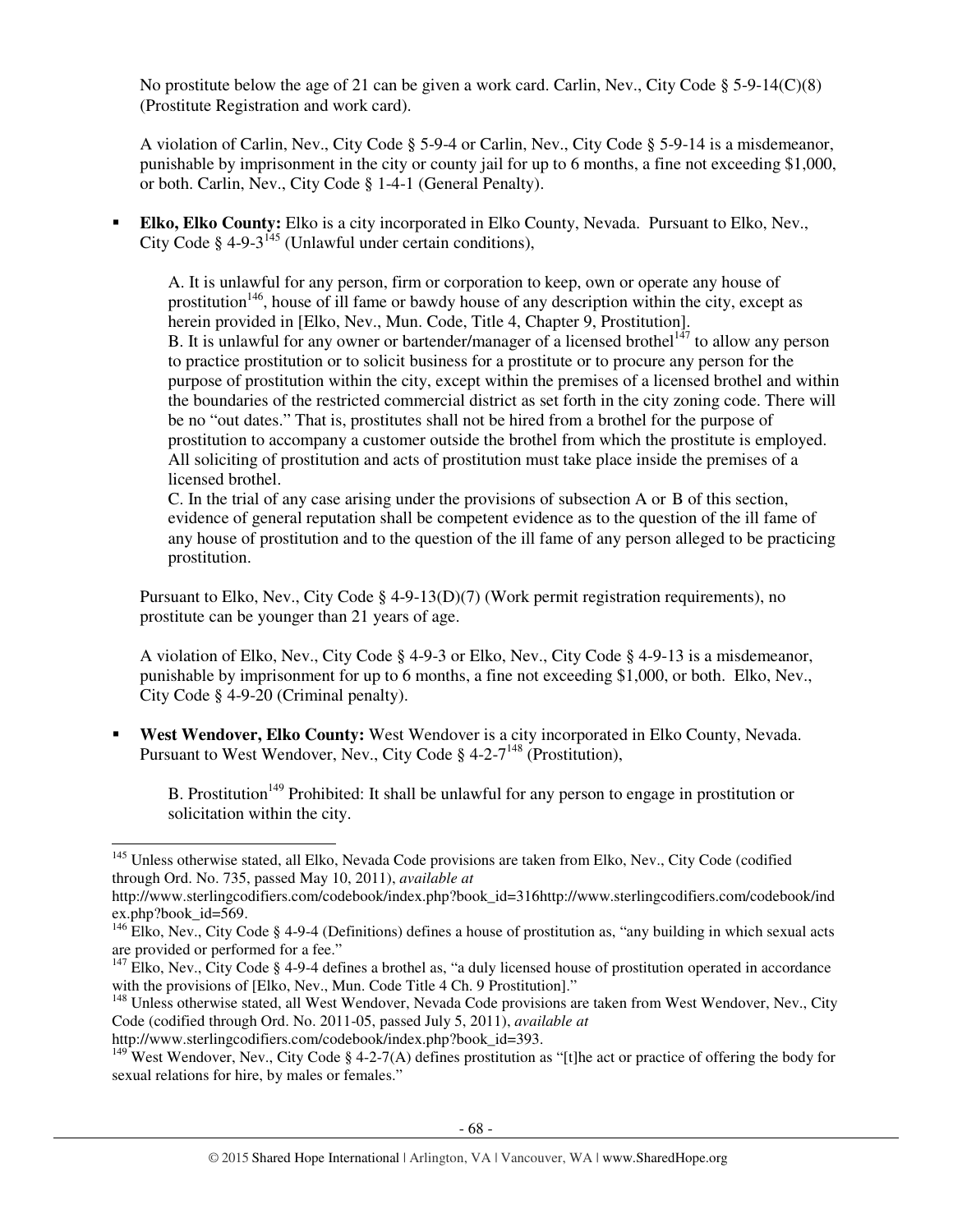No prostitute below the age of 21 can be given a work card. Carlin, Nev., City Code § 5-9-14(C)(8) (Prostitute Registration and work card).

A violation of Carlin, Nev., City Code § 5-9-4 or Carlin, Nev., City Code § 5-9-14 is a misdemeanor, punishable by imprisonment in the city or county jail for up to 6 months, a fine not exceeding $1,000, or both. Carlin, Nev., City Code § 1-4-1 (General Penalty).

- **Elko, Elko County:** Elko is a city incorporated in Elko County, Nevada. Pursuant to Elko, Nev., City Code § 4-9-3[145] (Unlawful under certain conditions),

  > A. It is unlawful for any person, firm or corporation to keep, own or operate any house of prostitution[146], house of ill fame or bawdy house of any description within the city, except as herein provided in [Elko, Nev., Mun. Code, Title 4, Chapter 9, Prostitution].
  > B. It is unlawful for any owner or bartender/manager of a licensed brothel[147] to allow any person to practice prostitution or to solicit business for a prostitute or to procure any person for the purpose of prostitution within the city, except within the premises of a licensed brothel and within the boundaries of the restricted commercial district as set forth in the city zoning code. There will be no "out dates." That is, prostitutes shall not be hired from a brothel for the purpose of prostitution to accompany a customer outside the brothel from which the prostitute is employed. All soliciting of prostitution and acts of prostitution must take place inside the premises of a licensed brothel.
  > C. In the trial of any case arising under the provisions of subsection A or B of this section, evidence of general reputation shall be competent evidence as to the question of the ill fame of any house of prostitution and to the question of the ill fame of any person alleged to be practicing prostitution.

  Pursuant to Elko, Nev., City Code § 4-9-13(D)(7) (Work permit registration requirements), no prostitute can be younger than 21 years of age.

  A violation of Elko, Nev., City Code § 4-9-3 or Elko, Nev., City Code § 4-9-13 is a misdemeanor, punishable by imprisonment for up to 6 months, a fine not exceeding $1,000, or both. Elko, Nev., City Code § 4-9-20 (Criminal penalty).

- **West Wendover, Elko County:** West Wendover is a city incorporated in Elko County, Nevada. Pursuant to West Wendover, Nev., City Code § 4-2-7[148] (Prostitution),

  > B. Prostitution[149] Prohibited: It shall be unlawful for any person to engage in prostitution or solicitation within the city.

---

[145] Unless otherwise stated, all Elko, Nevada Code provisions are taken from Elko, Nev., City Code (codified through Ord. No. 735, passed May 10, 2011), *available at* http://www.sterlingcodifiers.com/codebook/index.php?book_id=316http://www.sterlingcodifiers.com/codebook/index.php?book_id=569.

[146] Elko, Nev., City Code § 4-9-4 (Definitions) defines a house of prostitution as, "any building in which sexual acts are provided or performed for a fee."

[147] Elko, Nev., City Code § 4-9-4 defines a brothel as, "a duly licensed house of prostitution operated in accordance with the provisions of [Elko, Nev., Mun. Code Title 4 Ch. 9 Prostitution]."

[148] Unless otherwise stated, all West Wendover, Nevada Code provisions are taken from West Wendover, Nev., City Code (codified through Ord. No. 2011-05, passed July 5, 2011), *available at* http://www.sterlingcodifiers.com/codebook/index.php?book_id=393.

[149] West Wendover, Nev., City Code § 4-2-7(A) defines prostitution as "[t]he act or practice of offering the body for sexual relations for hire, by males or females."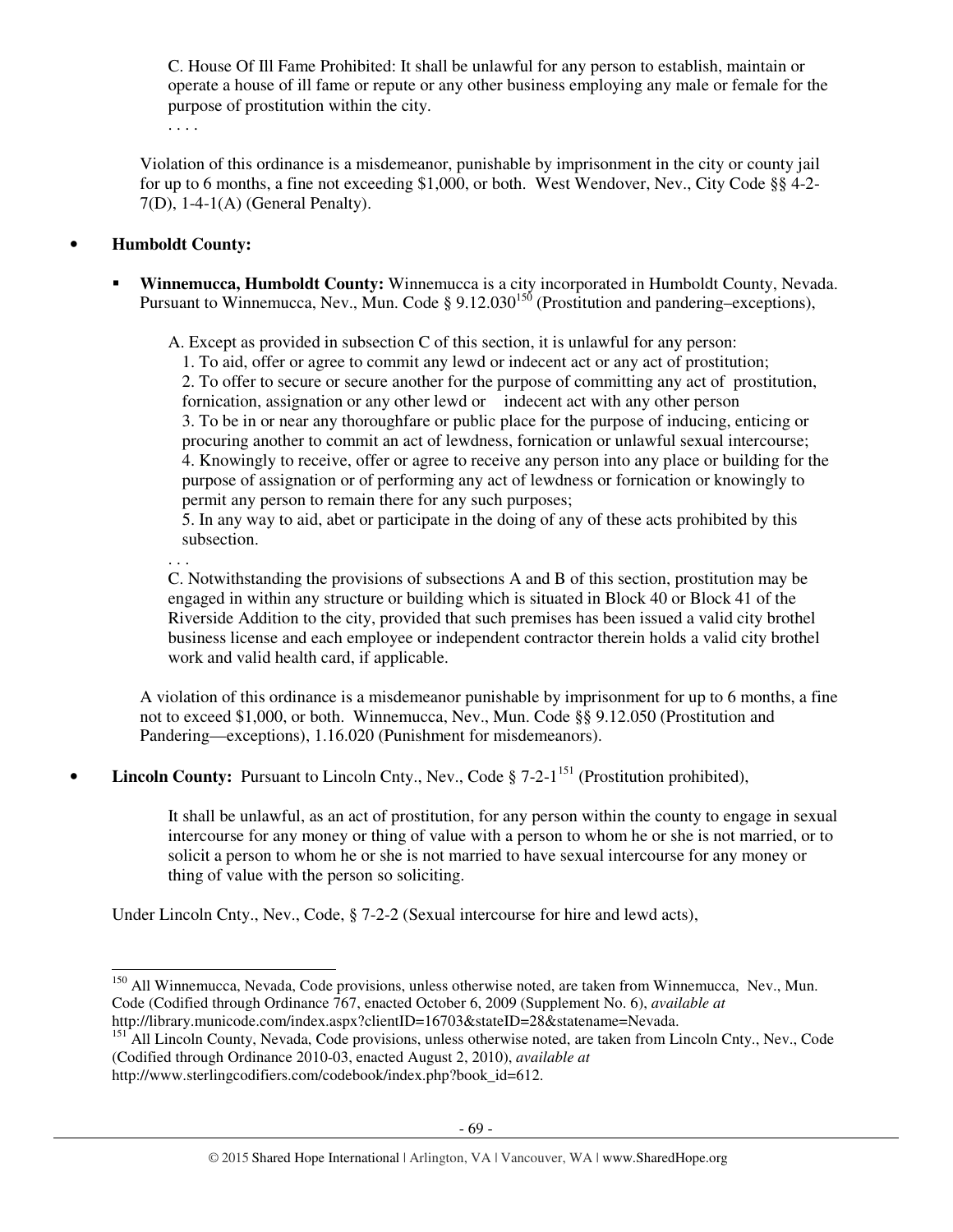C. House Of Ill Fame Prohibited: It shall be unlawful for any person to establish, maintain or operate a house of ill fame or repute or any other business employing any male or female for the purpose of prostitution within the city.

. . . .

Violation of this ordinance is a misdemeanor, punishable by imprisonment in the city or county jail for up to 6 months, a fine not exceeding $1,000, or both. West Wendover, Nev., City Code §§ 4-2-7(D), 1-4-1(A) (General Penalty).

- **Humboldt County:**
  - **Winnemucca, Humboldt County:** Winnemucca is a city incorporated in Humboldt County, Nevada. Pursuant to Winnemucca, Nev., Mun. Code § 9.12.030[150] (Prostitution and pandering–exceptions),

    A. Except as provided in subsection C of this section, it is unlawful for any person:

    1. To aid, offer or agree to commit any lewd or indecent act or any act of prostitution;
    2. To offer to secure or secure another for the purpose of committing any act of prostitution, fornication, assignation or any other lewd or indecent act with any other person
    3. To be in or near any thoroughfare or public place for the purpose of inducing, enticing or procuring another to commit an act of lewdness, fornication or unlawful sexual intercourse;
    4. Knowingly to receive, offer or agree to receive any person into any place or building for the purpose of assignation or of performing any act of lewdness or fornication or knowingly to permit any person to remain there for any such purposes;
    5. In any way to aid, abet or participate in the doing of any of these acts prohibited by this subsection.

    . . .

    C. Notwithstanding the provisions of subsections A and B of this section, prostitution may be engaged in within any structure or building which is situated in Block 40 or Block 41 of the Riverside Addition to the city, provided that such premises has been issued a valid city brothel business license and each employee or independent contractor therein holds a valid city brothel work and valid health card, if applicable.

    A violation of this ordinance is a misdemeanor punishable by imprisonment for up to 6 months, a fine not to exceed $1,000, or both. Winnemucca, Nev., Mun. Code §§ 9.12.050 (Prostitution and Pandering—exceptions), 1.16.020 (Punishment for misdemeanors).

- **Lincoln County:** Pursuant to Lincoln Cnty., Nev., Code § 7-2-1[151] (Prostitution prohibited),

  It shall be unlawful, as an act of prostitution, for any person within the county to engage in sexual intercourse for any money or thing of value with a person to whom he or she is not married, or to solicit a person to whom he or she is not married to have sexual intercourse for any money or thing of value with the person so soliciting.

  Under Lincoln Cnty., Nev., Code, § 7-2-2 (Sexual intercourse for hire and lewd acts),

---

[150] All Winnemucca, Nevada, Code provisions, unless otherwise noted, are taken from Winnemucca, Nev., Mun. Code (Codified through Ordinance 767, enacted October 6, 2009 (Supplement No. 6), *available at* http://library.municode.com/index.aspx?clientID=16703&stateID=28&statename=Nevada.

[151] All Lincoln County, Nevada, Code provisions, unless otherwise noted, are taken from Lincoln Cnty., Nev., Code (Codified through Ordinance 2010-03, enacted August 2, 2010), *available at* http://www.sterlingcodifiers.com/codebook/index.php?book_id=612.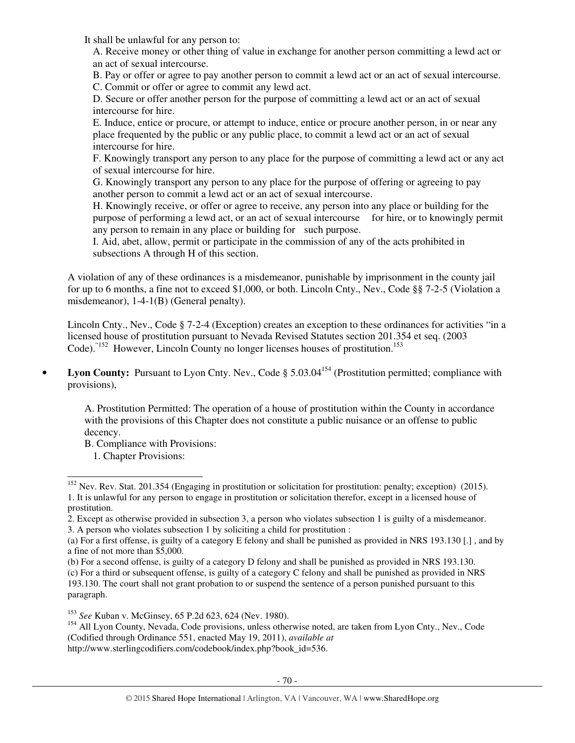It shall be unlawful for any person to:

A. Receive money or other thing of value in exchange for another person committing a lewd act or an act of sexual intercourse.
B. Pay or offer or agree to pay another person to commit a lewd act or an act of sexual intercourse.
C. Commit or offer or agree to commit any lewd act.
D. Secure or offer another person for the purpose of committing a lewd act or an act of sexual intercourse for hire.
E. Induce, entice or procure, or attempt to induce, entice or procure another person, in or near any place frequented by the public or any public place, to commit a lewd act or an act of sexual intercourse for hire.
F. Knowingly transport any person to any place for the purpose of committing a lewd act or any act of sexual intercourse for hire.
G. Knowingly transport any person to any place for the purpose of offering or agreeing to pay another person to commit a lewd act or an act of sexual intercourse.
H. Knowingly receive, or offer or agree to receive, any person into any place or building for the purpose of performing a lewd act, or an act of sexual intercourse for hire, or to knowingly permit any person to remain in any place or building for such purpose.
I. Aid, abet, allow, permit or participate in the commission of any of the acts prohibited in subsections A through H of this section.

A violation of any of these ordinances is a misdemeanor, punishable by imprisonment in the county jail for up to 6 months, a fine not to exceed $1,000, or both. Lincoln Cnty., Nev., Code §§ 7-2-5 (Violation a misdemeanor), 1-4-1(B) (General penalty).

Lincoln Cnty., Nev., Code § 7-2-4 (Exception) creates an exception to these ordinances for activities "in a licensed house of prostitution pursuant to Nevada Revised Statutes section 201.354 et seq. (2003 Code)."[152] However, Lincoln County no longer licenses houses of prostitution.[153]

- **Lyon County:** Pursuant to Lyon Cnty. Nev., Code § 5.03.04[154] (Prostitution permitted; compliance with provisions),

  A. Prostitution Permitted: The operation of a house of prostitution within the County in accordance with the provisions of this Chapter does not constitute a public nuisance or an offense to public decency.
  B. Compliance with Provisions:
  1. Chapter Provisions:

---

[152] Nev. Rev. Stat. 201.354 (Engaging in prostitution or solicitation for prostitution: penalty; exception) (2015).
1. It is unlawful for any person to engage in prostitution or solicitation therefor, except in a licensed house of prostitution.
2. Except as otherwise provided in subsection 3, a person who violates subsection 1 is guilty of a misdemeanor.
3. A person who violates subsection 1 by soliciting a child for prostitution :
(a) For a first offense, is guilty of a category E felony and shall be punished as provided in NRS 193.130 [.] , and by a fine of not more than $5,000.
(b) For a second offense, is guilty of a category D felony and shall be punished as provided in NRS 193.130.
(c) For a third or subsequent offense, is guilty of a category C felony and shall be punished as provided in NRS 193.130. The court shall not grant probation to or suspend the sentence of a person punished pursuant to this paragraph.

[153] *See* Kuban v. McGinsey, 65 P.2d 623, 624 (Nev. 1980).

[154] All Lyon County, Nevada, Code provisions, unless otherwise noted, are taken from Lyon Cnty., Nev., Code (Codified through Ordinance 551, enacted May 19, 2011), *available at* http://www.sterlingcodifiers.com/codebook/index.php?book_id=536.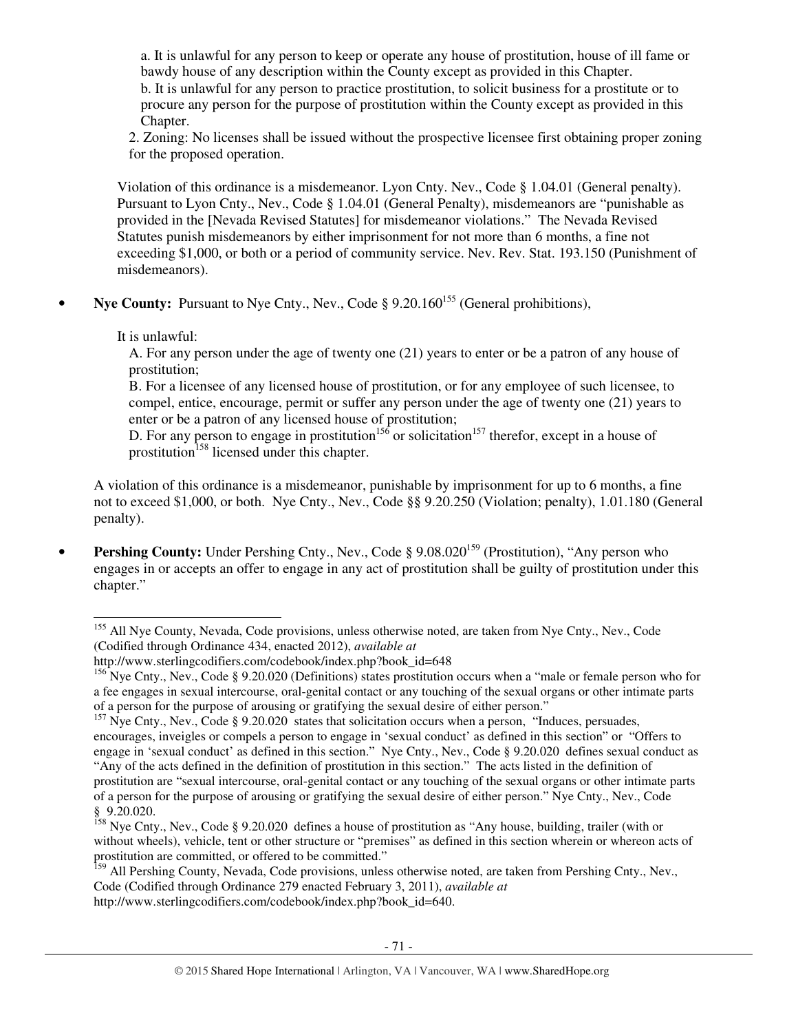a. It is unlawful for any person to keep or operate any house of prostitution, house of ill fame or bawdy house of any description within the County except as provided in this Chapter.

b. It is unlawful for any person to practice prostitution, to solicit business for a prostitute or to procure any person for the purpose of prostitution within the County except as provided in this Chapter.

2. Zoning: No licenses shall be issued without the prospective licensee first obtaining proper zoning for the proposed operation.

Violation of this ordinance is a misdemeanor. Lyon Cnty. Nev., Code § 1.04.01 (General penalty). Pursuant to Lyon Cnty., Nev., Code § 1.04.01 (General Penalty), misdemeanors are "punishable as provided in the [Nevada Revised Statutes] for misdemeanor violations." The Nevada Revised Statutes punish misdemeanors by either imprisonment for not more than 6 months, a fine not exceeding $1,000, or both or a period of community service. Nev. Rev. Stat. 193.150 (Punishment of misdemeanors).

- **Nye County:** Pursuant to Nye Cnty., Nev., Code § 9.20.160[155] (General prohibitions),

  It is unlawful:

  A. For any person under the age of twenty one (21) years to enter or be a patron of any house of prostitution;

  B. For a licensee of any licensed house of prostitution, or for any employee of such licensee, to compel, entice, encourage, permit or suffer any person under the age of twenty one (21) years to enter or be a patron of any licensed house of prostitution;

  D. For any person to engage in prostitution[156] or solicitation[157] therefor, except in a house of prostitution[158] licensed under this chapter.

  A violation of this ordinance is a misdemeanor, punishable by imprisonment for up to 6 months, a fine not to exceed $1,000, or both. Nye Cnty., Nev., Code §§ 9.20.250 (Violation; penalty), 1.01.180 (General penalty).

- **Pershing County:** Under Pershing Cnty., Nev., Code § 9.08.020[159] (Prostitution), "Any person who engages in or accepts an offer to engage in any act of prostitution shall be guilty of prostitution under this chapter."

---

[155] All Nye County, Nevada, Code provisions, unless otherwise noted, are taken from Nye Cnty., Nev., Code (Codified through Ordinance 434, enacted 2012), *available at* http://www.sterlingcodifiers.com/codebook/index.php?book_id=648

[156] Nye Cnty., Nev., Code § 9.20.020 (Definitions) states prostitution occurs when a "male or female person who for a fee engages in sexual intercourse, oral-genital contact or any touching of the sexual organs or other intimate parts of a person for the purpose of arousing or gratifying the sexual desire of either person."

[157] Nye Cnty., Nev., Code § 9.20.020 states that solicitation occurs when a person, "Induces, persuades, encourages, inveigles or compels a person to engage in 'sexual conduct' as defined in this section" or "Offers to engage in 'sexual conduct' as defined in this section." Nye Cnty., Nev., Code § 9.20.020 defines sexual conduct as "Any of the acts defined in the definition of prostitution in this section." The acts listed in the definition of prostitution are "sexual intercourse, oral-genital contact or any touching of the sexual organs or other intimate parts of a person for the purpose of arousing or gratifying the sexual desire of either person." Nye Cnty., Nev., Code § 9.20.020.

[158] Nye Cnty., Nev., Code § 9.20.020 defines a house of prostitution as "Any house, building, trailer (with or without wheels), vehicle, tent or other structure or "premises" as defined in this section wherein or whereon acts of prostitution are committed, or offered to be committed."

[159] All Pershing County, Nevada, Code provisions, unless otherwise noted, are taken from Pershing Cnty., Nev., Code (Codified through Ordinance 279 enacted February 3, 2011), *available at* http://www.sterlingcodifiers.com/codebook/index.php?book_id=640.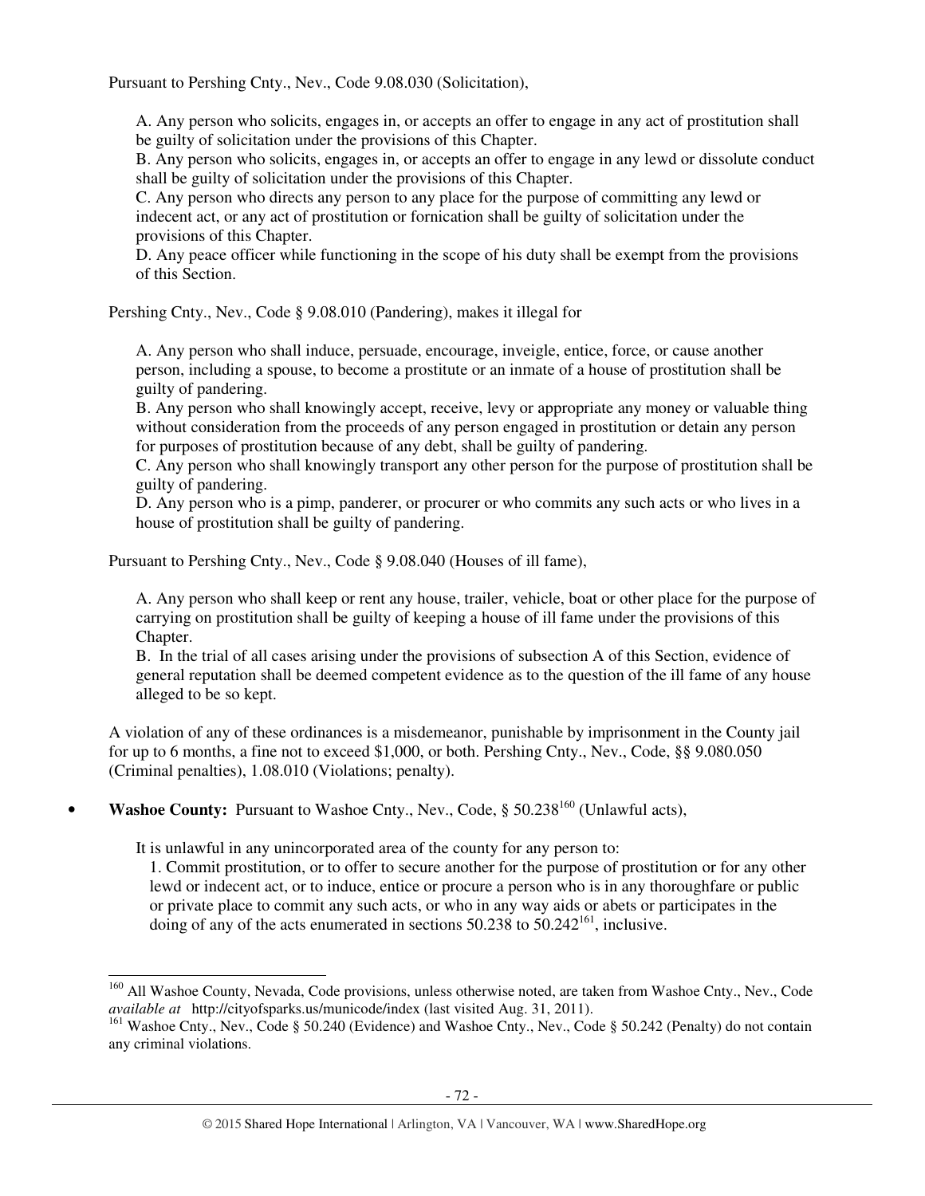Pursuant to Pershing Cnty., Nev., Code 9.08.030 (Solicitation),

> A. Any person who solicits, engages in, or accepts an offer to engage in any act of prostitution shall be guilty of solicitation under the provisions of this Chapter.
> B. Any person who solicits, engages in, or accepts an offer to engage in any lewd or dissolute conduct shall be guilty of solicitation under the provisions of this Chapter.
> C. Any person who directs any person to any place for the purpose of committing any lewd or indecent act, or any act of prostitution or fornication shall be guilty of solicitation under the provisions of this Chapter.
> D. Any peace officer while functioning in the scope of his duty shall be exempt from the provisions of this Section.

Pershing Cnty., Nev., Code § 9.08.010 (Pandering), makes it illegal for

> A. Any person who shall induce, persuade, encourage, inveigle, entice, force, or cause another person, including a spouse, to become a prostitute or an inmate of a house of prostitution shall be guilty of pandering.
> B. Any person who shall knowingly accept, receive, levy or appropriate any money or valuable thing without consideration from the proceeds of any person engaged in prostitution or detain any person for purposes of prostitution because of any debt, shall be guilty of pandering.
> C. Any person who shall knowingly transport any other person for the purpose of prostitution shall be guilty of pandering.
> D. Any person who is a pimp, panderer, or procurer or who commits any such acts or who lives in a house of prostitution shall be guilty of pandering.

Pursuant to Pershing Cnty., Nev., Code § 9.08.040 (Houses of ill fame),

> A. Any person who shall keep or rent any house, trailer, vehicle, boat or other place for the purpose of carrying on prostitution shall be guilty of keeping a house of ill fame under the provisions of this Chapter.
> B. In the trial of all cases arising under the provisions of subsection A of this Section, evidence of general reputation shall be deemed competent evidence as to the question of the ill fame of any house alleged to be so kept.

A violation of any of these ordinances is a misdemeanor, punishable by imprisonment in the County jail for up to 6 months, a fine not to exceed $1,000, or both. Pershing Cnty., Nev., Code, §§ 9.080.050 (Criminal penalties), 1.08.010 (Violations; penalty).

- **Washoe County:** Pursuant to Washoe Cnty., Nev., Code, § 50.238[160] (Unlawful acts),

> It is unlawful in any unincorporated area of the county for any person to:
> 1. Commit prostitution, or to offer to secure another for the purpose of prostitution or for any other lewd or indecent act, or to induce, entice or procure a person who is in any thoroughfare or public or private place to commit any such acts, or who in any way aids or abets or participates in the doing of any of the acts enumerated in sections 50.238 to 50.242[161], inclusive.

---

[160] All Washoe County, Nevada, Code provisions, unless otherwise noted, are taken from Washoe Cnty., Nev., Code *available at* http://cityofsparks.us/municode/index (last visited Aug. 31, 2011).

[161] Washoe Cnty., Nev., Code § 50.240 (Evidence) and Washoe Cnty., Nev., Code § 50.242 (Penalty) do not contain any criminal violations.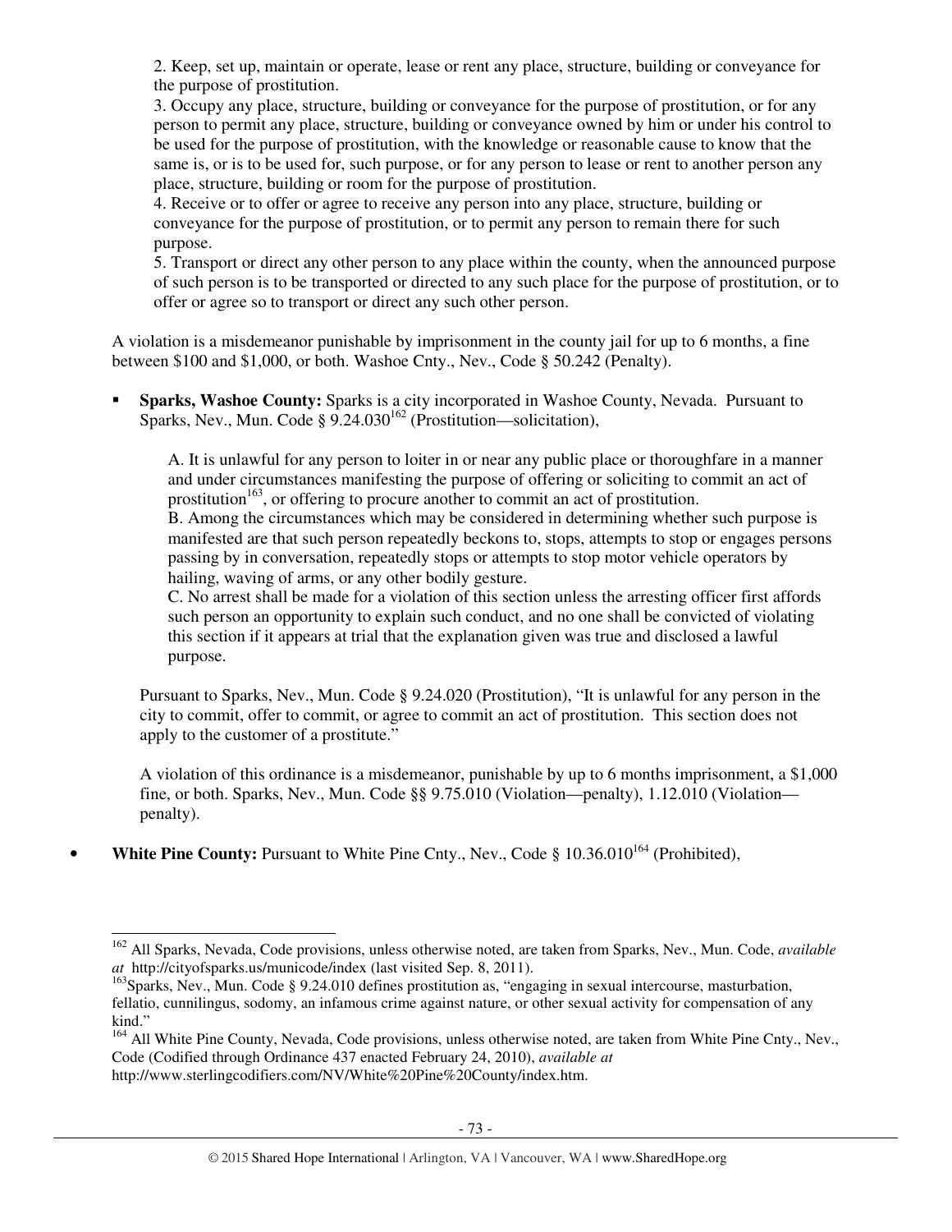2. Keep, set up, maintain or operate, lease or rent any place, structure, building or conveyance for the purpose of prostitution.

3. Occupy any place, structure, building or conveyance for the purpose of prostitution, or for any person to permit any place, structure, building or conveyance owned by him or under his control to be used for the purpose of prostitution, with the knowledge or reasonable cause to know that the same is, or is to be used for, such purpose, or for any person to lease or rent to another person any place, structure, building or room for the purpose of prostitution.

4. Receive or to offer or agree to receive any person into any place, structure, building or conveyance for the purpose of prostitution, or to permit any person to remain there for such purpose.

5. Transport or direct any other person to any place within the county, when the announced purpose of such person is to be transported or directed to any such place for the purpose of prostitution, or to offer or agree so to transport or direct any such other person.

A violation is a misdemeanor punishable by imprisonment in the county jail for up to 6 months, a fine between $100 and $1,000, or both. Washoe Cnty., Nev., Code § 50.242 (Penalty).

- **Sparks, Washoe County:** Sparks is a city incorporated in Washoe County, Nevada. Pursuant to Sparks, Nev., Mun. Code § 9.24.030[162] (Prostitution—solicitation),

  A. It is unlawful for any person to loiter in or near any public place or thoroughfare in a manner and under circumstances manifesting the purpose of offering or soliciting to commit an act of prostitution[163], or offering to procure another to commit an act of prostitution.

  B. Among the circumstances which may be considered in determining whether such purpose is manifested are that such person repeatedly beckons to, stops, attempts to stop or engages persons passing by in conversation, repeatedly stops or attempts to stop motor vehicle operators by hailing, waving of arms, or any other bodily gesture.

  C. No arrest shall be made for a violation of this section unless the arresting officer first affords such person an opportunity to explain such conduct, and no one shall be convicted of violating this section if it appears at trial that the explanation given was true and disclosed a lawful purpose.

  Pursuant to Sparks, Nev., Mun. Code § 9.24.020 (Prostitution), "It is unlawful for any person in the city to commit, offer to commit, or agree to commit an act of prostitution. This section does not apply to the customer of a prostitute."

  A violation of this ordinance is a misdemeanor, punishable by up to 6 months imprisonment, a $1,000 fine, or both. Sparks, Nev., Mun. Code §§ 9.75.010 (Violation—penalty), 1.12.010 (Violation—penalty).

- **White Pine County:** Pursuant to White Pine Cnty., Nev., Code § 10.36.010[164] (Prohibited),

---

[162] All Sparks, Nevada, Code provisions, unless otherwise noted, are taken from Sparks, Nev., Mun. Code, *available at* http://cityofsparks.us/municode/index (last visited Sep. 8, 2011).

[163] Sparks, Nev., Mun. Code § 9.24.010 defines prostitution as, "engaging in sexual intercourse, masturbation, fellatio, cunnilingus, sodomy, an infamous crime against nature, or other sexual activity for compensation of any kind."

[164] All White Pine County, Nevada, Code provisions, unless otherwise noted, are taken from White Pine Cnty., Nev., Code (Codified through Ordinance 437 enacted February 24, 2010), *available at* http://www.sterlingcodifiers.com/NV/White%20Pine%20County/index.htm.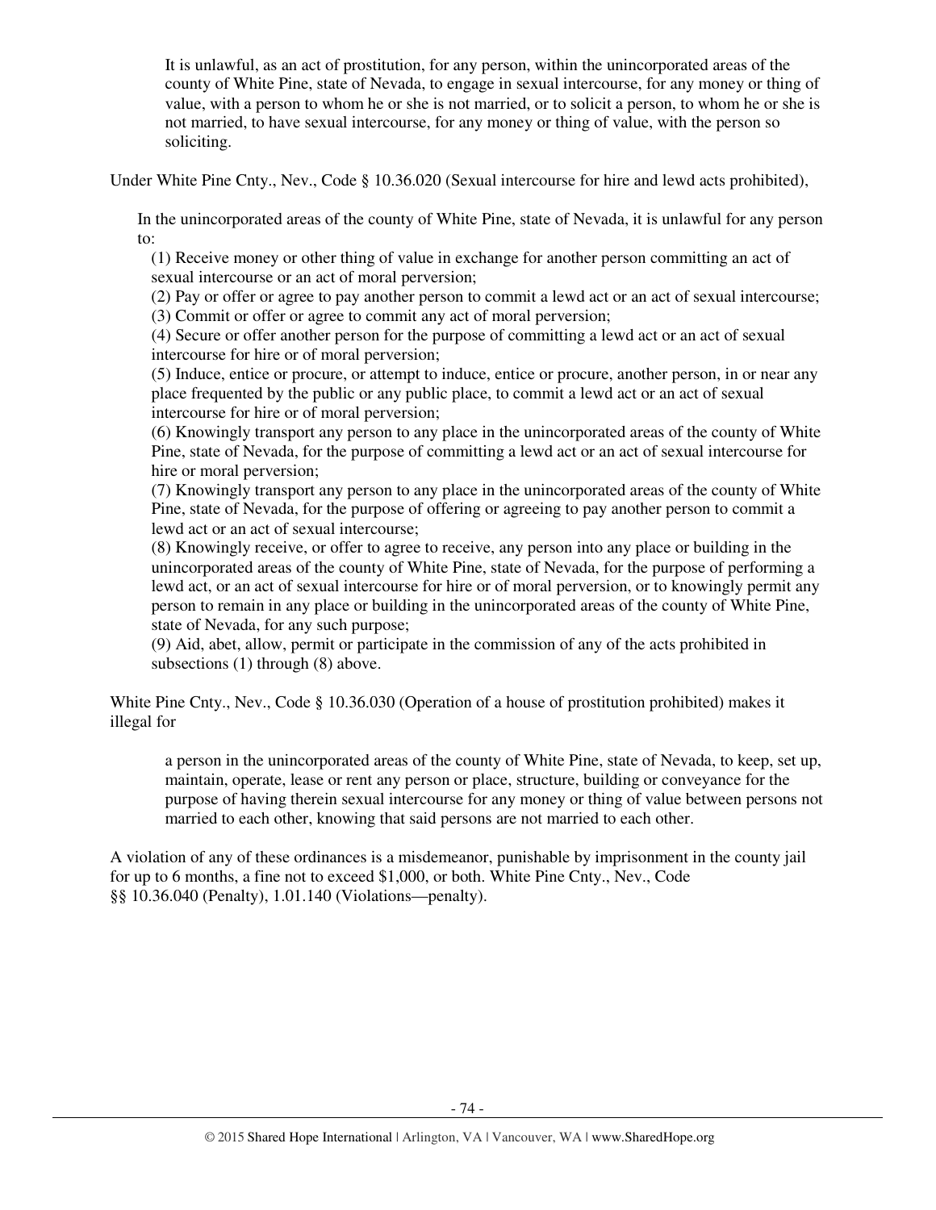> It is unlawful, as an act of prostitution, for any person, within the unincorporated areas of the county of White Pine, state of Nevada, to engage in sexual intercourse, for any money or thing of value, with a person to whom he or she is not married, or to solicit a person, to whom he or she is not married, to have sexual intercourse, for any money or thing of value, with the person so soliciting.

Under White Pine Cnty., Nev., Code § 10.36.020 (Sexual intercourse for hire and lewd acts prohibited),

> In the unincorporated areas of the county of White Pine, state of Nevada, it is unlawful for any person to:
>
> (1) Receive money or other thing of value in exchange for another person committing an act of sexual intercourse or an act of moral perversion;
> (2) Pay or offer or agree to pay another person to commit a lewd act or an act of sexual intercourse;
> (3) Commit or offer or agree to commit any act of moral perversion;
> (4) Secure or offer another person for the purpose of committing a lewd act or an act of sexual intercourse for hire or of moral perversion;
> (5) Induce, entice or procure, or attempt to induce, entice or procure, another person, in or near any place frequented by the public or any public place, to commit a lewd act or an act of sexual intercourse for hire or of moral perversion;
> (6) Knowingly transport any person to any place in the unincorporated areas of the county of White Pine, state of Nevada, for the purpose of committing a lewd act or an act of sexual intercourse for hire or moral perversion;
> (7) Knowingly transport any person to any place in the unincorporated areas of the county of White Pine, state of Nevada, for the purpose of offering or agreeing to pay another person to commit a lewd act or an act of sexual intercourse;
> (8) Knowingly receive, or offer to agree to receive, any person into any place or building in the unincorporated areas of the county of White Pine, state of Nevada, for the purpose of performing a lewd act, or an act of sexual intercourse for hire or of moral perversion, or to knowingly permit any person to remain in any place or building in the unincorporated areas of the county of White Pine, state of Nevada, for any such purpose;
> (9) Aid, abet, allow, permit or participate in the commission of any of the acts prohibited in subsections (1) through (8) above.

White Pine Cnty., Nev., Code § 10.36.030 (Operation of a house of prostitution prohibited) makes it illegal for

> a person in the unincorporated areas of the county of White Pine, state of Nevada, to keep, set up, maintain, operate, lease or rent any person or place, structure, building or conveyance for the purpose of having therein sexual intercourse for any money or thing of value between persons not married to each other, knowing that said persons are not married to each other.

A violation of any of these ordinances is a misdemeanor, punishable by imprisonment in the county jail for up to 6 months, a fine not to exceed $1,000, or both. White Pine Cnty., Nev., Code §§ 10.36.040 (Penalty), 1.01.140 (Violations—penalty).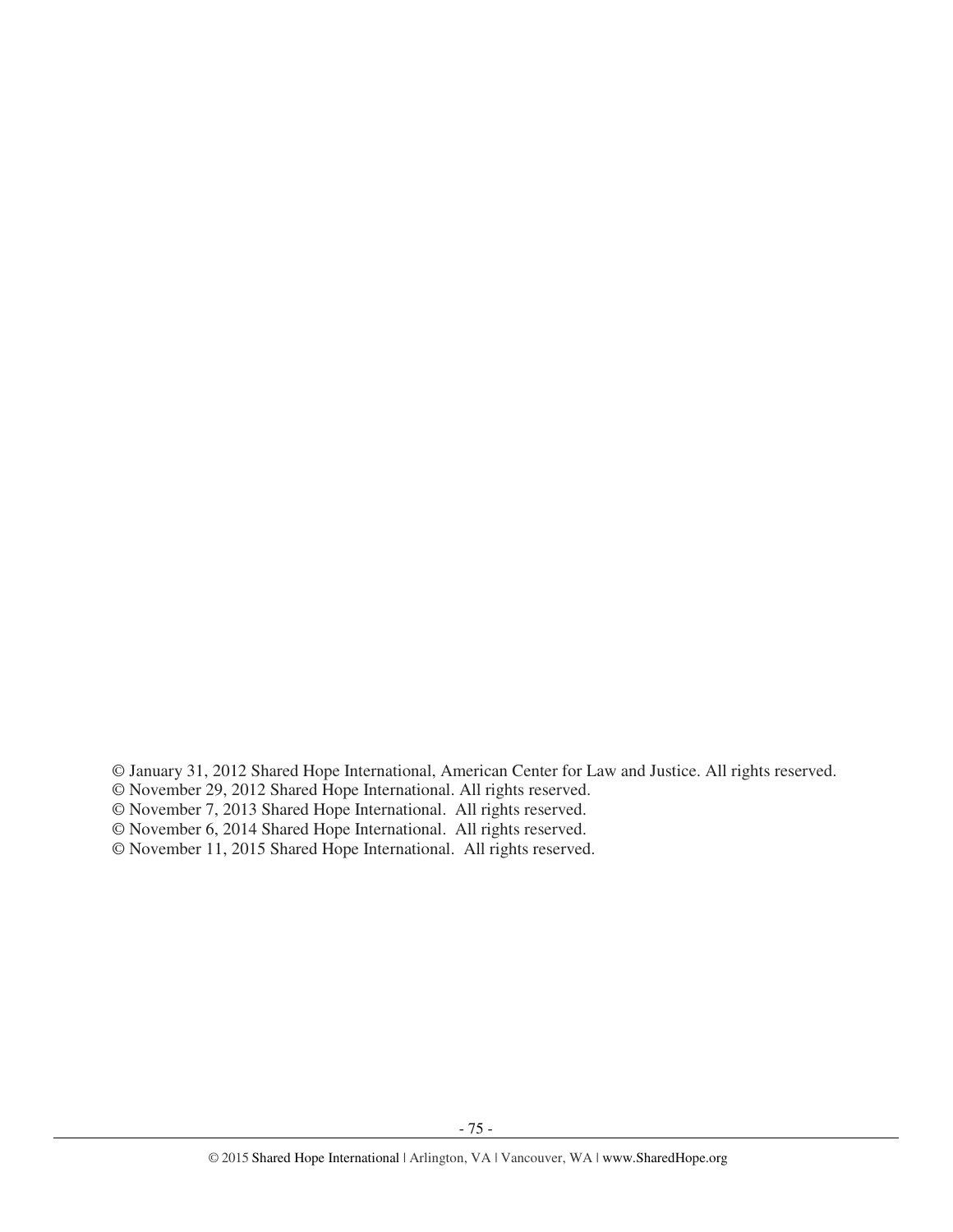© January 31, 2012 Shared Hope International, American Center for Law and Justice. All rights reserved.
© November 29, 2012 Shared Hope International. All rights reserved.
© November 7, 2013 Shared Hope International. All rights reserved.
© November 6, 2014 Shared Hope International. All rights reserved.
© November 11, 2015 Shared Hope International. All rights reserved.